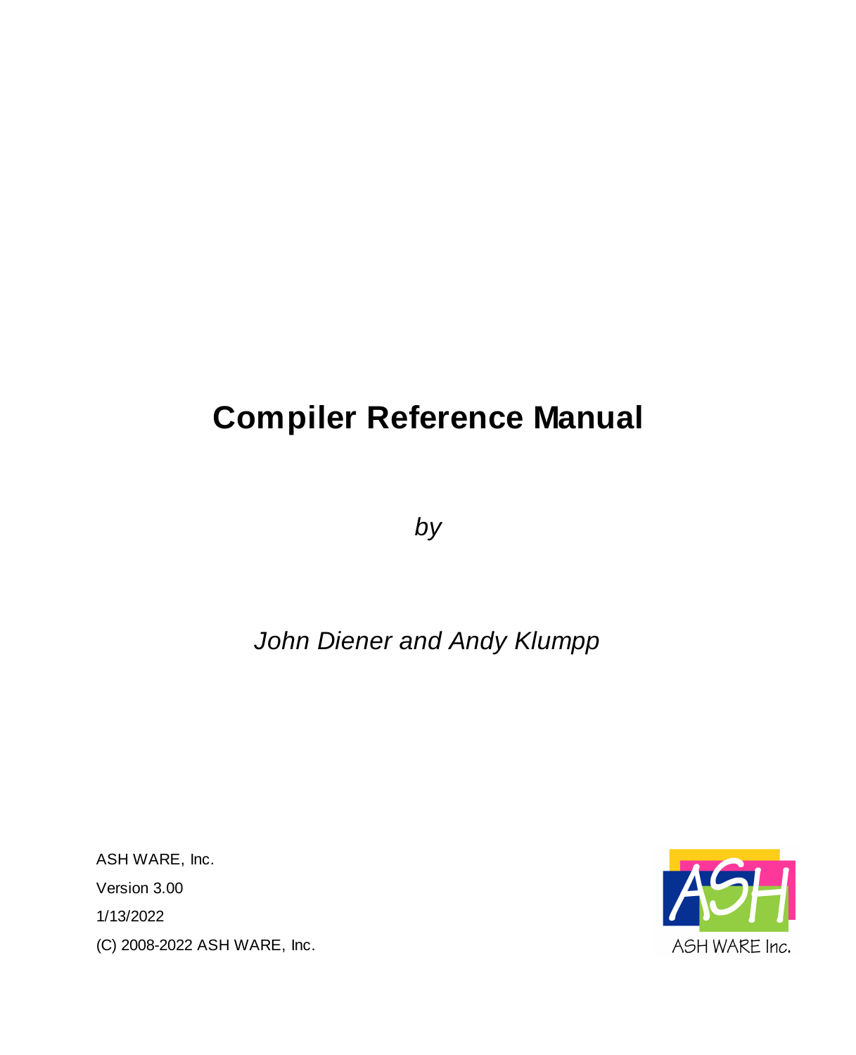# Compiler Reference Manual

*by*

*John Diener and Andy Klumpp*

ASH WARE, Inc.

Version 3.00

1/13/2022

(C) 2008-2022 ASH WARE, Inc.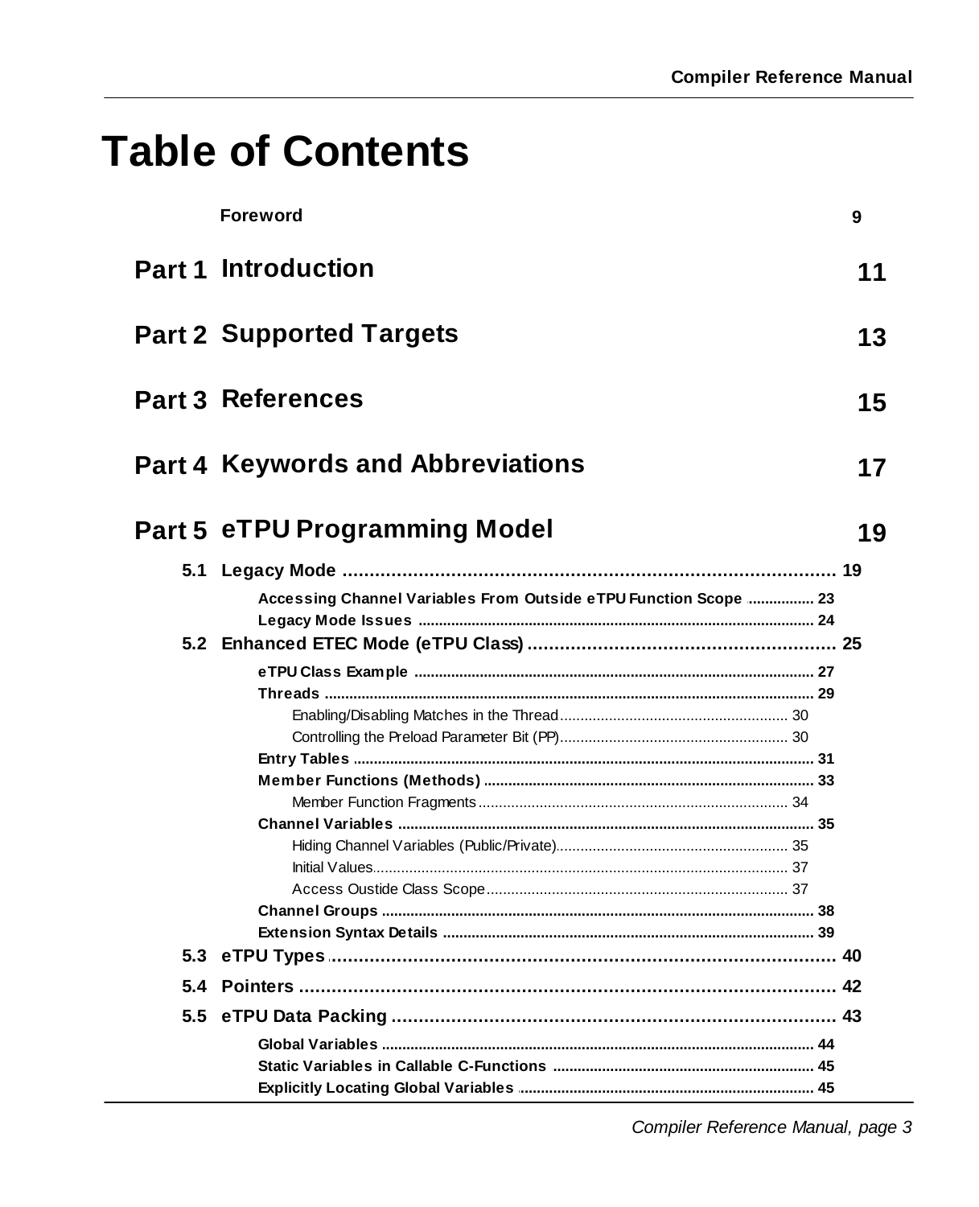# Table of Contents

**Foreword** 9

## Part 1 Introduction 11

## Part 2 Supported Targets 13

## Part 3 References 15

## Part 4 Keywords and Abbreviations 17

## Part 5 eTPU Programming Model 19

**5.1 Legacy Mode** ... 19

- **Accessing Channel Variables From Outside eTPU Function Scope** ... 23
- **Legacy Mode Issues** ... 24

**5.2 Enhanced ETEC Mode (eTPU Class)** ... 25

- **eTPU Class Example** ... 27
- **Threads** ... 29
  - Enabling/Disabling Matches in the Thread ... 30
  - Controlling the Preload Parameter Bit (PP) ... 30
- **Entry Tables** ... 31
- **Member Functions (Methods)** ... 33
  - Member Function Fragments ... 34
- **Channel Variables** ... 35
  - Hiding Channel Variables (Public/Private) ... 35
  - Initial Values ... 37
  - Access Oustide Class Scope ... 37
- **Channel Groups** ... 38
- **Extension Syntax Details** ... 39

**5.3 eTPU Types** ... 40

**5.4 Pointers** ... 42

**5.5 eTPU Data Packing** ... 43

- **Global Variables** ... 44
- **Static Variables in Callable C-Functions** ... 45
- **Explicitly Locating Global Variables** ... 45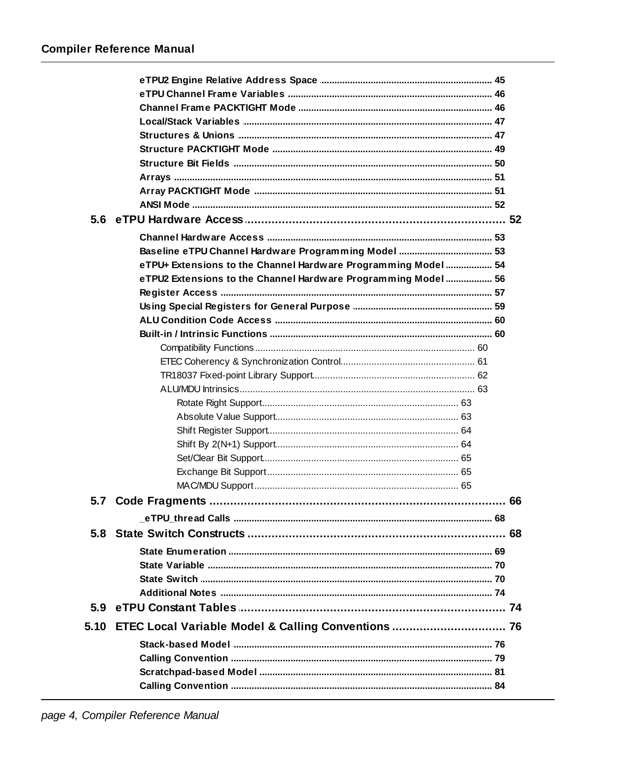eTPU2 Engine Relative Address Space ..... 45
eTPU Channel Frame Variables ..... 46
Channel Frame PACKTIGHT Mode ..... 46
Local/Stack Variables ..... 47
Structures & Unions ..... 47
Structure PACKTIGHT Mode ..... 49
Structure Bit Fields ..... 50
Arrays ..... 51
Array PACKTIGHT Mode ..... 51
ANSI Mode ..... 52

**5.6 eTPU Hardware Access ..... 52**

Channel Hardware Access ..... 53
Baseline eTPU Channel Hardware Programming Model ..... 53
eTPU+ Extensions to the Channel Hardware Programming Model ..... 54
eTPU2 Extensions to the Channel Hardware Programming Model ..... 56
Register Access ..... 57
Using Special Registers for General Purpose ..... 59
ALU Condition Code Access ..... 60
Built-in / Intrinsic Functions ..... 60
- Compatibility Functions ..... 60
- ETEC Coherency & Synchronization Control ..... 61
- TR18037 Fixed-point Library Support ..... 62
- ALU/MDU Intrinsics ..... 63
  - Rotate Right Support ..... 63
  - Absolute Value Support ..... 63
  - Shift Register Support ..... 64
  - Shift By 2(N+1) Support ..... 64
  - Set/Clear Bit Support ..... 65
  - Exchange Bit Support ..... 65
  - MAC/MDU Support ..... 65

**5.7 Code Fragments ..... 66**

_eTPU_thread Calls ..... 68

**5.8 State Switch Constructs ..... 68**

State Enumeration ..... 69
State Variable ..... 70
State Switch ..... 70
Additional Notes ..... 74

**5.9 eTPU Constant Tables ..... 74**

**5.10 ETEC Local Variable Model & Calling Conventions ..... 76**

Stack-based Model ..... 76
Calling Convention ..... 79
Scratchpad-based Model ..... 81
Calling Convention ..... 84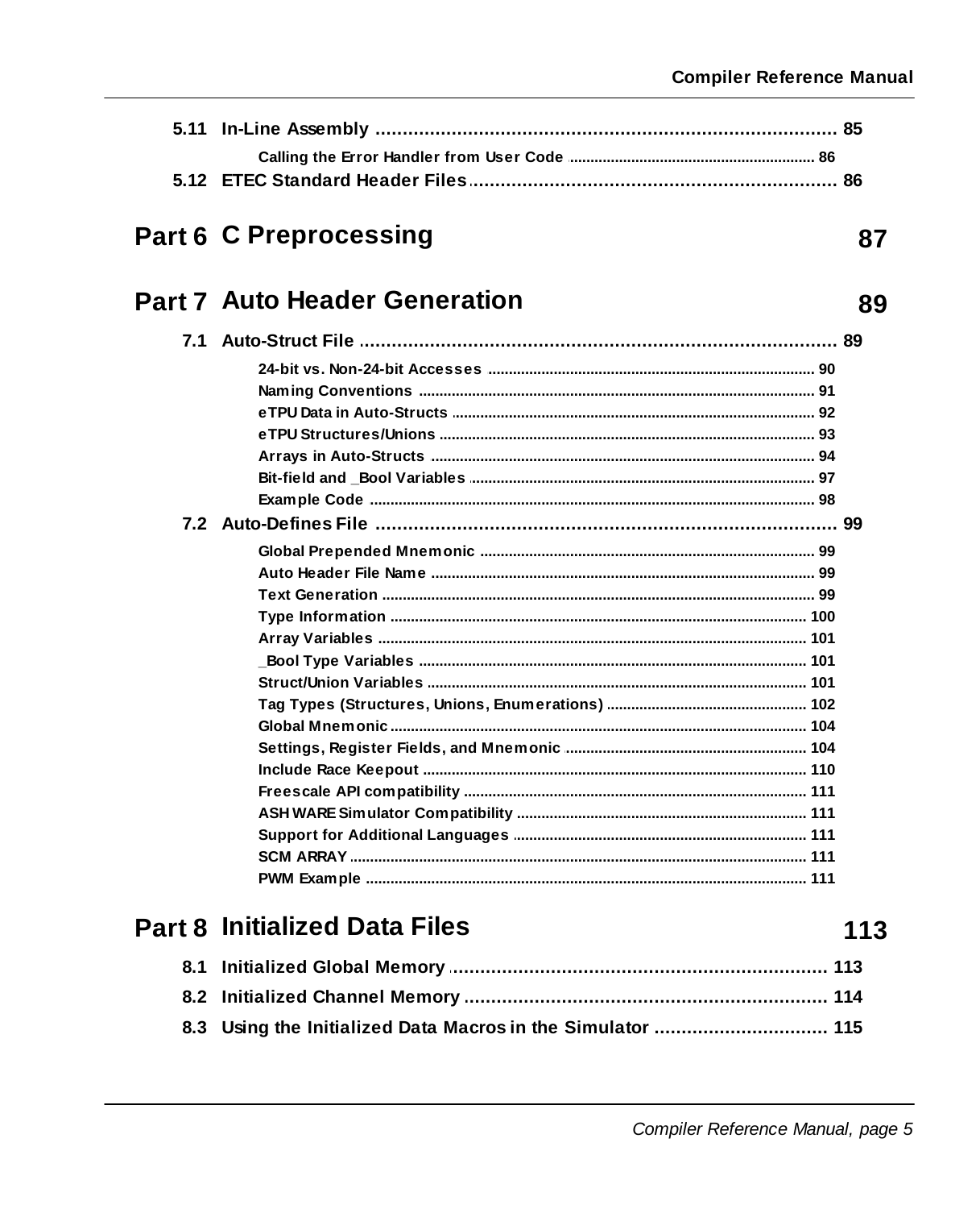5.11 In-Line Assembly ........................................................................................ 85

Calling the Error Handler from User Code ............................................................ 86

5.12 ETEC Standard Header Files ..................................................................... 86

## Part 6 C Preprocessing 87

## Part 7 Auto Header Generation 89

7.1 Auto-Struct File ........................................................................................... 89

24-bit vs. Non-24-bit Accesses ................................................................................ 90
Naming Conventions ................................................................................................ 91
eTPU Data in Auto-Structs ........................................................................................ 92
eTPU Structures/Unions ........................................................................................... 93
Arrays in Auto-Structs .............................................................................................. 94
Bit-field and _Bool Variables .................................................................................... 97
Example Code ........................................................................................................... 98

7.2 Auto-Defines File ........................................................................................ 99

Global Prepended Mnemonic ................................................................................. 99
Auto Header File Name ............................................................................................ 99
Text Generation ........................................................................................................ 99
Type Information ..................................................................................................... 100
Array Variables ........................................................................................................ 101
_Bool Type Variables .............................................................................................. 101
Struct/Union Variables ............................................................................................ 101
Tag Types (Structures, Unions, Enumerations) ..................................................... 102
Global Mnemonic .................................................................................................... 104
Settings, Register Fields, and Mnemonic .............................................................. 104
Include Race Keepout ............................................................................................. 110
Freescale API compatibility .................................................................................... 111
ASH WARE Simulator Compatibility ....................................................................... 111
Support for Additional Languages ......................................................................... 111
SCM ARRAY ............................................................................................................. 111
PWM Example .......................................................................................................... 111

## Part 8 Initialized Data Files 113

8.1 Initialized Global Memory ....................................................................... 113

8.2 Initialized Channel Memory ..................................................................... 114

8.3 Using the Initialized Data Macros in the Simulator ................................ 115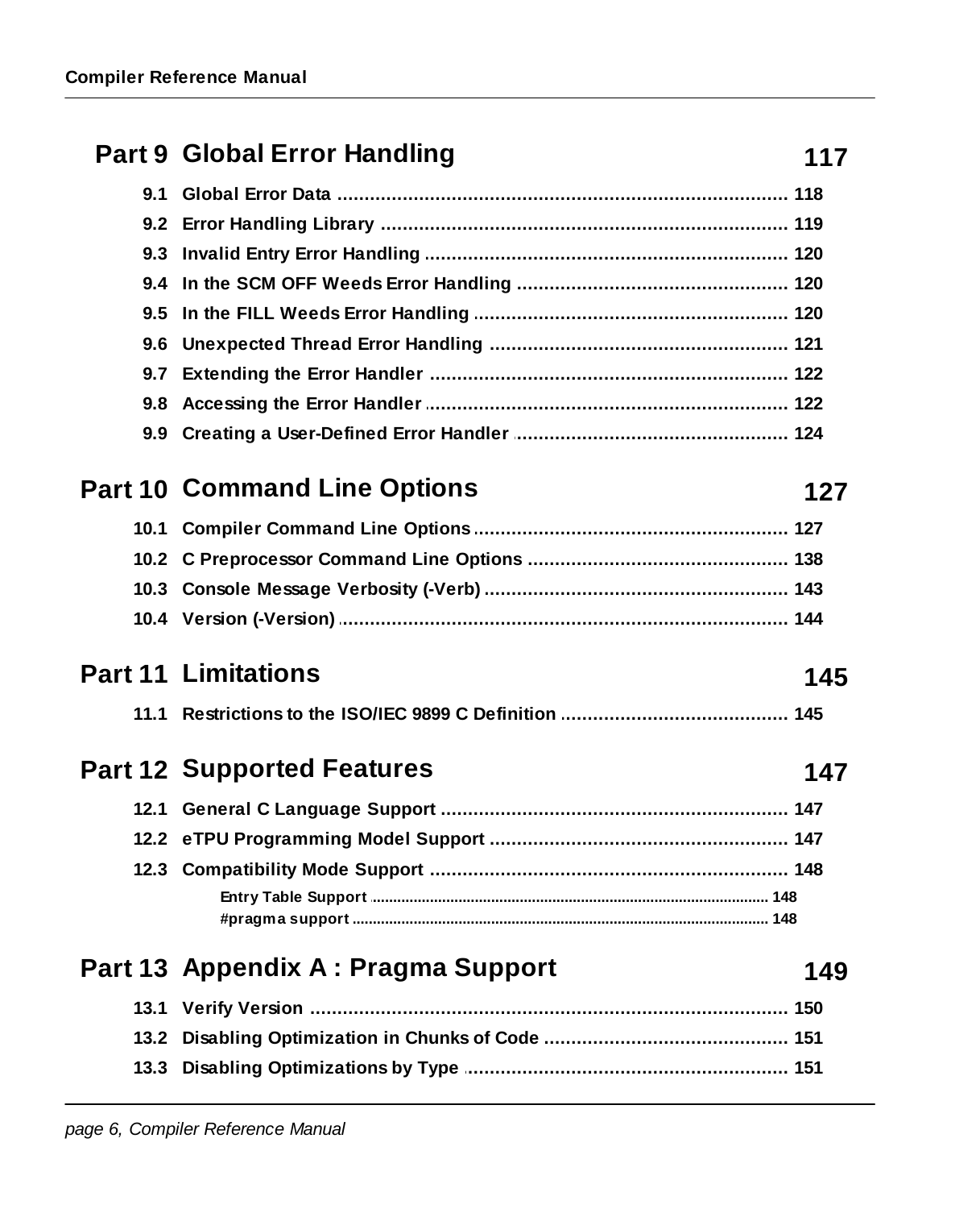**Part 9 Global Error Handling** 117

9.1 Global Error Data .... 118
9.2 Error Handling Library .... 119
9.3 Invalid Entry Error Handling .... 120
9.4 In the SCM OFF Weeds Error Handling .... 120
9.5 In the FILL Weeds Error Handling .... 120
9.6 Unexpected Thread Error Handling .... 121
9.7 Extending the Error Handler .... 122
9.8 Accessing the Error Handler .... 122
9.9 Creating a User-Defined Error Handler .... 124

**Part 10 Command Line Options** 127

10.1 Compiler Command Line Options .... 127
10.2 C Preprocessor Command Line Options .... 138
10.3 Console Message Verbosity (-Verb) .... 143
10.4 Version (-Version) .... 144

**Part 11 Limitations** 145

11.1 Restrictions to the ISO/IEC 9899 C Definition .... 145

**Part 12 Supported Features** 147

12.1 General C Language Support .... 147
12.2 eTPU Programming Model Support .... 147
12.3 Compatibility Mode Support .... 148
- Entry Table Support .... 148
- #pragma support .... 148

**Part 13 Appendix A : Pragma Support** 149

13.1 Verify Version .... 150
13.2 Disabling Optimization in Chunks of Code .... 151
13.3 Disabling Optimizations by Type .... 151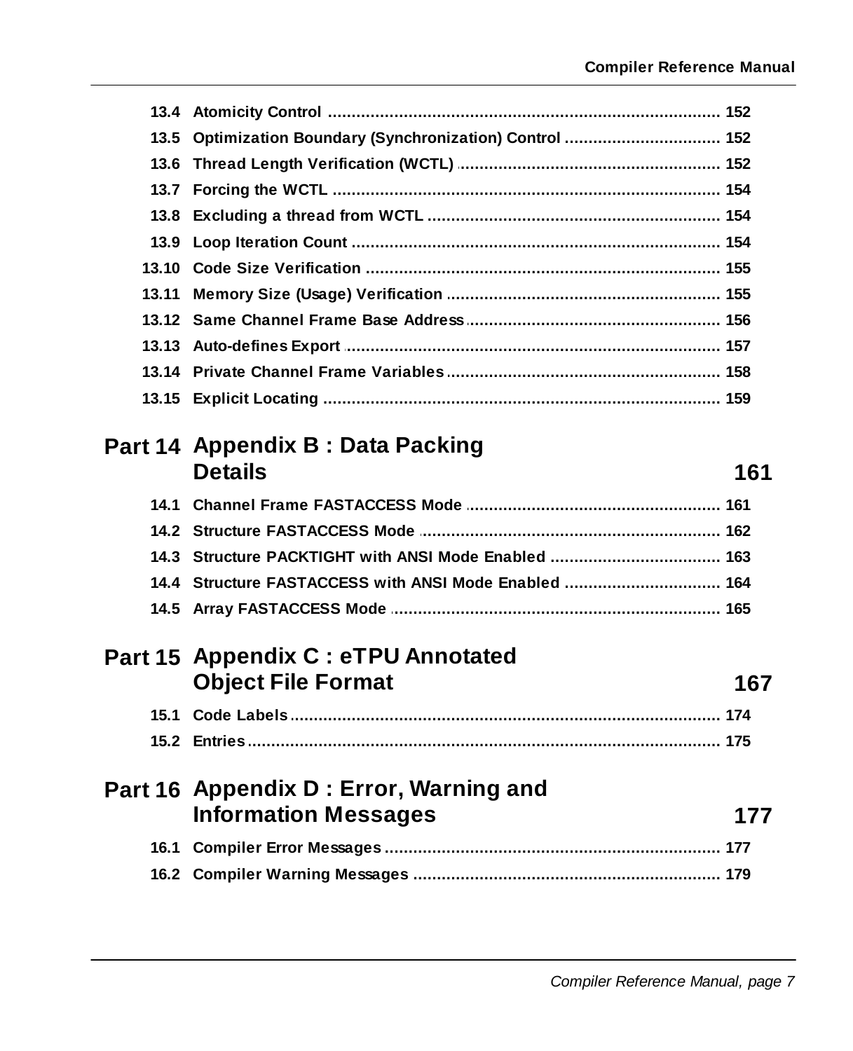13.4 Atomicity Control ................................................................................ 152

13.5 Optimization Boundary (Synchronization) Control ................................ 152

13.6 Thread Length Verification (WCTL) ...................................................... 152

13.7 Forcing the WCTL ................................................................................ 154

13.8 Excluding a thread from WCTL ............................................................ 154

13.9 Loop Iteration Count ............................................................................ 154

13.10 Code Size Verification ........................................................................ 155

13.11 Memory Size (Usage) Verification ........................................................ 155

13.12 Same Channel Frame Base Address .................................................... 156

13.13 Auto-defines Export ............................................................................. 157

13.14 Private Channel Frame Variables ......................................................... 158

13.15 Explicit Locating .................................................................................. 159

## Part 14 Appendix B : Data Packing Details — 161

14.1 Channel Frame FASTACCESS Mode ..................................................... 161

14.2 Structure FASTACCESS Mode ............................................................... 162

14.3 Structure PACKTIGHT with ANSI Mode Enabled .................................... 163

14.4 Structure FASTACCESS with ANSI Mode Enabled ................................. 164

14.5 Array FASTACCESS Mode .................................................................... 165

## Part 15 Appendix C : eTPU Annotated Object File Format — 167

15.1 Code Labels ......................................................................................... 174

15.2 Entries ................................................................................................. 175

## Part 16 Appendix D : Error, Warning and Information Messages — 177

16.1 Compiler Error Messages ...................................................................... 177

16.2 Compiler Warning Messages ................................................................. 179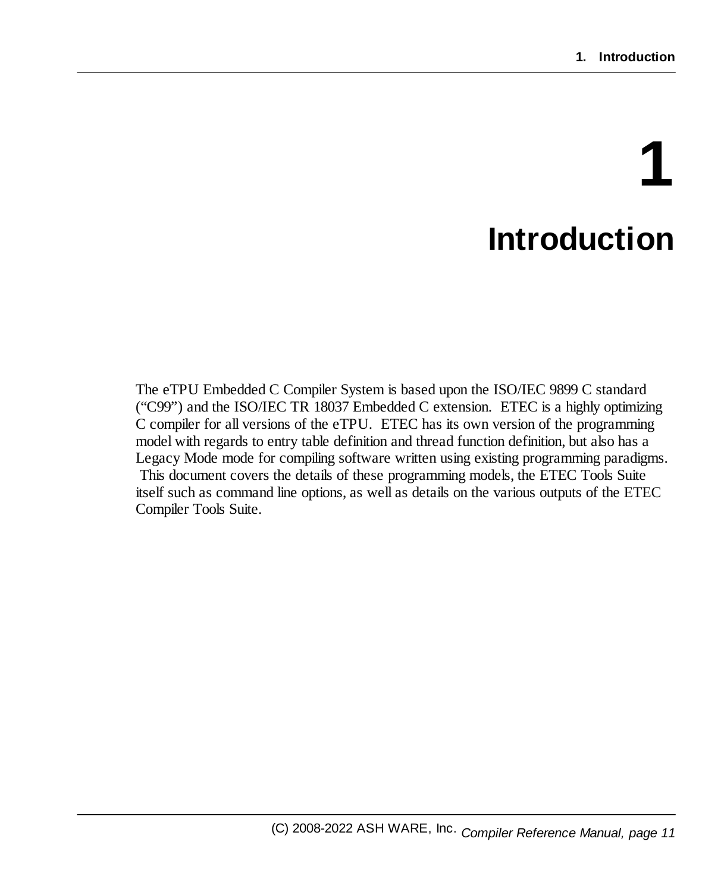# 1 Introduction

The eTPU Embedded C Compiler System is based upon the ISO/IEC 9899 C standard ("C99") and the ISO/IEC TR 18037 Embedded C extension. ETEC is a highly optimizing C compiler for all versions of the eTPU. ETEC has its own version of the programming model with regards to entry table definition and thread function definition, but also has a Legacy Mode mode for compiling software written using existing programming paradigms. This document covers the details of these programming models, the ETEC Tools Suite itself such as command line options, as well as details on the various outputs of the ETEC Compiler Tools Suite.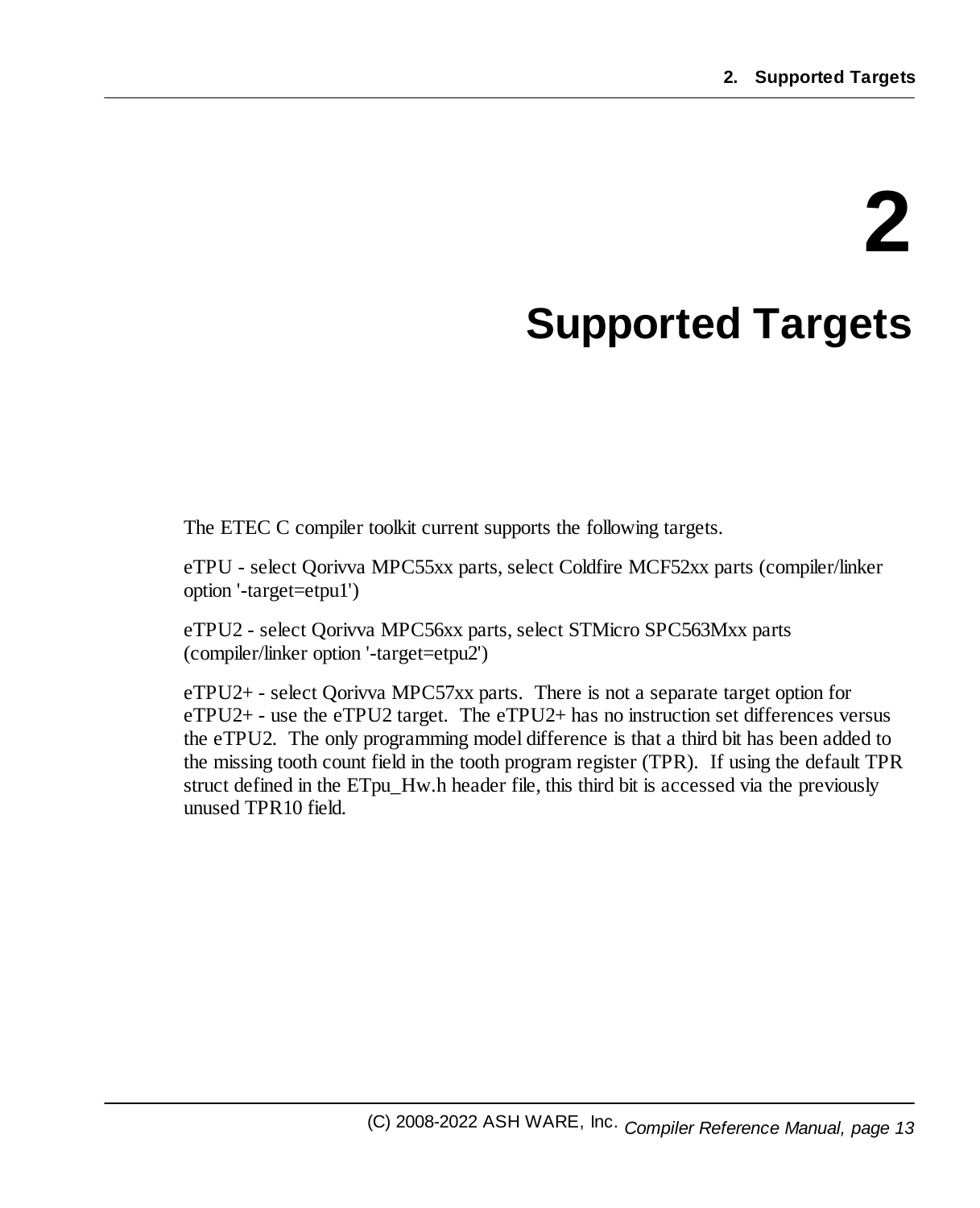# 2 Supported Targets

The ETEC C compiler toolkit current supports the following targets.

eTPU - select Qorivva MPC55xx parts, select Coldfire MCF52xx parts (compiler/linker option '-target=etpu1')

eTPU2 - select Qorivva MPC56xx parts, select STMicro SPC563Mxx parts (compiler/linker option '-target=etpu2')

eTPU2+ - select Qorivva MPC57xx parts. There is not a separate target option for eTPU2+ - use the eTPU2 target. The eTPU2+ has no instruction set differences versus the eTPU2. The only programming model difference is that a third bit has been added to the missing tooth count field in the tooth program register (TPR). If using the default TPR struct defined in the ETpu_Hw.h header file, this third bit is accessed via the previously unused TPR10 field.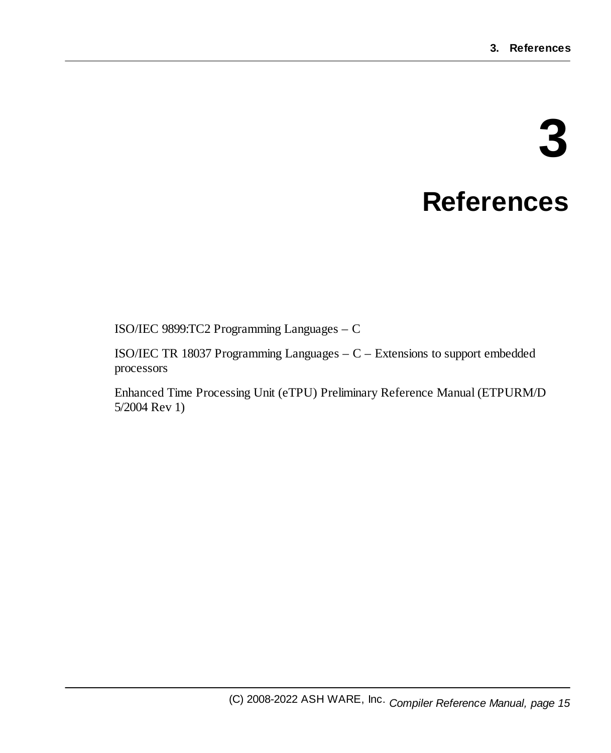# 3 References

ISO/IEC 9899:TC2 Programming Languages – C

ISO/IEC TR 18037 Programming Languages – C – Extensions to support embedded processors

Enhanced Time Processing Unit (eTPU) Preliminary Reference Manual (ETPURM/D 5/2004 Rev 1)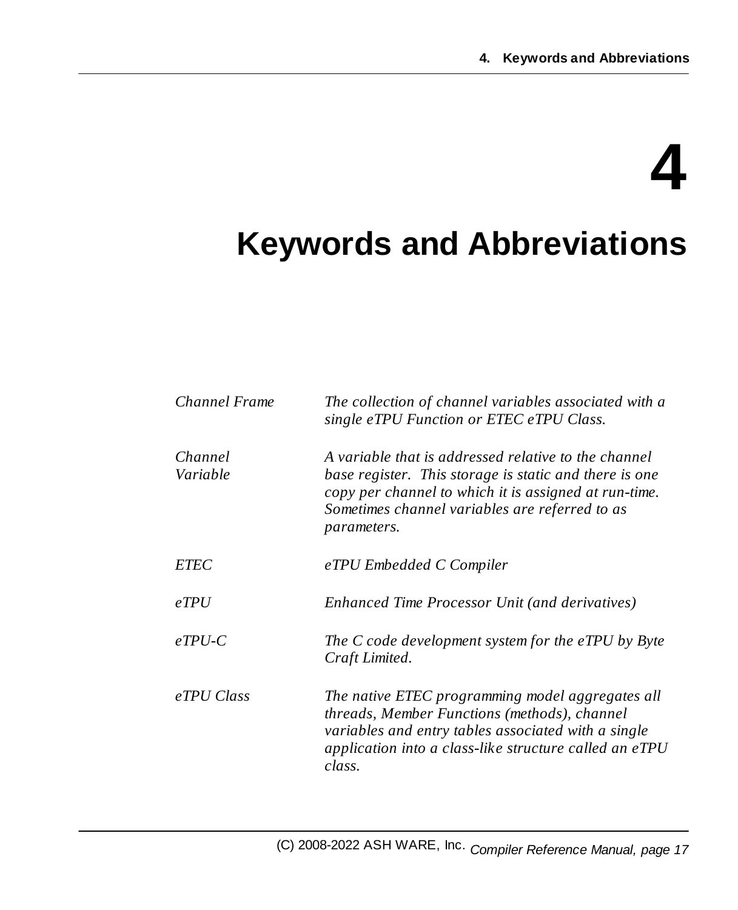# 4 Keywords and Abbreviations

| | |
|---|---|
| *Channel Frame* | *The collection of channel variables associated with a single eTPU Function or ETEC eTPU Class.* |
| *Channel Variable* | *A variable that is addressed relative to the channel base register. This storage is static and there is one copy per channel to which it is assigned at run-time. Sometimes channel variables are referred to as parameters.* |
| *ETEC* | *eTPU Embedded C Compiler* |
| *eTPU* | *Enhanced Time Processor Unit (and derivatives)* |
| *eTPU-C* | *The C code development system for the eTPU by Byte Craft Limited.* |
| *eTPU Class* | *The native ETEC programming model aggregates all threads, Member Functions (methods), channel variables and entry tables associated with a single application into a class-like structure called an eTPU class.* |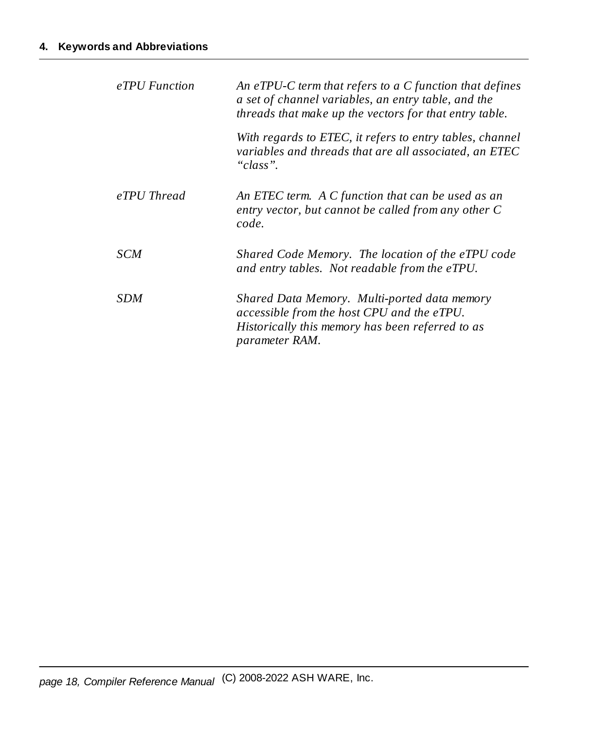| | |
|---|---|
| *eTPU Function* | *An eTPU-C term that refers to a C function that defines a set of channel variables, an entry table, and the threads that make up the vectors for that entry table.*<br><br>*With regards to ETEC, it refers to entry tables, channel variables and threads that are all associated, an ETEC "class".* |
| *eTPU Thread* | *An ETEC term. A C function that can be used as an entry vector, but cannot be called from any other C code.* |
| *SCM* | *Shared Code Memory. The location of the eTPU code and entry tables. Not readable from the eTPU.* |
| *SDM* | *Shared Data Memory. Multi-ported data memory accessible from the host CPU and the eTPU. Historically this memory has been referred to as parameter RAM.* |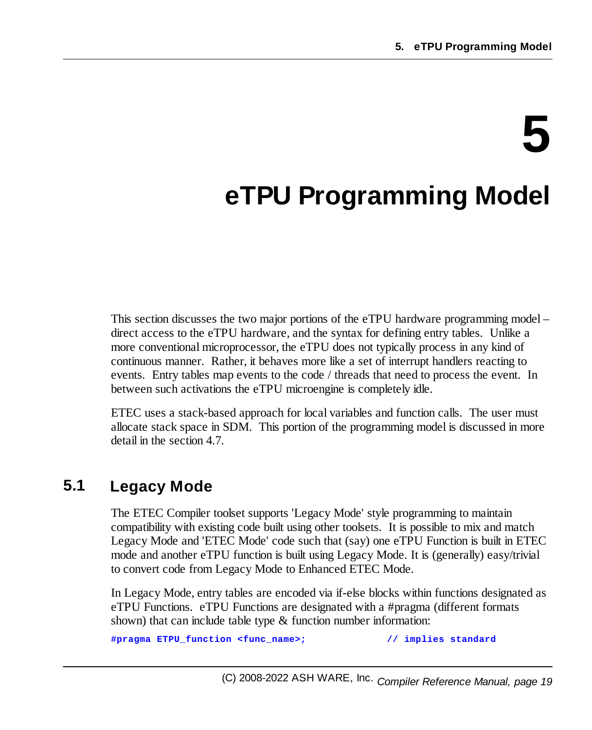# 5 eTPU Programming Model

This section discusses the two major portions of the eTPU hardware programming model – direct access to the eTPU hardware, and the syntax for defining entry tables. Unlike a more conventional microprocessor, the eTPU does not typically process in any kind of continuous manner. Rather, it behaves more like a set of interrupt handlers reacting to events. Entry tables map events to the code / threads that need to process the event. In between such activations the eTPU microengine is completely idle.

ETEC uses a stack-based approach for local variables and function calls. The user must allocate stack space in SDM. This portion of the programming model is discussed in more detail in the section 4.7.

## 5.1 Legacy Mode

The ETEC Compiler toolset supports 'Legacy Mode' style programming to maintain compatibility with existing code built using other toolsets. It is possible to mix and match Legacy Mode and 'ETEC Mode' code such that (say) one eTPU Function is built in ETEC mode and another eTPU function is built using Legacy Mode. It is (generally) easy/trivial to convert code from Legacy Mode to Enhanced ETEC Mode.

In Legacy Mode, entry tables are encoded via if-else blocks within functions designated as eTPU Functions. eTPU Functions are designated with a #pragma (different formats shown) that can include table type & function number information:

```
#pragma ETPU_function <func_name>;            // implies standard
```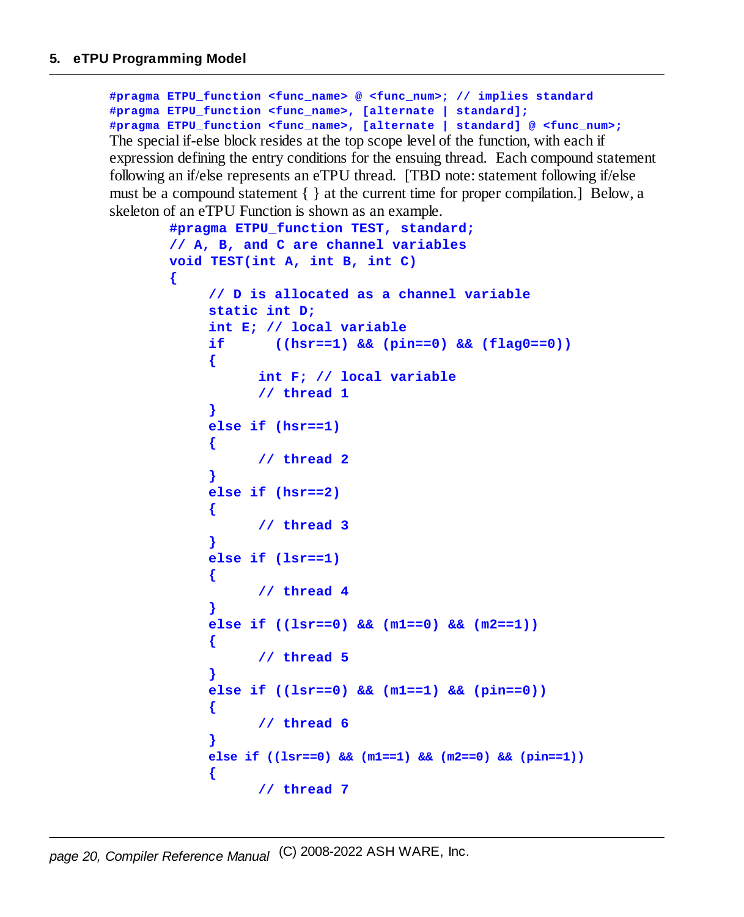```
#pragma ETPU_function <func_name> @ <func_num>; // implies standard
#pragma ETPU_function <func_name>, [alternate | standard];
#pragma ETPU_function <func_name>, [alternate | standard] @ <func_num>;
```

The special if-else block resides at the top scope level of the function, with each if expression defining the entry conditions for the ensuing thread. Each compound statement following an if/else represents an eTPU thread. [TBD note: statement following if/else must be a compound statement { } at the current time for proper compilation.] Below, a skeleton of an eTPU Function is shown as an example.

```
#pragma ETPU_function TEST, standard;
// A, B, and C are channel variables
void TEST(int A, int B, int C)
{
    // D is allocated as a channel variable
    static int D;
    int E; // local variable
    if      ((hsr==1) && (pin==0) && (flag0==0))
    {
          int F; // local variable
          // thread 1
    }
    else if (hsr==1)
    {
          // thread 2
    }
    else if (hsr==2)
    {
          // thread 3
    }
    else if (lsr==1)
    {
          // thread 4
    }
    else if ((lsr==0) && (m1==0) && (m2==1))
    {
          // thread 5
    }
    else if ((lsr==0) && (m1==1) && (pin==0))
    {
          // thread 6
    }
    else if ((lsr==0) && (m1==1) && (m2==0) && (pin==1))
    {
          // thread 7
```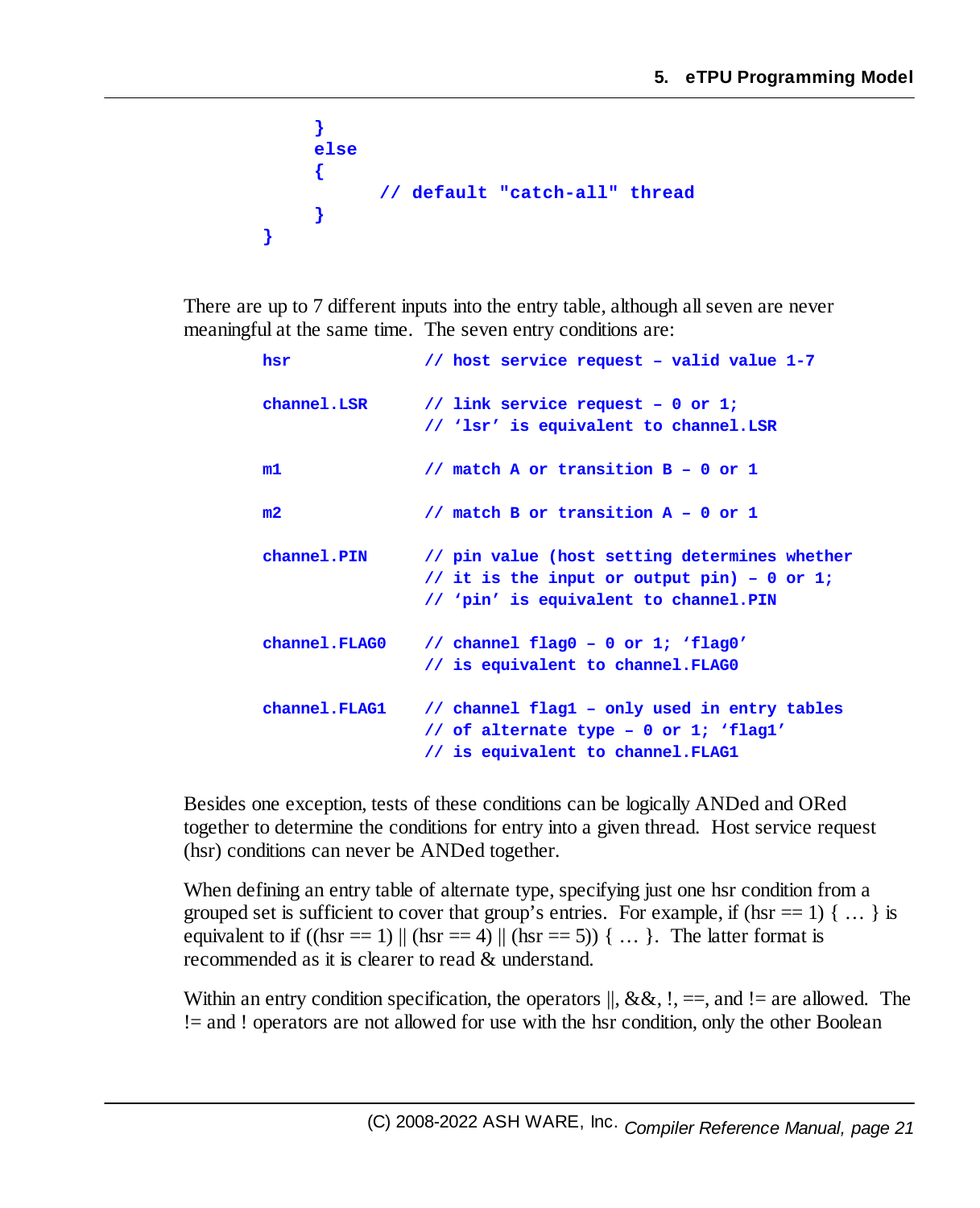```
    }
    else
    {
          // default "catch-all" thread
    }
}
```

There are up to 7 different inputs into the entry table, although all seven are never meaningful at the same time. The seven entry conditions are:

```
hsr             // host service request – valid value 1-7

channel.LSR     // link service request – 0 or 1;
                // 'lsr' is equivalent to channel.LSR

m1              // match A or transition B – 0 or 1

m2              // match B or transition A – 0 or 1

channel.PIN     // pin value (host setting determines whether
                // it is the input or output pin) – 0 or 1;
                // 'pin' is equivalent to channel.PIN

channel.FLAG0   // channel flag0 – 0 or 1; 'flag0'
                // is equivalent to channel.FLAG0

channel.FLAG1   // channel flag1 – only used in entry tables
                // of alternate type – 0 or 1; 'flag1'
                // is equivalent to channel.FLAG1
```

Besides one exception, tests of these conditions can be logically ANDed and ORed together to determine the conditions for entry into a given thread. Host service request (hsr) conditions can never be ANDed together.

When defining an entry table of alternate type, specifying just one hsr condition from a grouped set is sufficient to cover that group's entries. For example, if (hsr == 1) { … } is equivalent to if ((hsr == 1) || (hsr == 4) || (hsr == 5)) { … }. The latter format is recommended as it is clearer to read & understand.

Within an entry condition specification, the operators ||, &&, !, ==, and != are allowed. The != and ! operators are not allowed for use with the hsr condition, only the other Boolean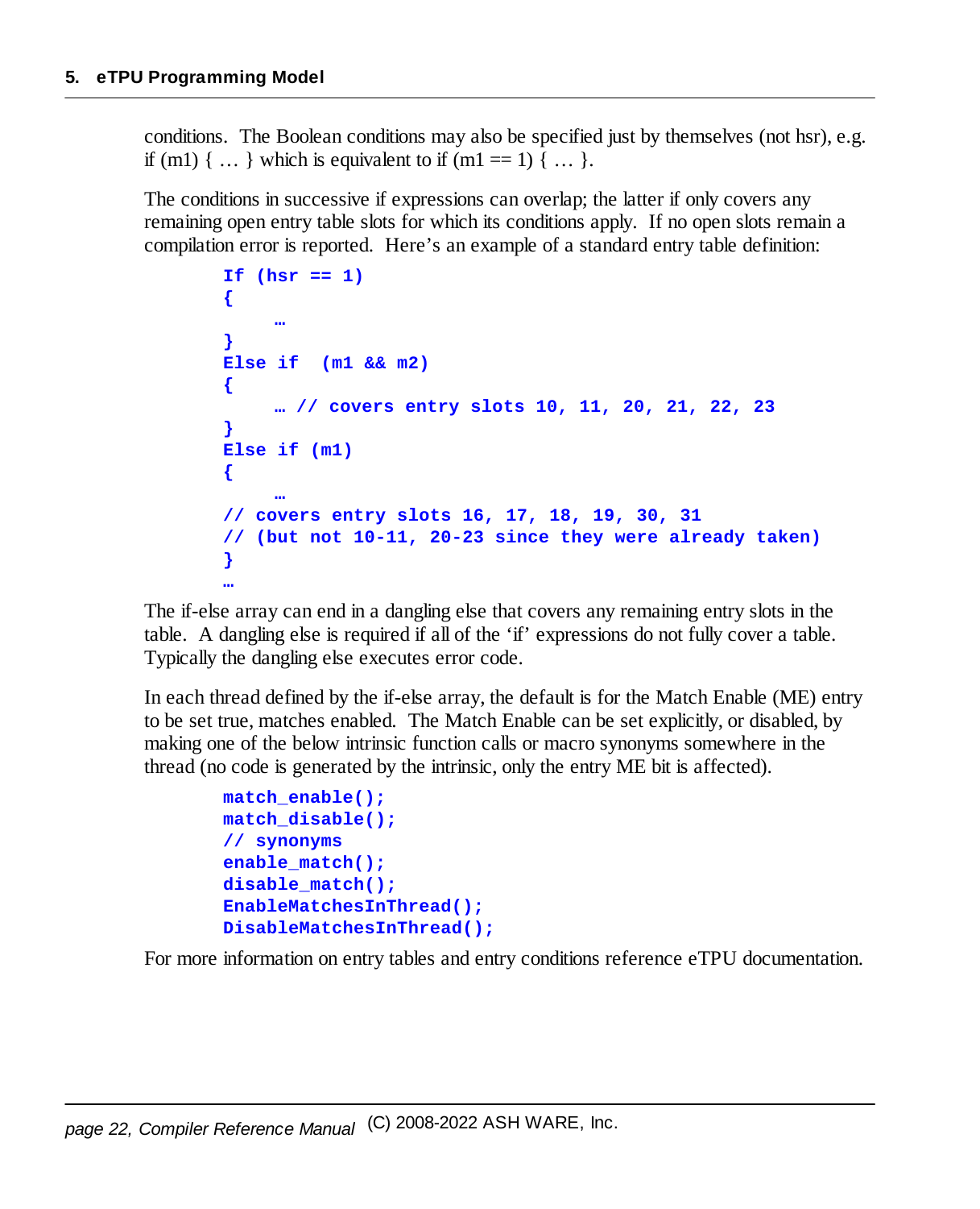conditions. The Boolean conditions may also be specified just by themselves (not hsr), e.g. if (m1) { … } which is equivalent to if (m1 == 1) { … }.

The conditions in successive if expressions can overlap; the latter if only covers any remaining open entry table slots for which its conditions apply. If no open slots remain a compilation error is reported. Here's an example of a standard entry table definition:

```
If (hsr == 1)
{
    …
}
Else if  (m1 && m2)
{
    … // covers entry slots 10, 11, 20, 21, 22, 23
}
Else if (m1)
{
    …
// covers entry slots 16, 17, 18, 19, 30, 31
// (but not 10-11, 20-23 since they were already taken)
}
…
```

The if-else array can end in a dangling else that covers any remaining entry slots in the table. A dangling else is required if all of the 'if' expressions do not fully cover a table. Typically the dangling else executes error code.

In each thread defined by the if-else array, the default is for the Match Enable (ME) entry to be set true, matches enabled. The Match Enable can be set explicitly, or disabled, by making one of the below intrinsic function calls or macro synonyms somewhere in the thread (no code is generated by the intrinsic, only the entry ME bit is affected).

```
match_enable();
match_disable();
// synonyms
enable_match();
disable_match();
EnableMatchesInThread();
DisableMatchesInThread();
```

For more information on entry tables and entry conditions reference eTPU documentation.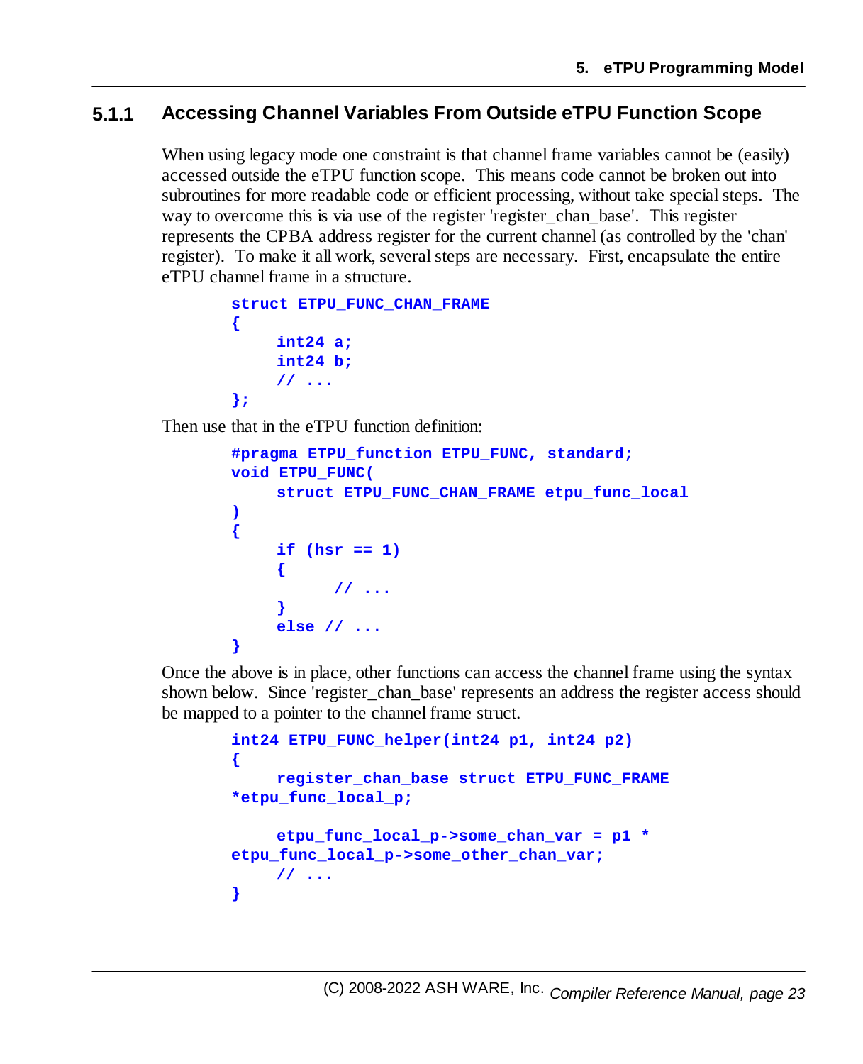### 5.1.1 Accessing Channel Variables From Outside eTPU Function Scope

When using legacy mode one constraint is that channel frame variables cannot be (easily) accessed outside the eTPU function scope. This means code cannot be broken out into subroutines for more readable code or efficient processing, without take special steps. The way to overcome this is via use of the register 'register_chan_base'. This register represents the CPBA address register for the current channel (as controlled by the 'chan' register). To make it all work, several steps are necessary. First, encapsulate the entire eTPU channel frame in a structure.

```
struct ETPU_FUNC_CHAN_FRAME
{
     int24 a;
     int24 b;
     // ...
};
```

Then use that in the eTPU function definition:

```
#pragma ETPU_function ETPU_FUNC, standard;
void ETPU_FUNC(
     struct ETPU_FUNC_CHAN_FRAME etpu_func_local
)
{
     if (hsr == 1)
     {
           // ...
     }
     else // ...
}
```

Once the above is in place, other functions can access the channel frame using the syntax shown below. Since 'register_chan_base' represents an address the register access should be mapped to a pointer to the channel frame struct.

```
int24 ETPU_FUNC_helper(int24 p1, int24 p2)
{
     register_chan_base struct ETPU_FUNC_FRAME
*etpu_func_local_p;

     etpu_func_local_p->some_chan_var = p1 *
etpu_func_local_p->some_other_chan_var;
     // ...
}
```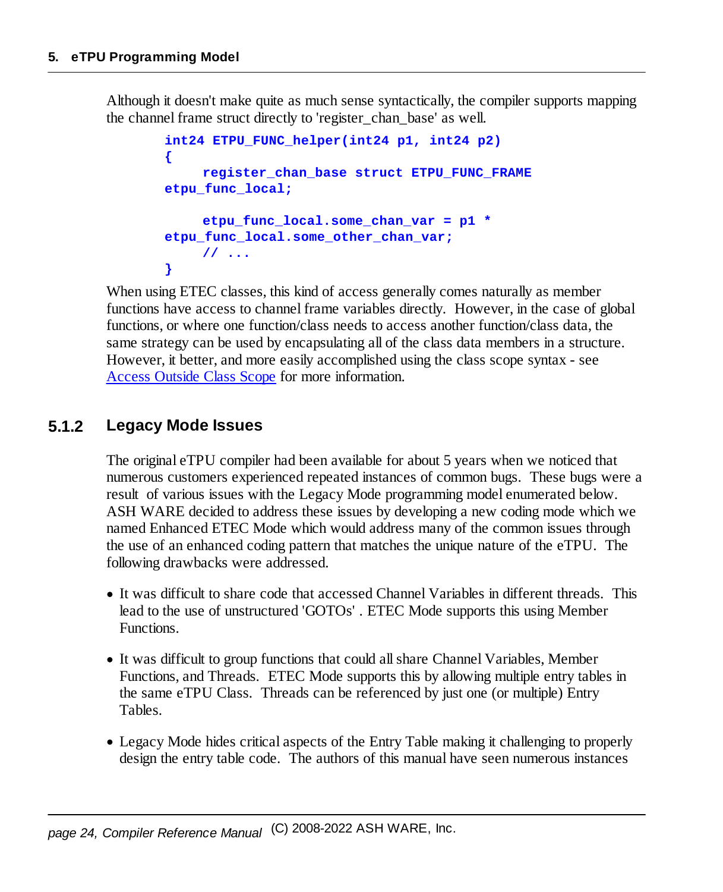Although it doesn't make quite as much sense syntactically, the compiler supports mapping the channel frame struct directly to 'register_chan_base' as well.

```
int24 ETPU_FUNC_helper(int24 p1, int24 p2)
{
     register_chan_base struct ETPU_FUNC_FRAME
etpu_func_local;

     etpu_func_local.some_chan_var = p1 *
etpu_func_local.some_other_chan_var;
     // ...
}
```

When using ETEC classes, this kind of access generally comes naturally as member functions have access to channel frame variables directly. However, in the case of global functions, or where one function/class needs to access another function/class data, the same strategy can be used by encapsulating all of the class data members in a structure. However, it better, and more easily accomplished using the class scope syntax - see Access Outside Class Scope for more information.

### 5.1.2 Legacy Mode Issues

The original eTPU compiler had been available for about 5 years when we noticed that numerous customers experienced repeated instances of common bugs. These bugs were a result of various issues with the Legacy Mode programming model enumerated below. ASH WARE decided to address these issues by developing a new coding mode which we named Enhanced ETEC Mode which would address many of the common issues through the use of an enhanced coding pattern that matches the unique nature of the eTPU. The following drawbacks were addressed.

- It was difficult to share code that accessed Channel Variables in different threads. This lead to the use of unstructured 'GOTOs' . ETEC Mode supports this using Member Functions.
- It was difficult to group functions that could all share Channel Variables, Member Functions, and Threads. ETEC Mode supports this by allowing multiple entry tables in the same eTPU Class. Threads can be referenced by just one (or multiple) Entry Tables.
- Legacy Mode hides critical aspects of the Entry Table making it challenging to properly design the entry table code. The authors of this manual have seen numerous instances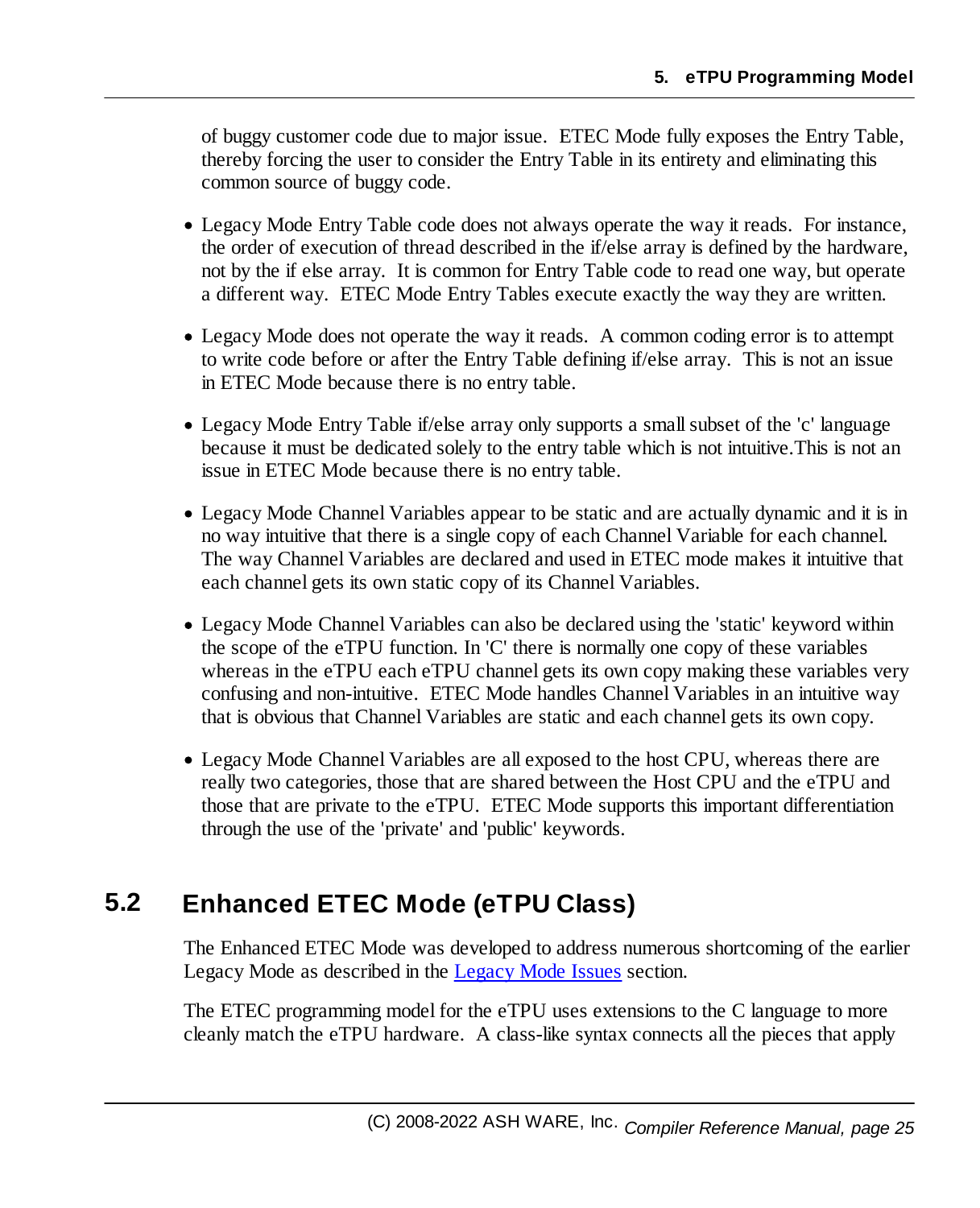of buggy customer code due to major issue. ETEC Mode fully exposes the Entry Table, thereby forcing the user to consider the Entry Table in its entirety and eliminating this common source of buggy code.

- Legacy Mode Entry Table code does not always operate the way it reads. For instance, the order of execution of thread described in the if/else array is defined by the hardware, not by the if else array. It is common for Entry Table code to read one way, but operate a different way. ETEC Mode Entry Tables execute exactly the way they are written.

- Legacy Mode does not operate the way it reads. A common coding error is to attempt to write code before or after the Entry Table defining if/else array. This is not an issue in ETEC Mode because there is no entry table.

- Legacy Mode Entry Table if/else array only supports a small subset of the 'c' language because it must be dedicated solely to the entry table which is not intuitive.This is not an issue in ETEC Mode because there is no entry table.

- Legacy Mode Channel Variables appear to be static and are actually dynamic and it is in no way intuitive that there is a single copy of each Channel Variable for each channel. The way Channel Variables are declared and used in ETEC mode makes it intuitive that each channel gets its own static copy of its Channel Variables.

- Legacy Mode Channel Variables can also be declared using the 'static' keyword within the scope of the eTPU function. In 'C' there is normally one copy of these variables whereas in the eTPU each eTPU channel gets its own copy making these variables very confusing and non-intuitive. ETEC Mode handles Channel Variables in an intuitive way that is obvious that Channel Variables are static and each channel gets its own copy.

- Legacy Mode Channel Variables are all exposed to the host CPU, whereas there are really two categories, those that are shared between the Host CPU and the eTPU and those that are private to the eTPU. ETEC Mode supports this important differentiation through the use of the 'private' and 'public' keywords.

## 5.2 Enhanced ETEC Mode (eTPU Class)

The Enhanced ETEC Mode was developed to address numerous shortcoming of the earlier Legacy Mode as described in the Legacy Mode Issues section.

The ETEC programming model for the eTPU uses extensions to the C language to more cleanly match the eTPU hardware. A class-like syntax connects all the pieces that apply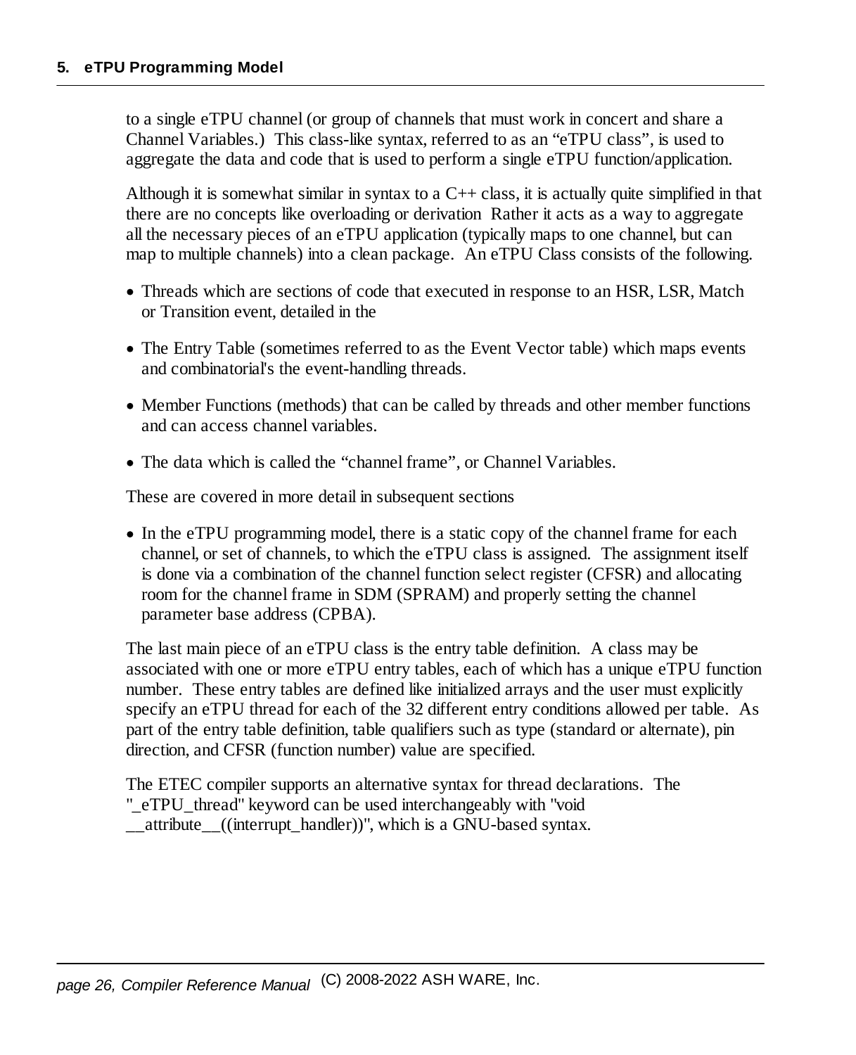to a single eTPU channel (or group of channels that must work in concert and share a Channel Variables.) This class-like syntax, referred to as an "eTPU class", is used to aggregate the data and code that is used to perform a single eTPU function/application.

Although it is somewhat similar in syntax to a C++ class, it is actually quite simplified in that there are no concepts like overloading or derivation Rather it acts as a way to aggregate all the necessary pieces of an eTPU application (typically maps to one channel, but can map to multiple channels) into a clean package. An eTPU Class consists of the following.

- Threads which are sections of code that executed in response to an HSR, LSR, Match or Transition event, detailed in the
- The Entry Table (sometimes referred to as the Event Vector table) which maps events and combinatorial's the event-handling threads.
- Member Functions (methods) that can be called by threads and other member functions and can access channel variables.
- The data which is called the "channel frame", or Channel Variables.

These are covered in more detail in subsequent sections

- In the eTPU programming model, there is a static copy of the channel frame for each channel, or set of channels, to which the eTPU class is assigned. The assignment itself is done via a combination of the channel function select register (CFSR) and allocating room for the channel frame in SDM (SPRAM) and properly setting the channel parameter base address (CPBA).

The last main piece of an eTPU class is the entry table definition. A class may be associated with one or more eTPU entry tables, each of which has a unique eTPU function number. These entry tables are defined like initialized arrays and the user must explicitly specify an eTPU thread for each of the 32 different entry conditions allowed per table. As part of the entry table definition, table qualifiers such as type (standard or alternate), pin direction, and CFSR (function number) value are specified.

The ETEC compiler supports an alternative syntax for thread declarations. The "_eTPU_thread" keyword can be used interchangeably with "void __attribute__((interrupt_handler))", which is a GNU-based syntax.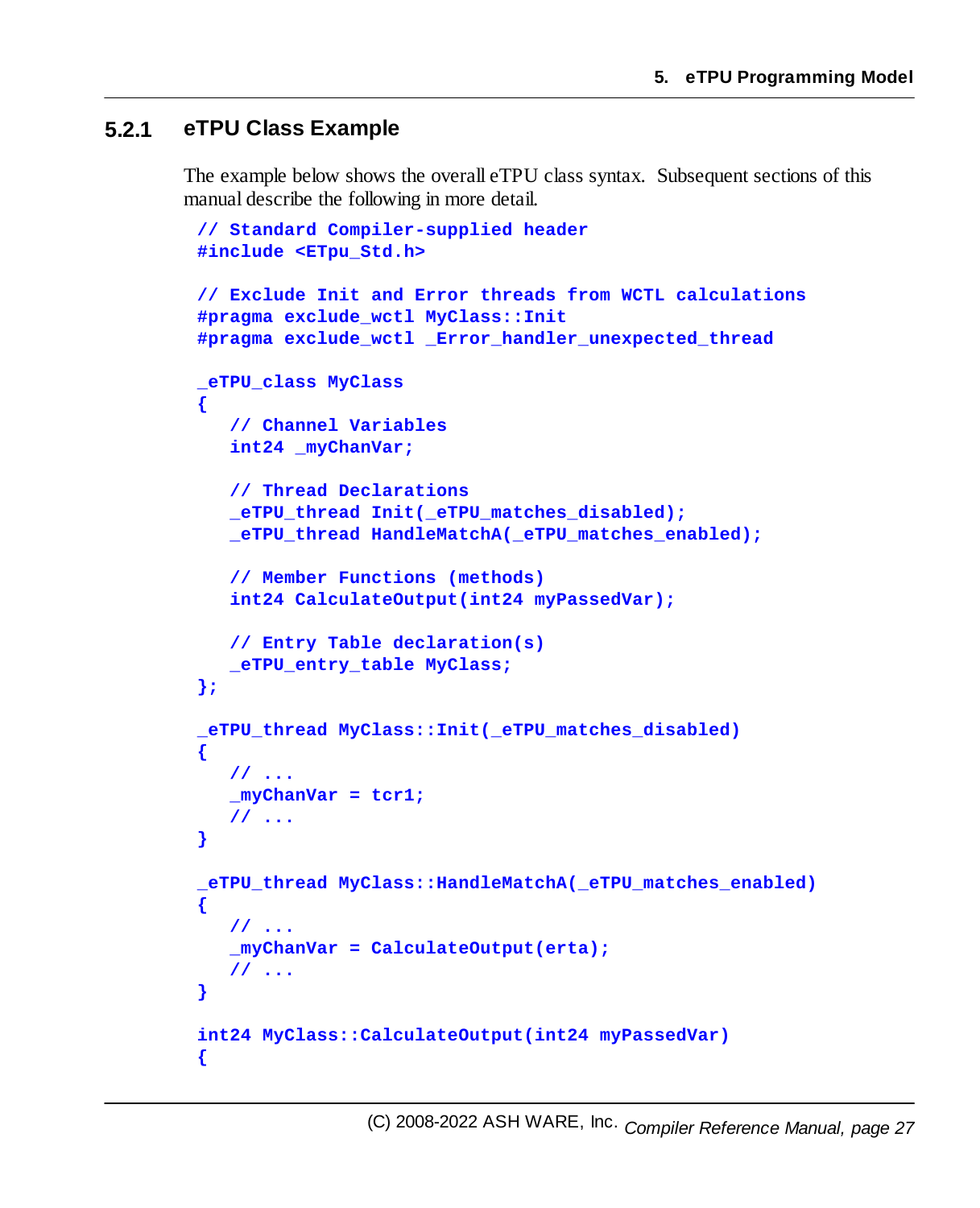### 5.2.1 eTPU Class Example

The example below shows the overall eTPU class syntax. Subsequent sections of this manual describe the following in more detail.

```
// Standard Compiler-supplied header
#include <ETpu_Std.h>

// Exclude Init and Error threads from WCTL calculations
#pragma exclude_wctl MyClass::Init
#pragma exclude_wctl _Error_handler_unexpected_thread

_eTPU_class MyClass
{
   // Channel Variables
   int24 _myChanVar;

   // Thread Declarations
   _eTPU_thread Init(_eTPU_matches_disabled);
   _eTPU_thread HandleMatchA(_eTPU_matches_enabled);

   // Member Functions (methods)
   int24 CalculateOutput(int24 myPassedVar);

   // Entry Table declaration(s)
   _eTPU_entry_table MyClass;
};

_eTPU_thread MyClass::Init(_eTPU_matches_disabled)
{
   // ...
   _myChanVar = tcr1;
   // ...
}

_eTPU_thread MyClass::HandleMatchA(_eTPU_matches_enabled)
{
   // ...
   _myChanVar = CalculateOutput(erta);
   // ...
}

int24 MyClass::CalculateOutput(int24 myPassedVar)
{
```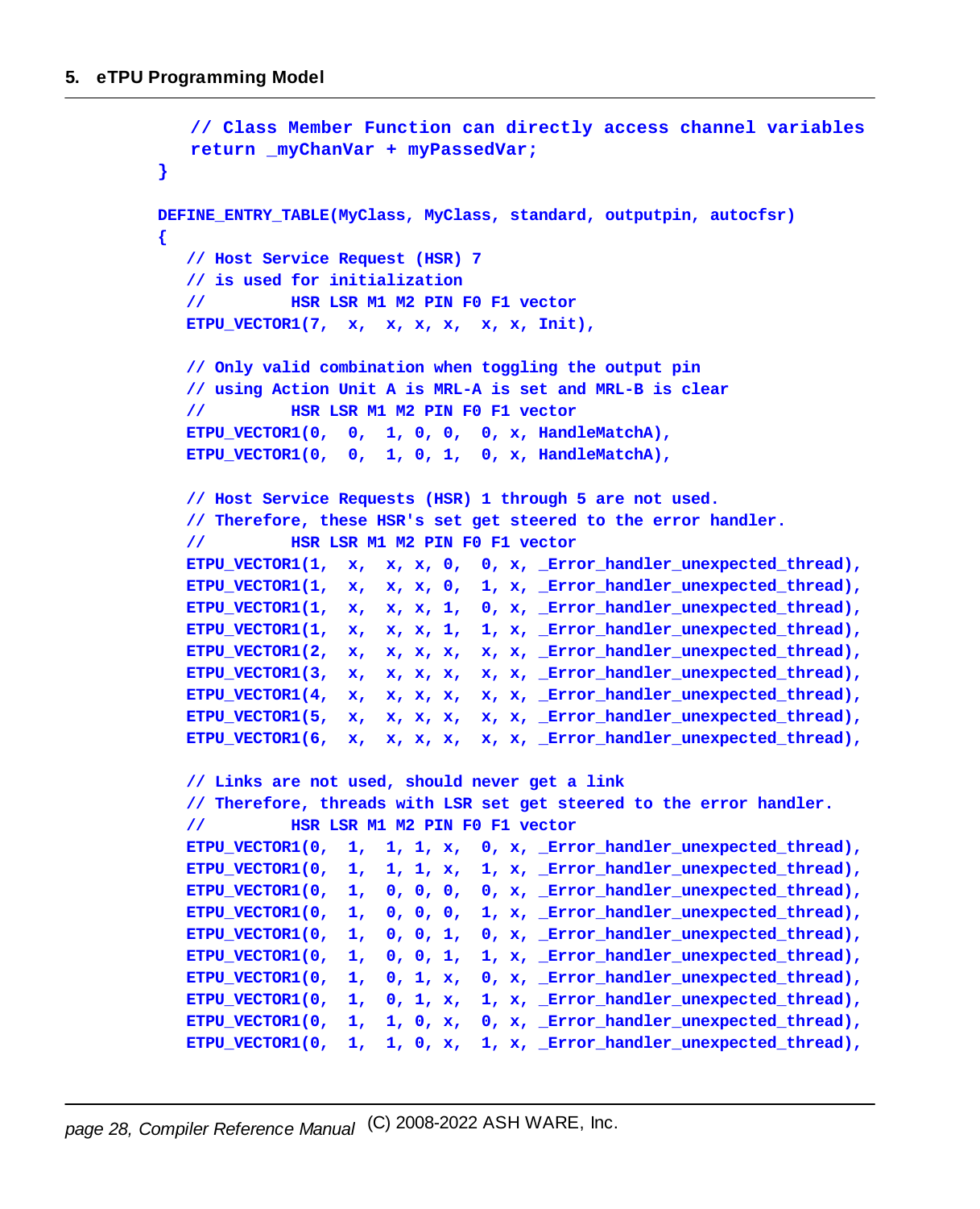```
    // Class Member Function can directly access channel variables
    return _myChanVar + myPassedVar;
}

DEFINE_ENTRY_TABLE(MyClass, MyClass, standard, outputpin, autocfsr)
{
   // Host Service Request (HSR) 7
   // is used for initialization
   //         HSR LSR M1 M2 PIN F0 F1 vector
   ETPU_VECTOR1(7,  x,  x, x, x,  x, x, Init),

   // Only valid combination when toggling the output pin
   // using Action Unit A is MRL-A is set and MRL-B is clear
   //         HSR LSR M1 M2 PIN F0 F1 vector
   ETPU_VECTOR1(0,  0,  1, 0, 0,  0, x, HandleMatchA),
   ETPU_VECTOR1(0,  0,  1, 0, 1,  0, x, HandleMatchA),

   // Host Service Requests (HSR) 1 through 5 are not used.
   // Therefore, these HSR's set get steered to the error handler.
   //         HSR LSR M1 M2 PIN F0 F1 vector
   ETPU_VECTOR1(1,  x,  x, x, 0,  0, x, _Error_handler_unexpected_thread),
   ETPU_VECTOR1(1,  x,  x, x, 0,  1, x, _Error_handler_unexpected_thread),
   ETPU_VECTOR1(1,  x,  x, x, 1,  0, x, _Error_handler_unexpected_thread),
   ETPU_VECTOR1(1,  x,  x, x, 1,  1, x, _Error_handler_unexpected_thread),
   ETPU_VECTOR1(2,  x,  x, x, x,  x, x, _Error_handler_unexpected_thread),
   ETPU_VECTOR1(3,  x,  x, x, x,  x, x, _Error_handler_unexpected_thread),
   ETPU_VECTOR1(4,  x,  x, x, x,  x, x, _Error_handler_unexpected_thread),
   ETPU_VECTOR1(5,  x,  x, x, x,  x, x, _Error_handler_unexpected_thread),
   ETPU_VECTOR1(6,  x,  x, x, x,  x, x, _Error_handler_unexpected_thread),

   // Links are not used, should never get a link
   // Therefore, threads with LSR set get steered to the error handler.
   //         HSR LSR M1 M2 PIN F0 F1 vector
   ETPU_VECTOR1(0,  1,  1, 1, x,  0, x, _Error_handler_unexpected_thread),
   ETPU_VECTOR1(0,  1,  1, 1, x,  1, x, _Error_handler_unexpected_thread),
   ETPU_VECTOR1(0,  1,  0, 0, 0,  0, x, _Error_handler_unexpected_thread),
   ETPU_VECTOR1(0,  1,  0, 0, 0,  1, x, _Error_handler_unexpected_thread),
   ETPU_VECTOR1(0,  1,  0, 0, 1,  0, x, _Error_handler_unexpected_thread),
   ETPU_VECTOR1(0,  1,  0, 0, 1,  1, x, _Error_handler_unexpected_thread),
   ETPU_VECTOR1(0,  1,  0, 1, x,  0, x, _Error_handler_unexpected_thread),
   ETPU_VECTOR1(0,  1,  0, 1, x,  1, x, _Error_handler_unexpected_thread),
   ETPU_VECTOR1(0,  1,  1, 0, x,  0, x, _Error_handler_unexpected_thread),
   ETPU_VECTOR1(0,  1,  1, 0, x,  1, x, _Error_handler_unexpected_thread),
```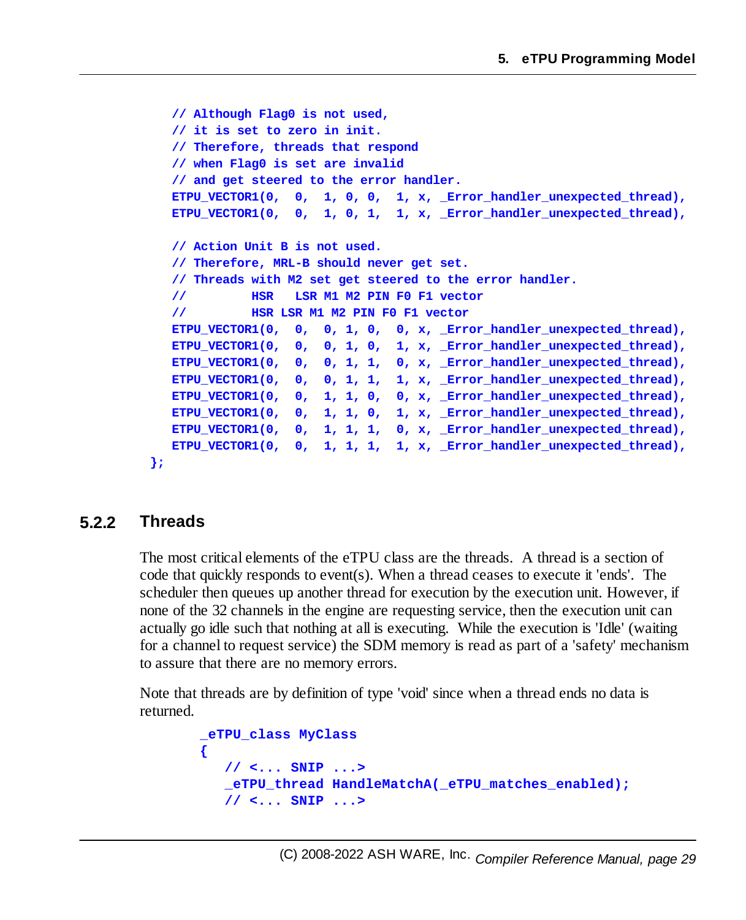```
    // Although Flag0 is not used,
    // it is set to zero in init.
    // Therefore, threads that respond
    // when Flag0 is set are invalid
    // and get steered to the error handler.
    ETPU_VECTOR1(0,  0,  1, 0, 0,  1, x, _Error_handler_unexpected_thread),
    ETPU_VECTOR1(0,  0,  1, 0, 1,  1, x, _Error_handler_unexpected_thread),

    // Action Unit B is not used.
    // Therefore, MRL-B should never get set.
    // Threads with M2 set get steered to the error handler.
    //         HSR   LSR M1 M2 PIN F0 F1 vector
    //         HSR LSR M1 M2 PIN F0 F1 vector
    ETPU_VECTOR1(0,  0,  0, 1, 0,  0, x, _Error_handler_unexpected_thread),
    ETPU_VECTOR1(0,  0,  0, 1, 0,  1, x, _Error_handler_unexpected_thread),
    ETPU_VECTOR1(0,  0,  0, 1, 1,  0, x, _Error_handler_unexpected_thread),
    ETPU_VECTOR1(0,  0,  0, 1, 1,  1, x, _Error_handler_unexpected_thread),
    ETPU_VECTOR1(0,  0,  1, 1, 0,  0, x, _Error_handler_unexpected_thread),
    ETPU_VECTOR1(0,  0,  1, 1, 0,  1, x, _Error_handler_unexpected_thread),
    ETPU_VECTOR1(0,  0,  1, 1, 1,  0, x, _Error_handler_unexpected_thread),
    ETPU_VECTOR1(0,  0,  1, 1, 1,  1, x, _Error_handler_unexpected_thread),
};
```

### 5.2.2 Threads

The most critical elements of the eTPU class are the threads. A thread is a section of code that quickly responds to event(s). When a thread ceases to execute it 'ends'. The scheduler then queues up another thread for execution by the execution unit. However, if none of the 32 channels in the engine are requesting service, then the execution unit can actually go idle such that nothing at all is executing. While the execution is 'Idle' (waiting for a channel to request service) the SDM memory is read as part of a 'safety' mechanism to assure that there are no memory errors.

Note that threads are by definition of type 'void' since when a thread ends no data is returned.

```
_eTPU_class MyClass
{
   // <... SNIP ...>
   _eTPU_thread HandleMatchA(_eTPU_matches_enabled);
   // <... SNIP ...>
```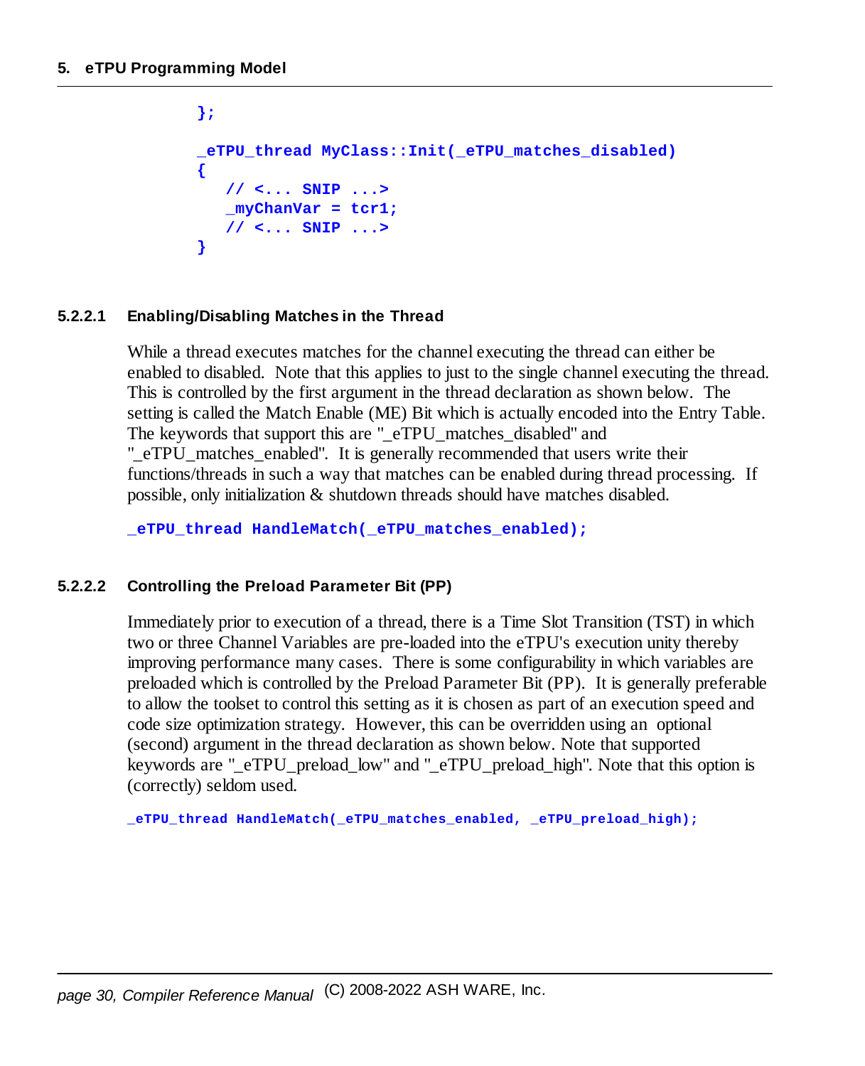```
};

_eTPU_thread MyClass::Init(_eTPU_matches_disabled)
{
   // <... SNIP ...>
   _myChanVar = tcr1;
   // <... SNIP ...>
}
```

#### 5.2.2.1 Enabling/Disabling Matches in the Thread

While a thread executes matches for the channel executing the thread can either be enabled to disabled. Note that this applies to just to the single channel executing the thread. This is controlled by the first argument in the thread declaration as shown below. The setting is called the Match Enable (ME) Bit which is actually encoded into the Entry Table. The keywords that support this are "_eTPU_matches_disabled" and "_eTPU_matches_enabled". It is generally recommended that users write their functions/threads in such a way that matches can be enabled during thread processing. If possible, only initialization & shutdown threads should have matches disabled.

```
_eTPU_thread HandleMatch(_eTPU_matches_enabled);
```

#### 5.2.2.2 Controlling the Preload Parameter Bit (PP)

Immediately prior to execution of a thread, there is a Time Slot Transition (TST) in which two or three Channel Variables are pre-loaded into the eTPU's execution unity thereby improving performance many cases. There is some configurability in which variables are preloaded which is controlled by the Preload Parameter Bit (PP). It is generally preferable to allow the toolset to control this setting as it is chosen as part of an execution speed and code size optimization strategy. However, this can be overridden using an optional (second) argument in the thread declaration as shown below. Note that supported keywords are "_eTPU_preload_low" and "_eTPU_preload_high". Note that this option is (correctly) seldom used.

```
_eTPU_thread HandleMatch(_eTPU_matches_enabled, _eTPU_preload_high);
```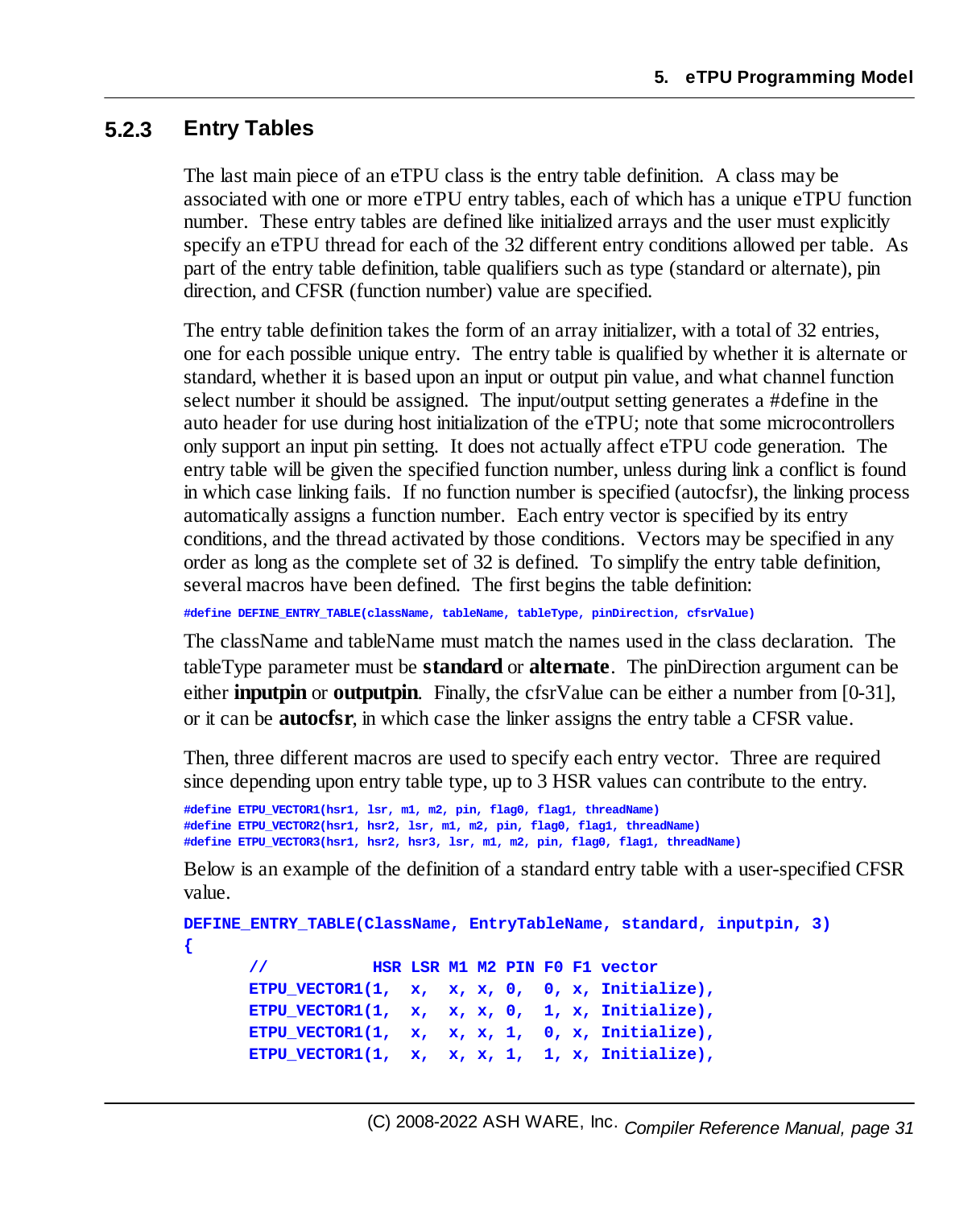### 5.2.3 Entry Tables

The last main piece of an eTPU class is the entry table definition. A class may be associated with one or more eTPU entry tables, each of which has a unique eTPU function number. These entry tables are defined like initialized arrays and the user must explicitly specify an eTPU thread for each of the 32 different entry conditions allowed per table. As part of the entry table definition, table qualifiers such as type (standard or alternate), pin direction, and CFSR (function number) value are specified.

The entry table definition takes the form of an array initializer, with a total of 32 entries, one for each possible unique entry. The entry table is qualified by whether it is alternate or standard, whether it is based upon an input or output pin value, and what channel function select number it should be assigned. The input/output setting generates a #define in the auto header for use during host initialization of the eTPU; note that some microcontrollers only support an input pin setting. It does not actually affect eTPU code generation. The entry table will be given the specified function number, unless during link a conflict is found in which case linking fails. If no function number is specified (autocfsr), the linking process automatically assigns a function number. Each entry vector is specified by its entry conditions, and the thread activated by those conditions. Vectors may be specified in any order as long as the complete set of 32 is defined. To simplify the entry table definition, several macros have been defined. The first begins the table definition:

```
#define DEFINE_ENTRY_TABLE(className, tableName, tableType, pinDirection, cfsrValue)
```

The className and tableName must match the names used in the class declaration. The tableType parameter must be **standard** or **alternate**. The pinDirection argument can be either **inputpin** or **outputpin**. Finally, the cfsrValue can be either a number from [0-31], or it can be **autocfsr**, in which case the linker assigns the entry table a CFSR value.

Then, three different macros are used to specify each entry vector. Three are required since depending upon entry table type, up to 3 HSR values can contribute to the entry.

```
#define ETPU_VECTOR1(hsr1, lsr, m1, m2, pin, flag0, flag1, threadName)
#define ETPU_VECTOR2(hsr1, hsr2, lsr, m1, m2, pin, flag0, flag1, threadName)
#define ETPU_VECTOR3(hsr1, hsr2, hsr3, lsr, m1, m2, pin, flag0, flag1, threadName)
```

Below is an example of the definition of a standard entry table with a user-specified CFSR value.

```
DEFINE_ENTRY_TABLE(ClassName, EntryTableName, standard, inputpin, 3)
{
      //           HSR LSR M1 M2 PIN F0 F1 vector
      ETPU_VECTOR1(1,  x,  x, x, 0,  0, x, Initialize),
      ETPU_VECTOR1(1,  x,  x, x, 0,  1, x, Initialize),
      ETPU_VECTOR1(1,  x,  x, x, 1,  0, x, Initialize),
      ETPU_VECTOR1(1,  x,  x, x, 1,  1, x, Initialize),
```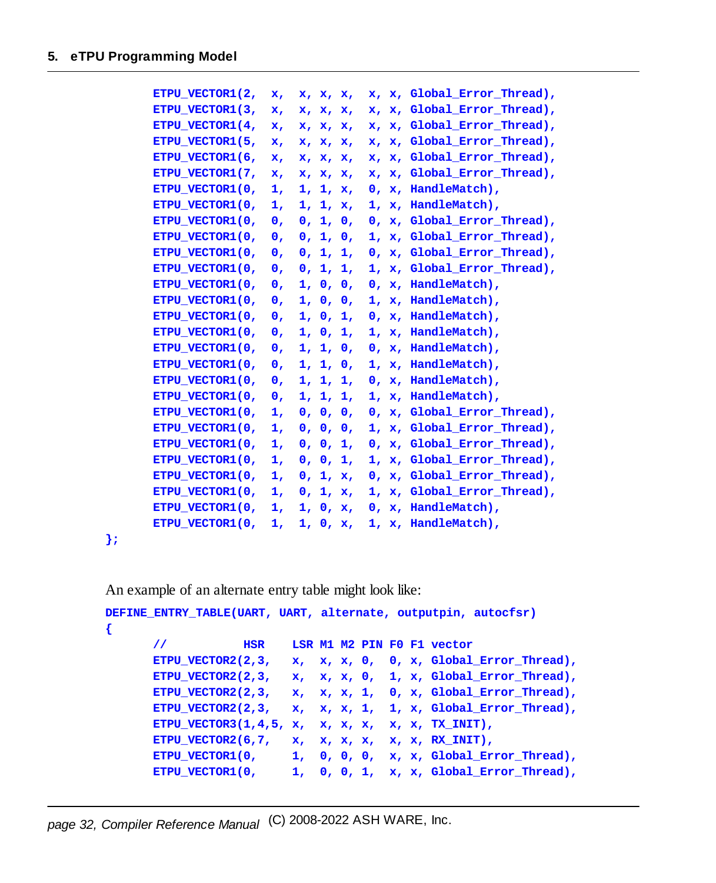```
        ETPU_VECTOR1(2,  x,  x, x, x,  x, x, Global_Error_Thread),
        ETPU_VECTOR1(3,  x,  x, x, x,  x, x, Global_Error_Thread),
        ETPU_VECTOR1(4,  x,  x, x, x,  x, x, Global_Error_Thread),
        ETPU_VECTOR1(5,  x,  x, x, x,  x, x, Global_Error_Thread),
        ETPU_VECTOR1(6,  x,  x, x, x,  x, x, Global_Error_Thread),
        ETPU_VECTOR1(7,  x,  x, x, x,  x, x, Global_Error_Thread),
        ETPU_VECTOR1(0,  1,  1, 1, x,  0, x, HandleMatch),
        ETPU_VECTOR1(0,  1,  1, 1, x,  1, x, HandleMatch),
        ETPU_VECTOR1(0,  0,  0, 1, 0,  0, x, Global_Error_Thread),
        ETPU_VECTOR1(0,  0,  0, 1, 0,  1, x, Global_Error_Thread),
        ETPU_VECTOR1(0,  0,  0, 1, 1,  0, x, Global_Error_Thread),
        ETPU_VECTOR1(0,  0,  0, 1, 1,  1, x, Global_Error_Thread),
        ETPU_VECTOR1(0,  0,  1, 0, 0,  0, x, HandleMatch),
        ETPU_VECTOR1(0,  0,  1, 0, 0,  1, x, HandleMatch),
        ETPU_VECTOR1(0,  0,  1, 0, 1,  0, x, HandleMatch),
        ETPU_VECTOR1(0,  0,  1, 0, 1,  1, x, HandleMatch),
        ETPU_VECTOR1(0,  0,  1, 1, 0,  0, x, HandleMatch),
        ETPU_VECTOR1(0,  0,  1, 1, 0,  1, x, HandleMatch),
        ETPU_VECTOR1(0,  0,  1, 1, 1,  0, x, HandleMatch),
        ETPU_VECTOR1(0,  0,  1, 1, 1,  1, x, HandleMatch),
        ETPU_VECTOR1(0,  1,  0, 0, 0,  0, x, Global_Error_Thread),
        ETPU_VECTOR1(0,  1,  0, 0, 0,  1, x, Global_Error_Thread),
        ETPU_VECTOR1(0,  1,  0, 0, 1,  0, x, Global_Error_Thread),
        ETPU_VECTOR1(0,  1,  0, 0, 1,  1, x, Global_Error_Thread),
        ETPU_VECTOR1(0,  1,  0, 1, x,  0, x, Global_Error_Thread),
        ETPU_VECTOR1(0,  1,  0, 1, x,  1, x, Global_Error_Thread),
        ETPU_VECTOR1(0,  1,  1, 0, x,  0, x, HandleMatch),
        ETPU_VECTOR1(0,  1,  1, 0, x,  1, x, HandleMatch),
};
```

An example of an alternate entry table might look like:

```
DEFINE_ENTRY_TABLE(UART, UART, alternate, outputpin, autocfsr)
{
        //          HSR    LSR M1 M2 PIN F0 F1 vector
        ETPU_VECTOR2(2,3,   x,  x, x, 0,  0, x, Global_Error_Thread),
        ETPU_VECTOR2(2,3,   x,  x, x, 0,  1, x, Global_Error_Thread),
        ETPU_VECTOR2(2,3,   x,  x, x, 1,  0, x, Global_Error_Thread),
        ETPU_VECTOR2(2,3,   x,  x, x, 1,  1, x, Global_Error_Thread),
        ETPU_VECTOR3(1,4,5, x,  x, x, x,  x, x, TX_INIT),
        ETPU_VECTOR2(6,7,   x,  x, x, x,  x, x, RX_INIT),
        ETPU_VECTOR1(0,     1,  0, 0, 0,  x, x, Global_Error_Thread),
        ETPU_VECTOR1(0,     1,  0, 0, 1,  x, x, Global_Error_Thread),
```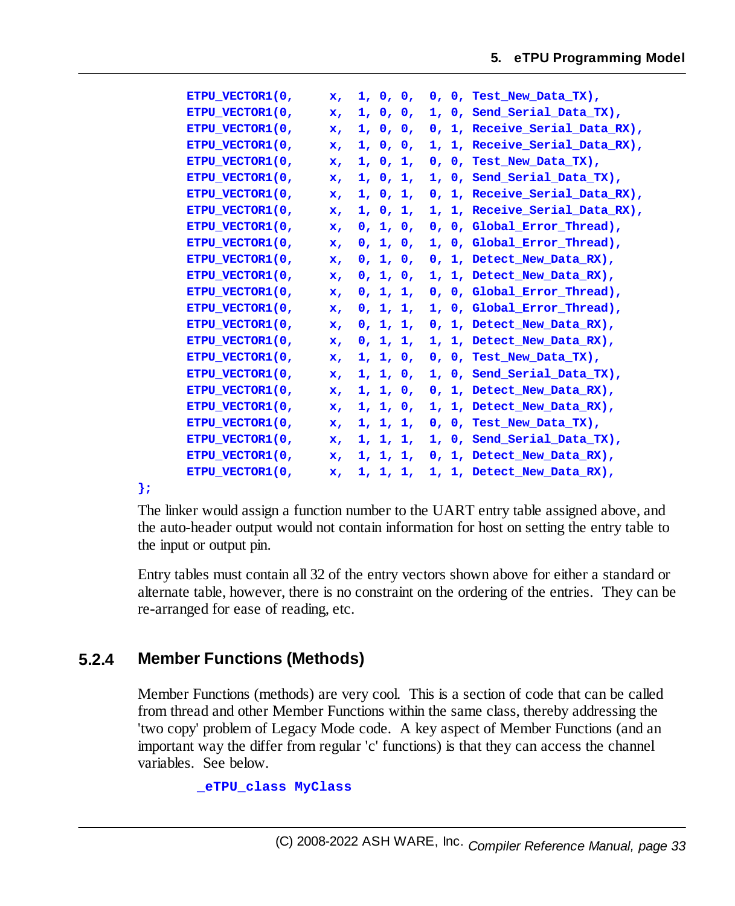```
        ETPU_VECTOR1(0,     x,  1, 0, 0,  0, 0, Test_New_Data_TX),
        ETPU_VECTOR1(0,     x,  1, 0, 0,  1, 0, Send_Serial_Data_TX),
        ETPU_VECTOR1(0,     x,  1, 0, 0,  0, 1, Receive_Serial_Data_RX),
        ETPU_VECTOR1(0,     x,  1, 0, 0,  1, 1, Receive_Serial_Data_RX),
        ETPU_VECTOR1(0,     x,  1, 0, 1,  0, 0, Test_New_Data_TX),
        ETPU_VECTOR1(0,     x,  1, 0, 1,  1, 0, Send_Serial_Data_TX),
        ETPU_VECTOR1(0,     x,  1, 0, 1,  0, 1, Receive_Serial_Data_RX),
        ETPU_VECTOR1(0,     x,  1, 0, 1,  1, 1, Receive_Serial_Data_RX),
        ETPU_VECTOR1(0,     x,  0, 1, 0,  0, 0, Global_Error_Thread),
        ETPU_VECTOR1(0,     x,  0, 1, 0,  1, 0, Global_Error_Thread),
        ETPU_VECTOR1(0,     x,  0, 1, 0,  0, 1, Detect_New_Data_RX),
        ETPU_VECTOR1(0,     x,  0, 1, 0,  1, 1, Detect_New_Data_RX),
        ETPU_VECTOR1(0,     x,  0, 1, 1,  0, 0, Global_Error_Thread),
        ETPU_VECTOR1(0,     x,  0, 1, 1,  1, 0, Global_Error_Thread),
        ETPU_VECTOR1(0,     x,  0, 1, 1,  0, 1, Detect_New_Data_RX),
        ETPU_VECTOR1(0,     x,  0, 1, 1,  1, 1, Detect_New_Data_RX),
        ETPU_VECTOR1(0,     x,  1, 1, 0,  0, 0, Test_New_Data_TX),
        ETPU_VECTOR1(0,     x,  1, 1, 0,  1, 0, Send_Serial_Data_TX),
        ETPU_VECTOR1(0,     x,  1, 1, 0,  0, 1, Detect_New_Data_RX),
        ETPU_VECTOR1(0,     x,  1, 1, 0,  1, 1, Detect_New_Data_RX),
        ETPU_VECTOR1(0,     x,  1, 1, 1,  0, 0, Test_New_Data_TX),
        ETPU_VECTOR1(0,     x,  1, 1, 1,  1, 0, Send_Serial_Data_TX),
        ETPU_VECTOR1(0,     x,  1, 1, 1,  0, 1, Detect_New_Data_RX),
        ETPU_VECTOR1(0,     x,  1, 1, 1,  1, 1, Detect_New_Data_RX),
};
```

The linker would assign a function number to the UART entry table assigned above, and the auto-header output would not contain information for host on setting the entry table to the input or output pin.

Entry tables must contain all 32 of the entry vectors shown above for either a standard or alternate table, however, there is no constraint on the ordering of the entries. They can be re-arranged for ease of reading, etc.

### 5.2.4 Member Functions (Methods)

Member Functions (methods) are very cool. This is a section of code that can be called from thread and other Member Functions within the same class, thereby addressing the 'two copy' problem of Legacy Mode code. A key aspect of Member Functions (and an important way the differ from regular 'c' functions) is that they can access the channel variables. See below.

```
_eTPU_class MyClass
```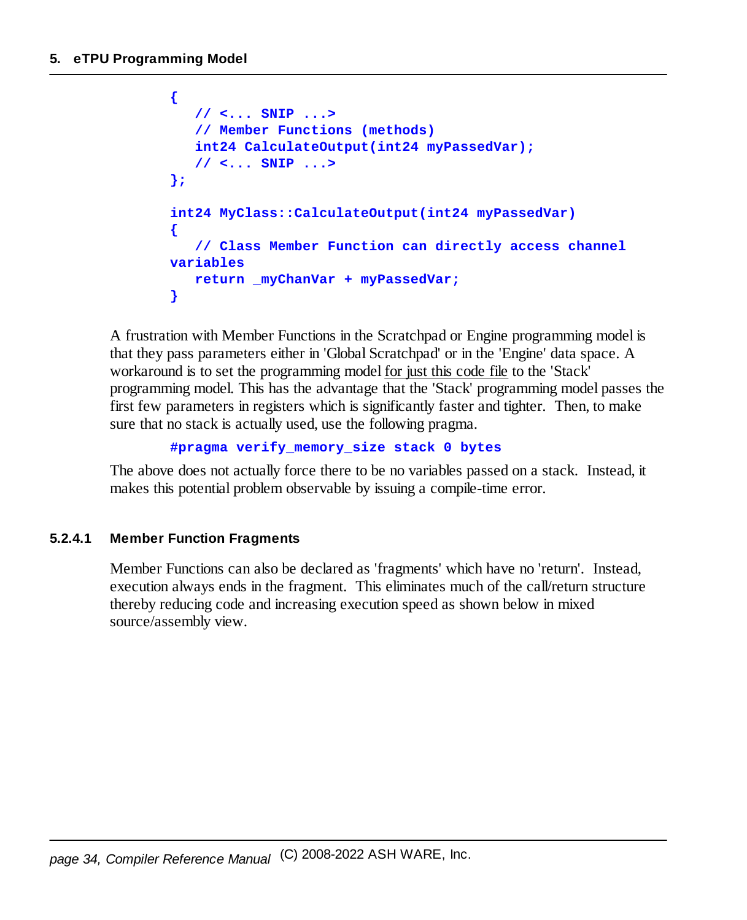```
{
   // <... SNIP ...>
   // Member Functions (methods)
   int24 CalculateOutput(int24 myPassedVar);
   // <... SNIP ...>
};

int24 MyClass::CalculateOutput(int24 myPassedVar)
{
   // Class Member Function can directly access channel
variables
   return _myChanVar + myPassedVar;
}
```

A frustration with Member Functions in the Scratchpad or Engine programming model is that they pass parameters either in 'Global Scratchpad' or in the 'Engine' data space. A workaround is to set the programming model for just this code file to the 'Stack' programming model. This has the advantage that the 'Stack' programming model passes the first few parameters in registers which is significantly faster and tighter. Then, to make sure that no stack is actually used, use the following pragma.

```
#pragma verify_memory_size stack 0 bytes
```

The above does not actually force there to be no variables passed on a stack. Instead, it makes this potential problem observable by issuing a compile-time error.

#### 5.2.4.1 Member Function Fragments

Member Functions can also be declared as 'fragments' which have no 'return'. Instead, execution always ends in the fragment. This eliminates much of the call/return structure thereby reducing code and increasing execution speed as shown below in mixed source/assembly view.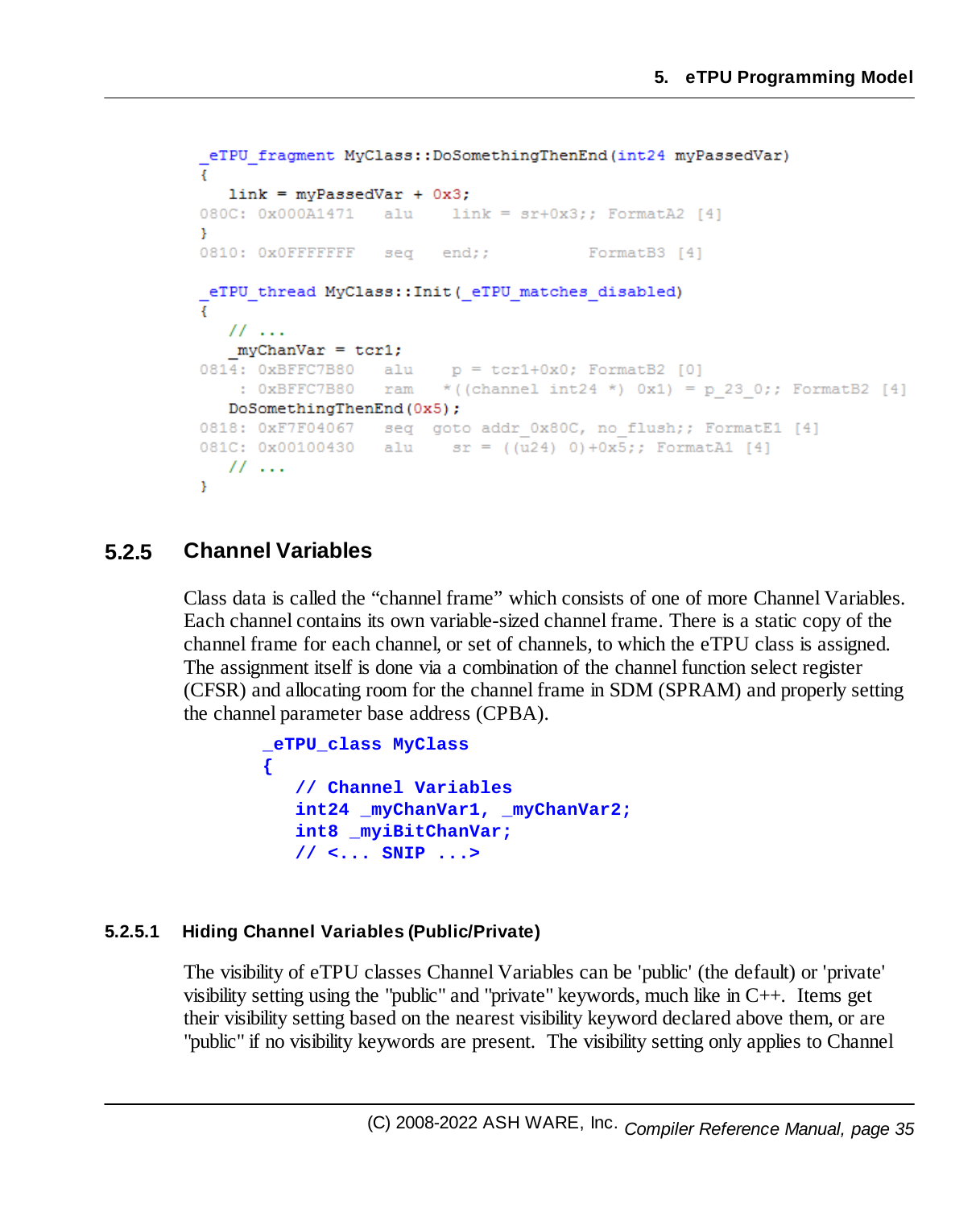```
_eTPU_fragment MyClass::DoSomethingThenEnd(int24 myPassedVar)
{
   link = myPassedVar + 0x3;
080C: 0x000A1471   alu    link = sr+0x3;; FormatA2 [4]
}
0810: 0x0FFFFFFF   seq   end;;           FormatB3 [4]

_eTPU_thread MyClass::Init(_eTPU_matches_disabled)
{
   // ...
   _myChanVar = tcr1;
0814: 0xBFFC7B80   alu    p = tcr1+0x0; FormatB2 [0]
    : 0xBFFC7B80   ram   *((channel int24 *) 0x1) = p_23_0;; FormatB2 [4]
   DoSomethingThenEnd(0x5);
0818: 0xF7F04067   seq  goto addr_0x80C, no_flush;; FormatE1 [4]
081C: 0x00100430   alu    sr = ((u24) 0)+0x5;; FormatA1 [4]
   // ...
}
```

### 5.2.5 Channel Variables

Class data is called the "channel frame" which consists of one of more Channel Variables. Each channel contains its own variable-sized channel frame. There is a static copy of the channel frame for each channel, or set of channels, to which the eTPU class is assigned. The assignment itself is done via a combination of the channel function select register (CFSR) and allocating room for the channel frame in SDM (SPRAM) and properly setting the channel parameter base address (CPBA).

```
_eTPU_class MyClass
{
   // Channel Variables
   int24 _myChanVar1, _myChanVar2;
   int8 _myiBitChanVar;
   // <... SNIP ...>
```

#### 5.2.5.1 Hiding Channel Variables (Public/Private)

The visibility of eTPU classes Channel Variables can be 'public' (the default) or 'private' visibility setting using the "public" and "private" keywords, much like in C++. Items get their visibility setting based on the nearest visibility keyword declared above them, or are "public" if no visibility keywords are present. The visibility setting only applies to Channel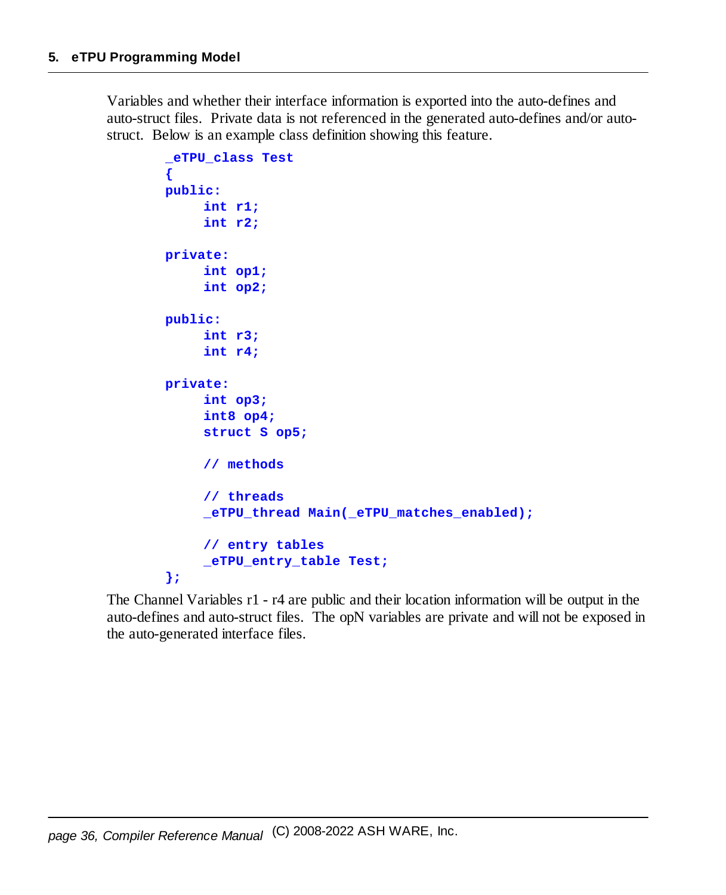Variables and whether their interface information is exported into the auto-defines and auto-struct files. Private data is not referenced in the generated auto-defines and/or auto-struct. Below is an example class definition showing this feature.

```
_eTPU_class Test
{
public:
     int r1;
     int r2;

private:
     int op1;
     int op2;

public:
     int r3;
     int r4;

private:
     int op3;
     int8 op4;
     struct S op5;

     // methods

     // threads
     _eTPU_thread Main(_eTPU_matches_enabled);

     // entry tables
     _eTPU_entry_table Test;
};
```

The Channel Variables r1 - r4 are public and their location information will be output in the auto-defines and auto-struct files. The opN variables are private and will not be exposed in the auto-generated interface files.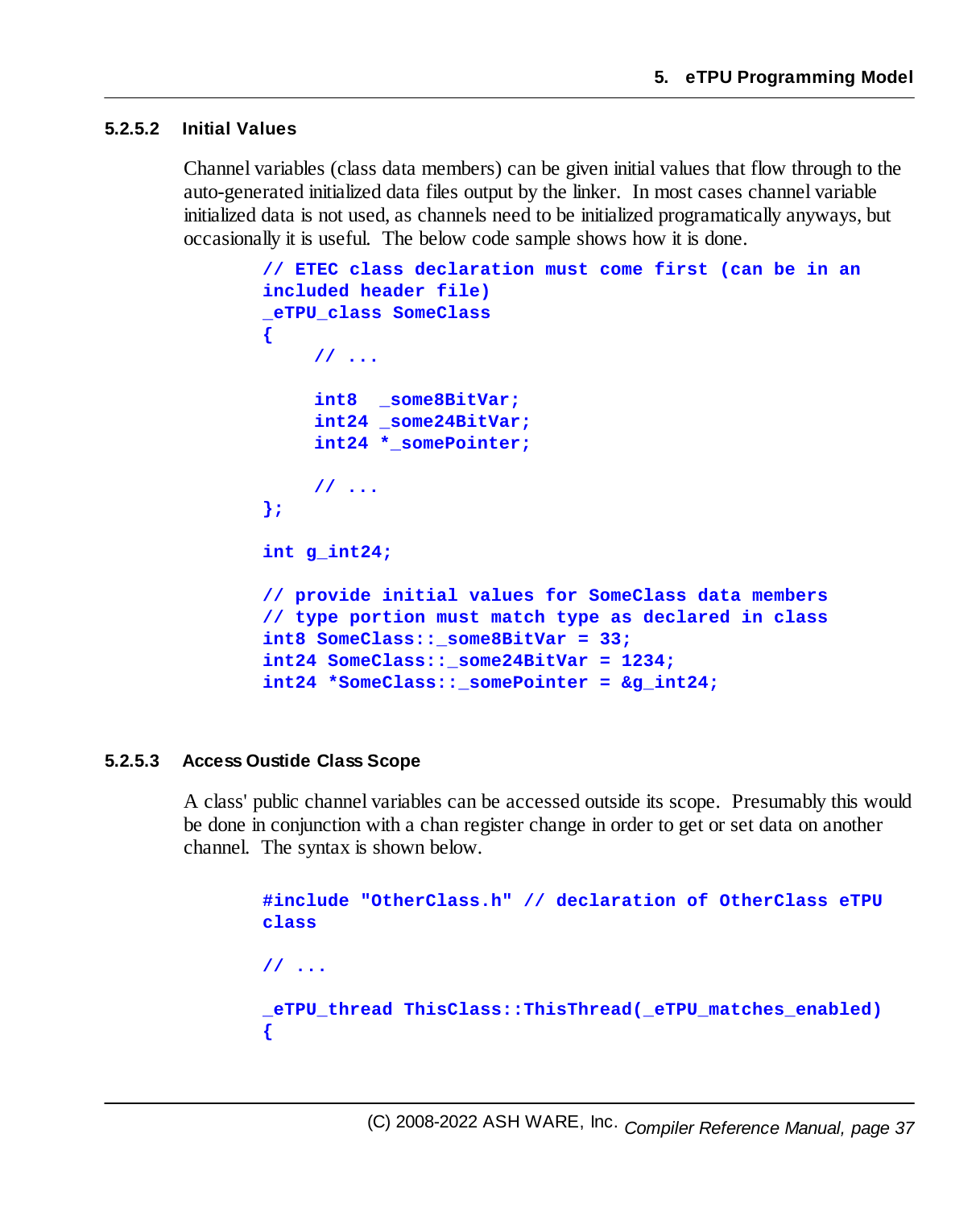#### 5.2.5.2 Initial Values

Channel variables (class data members) can be given initial values that flow through to the auto-generated initialized data files output by the linker. In most cases channel variable initialized data is not used, as channels need to be initialized programatically anyways, but occasionally it is useful. The below code sample shows how it is done.

```
// ETEC class declaration must come first (can be in an
included header file)
_eTPU_class SomeClass
{
    // ...

    int8  _some8BitVar;
    int24 _some24BitVar;
    int24 *_somePointer;

    // ...
};

int g_int24;

// provide initial values for SomeClass data members
// type portion must match type as declared in class
int8 SomeClass::_some8BitVar = 33;
int24 SomeClass::_some24BitVar = 1234;
int24 *SomeClass::_somePointer = &g_int24;
```

#### 5.2.5.3 Access Oustide Class Scope

A class' public channel variables can be accessed outside its scope. Presumably this would be done in conjunction with a chan register change in order to get or set data on another channel. The syntax is shown below.

```
#include "OtherClass.h" // declaration of OtherClass eTPU
class

// ...

_eTPU_thread ThisClass::ThisThread(_eTPU_matches_enabled)
{
```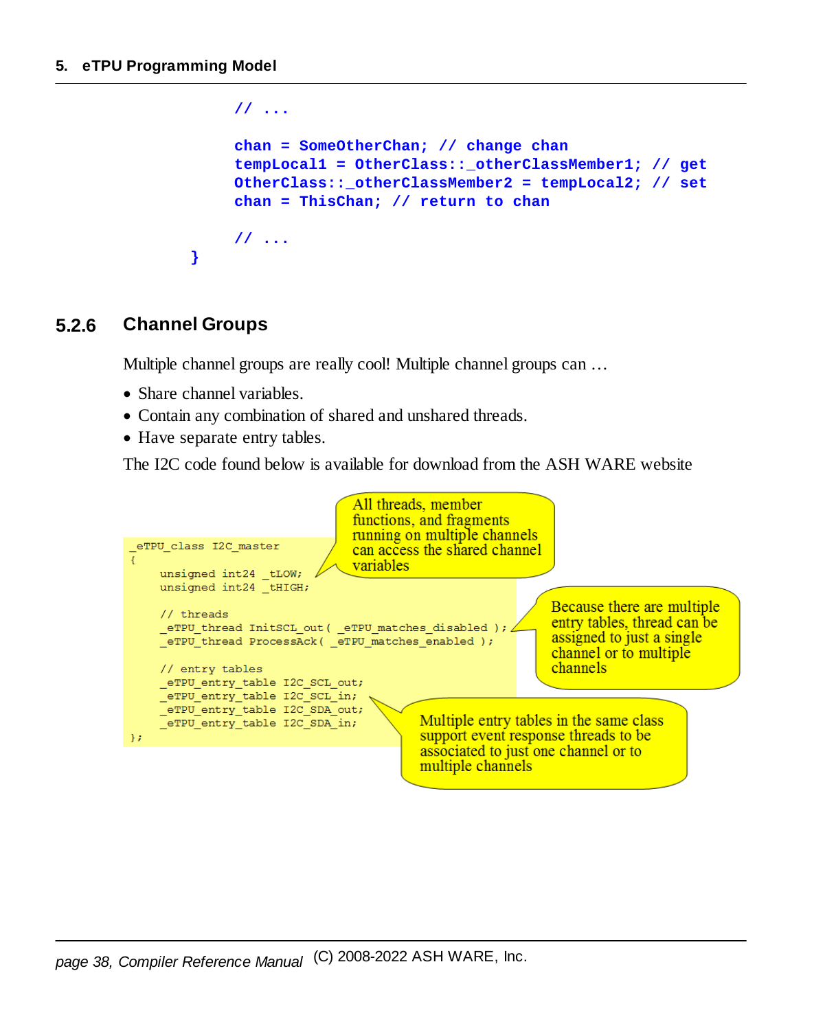```
    // ...

    chan = SomeOtherChan; // change chan
    tempLocal1 = OtherClass::_otherClassMember1; // get
    OtherClass::_otherClassMember2 = tempLocal2; // set
    chan = ThisChan; // return to chan

    // ...
}
```

### 5.2.6 Channel Groups

Multiple channel groups are really cool! Multiple channel groups can …

- Share channel variables.
- Contain any combination of shared and unshared threads.
- Have separate entry tables.

The I2C code found below is available for download from the ASH WARE website

```
_eTPU_class I2C_master
{
    unsigned int24 _tLOW;
    unsigned int24 _tHIGH;

    // threads
    _eTPU_thread InitSCL_out( _eTPU_matches_disabled );
    _eTPU_thread ProcessAck( _eTPU_matches_enabled );

    // entry tables
    _eTPU_entry_table I2C_SCL_out;
    _eTPU_entry_table I2C_SCL_in;
    _eTPU_entry_table I2C_SDA_out;
    _eTPU_entry_table I2C_SDA_in;
};
```

All threads, member functions, and fragments running on multiple channels can access the shared channel variables

Because there are multiple entry tables, thread can be assigned to just a single channel or to multiple channels

Multiple entry tables in the same class support event response threads to be associated to just one channel or to multiple channels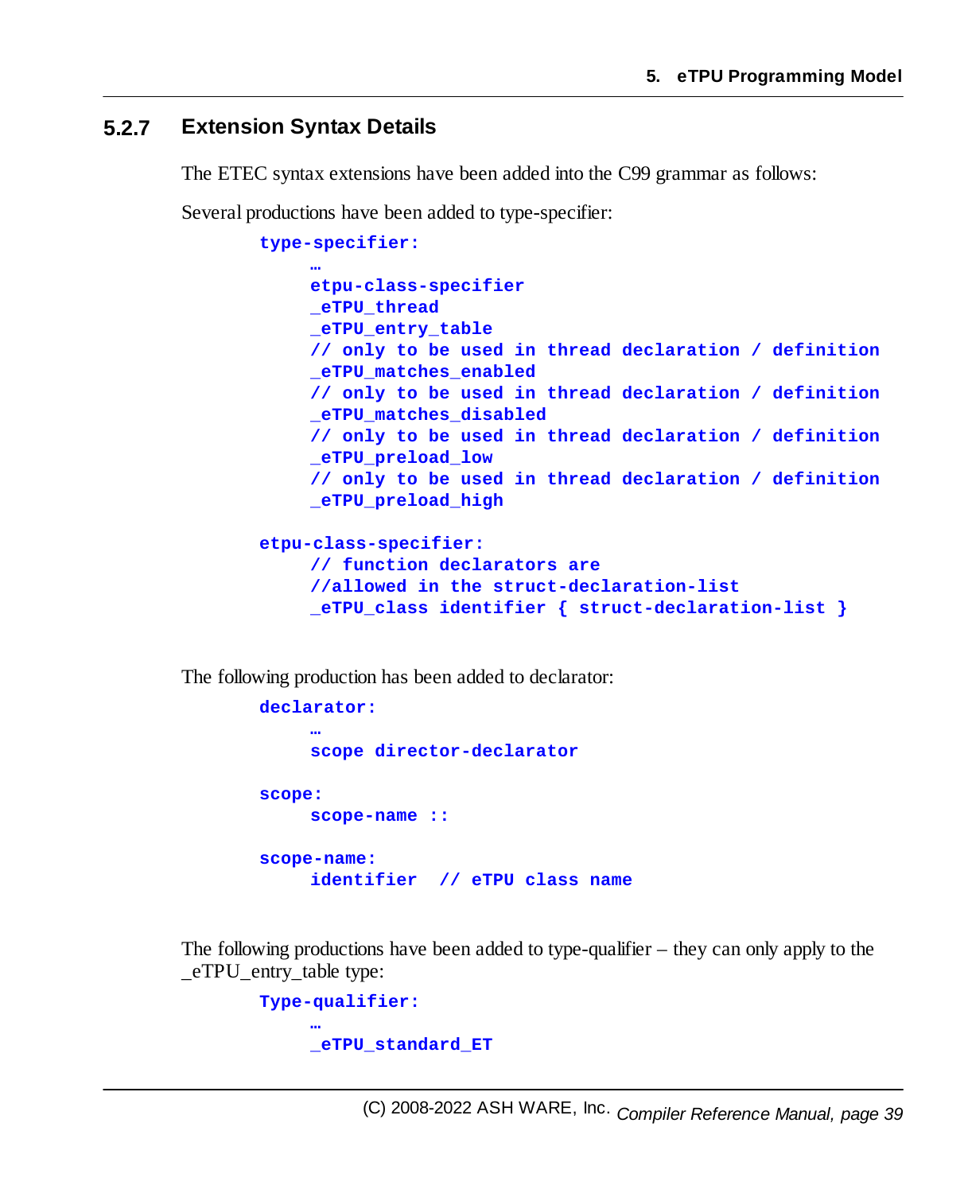### 5.2.7 Extension Syntax Details

The ETEC syntax extensions have been added into the C99 grammar as follows:

Several productions have been added to type-specifier:

```
type-specifier:
     …
     etpu-class-specifier
     _eTPU_thread
     _eTPU_entry_table
     // only to be used in thread declaration / definition
     _eTPU_matches_enabled
     // only to be used in thread declaration / definition
     _eTPU_matches_disabled
     // only to be used in thread declaration / definition
     _eTPU_preload_low
     // only to be used in thread declaration / definition
     _eTPU_preload_high

etpu-class-specifier:
     // function declarators are
     //allowed in the struct-declaration-list
     _eTPU_class identifier { struct-declaration-list }
```

The following production has been added to declarator:

```
declarator:
     …
     scope director-declarator

scope:
     scope-name ::

scope-name:
     identifier  // eTPU class name
```

The following productions have been added to type-qualifier – they can only apply to the _eTPU_entry_table type:

```
Type-qualifier:
     …
     _eTPU_standard_ET
```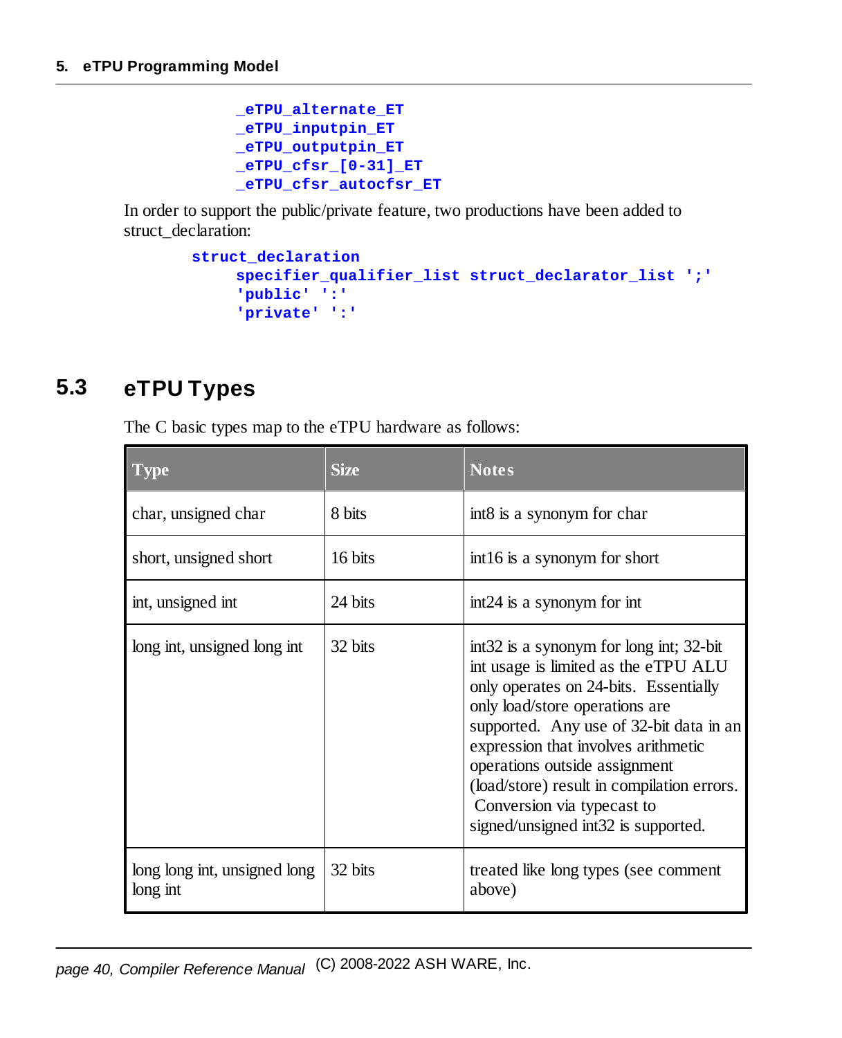```
_eTPU_alternate_ET
_eTPU_inputpin_ET
_eTPU_outputpin_ET
_eTPU_cfsr_[0-31]_ET
_eTPU_cfsr_autocfsr_ET
```

In order to support the public/private feature, two productions have been added to struct_declaration:

```
struct_declaration
    specifier_qualifier_list struct_declarator_list ';'
    'public' ':'
    'private' ':'
```

## 5.3 eTPU Types

The C basic types map to the eTPU hardware as follows:

| Type | Size | Notes |
|---|---|---|
| char, unsigned char | 8 bits | int8 is a synonym for char |
| short, unsigned short | 16 bits | int16 is a synonym for short |
| int, unsigned int | 24 bits | int24 is a synonym for int |
| long int, unsigned long int | 32 bits | int32 is a synonym for long int; 32-bit int usage is limited as the eTPU ALU only operates on 24-bits. Essentially only load/store operations are supported. Any use of 32-bit data in an expression that involves arithmetic operations outside assignment (load/store) result in compilation errors. Conversion via typecast to signed/unsigned int32 is supported. |
| long long int, unsigned long long int | 32 bits | treated like long types (see comment above) |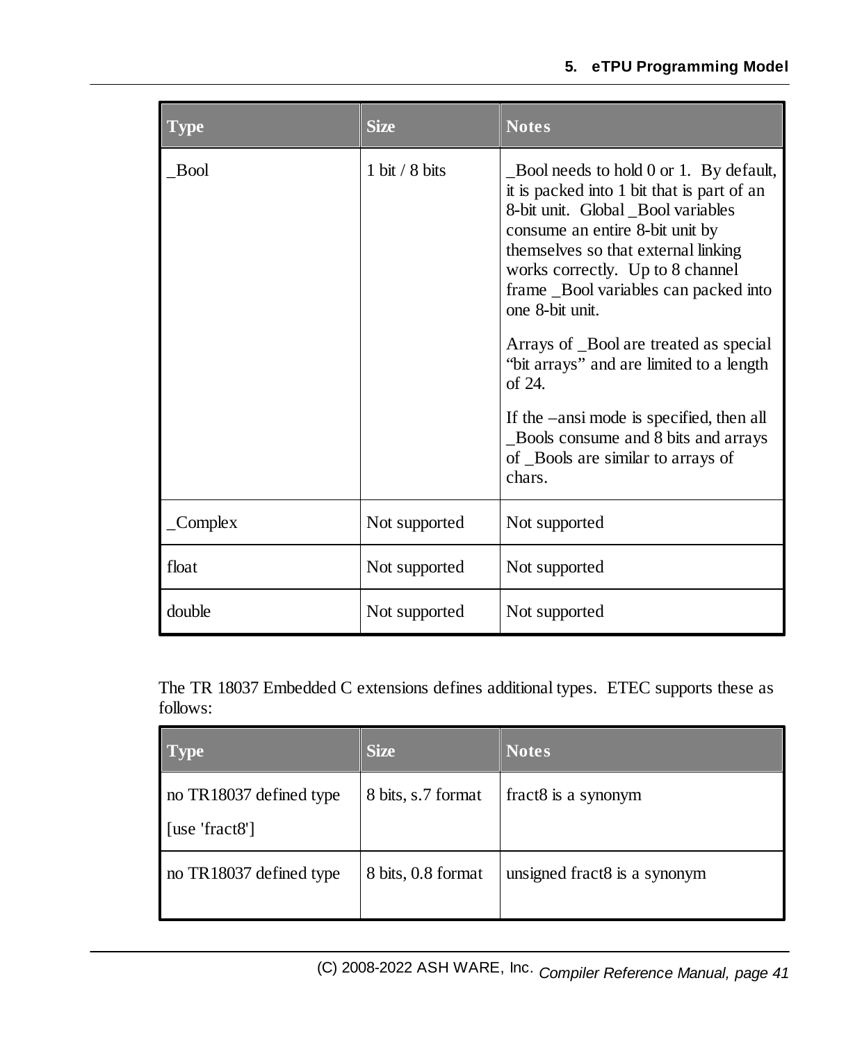| Type | Size | Notes |
|---|---|---|
| _Bool | 1 bit / 8 bits | _Bool needs to hold 0 or 1. By default, it is packed into 1 bit that is part of an 8-bit unit. Global _Bool variables consume an entire 8-bit unit by themselves so that external linking works correctly. Up to 8 channel frame _Bool variables can packed into one 8-bit unit.<br><br>Arrays of _Bool are treated as special "bit arrays" and are limited to a length of 24.<br><br>If the –ansi mode is specified, then all _Bools consume and 8 bits and arrays of _Bools are similar to arrays of chars. |
| _Complex | Not supported | Not supported |
| float | Not supported | Not supported |
| double | Not supported | Not supported |

The TR 18037 Embedded C extensions defines additional types. ETEC supports these as follows:

| Type | Size | Notes |
|---|---|---|
| no TR18037 defined type<br><br>[use 'fract8'] | 8 bits, s.7 format | fract8 is a synonym |
| no TR18037 defined type | 8 bits, 0.8 format | unsigned fract8 is a synonym |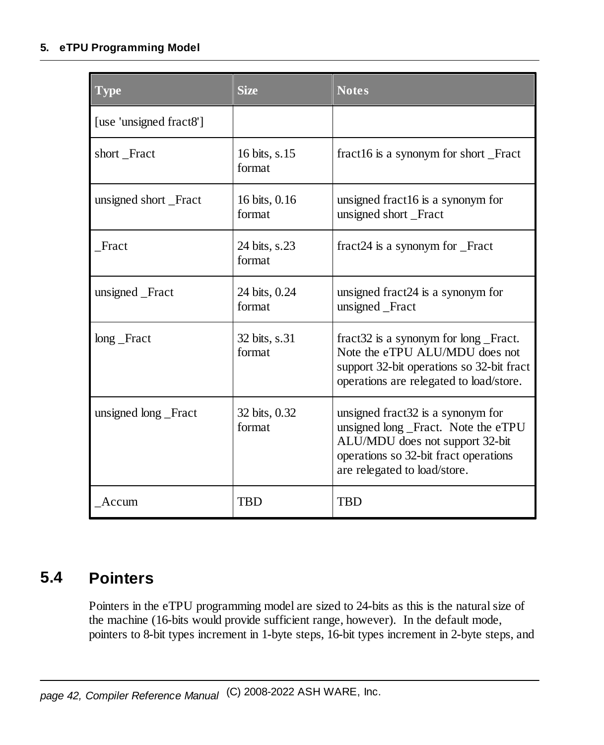| Type | Size | Notes |
|---|---|---|
| [use 'unsigned fract8'] | | |
| short _Fract | 16 bits, s.15 format | fract16 is a synonym for short _Fract |
| unsigned short _Fract | 16 bits, 0.16 format | unsigned fract16 is a synonym for unsigned short _Fract |
| _Fract | 24 bits, s.23 format | fract24 is a synonym for _Fract |
| unsigned _Fract | 24 bits, 0.24 format | unsigned fract24 is a synonym for unsigned _Fract |
| long _Fract | 32 bits, s.31 format | fract32 is a synonym for long _Fract. Note the eTPU ALU/MDU does not support 32-bit operations so 32-bit fract operations are relegated to load/store. |
| unsigned long _Fract | 32 bits, 0.32 format | unsigned fract32 is a synonym for unsigned long _Fract. Note the eTPU ALU/MDU does not support 32-bit operations so 32-bit fract operations are relegated to load/store. |
| _Accum | TBD | TBD |

## 5.4 Pointers

Pointers in the eTPU programming model are sized to 24-bits as this is the natural size of the machine (16-bits would provide sufficient range, however). In the default mode, pointers to 8-bit types increment in 1-byte steps, 16-bit types increment in 2-byte steps, and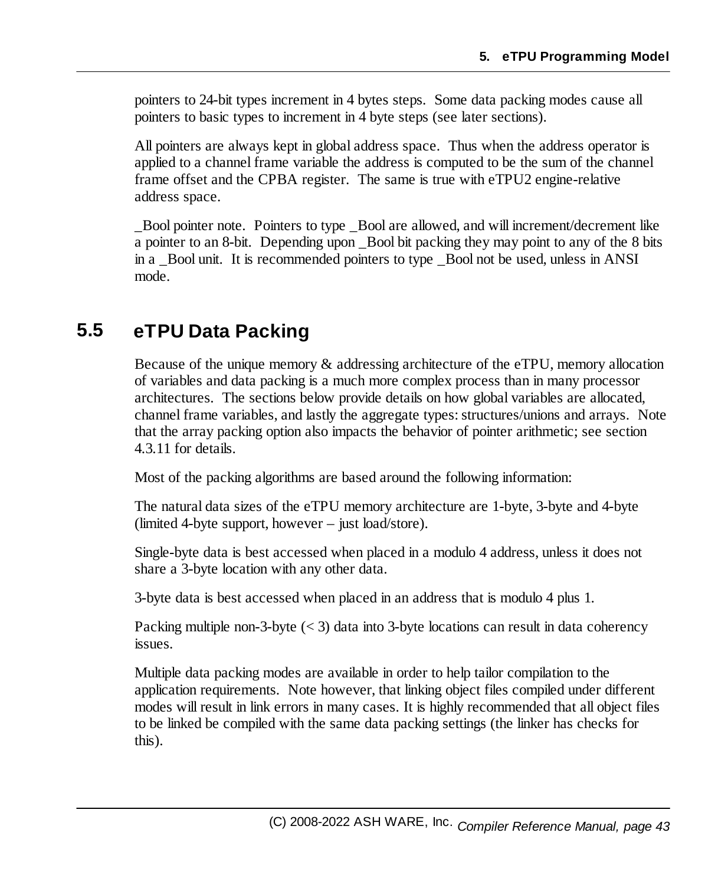pointers to 24-bit types increment in 4 bytes steps. Some data packing modes cause all pointers to basic types to increment in 4 byte steps (see later sections).

All pointers are always kept in global address space. Thus when the address operator is applied to a channel frame variable the address is computed to be the sum of the channel frame offset and the CPBA register. The same is true with eTPU2 engine-relative address space.

_Bool pointer note. Pointers to type _Bool are allowed, and will increment/decrement like a pointer to an 8-bit. Depending upon _Bool bit packing they may point to any of the 8 bits in a _Bool unit. It is recommended pointers to type _Bool not be used, unless in ANSI mode.

## 5.5 eTPU Data Packing

Because of the unique memory & addressing architecture of the eTPU, memory allocation of variables and data packing is a much more complex process than in many processor architectures. The sections below provide details on how global variables are allocated, channel frame variables, and lastly the aggregate types: structures/unions and arrays. Note that the array packing option also impacts the behavior of pointer arithmetic; see section 4.3.11 for details.

Most of the packing algorithms are based around the following information:

The natural data sizes of the eTPU memory architecture are 1-byte, 3-byte and 4-byte (limited 4-byte support, however – just load/store).

Single-byte data is best accessed when placed in a modulo 4 address, unless it does not share a 3-byte location with any other data.

3-byte data is best accessed when placed in an address that is modulo 4 plus 1.

Packing multiple non-3-byte (< 3) data into 3-byte locations can result in data coherency issues.

Multiple data packing modes are available in order to help tailor compilation to the application requirements. Note however, that linking object files compiled under different modes will result in link errors in many cases. It is highly recommended that all object files to be linked be compiled with the same data packing settings (the linker has checks for this).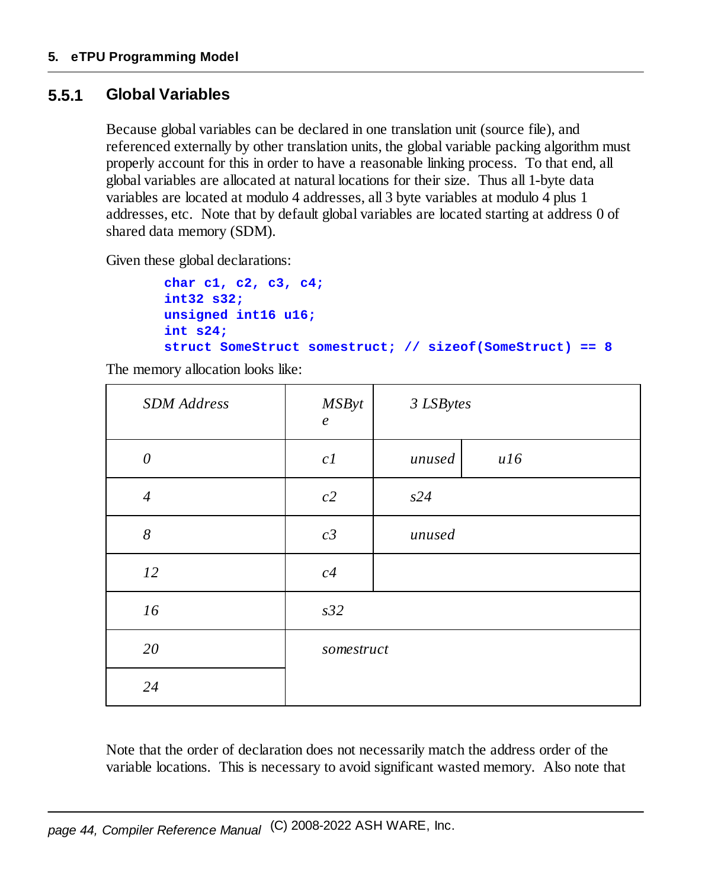### 5.5.1 Global Variables

Because global variables can be declared in one translation unit (source file), and referenced externally by other translation units, the global variable packing algorithm must properly account for this in order to have a reasonable linking process. To that end, all global variables are allocated at natural locations for their size. Thus all 1-byte data variables are located at modulo 4 addresses, all 3 byte variables at modulo 4 plus 1 addresses, etc. Note that by default global variables are located starting at address 0 of shared data memory (SDM).

Given these global declarations:

```
char c1, c2, c3, c4;
int32 s32;
unsigned int16 u16;
int s24;
struct SomeStruct somestruct; // sizeof(SomeStruct) == 8
```

The memory allocation looks like:

| *SDM Address* | *MSByte* | *3 LSBytes* | |
|---|---|---|---|
| *0* | *c1* | *unused* | *u16* |
| *4* | *c2* | *s24* | |
| *8* | *c3* | *unused* | |
| *12* | *c4* | | |
| *16* | *s32* | | |
| *20* | *somestruct* | | |
| *24* | | | |

Note that the order of declaration does not necessarily match the address order of the variable locations. This is necessary to avoid significant wasted memory. Also note that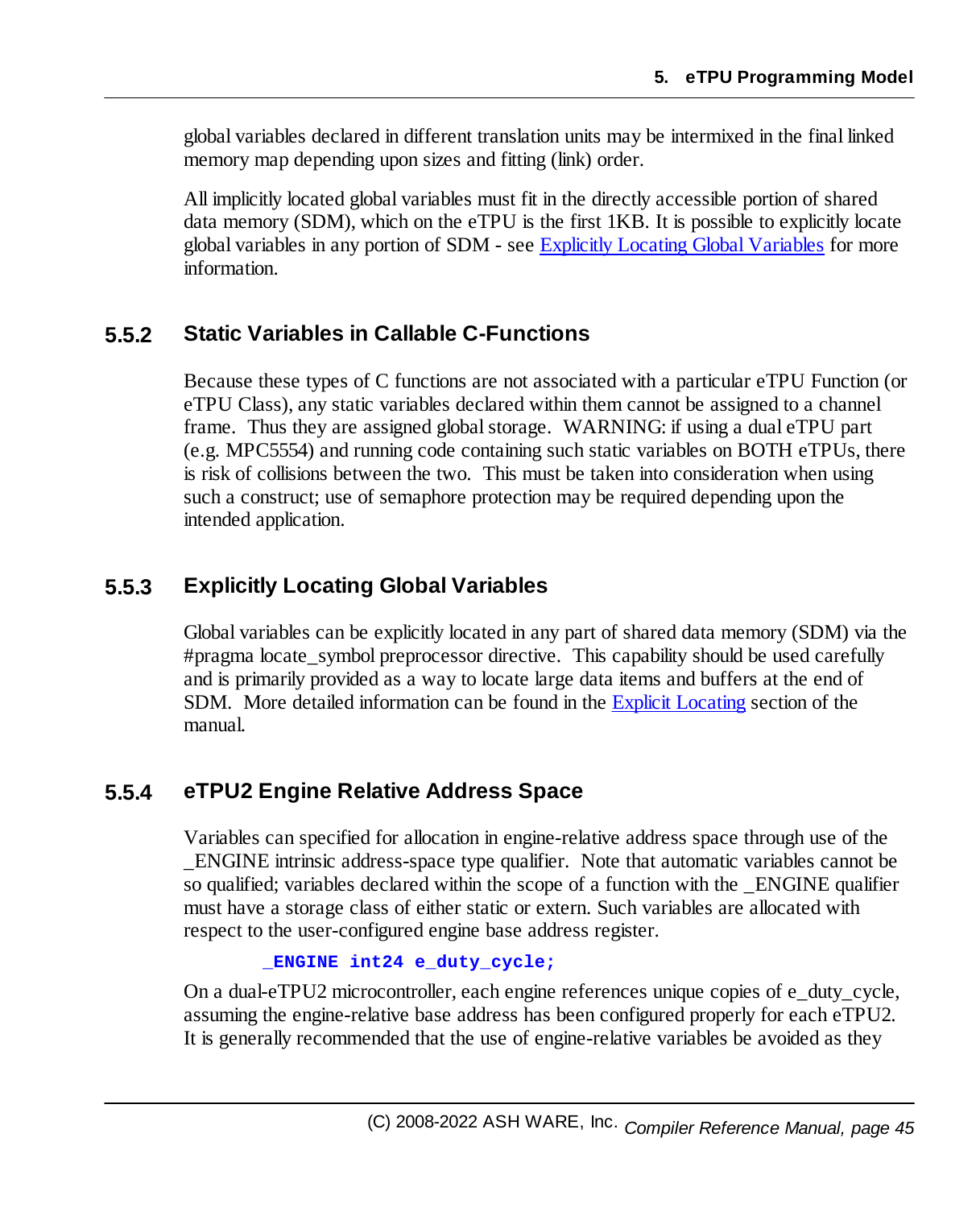global variables declared in different translation units may be intermixed in the final linked memory map depending upon sizes and fitting (link) order.

All implicitly located global variables must fit in the directly accessible portion of shared data memory (SDM), which on the eTPU is the first 1KB. It is possible to explicitly locate global variables in any portion of SDM - see Explicitly Locating Global Variables for more information.

### 5.5.2 Static Variables in Callable C-Functions

Because these types of C functions are not associated with a particular eTPU Function (or eTPU Class), any static variables declared within them cannot be assigned to a channel frame. Thus they are assigned global storage. WARNING: if using a dual eTPU part (e.g. MPC5554) and running code containing such static variables on BOTH eTPUs, there is risk of collisions between the two. This must be taken into consideration when using such a construct; use of semaphore protection may be required depending upon the intended application.

### 5.5.3 Explicitly Locating Global Variables

Global variables can be explicitly located in any part of shared data memory (SDM) via the #pragma locate_symbol preprocessor directive. This capability should be used carefully and is primarily provided as a way to locate large data items and buffers at the end of SDM. More detailed information can be found in the Explicit Locating section of the manual.

### 5.5.4 eTPU2 Engine Relative Address Space

Variables can specified for allocation in engine-relative address space through use of the _ENGINE intrinsic address-space type qualifier. Note that automatic variables cannot be so qualified; variables declared within the scope of a function with the _ENGINE qualifier must have a storage class of either static or extern. Such variables are allocated with respect to the user-configured engine base address register.

```
_ENGINE int24 e_duty_cycle;
```

On a dual-eTPU2 microcontroller, each engine references unique copies of e_duty_cycle, assuming the engine-relative base address has been configured properly for each eTPU2. It is generally recommended that the use of engine-relative variables be avoided as they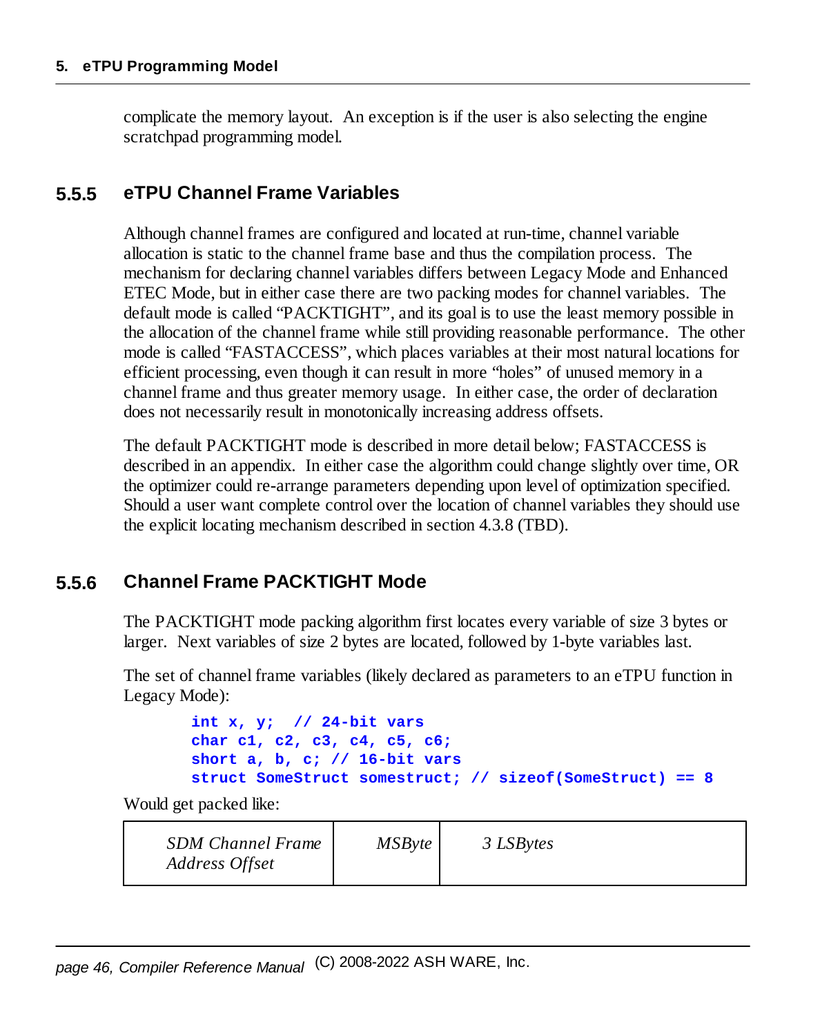complicate the memory layout. An exception is if the user is also selecting the engine scratchpad programming model.

### 5.5.5 eTPU Channel Frame Variables

Although channel frames are configured and located at run-time, channel variable allocation is static to the channel frame base and thus the compilation process. The mechanism for declaring channel variables differs between Legacy Mode and Enhanced ETEC Mode, but in either case there are two packing modes for channel variables. The default mode is called "PACKTIGHT", and its goal is to use the least memory possible in the allocation of the channel frame while still providing reasonable performance. The other mode is called "FASTACCESS", which places variables at their most natural locations for efficient processing, even though it can result in more "holes" of unused memory in a channel frame and thus greater memory usage. In either case, the order of declaration does not necessarily result in monotonically increasing address offsets.

The default PACKTIGHT mode is described in more detail below; FASTACCESS is described in an appendix. In either case the algorithm could change slightly over time, OR the optimizer could re-arrange parameters depending upon level of optimization specified. Should a user want complete control over the location of channel variables they should use the explicit locating mechanism described in section 4.3.8 (TBD).

### 5.5.6 Channel Frame PACKTIGHT Mode

The PACKTIGHT mode packing algorithm first locates every variable of size 3 bytes or larger. Next variables of size 2 bytes are located, followed by 1-byte variables last.

The set of channel frame variables (likely declared as parameters to an eTPU function in Legacy Mode):

```
int x, y;  // 24-bit vars
char c1, c2, c3, c4, c5, c6;
short a, b, c; // 16-bit vars
struct SomeStruct somestruct; // sizeof(SomeStruct) == 8
```

Would get packed like:

| *SDM Channel Frame Address Offset* | *MSByte* | *3 LSBytes* |
|---|---|---|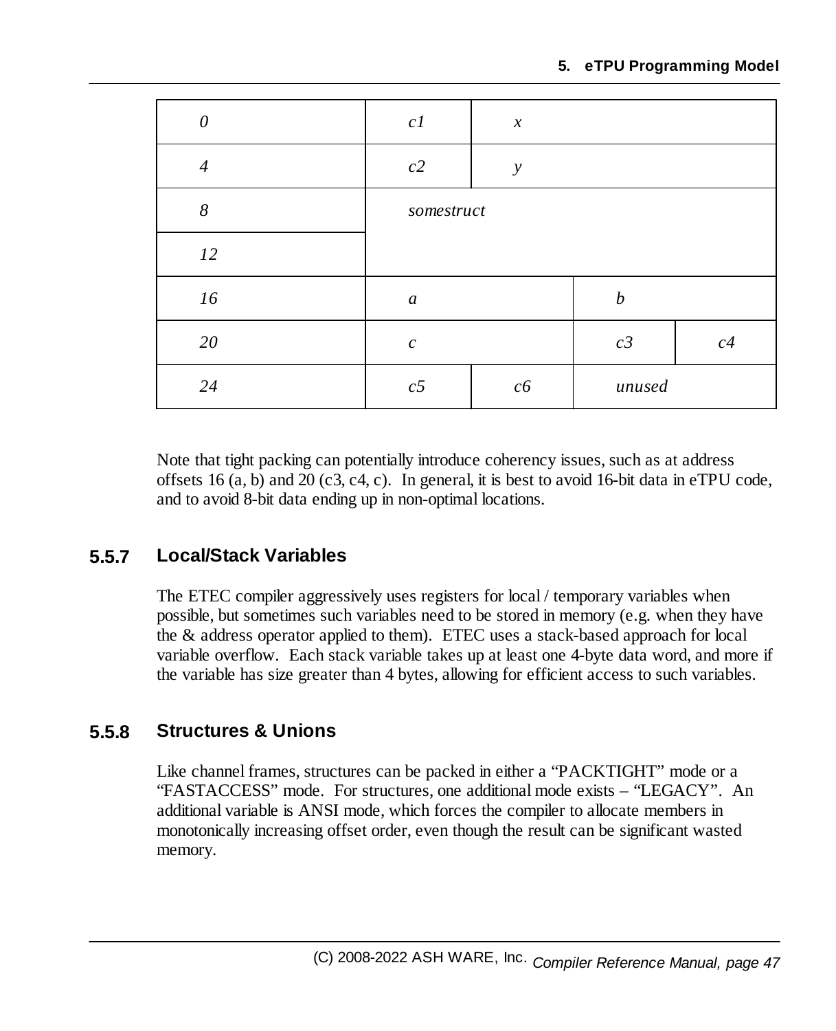| | | | | |
|---|---|---|---|---|
| *0* | *c1* | *x* | | |
| *4* | *c2* | *y* | | |
| *8* | *somestruct* | | | |
| *12* | | | | |
| *16* | *a* | | *b* | |
| *20* | *c* | | *c3* | *c4* |
| *24* | *c5* | *c6* | *unused* | |

Note that tight packing can potentially introduce coherency issues, such as at address offsets 16 (a, b) and 20 (c3, c4, c). In general, it is best to avoid 16-bit data in eTPU code, and to avoid 8-bit data ending up in non-optimal locations.

### 5.5.7 Local/Stack Variables

The ETEC compiler aggressively uses registers for local / temporary variables when possible, but sometimes such variables need to be stored in memory (e.g. when they have the & address operator applied to them). ETEC uses a stack-based approach for local variable overflow. Each stack variable takes up at least one 4-byte data word, and more if the variable has size greater than 4 bytes, allowing for efficient access to such variables.

### 5.5.8 Structures & Unions

Like channel frames, structures can be packed in either a "PACKTIGHT" mode or a "FASTACCESS" mode. For structures, one additional mode exists – "LEGACY". An additional variable is ANSI mode, which forces the compiler to allocate members in monotonically increasing offset order, even though the result can be significant wasted memory.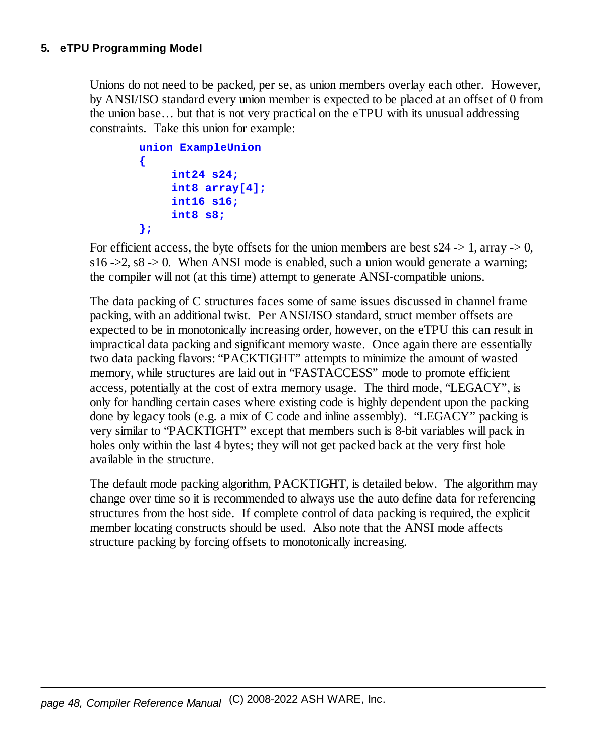Unions do not need to be packed, per se, as union members overlay each other. However, by ANSI/ISO standard every union member is expected to be placed at an offset of 0 from the union base… but that is not very practical on the eTPU with its unusual addressing constraints. Take this union for example:

```
union ExampleUnion
{
     int24 s24;
     int8 array[4];
     int16 s16;
     int8 s8;
};
```

For efficient access, the byte offsets for the union members are best s24 -> 1, array -> 0, s16 ->2, s8 -> 0. When ANSI mode is enabled, such a union would generate a warning; the compiler will not (at this time) attempt to generate ANSI-compatible unions.

The data packing of C structures faces some of same issues discussed in channel frame packing, with an additional twist. Per ANSI/ISO standard, struct member offsets are expected to be in monotonically increasing order, however, on the eTPU this can result in impractical data packing and significant memory waste. Once again there are essentially two data packing flavors: "PACKTIGHT" attempts to minimize the amount of wasted memory, while structures are laid out in "FASTACCESS" mode to promote efficient access, potentially at the cost of extra memory usage. The third mode, "LEGACY", is only for handling certain cases where existing code is highly dependent upon the packing done by legacy tools (e.g. a mix of C code and inline assembly). "LEGACY" packing is very similar to "PACKTIGHT" except that members such is 8-bit variables will pack in holes only within the last 4 bytes; they will not get packed back at the very first hole available in the structure.

The default mode packing algorithm, PACKTIGHT, is detailed below. The algorithm may change over time so it is recommended to always use the auto define data for referencing structures from the host side. If complete control of data packing is required, the explicit member locating constructs should be used. Also note that the ANSI mode affects structure packing by forcing offsets to monotonically increasing.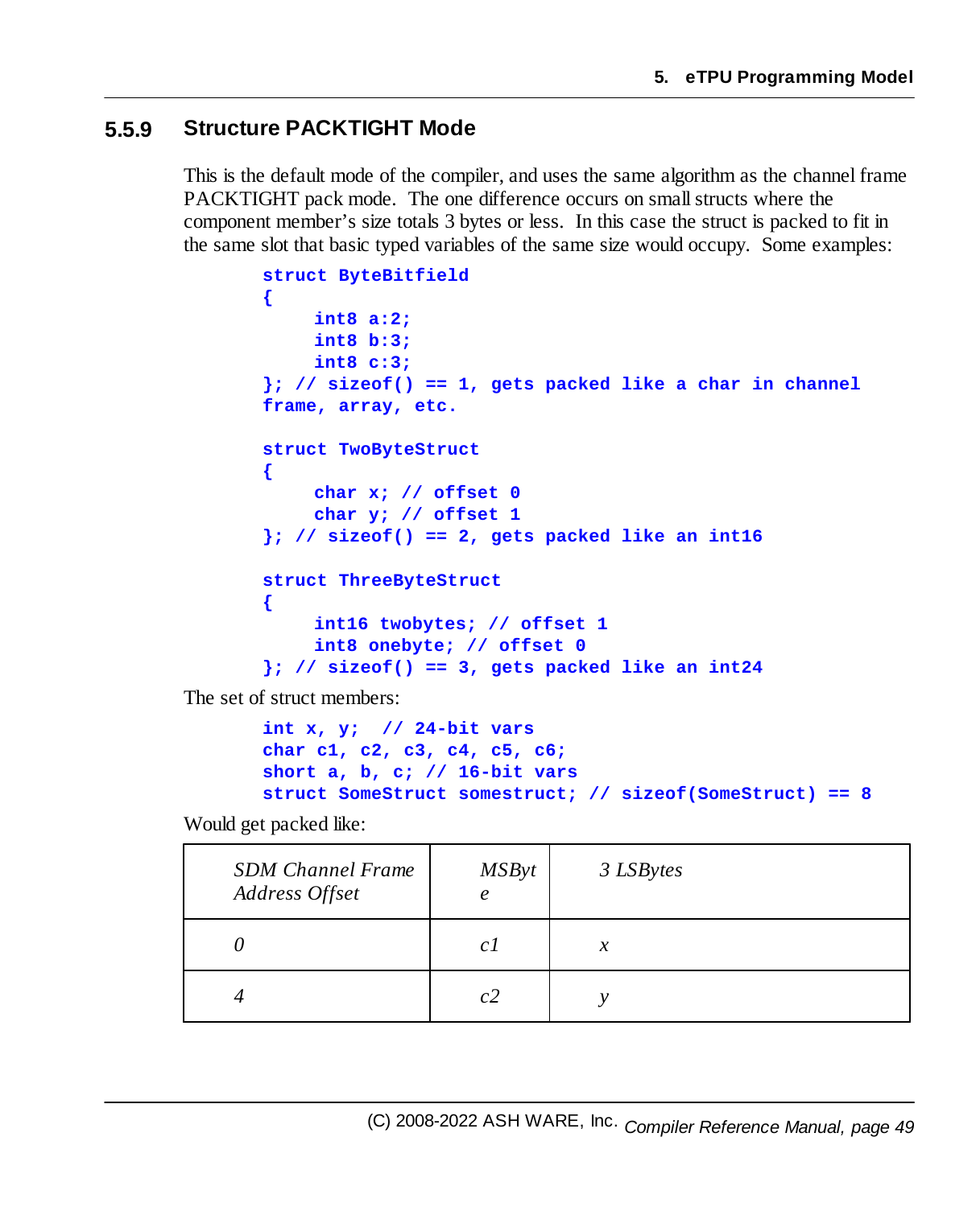### 5.5.9 Structure PACKTIGHT Mode

This is the default mode of the compiler, and uses the same algorithm as the channel frame PACKTIGHT pack mode. The one difference occurs on small structs where the component member's size totals 3 bytes or less. In this case the struct is packed to fit in the same slot that basic typed variables of the same size would occupy. Some examples:

```
struct ByteBitfield
{
     int8 a:2;
     int8 b:3;
     int8 c:3;
}; // sizeof() == 1, gets packed like a char in channel
frame, array, etc.

struct TwoByteStruct
{
     char x; // offset 0
     char y; // offset 1
}; // sizeof() == 2, gets packed like an int16

struct ThreeByteStruct
{
     int16 twobytes; // offset 1
     int8 onebyte; // offset 0
}; // sizeof() == 3, gets packed like an int24
```

The set of struct members:

```
int x, y;  // 24-bit vars
char c1, c2, c3, c4, c5, c6;
short a, b, c; // 16-bit vars
struct SomeStruct somestruct; // sizeof(SomeStruct) == 8
```

Would get packed like:

| *SDM Channel Frame Address Offset* | *MSByte* | *3 LSBytes* |
|---|---|---|
| *0* | *c1* | *x* |
| *4* | *c2* | *y* |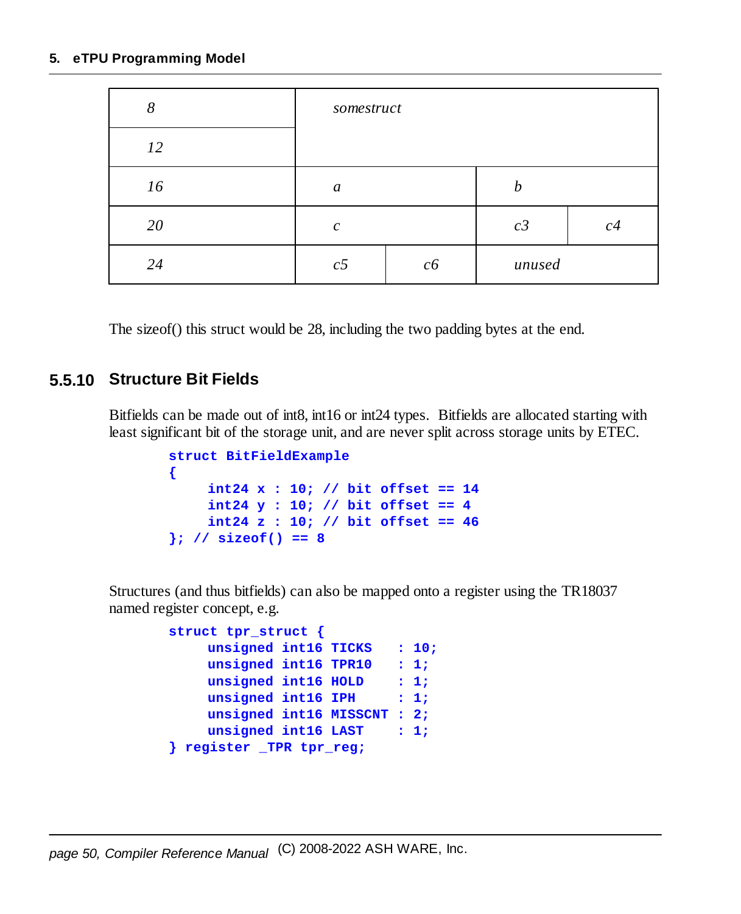| | | | | |
|---|---|---|---|---|
| *8* | *somestruct* | | | |
| *12* | | | | |
| *16* | *a* | | *b* | |
| *20* | *c* | | *c3* | *c4* |
| *24* | *c5* | *c6* | *unused* | |

The sizeof() this struct would be 28, including the two padding bytes at the end.

### 5.5.10 Structure Bit Fields

Bitfields can be made out of int8, int16 or int24 types. Bitfields are allocated starting with least significant bit of the storage unit, and are never split across storage units by ETEC.

```
struct BitFieldExample
{
     int24 x : 10; // bit offset == 14
     int24 y : 10; // bit offset == 4
     int24 z : 10; // bit offset == 46
}; // sizeof() == 8
```

Structures (and thus bitfields) can also be mapped onto a register using the TR18037 named register concept, e.g.

```
struct tpr_struct {
     unsigned int16 TICKS   : 10;
     unsigned int16 TPR10   : 1;
     unsigned int16 HOLD    : 1;
     unsigned int16 IPH     : 1;
     unsigned int16 MISSCNT : 2;
     unsigned int16 LAST    : 1;
} register _TPR tpr_reg;
```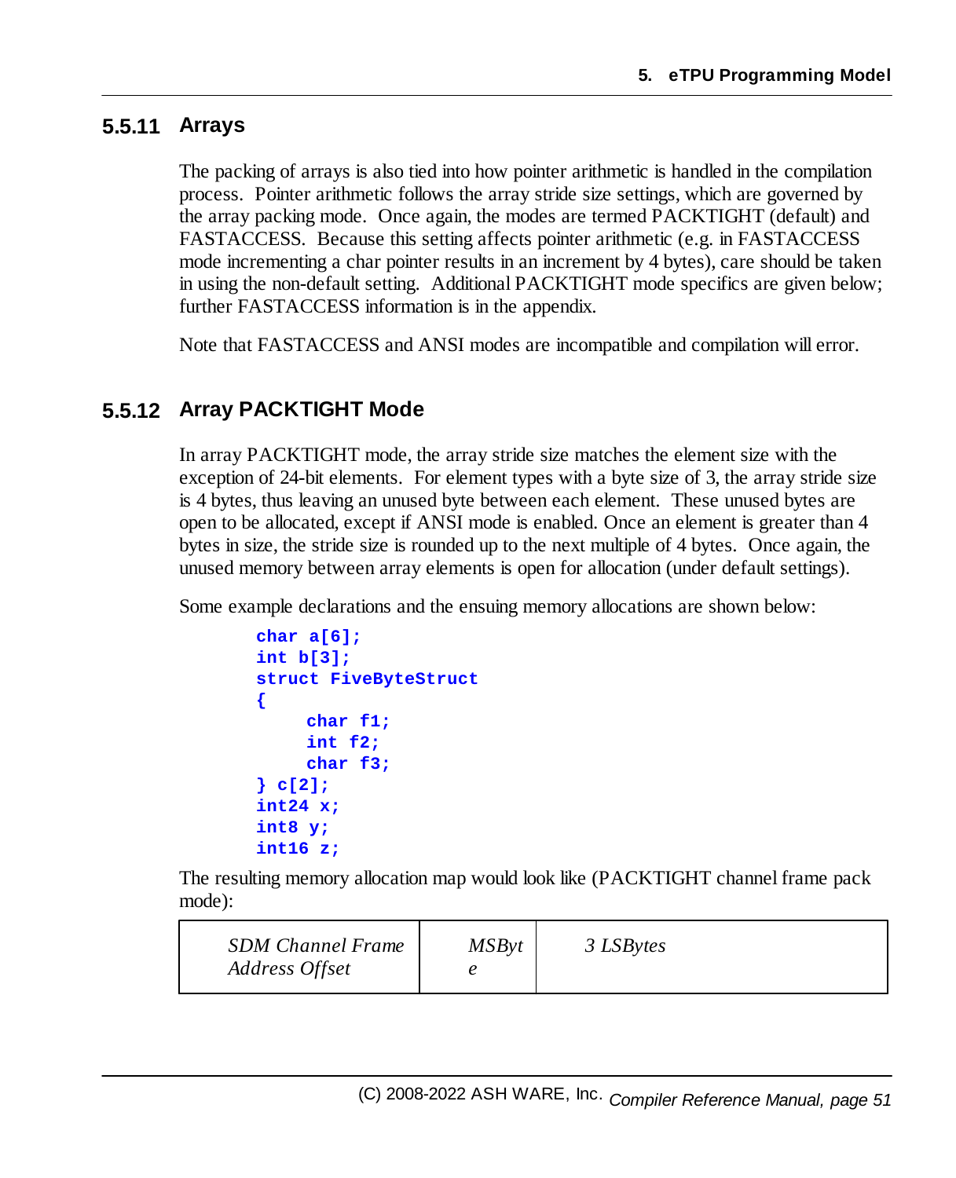### 5.5.11 Arrays

The packing of arrays is also tied into how pointer arithmetic is handled in the compilation process. Pointer arithmetic follows the array stride size settings, which are governed by the array packing mode. Once again, the modes are termed PACKTIGHT (default) and FASTACCESS. Because this setting affects pointer arithmetic (e.g. in FASTACCESS mode incrementing a char pointer results in an increment by 4 bytes), care should be taken in using the non-default setting. Additional PACKTIGHT mode specifics are given below; further FASTACCESS information is in the appendix.

Note that FASTACCESS and ANSI modes are incompatible and compilation will error.

### 5.5.12 Array PACKTIGHT Mode

In array PACKTIGHT mode, the array stride size matches the element size with the exception of 24-bit elements. For element types with a byte size of 3, the array stride size is 4 bytes, thus leaving an unused byte between each element. These unused bytes are open to be allocated, except if ANSI mode is enabled. Once an element is greater than 4 bytes in size, the stride size is rounded up to the next multiple of 4 bytes. Once again, the unused memory between array elements is open for allocation (under default settings).

Some example declarations and the ensuing memory allocations are shown below:

```
char a[6];
int b[3];
struct FiveByteStruct
{
     char f1;
     int f2;
     char f3;
} c[2];
int24 x;
int8 y;
int16 z;
```

The resulting memory allocation map would look like (PACKTIGHT channel frame pack mode):

| *SDM Channel Frame Address Offset* | *MSByte* | *3 LSBytes* |
| --- | --- | --- |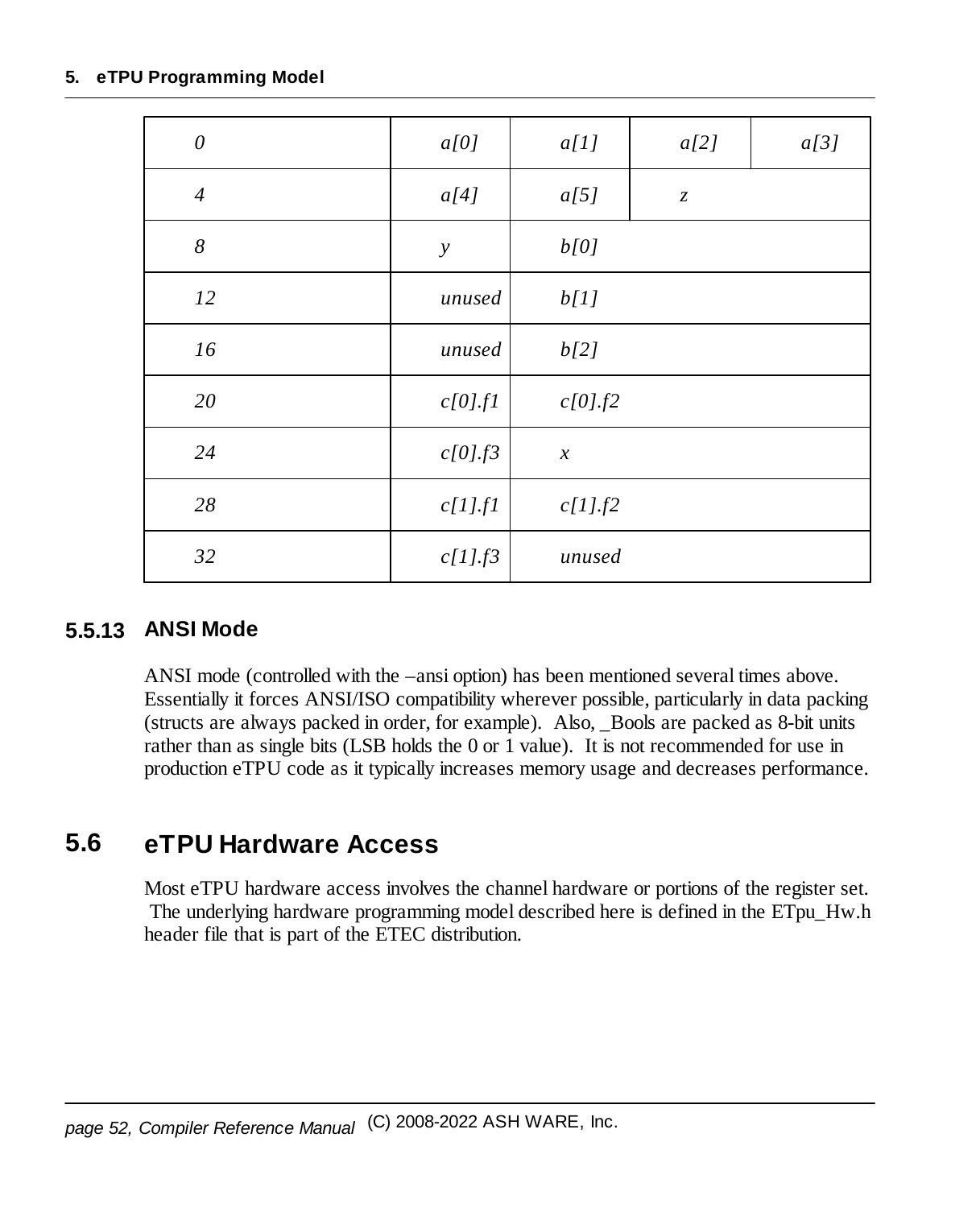| *0* | *a[0]* | *a[1]* | *a[2]* | *a[3]* |
|---|---|---|---|---|
| *4* | *a[4]* | *a[5]* | *z* | |
| *8* | *y* | *b[0]* | | |
| *12* | *unused* | *b[1]* | | |
| *16* | *unused* | *b[2]* | | |
| *20* | *c[0].f1* | *c[0].f2* | | |
| *24* | *c[0].f3* | *x* | | |
| *28* | *c[1].f1* | *c[1].f2* | | |
| *32* | *c[1].f3* | *unused* | | |

### 5.5.13 ANSI Mode

ANSI mode (controlled with the –ansi option) has been mentioned several times above. Essentially it forces ANSI/ISO compatibility wherever possible, particularly in data packing (structs are always packed in order, for example). Also, _Bools are packed as 8-bit units rather than as single bits (LSB holds the 0 or 1 value). It is not recommended for use in production eTPU code as it typically increases memory usage and decreases performance.

## 5.6 eTPU Hardware Access

Most eTPU hardware access involves the channel hardware or portions of the register set. The underlying hardware programming model described here is defined in the ETpu_Hw.h header file that is part of the ETEC distribution.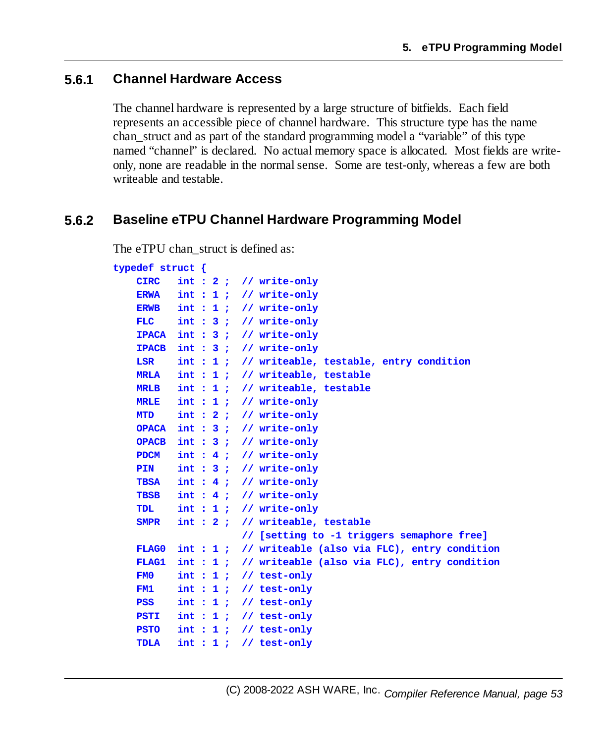### 5.6.1 Channel Hardware Access

The channel hardware is represented by a large structure of bitfields. Each field represents an accessible piece of channel hardware. This structure type has the name chan_struct and as part of the standard programming model a "variable" of this type named "channel" is declared. No actual memory space is allocated. Most fields are write-only, none are readable in the normal sense. Some are test-only, whereas a few are both writeable and testable.

### 5.6.2 Baseline eTPU Channel Hardware Programming Model

The eTPU chan_struct is defined as:

```
typedef struct {
    CIRC   int : 2 ;  // write-only
    ERWA   int : 1 ;  // write-only
    ERWB   int : 1 ;  // write-only
    FLC    int : 3 ;  // write-only
    IPACA  int : 3 ;  // write-only
    IPACB  int : 3 ;  // write-only
    LSR    int : 1 ;  // writeable, testable, entry condition
    MRLA   int : 1 ;  // writeable, testable
    MRLB   int : 1 ;  // writeable, testable
    MRLE   int : 1 ;  // write-only
    MTD    int : 2 ;  // write-only
    OPACA  int : 3 ;  // write-only
    OPACB  int : 3 ;  // write-only
    PDCM   int : 4 ;  // write-only
    PIN    int : 3 ;  // write-only
    TBSA   int : 4 ;  // write-only
    TBSB   int : 4 ;  // write-only
    TDL    int : 1 ;  // write-only
    SMPR   int : 2 ;  // writeable, testable
                      // [setting to -1 triggers semaphore free]
    FLAG0  int : 1 ;  // writeable (also via FLC), entry condition
    FLAG1  int : 1 ;  // writeable (also via FLC), entry condition
    FM0    int : 1 ;  // test-only
    FM1    int : 1 ;  // test-only
    PSS    int : 1 ;  // test-only
    PSTI   int : 1 ;  // test-only
    PSTO   int : 1 ;  // test-only
    TDLA   int : 1 ;  // test-only
```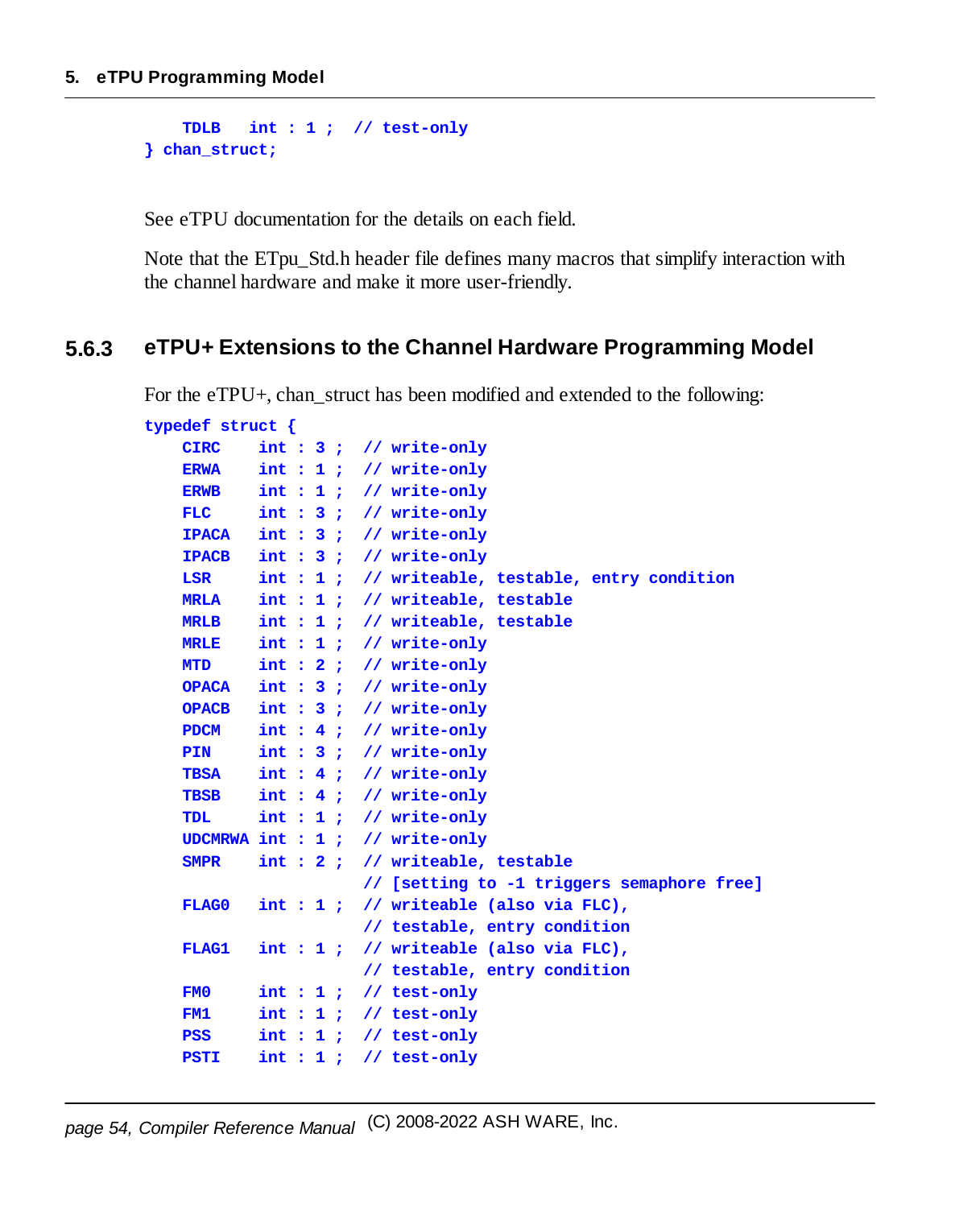```
    TDLB   int : 1 ;  // test-only
} chan_struct;
```

See eTPU documentation for the details on each field.

Note that the ETpu_Std.h header file defines many macros that simplify interaction with the channel hardware and make it more user-friendly.

### 5.6.3 eTPU+ Extensions to the Channel Hardware Programming Model

For the eTPU+, chan_struct has been modified and extended to the following:

```
typedef struct {
    CIRC    int : 3 ;  // write-only
    ERWA    int : 1 ;  // write-only
    ERWB    int : 1 ;  // write-only
    FLC     int : 3 ;  // write-only
    IPACA   int : 3 ;  // write-only
    IPACB   int : 3 ;  // write-only
    LSR     int : 1 ;  // writeable, testable, entry condition
    MRLA    int : 1 ;  // writeable, testable
    MRLB    int : 1 ;  // writeable, testable
    MRLE    int : 1 ;  // write-only
    MTD     int : 2 ;  // write-only
    OPACA   int : 3 ;  // write-only
    OPACB   int : 3 ;  // write-only
    PDCM    int : 4 ;  // write-only
    PIN     int : 3 ;  // write-only
    TBSA    int : 4 ;  // write-only
    TBSB    int : 4 ;  // write-only
    TDL     int : 1 ;  // write-only
    UDCMRWA int : 1 ;  // write-only
    SMPR    int : 2 ;  // writeable, testable
                       // [setting to -1 triggers semaphore free]
    FLAG0   int : 1 ;  // writeable (also via FLC),
                       // testable, entry condition
    FLAG1   int : 1 ;  // writeable (also via FLC),
                       // testable, entry condition
    FM0     int : 1 ;  // test-only
    FM1     int : 1 ;  // test-only
    PSS     int : 1 ;  // test-only
    PSTI    int : 1 ;  // test-only
```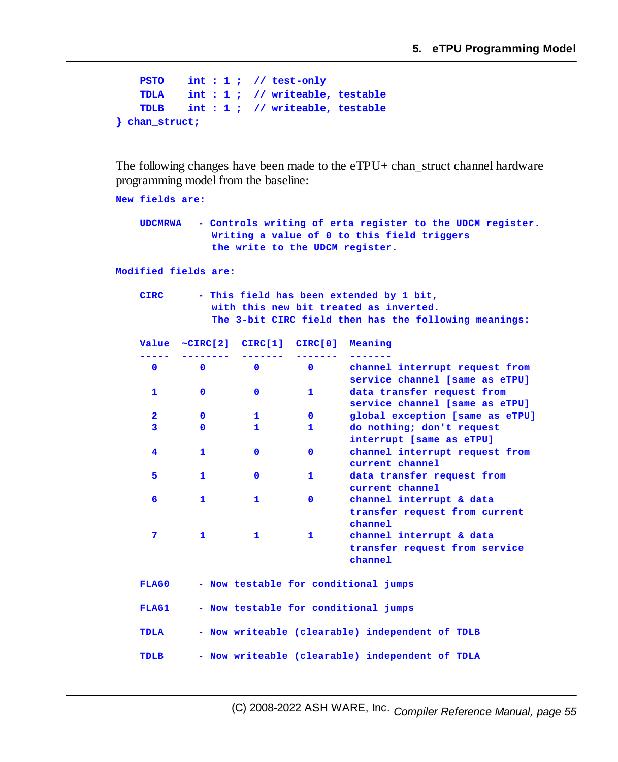```
    PSTO    int : 1 ;  // test-only
    TDLA    int : 1 ;  // writeable, testable
    TDLB    int : 1 ;  // writeable, testable
} chan_struct;
```

The following changes have been made to the eTPU+ chan_struct channel hardware programming model from the baseline:

```
New fields are:

    UDCMRWA   - Controls writing of erta register to the UDCM register.
                Writing a value of 0 to this field triggers
                the write to the UDCM register.

Modified fields are:

    CIRC      - This field has been extended by 1 bit,
                with this new bit treated as inverted.
                The 3-bit CIRC field then has the following meanings:

    Value  ~CIRC[2]  CIRC[1]  CIRC[0]  Meaning
    -----  --------  -------  -------  -------
      0       0         0        0     channel interrupt request from
                                       service channel [same as eTPU]
      1       0         0        1     data transfer request from
                                       service channel [same as eTPU]
      2       0         1        0     global exception [same as eTPU]
      3       0         1        1     do nothing; don't request
                                       interrupt [same as eTPU]
      4       1         0        0     channel interrupt request from
                                       current channel
      5       1         0        1     data transfer request from
                                       current channel
      6       1         1        0     channel interrupt & data
                                       transfer request from current
                                       channel
      7       1         1        1     channel interrupt & data
                                       transfer request from service
                                       channel

    FLAG0     - Now testable for conditional jumps

    FLAG1     - Now testable for conditional jumps

    TDLA      - Now writeable (clearable) independent of TDLB

    TDLB      - Now writeable (clearable) independent of TDLA
```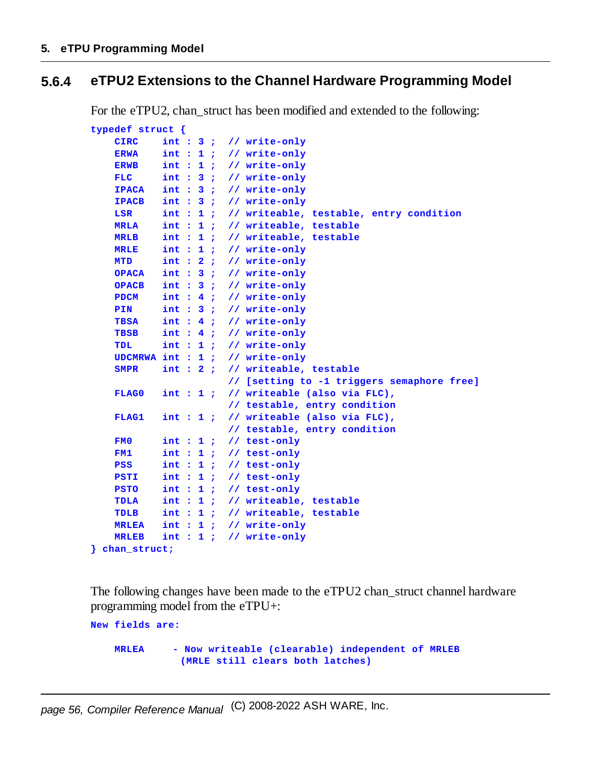### 5.6.4 eTPU2 Extensions to the Channel Hardware Programming Model

For the eTPU2, chan_struct has been modified and extended to the following:

```
typedef struct {
    CIRC    int : 3 ;  // write-only
    ERWA    int : 1 ;  // write-only
    ERWB    int : 1 ;  // write-only
    FLC     int : 3 ;  // write-only
    IPACA   int : 3 ;  // write-only
    IPACB   int : 3 ;  // write-only
    LSR     int : 1 ;  // writeable, testable, entry condition
    MRLA    int : 1 ;  // writeable, testable
    MRLB    int : 1 ;  // writeable, testable
    MRLE    int : 1 ;  // write-only
    MTD     int : 2 ;  // write-only
    OPACA   int : 3 ;  // write-only
    OPACB   int : 3 ;  // write-only
    PDCM    int : 4 ;  // write-only
    PIN     int : 3 ;  // write-only
    TBSA    int : 4 ;  // write-only
    TBSB    int : 4 ;  // write-only
    TDL     int : 1 ;  // write-only
    UDCMRWA int : 1 ;  // write-only
    SMPR    int : 2 ;  // writeable, testable
                       // [setting to -1 triggers semaphore free]
    FLAG0   int : 1 ;  // writeable (also via FLC),
                       // testable, entry condition
    FLAG1   int : 1 ;  // writeable (also via FLC),
                       // testable, entry condition
    FM0     int : 1 ;  // test-only
    FM1     int : 1 ;  // test-only
    PSS     int : 1 ;  // test-only
    PSTI    int : 1 ;  // test-only
    PSTO    int : 1 ;  // test-only
    TDLA    int : 1 ;  // writeable, testable
    TDLB    int : 1 ;  // writeable, testable
    MRLEA   int : 1 ;  // write-only
    MRLEB   int : 1 ;  // write-only
} chan_struct;
```

The following changes have been made to the eTPU2 chan_struct channel hardware programming model from the eTPU+:

```
New fields are:

    MRLEA     - Now writeable (clearable) independent of MRLEB
               (MRLE still clears both latches)
```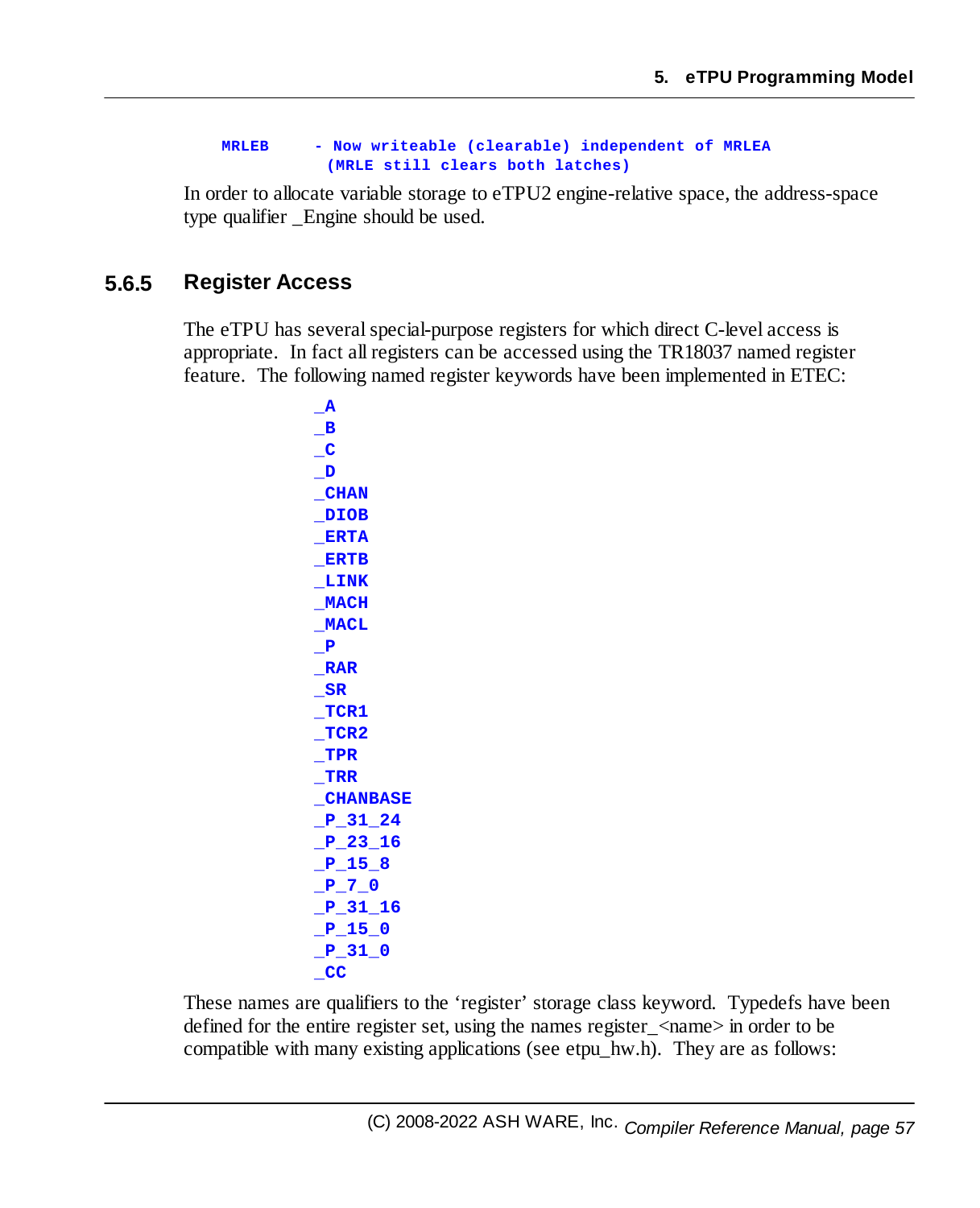```
MRLEB     - Now writeable (clearable) independent of MRLEA
            (MRLE still clears both latches)
```

In order to allocate variable storage to eTPU2 engine-relative space, the address-space type qualifier _Engine should be used.

### 5.6.5 Register Access

The eTPU has several special-purpose registers for which direct C-level access is appropriate. In fact all registers can be accessed using the TR18037 named register feature. The following named register keywords have been implemented in ETEC:

```
_A
_B
_C
_D
_CHAN
_DIOB
_ERTA
_ERTB
_LINK
_MACH
_MACL
_P
_RAR
_SR
_TCR1
_TCR2
_TPR
_TRR
_CHANBASE
_P_31_24
_P_23_16
_P_15_8
_P_7_0
_P_31_16
_P_15_0
_P_31_0
_CC
```

These names are qualifiers to the 'register' storage class keyword. Typedefs have been defined for the entire register set, using the names register_<name> in order to be compatible with many existing applications (see etpu_hw.h). They are as follows: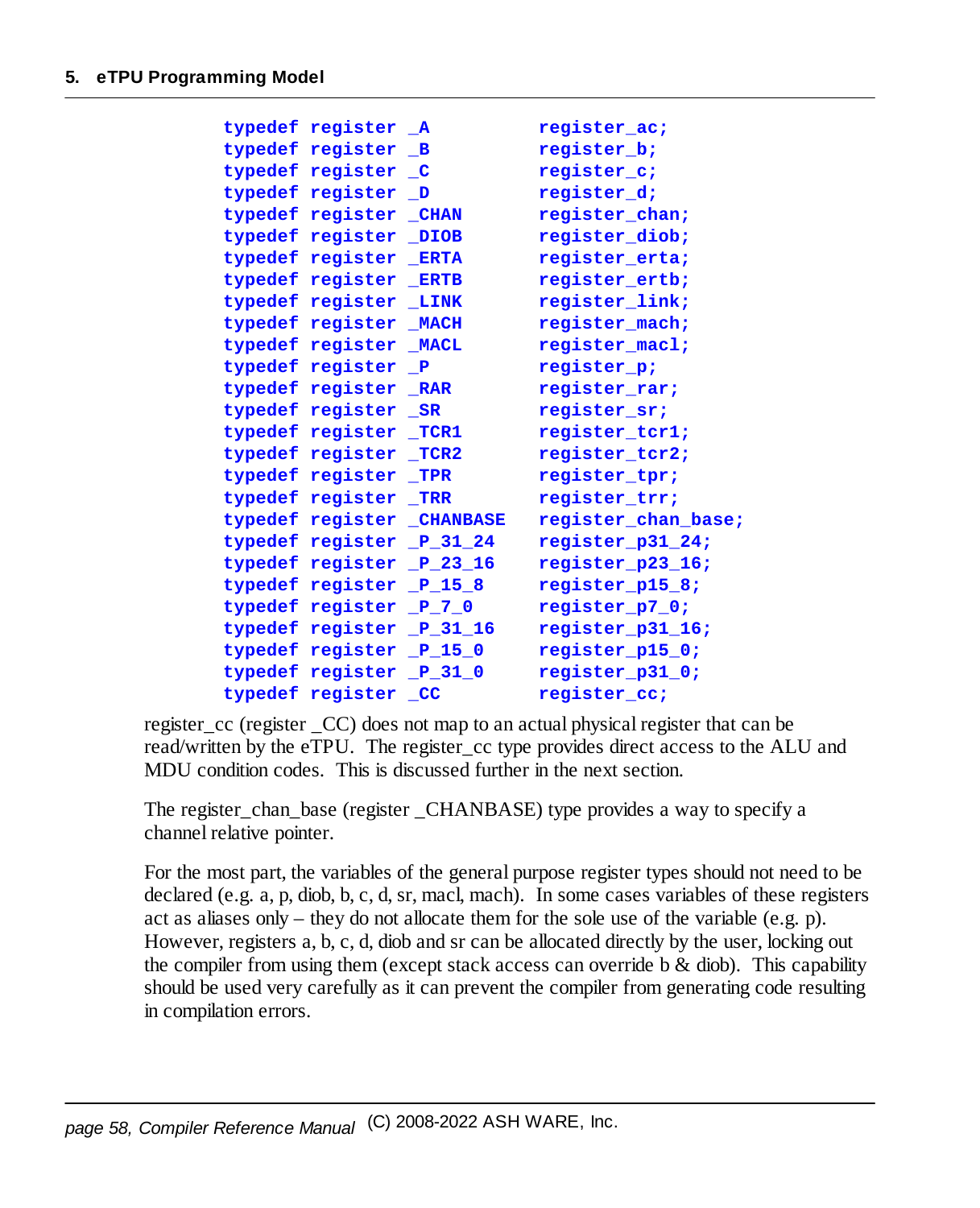```
typedef register _A          register_ac;
typedef register _B          register_b;
typedef register _C          register_c;
typedef register _D          register_d;
typedef register _CHAN       register_chan;
typedef register _DIOB       register_diob;
typedef register _ERTA       register_erta;
typedef register _ERTB       register_ertb;
typedef register _LINK       register_link;
typedef register _MACH       register_mach;
typedef register _MACL       register_macl;
typedef register _P          register_p;
typedef register _RAR        register_rar;
typedef register _SR         register_sr;
typedef register _TCR1       register_tcr1;
typedef register _TCR2       register_tcr2;
typedef register _TPR        register_tpr;
typedef register _TRR        register_trr;
typedef register _CHANBASE   register_chan_base;
typedef register _P_31_24    register_p31_24;
typedef register _P_23_16    register_p23_16;
typedef register _P_15_8     register_p15_8;
typedef register _P_7_0      register_p7_0;
typedef register _P_31_16    register_p31_16;
typedef register _P_15_0     register_p15_0;
typedef register _P_31_0     register_p31_0;
typedef register _CC         register_cc;
```

register_cc (register _CC) does not map to an actual physical register that can be read/written by the eTPU. The register_cc type provides direct access to the ALU and MDU condition codes. This is discussed further in the next section.

The register_chan_base (register _CHANBASE) type provides a way to specify a channel relative pointer.

For the most part, the variables of the general purpose register types should not need to be declared (e.g. a, p, diob, b, c, d, sr, macl, mach). In some cases variables of these registers act as aliases only – they do not allocate them for the sole use of the variable (e.g. p). However, registers a, b, c, d, diob and sr can be allocated directly by the user, locking out the compiler from using them (except stack access can override b & diob). This capability should be used very carefully as it can prevent the compiler from generating code resulting in compilation errors.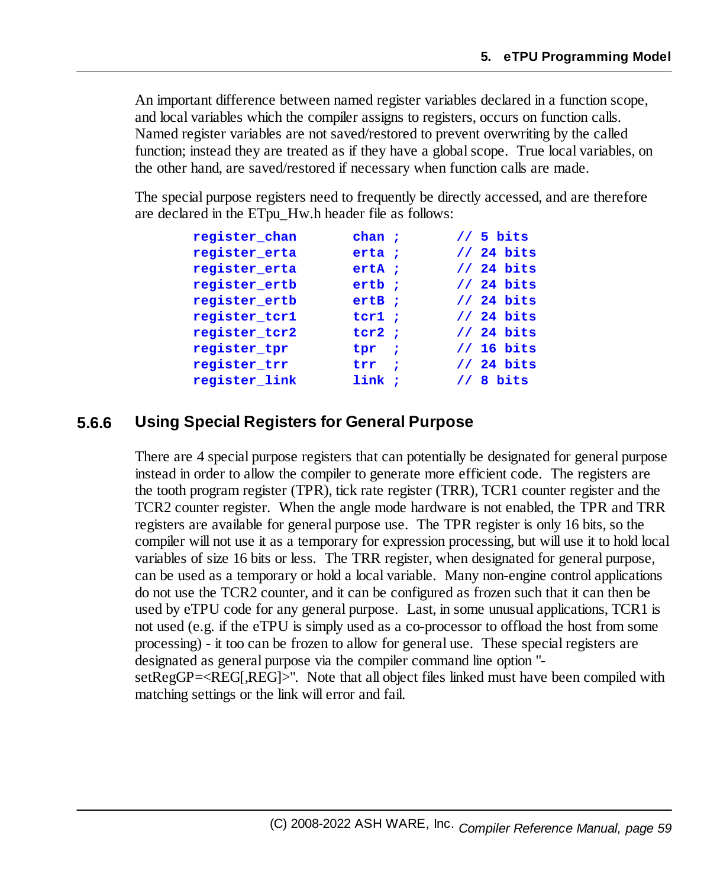An important difference between named register variables declared in a function scope, and local variables which the compiler assigns to registers, occurs on function calls. Named register variables are not saved/restored to prevent overwriting by the called function; instead they are treated as if they have a global scope. True local variables, on the other hand, are saved/restored if necessary when function calls are made.

The special purpose registers need to frequently be directly accessed, and are therefore are declared in the ETpu_Hw.h header file as follows:

```
register_chan       chan ;        // 5 bits
register_erta       erta ;        // 24 bits
register_erta       ertA ;        // 24 bits
register_ertb       ertb ;        // 24 bits
register_ertb       ertB ;        // 24 bits
register_tcr1       tcr1 ;        // 24 bits
register_tcr2       tcr2 ;        // 24 bits
register_tpr        tpr  ;        // 16 bits
register_trr        trr  ;        // 24 bits
register_link       link ;        // 8 bits
```

### 5.6.6 Using Special Registers for General Purpose

There are 4 special purpose registers that can potentially be designated for general purpose instead in order to allow the compiler to generate more efficient code. The registers are the tooth program register (TPR), tick rate register (TRR), TCR1 counter register and the TCR2 counter register. When the angle mode hardware is not enabled, the TPR and TRR registers are available for general purpose use. The TPR register is only 16 bits, so the compiler will not use it as a temporary for expression processing, but will use it to hold local variables of size 16 bits or less. The TRR register, when designated for general purpose, can be used as a temporary or hold a local variable. Many non-engine control applications do not use the TCR2 counter, and it can be configured as frozen such that it can then be used by eTPU code for any general purpose. Last, in some unusual applications, TCR1 is not used (e.g. if the eTPU is simply used as a co-processor to offload the host from some processing) - it too can be frozen to allow for general use. These special registers are designated as general purpose via the compiler command line option "-setRegGP=<REG[,REG]>". Note that all object files linked must have been compiled with matching settings or the link will error and fail.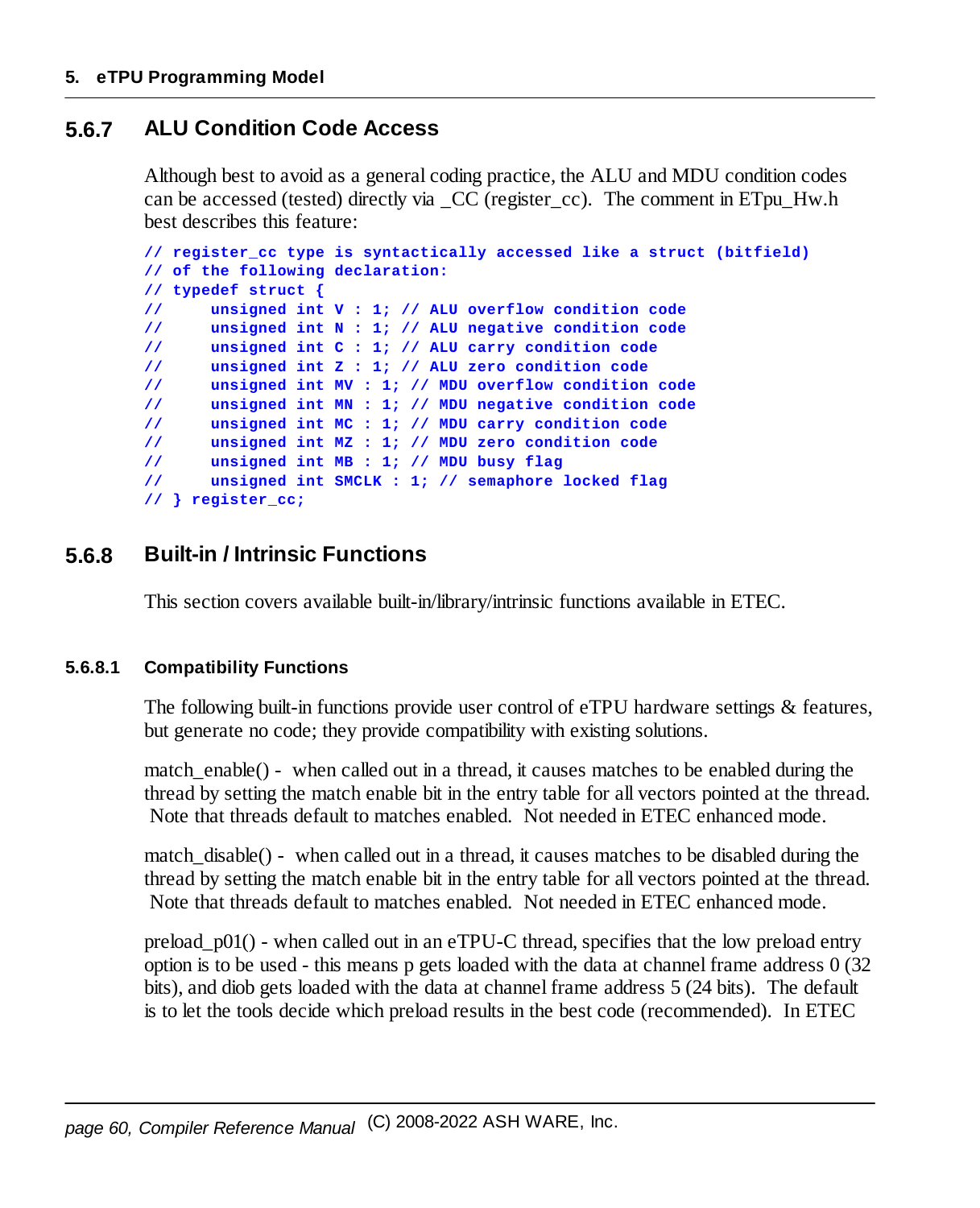### 5.6.7 ALU Condition Code Access

Although best to avoid as a general coding practice, the ALU and MDU condition codes can be accessed (tested) directly via _CC (register_cc). The comment in ETpu_Hw.h best describes this feature:

```
// register_cc type is syntactically accessed like a struct (bitfield)
// of the following declaration:
// typedef struct {
//     unsigned int V : 1; // ALU overflow condition code
//     unsigned int N : 1; // ALU negative condition code
//     unsigned int C : 1; // ALU carry condition code
//     unsigned int Z : 1; // ALU zero condition code
//     unsigned int MV : 1; // MDU overflow condition code
//     unsigned int MN : 1; // MDU negative condition code
//     unsigned int MC : 1; // MDU carry condition code
//     unsigned int MZ : 1; // MDU zero condition code
//     unsigned int MB : 1; // MDU busy flag
//     unsigned int SMCLK : 1; // semaphore locked flag
// } register_cc;
```

### 5.6.8 Built-in / Intrinsic Functions

This section covers available built-in/library/intrinsic functions available in ETEC.

#### 5.6.8.1 Compatibility Functions

The following built-in functions provide user control of eTPU hardware settings & features, but generate no code; they provide compatibility with existing solutions.

match_enable() - when called out in a thread, it causes matches to be enabled during the thread by setting the match enable bit in the entry table for all vectors pointed at the thread. Note that threads default to matches enabled. Not needed in ETEC enhanced mode.

match_disable() - when called out in a thread, it causes matches to be disabled during the thread by setting the match enable bit in the entry table for all vectors pointed at the thread. Note that threads default to matches enabled. Not needed in ETEC enhanced mode.

preload_p01() - when called out in an eTPU-C thread, specifies that the low preload entry option is to be used - this means p gets loaded with the data at channel frame address 0 (32 bits), and diob gets loaded with the data at channel frame address 5 (24 bits). The default is to let the tools decide which preload results in the best code (recommended). In ETEC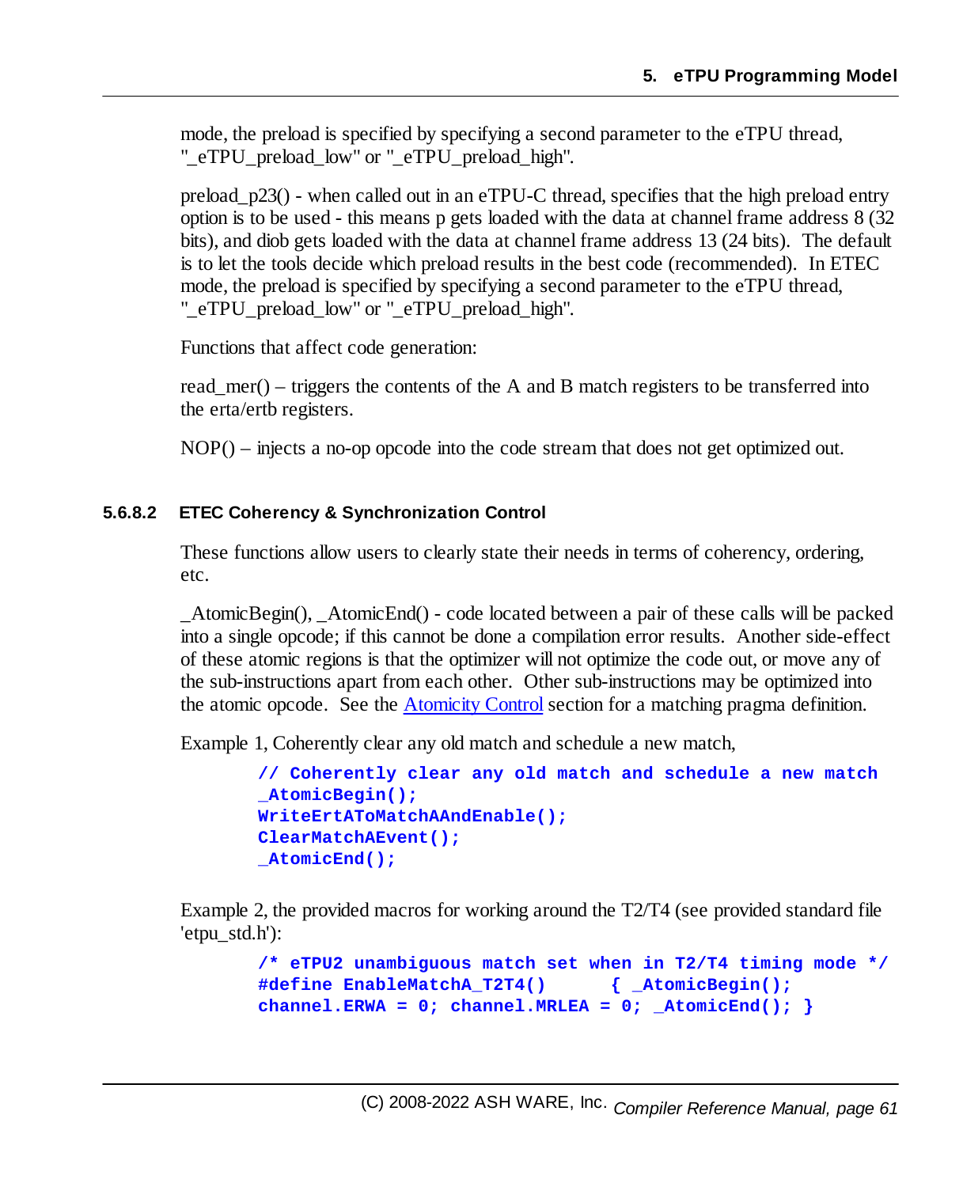mode, the preload is specified by specifying a second parameter to the eTPU thread, "_eTPU_preload_low" or "_eTPU_preload_high".

preload_p23() - when called out in an eTPU-C thread, specifies that the high preload entry option is to be used - this means p gets loaded with the data at channel frame address 8 (32 bits), and diob gets loaded with the data at channel frame address 13 (24 bits). The default is to let the tools decide which preload results in the best code (recommended). In ETEC mode, the preload is specified by specifying a second parameter to the eTPU thread, "_eTPU_preload_low" or "_eTPU_preload_high".

Functions that affect code generation:

read_mer() – triggers the contents of the A and B match registers to be transferred into the erta/ertb registers.

NOP() – injects a no-op opcode into the code stream that does not get optimized out.

#### 5.6.8.2 ETEC Coherency & Synchronization Control

These functions allow users to clearly state their needs in terms of coherency, ordering, etc.

_AtomicBegin(), _AtomicEnd() - code located between a pair of these calls will be packed into a single opcode; if this cannot be done a compilation error results. Another side-effect of these atomic regions is that the optimizer will not optimize the code out, or move any of the sub-instructions apart from each other. Other sub-instructions may be optimized into the atomic opcode. See the Atomicity Control section for a matching pragma definition.

Example 1, Coherently clear any old match and schedule a new match,

```
// Coherently clear any old match and schedule a new match
_AtomicBegin();
WriteErtAToMatchAAndEnable();
ClearMatchAEvent();
_AtomicEnd();
```

Example 2, the provided macros for working around the T2/T4 (see provided standard file 'etpu_std.h'):

```
/* eTPU2 unambiguous match set when in T2/T4 timing mode */
#define EnableMatchA_T2T4()      { _AtomicBegin();
channel.ERWA = 0; channel.MRLEA = 0; _AtomicEnd(); }
```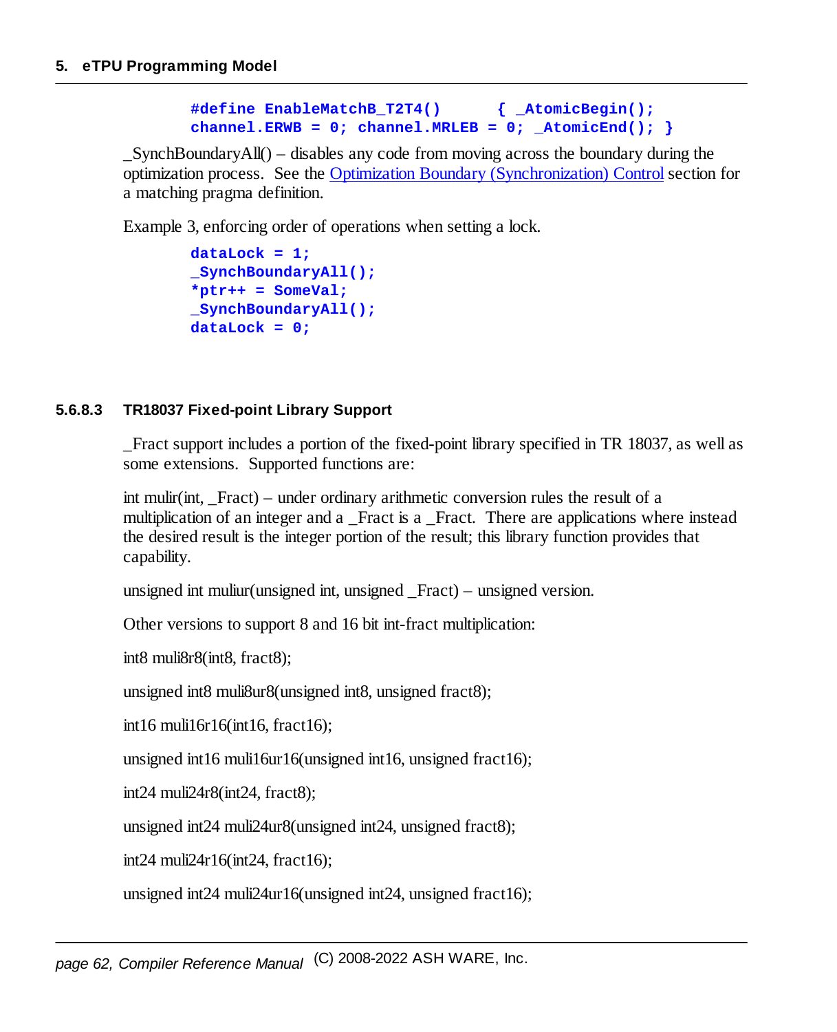```
#define EnableMatchB_T2T4()      { _AtomicBegin();
channel.ERWB = 0; channel.MRLEB = 0; _AtomicEnd(); }
```

_SynchBoundaryAll() – disables any code from moving across the boundary during the optimization process. See the Optimization Boundary (Synchronization) Control section for a matching pragma definition.

Example 3, enforcing order of operations when setting a lock.

```
dataLock = 1;
_SynchBoundaryAll();
*ptr++ = SomeVal;
_SynchBoundaryAll();
dataLock = 0;
```

### 5.6.8.3 TR18037 Fixed-point Library Support

_Fract support includes a portion of the fixed-point library specified in TR 18037, as well as some extensions. Supported functions are:

int mulir(int, _Fract) – under ordinary arithmetic conversion rules the result of a multiplication of an integer and a _Fract is a _Fract. There are applications where instead the desired result is the integer portion of the result; this library function provides that capability.

unsigned int muliur(unsigned int, unsigned _Fract) – unsigned version.

Other versions to support 8 and 16 bit int-fract multiplication:

int8 muli8r8(int8, fract8);

unsigned int8 muli8ur8(unsigned int8, unsigned fract8);

int16 muli16r16(int16, fract16);

unsigned int16 muli16ur16(unsigned int16, unsigned fract16);

int24 muli24r8(int24, fract8);

unsigned int24 muli24ur8(unsigned int24, unsigned fract8);

int24 muli24r16(int24, fract16);

unsigned int24 muli24ur16(unsigned int24, unsigned fract16);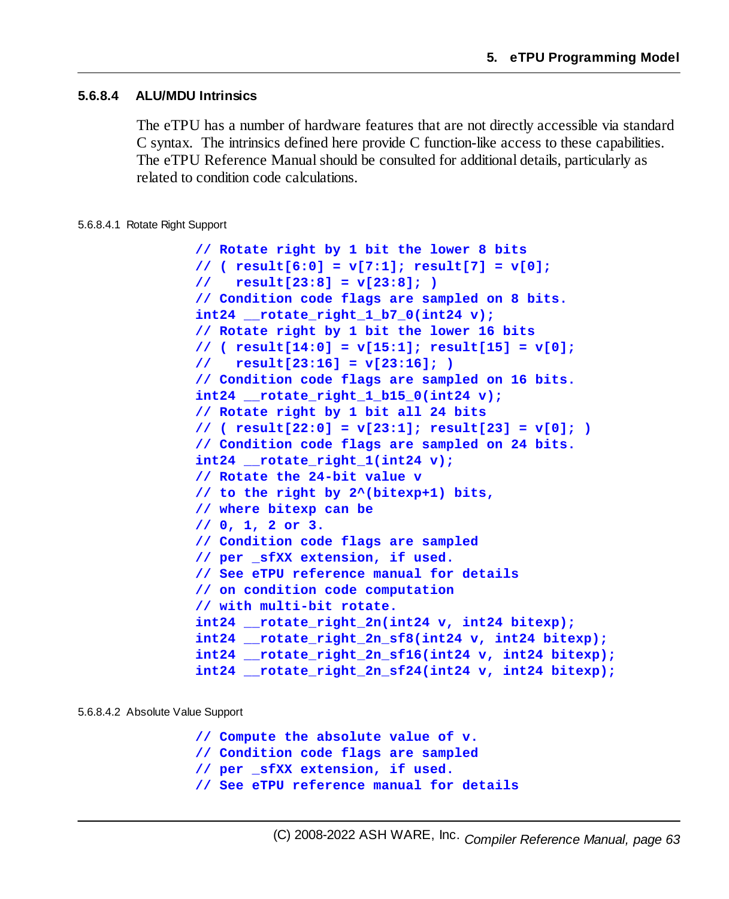### 5.6.8.4 ALU/MDU Intrinsics

The eTPU has a number of hardware features that are not directly accessible via standard C syntax. The intrinsics defined here provide C function-like access to these capabilities. The eTPU Reference Manual should be consulted for additional details, particularly as related to condition code calculations.

#### 5.6.8.4.1 Rotate Right Support

```
// Rotate right by 1 bit the lower 8 bits
// ( result[6:0] = v[7:1]; result[7] = v[0];
//   result[23:8] = v[23:8]; )
// Condition code flags are sampled on 8 bits.
int24 __rotate_right_1_b7_0(int24 v);
// Rotate right by 1 bit the lower 16 bits
// ( result[14:0] = v[15:1]; result[15] = v[0];
//   result[23:16] = v[23:16]; )
// Condition code flags are sampled on 16 bits.
int24 __rotate_right_1_b15_0(int24 v);
// Rotate right by 1 bit all 24 bits
// ( result[22:0] = v[23:1]; result[23] = v[0]; )
// Condition code flags are sampled on 24 bits.
int24 __rotate_right_1(int24 v);
// Rotate the 24-bit value v
// to the right by 2^(bitexp+1) bits,
// where bitexp can be
// 0, 1, 2 or 3.
// Condition code flags are sampled
// per _sfXX extension, if used.
// See eTPU reference manual for details
// on condition code computation
// with multi-bit rotate.
int24 __rotate_right_2n(int24 v, int24 bitexp);
int24 __rotate_right_2n_sf8(int24 v, int24 bitexp);
int24 __rotate_right_2n_sf16(int24 v, int24 bitexp);
int24 __rotate_right_2n_sf24(int24 v, int24 bitexp);
```

#### 5.6.8.4.2 Absolute Value Support

```
// Compute the absolute value of v.
// Condition code flags are sampled
// per _sfXX extension, if used.
// See eTPU reference manual for details
```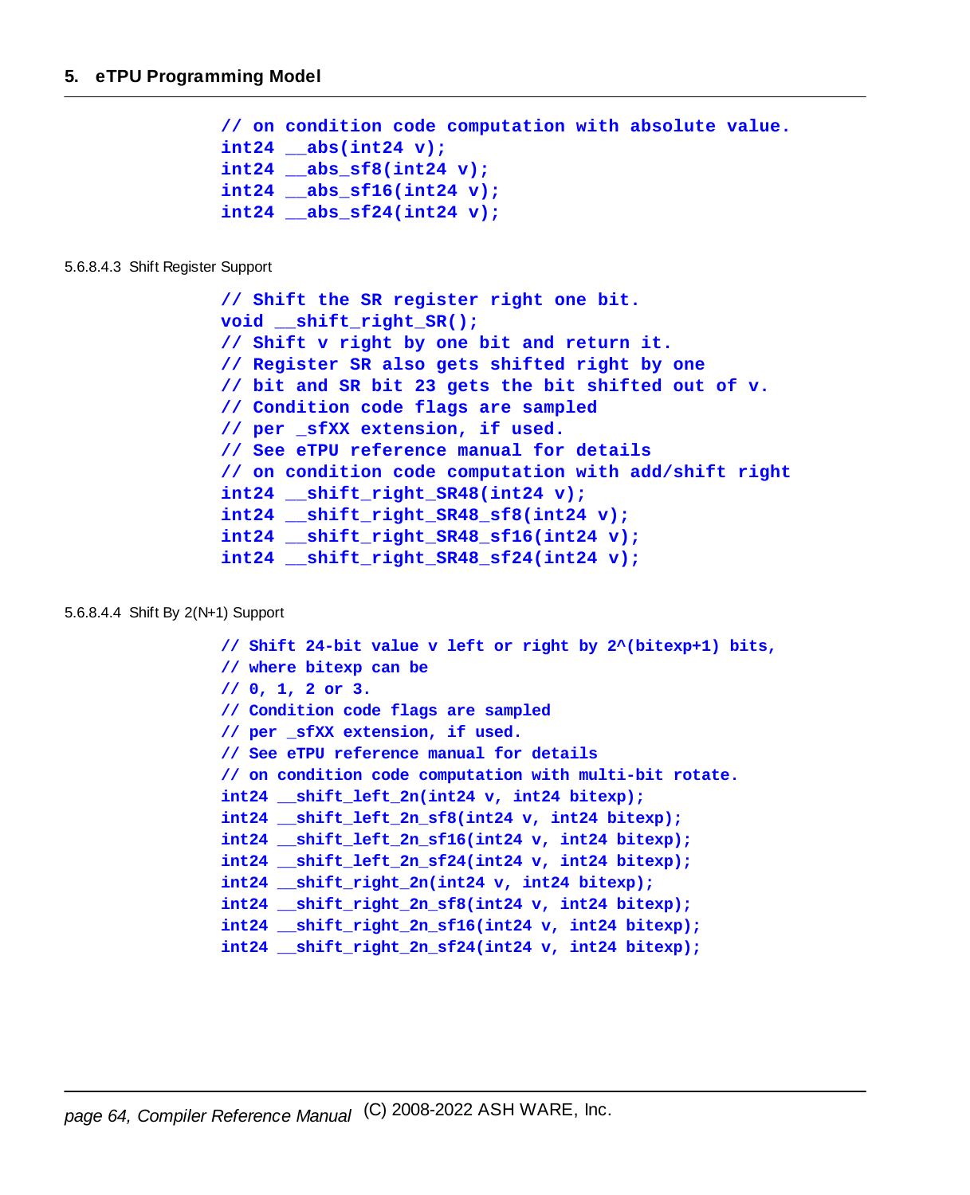```
// on condition code computation with absolute value.
int24 __abs(int24 v);
int24 __abs_sf8(int24 v);
int24 __abs_sf16(int24 v);
int24 __abs_sf24(int24 v);
```

5.6.8.4.3 Shift Register Support

```
// Shift the SR register right one bit.
void __shift_right_SR();
// Shift v right by one bit and return it.
// Register SR also gets shifted right by one
// bit and SR bit 23 gets the bit shifted out of v.
// Condition code flags are sampled
// per _sfXX extension, if used.
// See eTPU reference manual for details
// on condition code computation with add/shift right
int24 __shift_right_SR48(int24 v);
int24 __shift_right_SR48_sf8(int24 v);
int24 __shift_right_SR48_sf16(int24 v);
int24 __shift_right_SR48_sf24(int24 v);
```

5.6.8.4.4 Shift By 2(N+1) Support

```
// Shift 24-bit value v left or right by 2^(bitexp+1) bits,
// where bitexp can be
// 0, 1, 2 or 3.
// Condition code flags are sampled
// per _sfXX extension, if used.
// See eTPU reference manual for details
// on condition code computation with multi-bit rotate.
int24 __shift_left_2n(int24 v, int24 bitexp);
int24 __shift_left_2n_sf8(int24 v, int24 bitexp);
int24 __shift_left_2n_sf16(int24 v, int24 bitexp);
int24 __shift_left_2n_sf24(int24 v, int24 bitexp);
int24 __shift_right_2n(int24 v, int24 bitexp);
int24 __shift_right_2n_sf8(int24 v, int24 bitexp);
int24 __shift_right_2n_sf16(int24 v, int24 bitexp);
int24 __shift_right_2n_sf24(int24 v, int24 bitexp);
```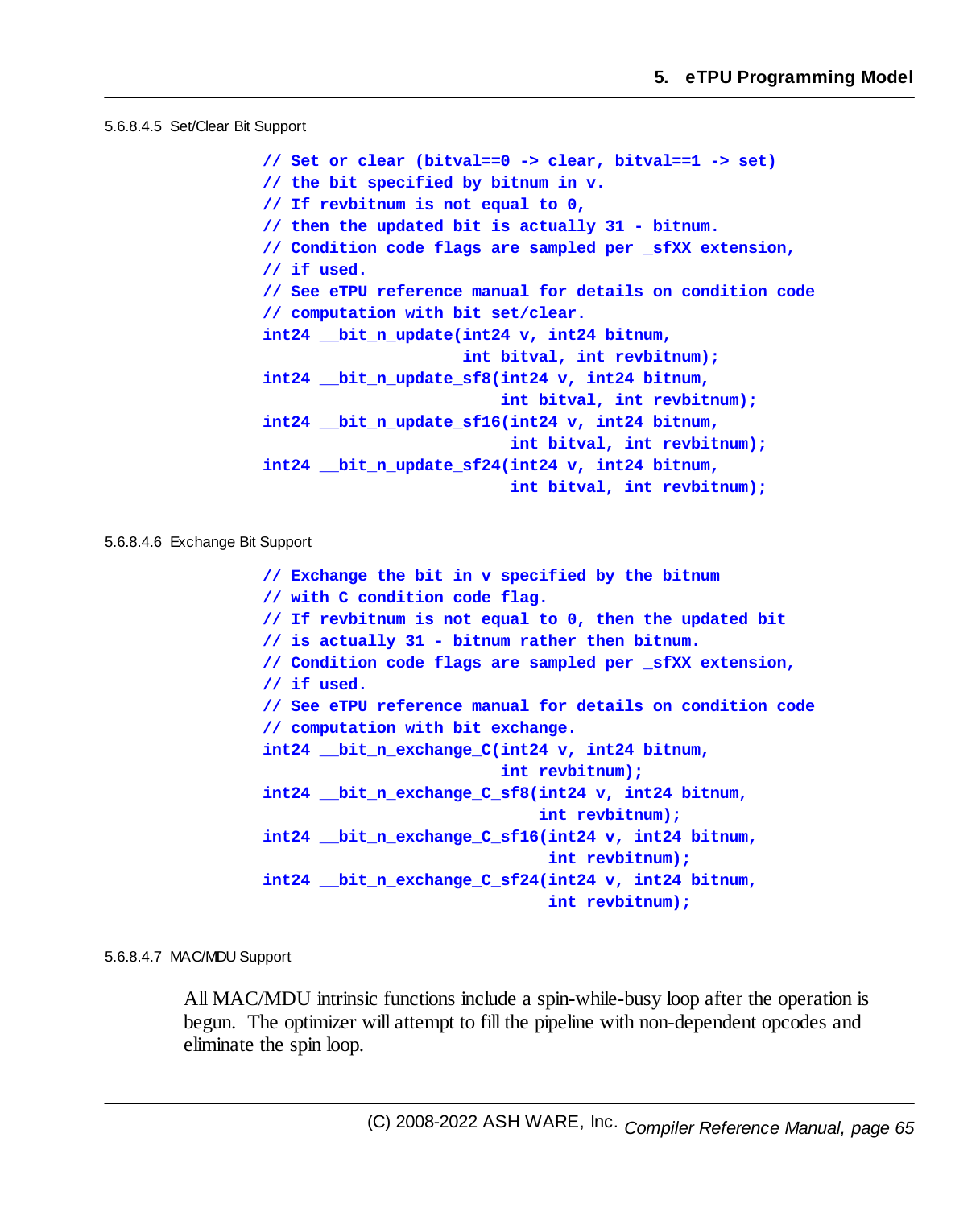#### 5.6.8.4.5 Set/Clear Bit Support

```
// Set or clear (bitval==0 -> clear, bitval==1 -> set)
// the bit specified by bitnum in v.
// If revbitnum is not equal to 0,
// then the updated bit is actually 31 - bitnum.
// Condition code flags are sampled per _sfXX extension,
// if used.
// See eTPU reference manual for details on condition code
// computation with bit set/clear.
int24 __bit_n_update(int24 v, int24 bitnum,
                     int bitval, int revbitnum);
int24 __bit_n_update_sf8(int24 v, int24 bitnum,
                         int bitval, int revbitnum);
int24 __bit_n_update_sf16(int24 v, int24 bitnum,
                          int bitval, int revbitnum);
int24 __bit_n_update_sf24(int24 v, int24 bitnum,
                          int bitval, int revbitnum);
```

#### 5.6.8.4.6 Exchange Bit Support

```
// Exchange the bit in v specified by the bitnum
// with C condition code flag.
// If revbitnum is not equal to 0, then the updated bit
// is actually 31 - bitnum rather then bitnum.
// Condition code flags are sampled per _sfXX extension,
// if used.
// See eTPU reference manual for details on condition code
// computation with bit exchange.
int24 __bit_n_exchange_C(int24 v, int24 bitnum,
                         int revbitnum);
int24 __bit_n_exchange_C_sf8(int24 v, int24 bitnum,
                             int revbitnum);
int24 __bit_n_exchange_C_sf16(int24 v, int24 bitnum,
                              int revbitnum);
int24 __bit_n_exchange_C_sf24(int24 v, int24 bitnum,
                              int revbitnum);
```

#### 5.6.8.4.7 MAC/MDU Support

All MAC/MDU intrinsic functions include a spin-while-busy loop after the operation is begun. The optimizer will attempt to fill the pipeline with non-dependent opcodes and eliminate the spin loop.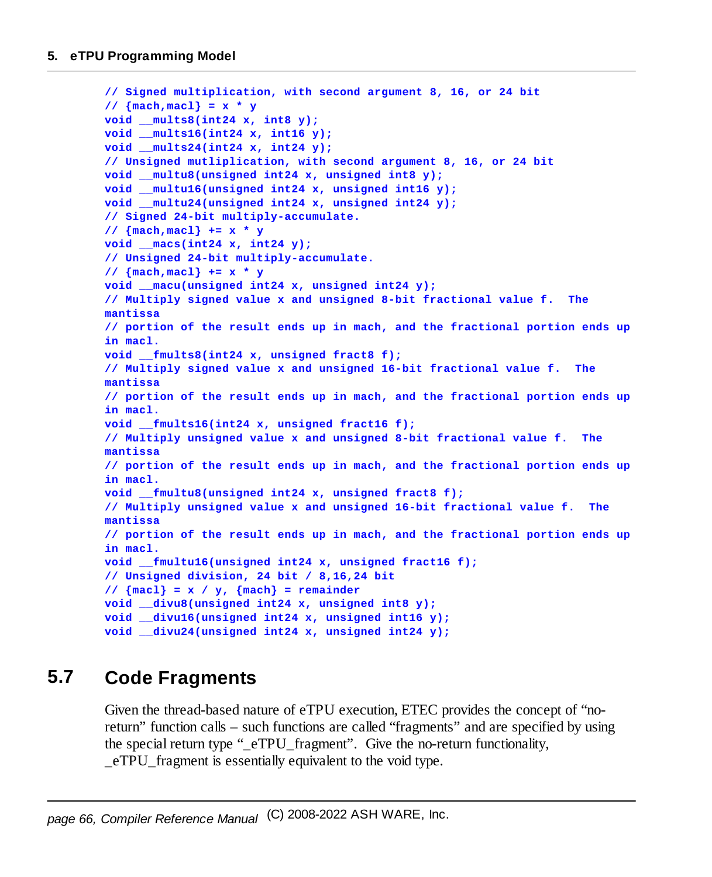```
// Signed multiplication, with second argument 8, 16, or 24 bit
// {mach,macl} = x * y
void __mults8(int24 x, int8 y);
void __mults16(int24 x, int16 y);
void __mults24(int24 x, int24 y);
// Unsigned mutliplication, with second argument 8, 16, or 24 bit
void __multu8(unsigned int24 x, unsigned int8 y);
void __multu16(unsigned int24 x, unsigned int16 y);
void __multu24(unsigned int24 x, unsigned int24 y);
// Signed 24-bit multiply-accumulate.
// {mach,macl} += x * y
void __macs(int24 x, int24 y);
// Unsigned 24-bit multiply-accumulate.
// {mach,macl} += x * y
void __macu(unsigned int24 x, unsigned int24 y);
// Multiply signed value x and unsigned 8-bit fractional value f.  The
mantissa
// portion of the result ends up in mach, and the fractional portion ends up
in macl.
void __fmults8(int24 x, unsigned fract8 f);
// Multiply signed value x and unsigned 16-bit fractional value f.  The
mantissa
// portion of the result ends up in mach, and the fractional portion ends up
in macl.
void __fmults16(int24 x, unsigned fract16 f);
// Multiply unsigned value x and unsigned 8-bit fractional value f.  The
mantissa
// portion of the result ends up in mach, and the fractional portion ends up
in macl.
void __fmultu8(unsigned int24 x, unsigned fract8 f);
// Multiply unsigned value x and unsigned 16-bit fractional value f.  The
mantissa
// portion of the result ends up in mach, and the fractional portion ends up
in macl.
void __fmultu16(unsigned int24 x, unsigned fract16 f);
// Unsigned division, 24 bit / 8,16,24 bit
// {macl} = x / y, {mach} = remainder
void __divu8(unsigned int24 x, unsigned int8 y);
void __divu16(unsigned int24 x, unsigned int16 y);
void __divu24(unsigned int24 x, unsigned int24 y);
```

## 5.7 Code Fragments

Given the thread-based nature of eTPU execution, ETEC provides the concept of "no-return" function calls – such functions are called "fragments" and are specified by using the special return type "_eTPU_fragment". Give the no-return functionality, _eTPU_fragment is essentially equivalent to the void type.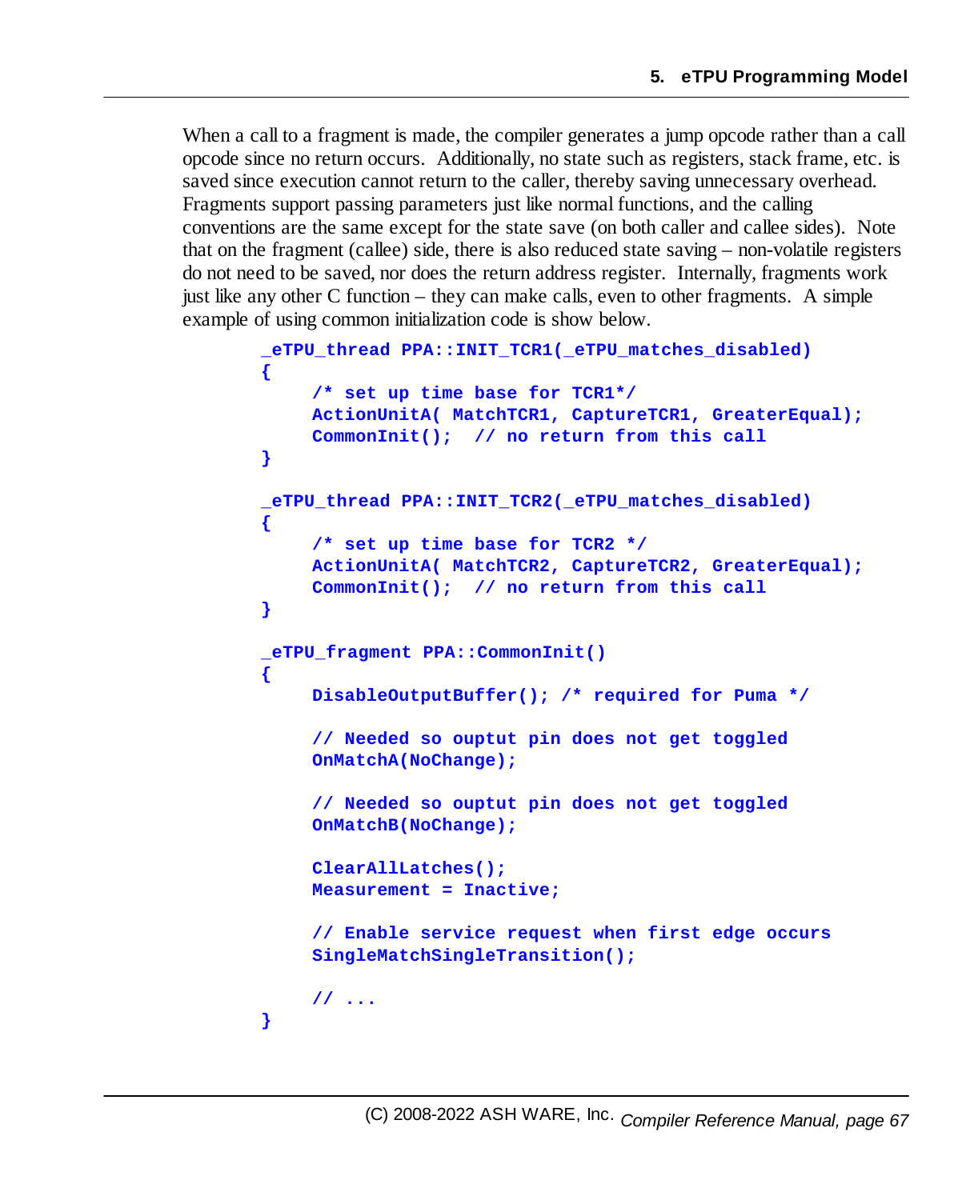When a call to a fragment is made, the compiler generates a jump opcode rather than a call opcode since no return occurs. Additionally, no state such as registers, stack frame, etc. is saved since execution cannot return to the caller, thereby saving unnecessary overhead. Fragments support passing parameters just like normal functions, and the calling conventions are the same except for the state save (on both caller and callee sides). Note that on the fragment (callee) side, there is also reduced state saving – non-volatile registers do not need to be saved, nor does the return address register. Internally, fragments work just like any other C function – they can make calls, even to other fragments. A simple example of using common initialization code is show below.

```
_eTPU_thread PPA::INIT_TCR1(_eTPU_matches_disabled)
{
     /* set up time base for TCR1*/
     ActionUnitA( MatchTCR1, CaptureTCR1, GreaterEqual);
     CommonInit();  // no return from this call
}

_eTPU_thread PPA::INIT_TCR2(_eTPU_matches_disabled)
{
     /* set up time base for TCR2 */
     ActionUnitA( MatchTCR2, CaptureTCR2, GreaterEqual);
     CommonInit();  // no return from this call
}

_eTPU_fragment PPA::CommonInit()
{
     DisableOutputBuffer(); /* required for Puma */

     // Needed so ouptut pin does not get toggled
     OnMatchA(NoChange);

     // Needed so ouptut pin does not get toggled
     OnMatchB(NoChange);

     ClearAllLatches();
     Measurement = Inactive;

     // Enable service request when first edge occurs
     SingleMatchSingleTransition();

     // ...
}
```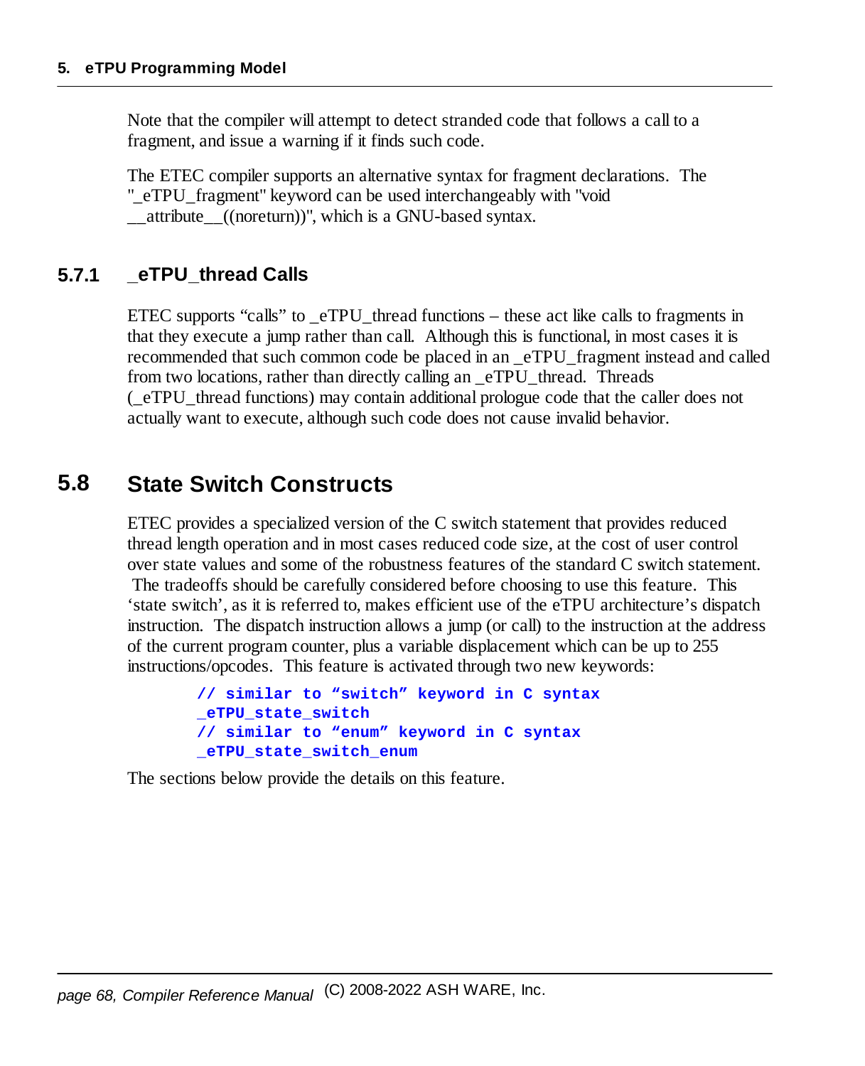Note that the compiler will attempt to detect stranded code that follows a call to a fragment, and issue a warning if it finds such code.

The ETEC compiler supports an alternative syntax for fragment declarations. The "_eTPU_fragment" keyword can be used interchangeably with "void __attribute__((noreturn))", which is a GNU-based syntax.

### 5.7.1 _eTPU_thread Calls

ETEC supports “calls” to _eTPU_thread functions – these act like calls to fragments in that they execute a jump rather than call. Although this is functional, in most cases it is recommended that such common code be placed in an _eTPU_fragment instead and called from two locations, rather than directly calling an _eTPU_thread. Threads (_eTPU_thread functions) may contain additional prologue code that the caller does not actually want to execute, although such code does not cause invalid behavior.

## 5.8 State Switch Constructs

ETEC provides a specialized version of the C switch statement that provides reduced thread length operation and in most cases reduced code size, at the cost of user control over state values and some of the robustness features of the standard C switch statement. The tradeoffs should be carefully considered before choosing to use this feature. This ‘state switch’, as it is referred to, makes efficient use of the eTPU architecture’s dispatch instruction. The dispatch instruction allows a jump (or call) to the instruction at the address of the current program counter, plus a variable displacement which can be up to 255 instructions/opcodes. This feature is activated through two new keywords:

```
// similar to “switch” keyword in C syntax
_eTPU_state_switch
// similar to “enum” keyword in C syntax
_eTPU_state_switch_enum
```

The sections below provide the details on this feature.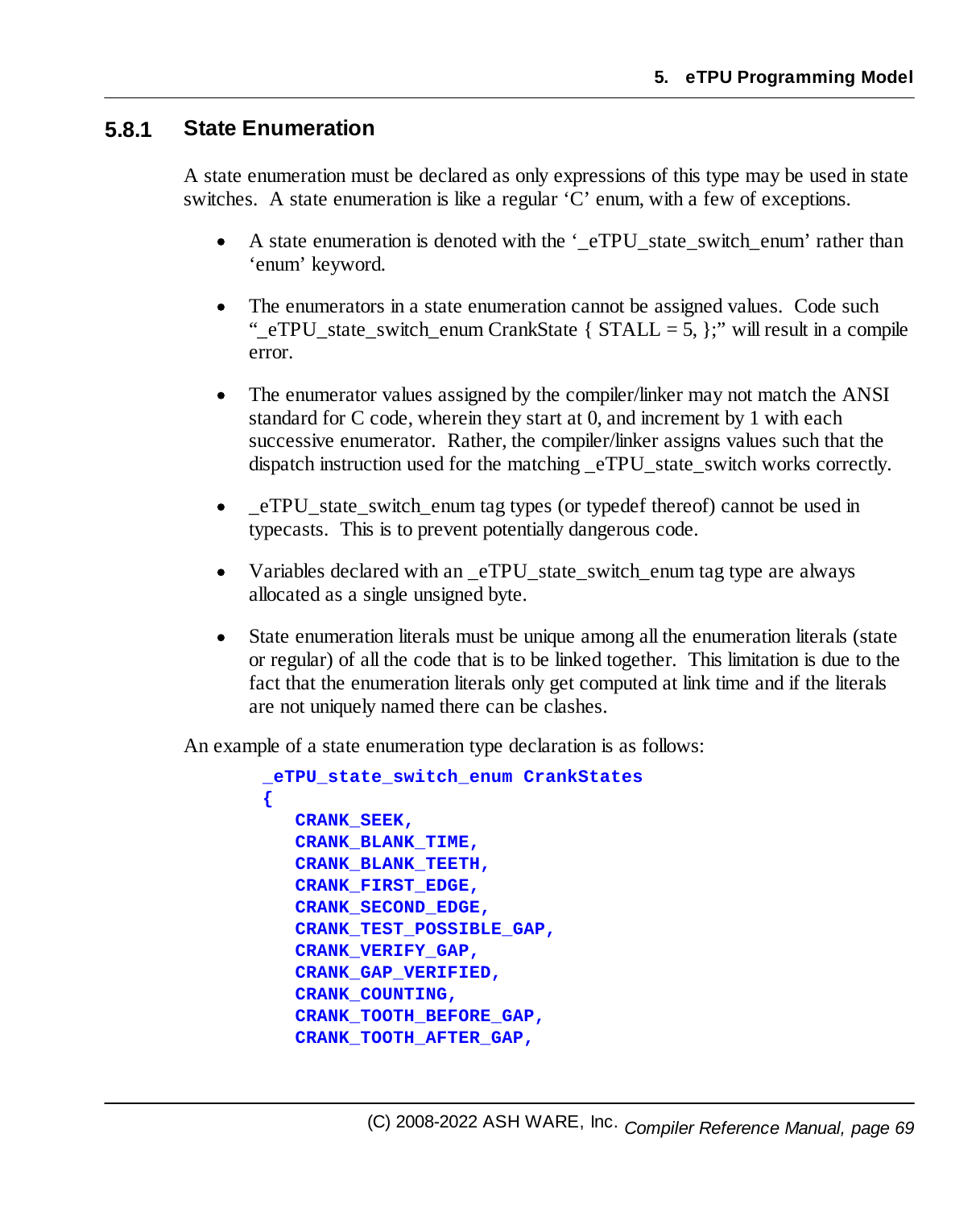### 5.8.1 State Enumeration

A state enumeration must be declared as only expressions of this type may be used in state switches. A state enumeration is like a regular 'C' enum, with a few of exceptions.

- A state enumeration is denoted with the '_eTPU_state_switch_enum' rather than 'enum' keyword.
- The enumerators in a state enumeration cannot be assigned values. Code such "_eTPU_state_switch_enum CrankState { STALL = 5, };" will result in a compile error.
- The enumerator values assigned by the compiler/linker may not match the ANSI standard for C code, wherein they start at 0, and increment by 1 with each successive enumerator. Rather, the compiler/linker assigns values such that the dispatch instruction used for the matching _eTPU_state_switch works correctly.
- _eTPU_state_switch_enum tag types (or typedef thereof) cannot be used in typecasts. This is to prevent potentially dangerous code.
- Variables declared with an _eTPU_state_switch_enum tag type are always allocated as a single unsigned byte.
- State enumeration literals must be unique among all the enumeration literals (state or regular) of all the code that is to be linked together. This limitation is due to the fact that the enumeration literals only get computed at link time and if the literals are not uniquely named there can be clashes.

An example of a state enumeration type declaration is as follows:

```
_eTPU_state_switch_enum CrankStates
{
   CRANK_SEEK,
   CRANK_BLANK_TIME,
   CRANK_BLANK_TEETH,
   CRANK_FIRST_EDGE,
   CRANK_SECOND_EDGE,
   CRANK_TEST_POSSIBLE_GAP,
   CRANK_VERIFY_GAP,
   CRANK_GAP_VERIFIED,
   CRANK_COUNTING,
   CRANK_TOOTH_BEFORE_GAP,
   CRANK_TOOTH_AFTER_GAP,
```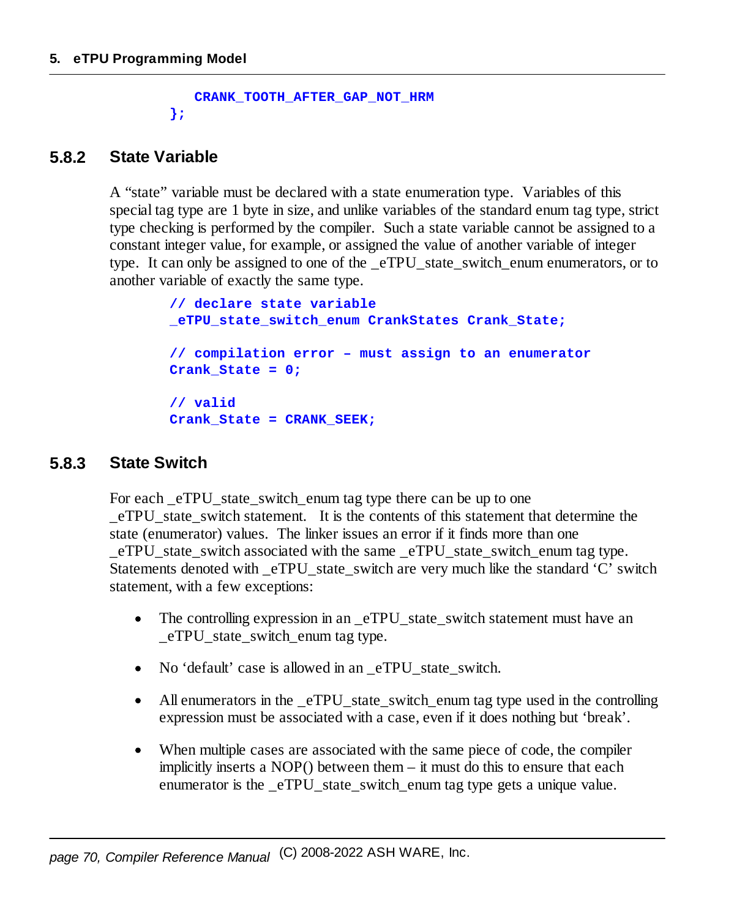```
    CRANK_TOOTH_AFTER_GAP_NOT_HRM
};
```

### 5.8.2 State Variable

A "state" variable must be declared with a state enumeration type. Variables of this special tag type are 1 byte in size, and unlike variables of the standard enum tag type, strict type checking is performed by the compiler. Such a state variable cannot be assigned to a constant integer value, for example, or assigned the value of another variable of integer type. It can only be assigned to one of the _eTPU_state_switch_enum enumerators, or to another variable of exactly the same type.

```
// declare state variable
_eTPU_state_switch_enum CrankStates Crank_State;

// compilation error – must assign to an enumerator
Crank_State = 0;

// valid
Crank_State = CRANK_SEEK;
```

### 5.8.3 State Switch

For each _eTPU_state_switch_enum tag type there can be up to one _eTPU_state_switch statement. It is the contents of this statement that determine the state (enumerator) values. The linker issues an error if it finds more than one _eTPU_state_switch associated with the same _eTPU_state_switch_enum tag type. Statements denoted with _eTPU_state_switch are very much like the standard 'C' switch statement, with a few exceptions:

- The controlling expression in an _eTPU_state_switch statement must have an _eTPU_state_switch_enum tag type.
- No 'default' case is allowed in an _eTPU_state_switch.
- All enumerators in the _eTPU_state_switch_enum tag type used in the controlling expression must be associated with a case, even if it does nothing but 'break'.
- When multiple cases are associated with the same piece of code, the compiler implicitly inserts a NOP() between them – it must do this to ensure that each enumerator is the _eTPU_state_switch_enum tag type gets a unique value.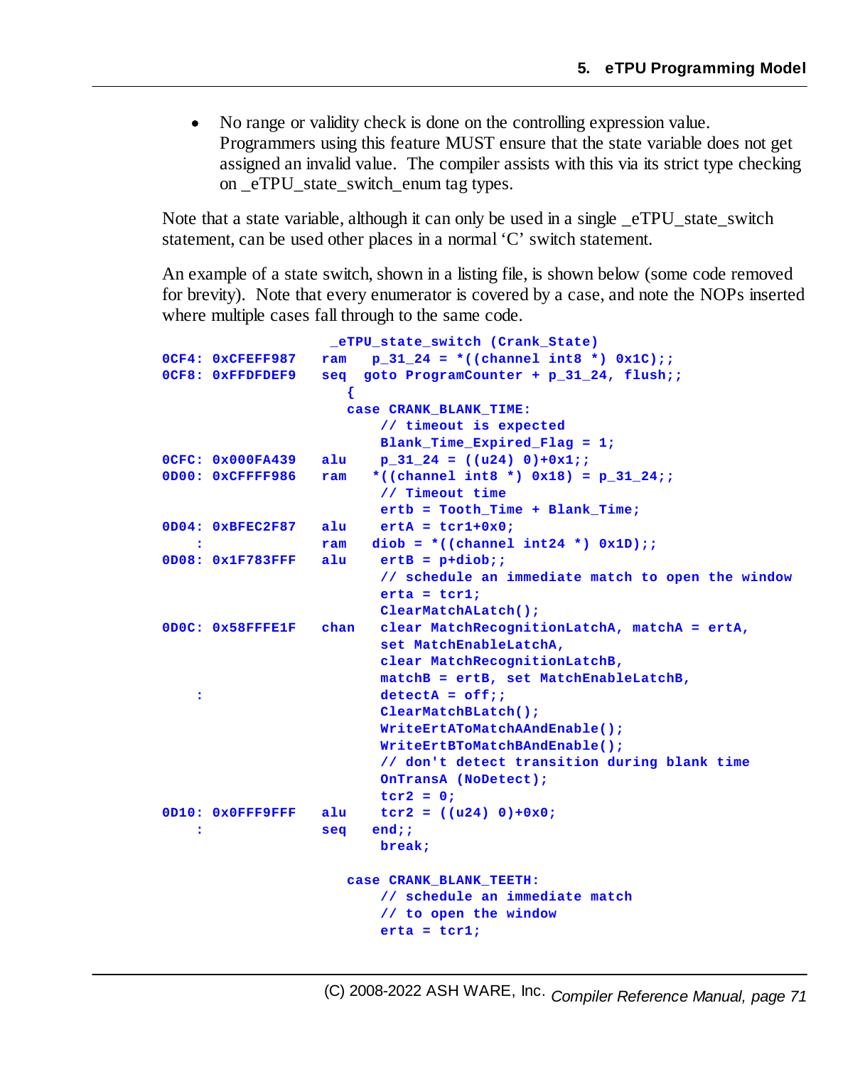- No range or validity check is done on the controlling expression value. Programmers using this feature MUST ensure that the state variable does not get assigned an invalid value. The compiler assists with this via its strict type checking on _eTPU_state_switch_enum tag types.

Note that a state variable, although it can only be used in a single _eTPU_state_switch statement, can be used other places in a normal 'C' switch statement.

An example of a state switch, shown in a listing file, is shown below (some code removed for brevity). Note that every enumerator is covered by a case, and note the NOPs inserted where multiple cases fall through to the same code.

```
                     _eTPU_state_switch (Crank_State)
0CF4: 0xCFEFF987   ram   p_31_24 = *((channel int8 *) 0x1C);;
0CF8: 0xFFDFDEF9   seq  goto ProgramCounter + p_31_24, flush;;
                        {
                        case CRANK_BLANK_TIME:
                            // timeout is expected
                            Blank_Time_Expired_Flag = 1;
0CFC: 0x000FA439   alu    p_31_24 = ((u24) 0)+0x1;;
0D00: 0xCFFFF986   ram   *((channel int8 *) 0x18) = p_31_24;;
                            // Timeout time
                            ertb = Tooth_Time + Blank_Time;
0D04: 0xBFEC2F87   alu    ertA = tcr1+0x0;
    :              ram   diob = *((channel int24 *) 0x1D);;
0D08: 0x1F783FFF   alu    ertB = p+diob;;
                            // schedule an immediate match to open the window
                            erta = tcr1;
                            ClearMatchALatch();
0D0C: 0x58FFFE1F   chan   clear MatchRecognitionLatchA, matchA = ertA,
                            set MatchEnableLatchA,
                            clear MatchRecognitionLatchB,
                            matchB = ertB, set MatchEnableLatchB,
    :                       detectA = off;;
                            ClearMatchBLatch();
                            WriteErtAToMatchAAndEnable();
                            WriteErtBToMatchBAndEnable();
                            // don't detect transition during blank time
                            OnTransA (NoDetect);
                            tcr2 = 0;
0D10: 0x0FFF9FFF   alu    tcr2 = ((u24) 0)+0x0;
    :              seq   end;;
                            break;

                        case CRANK_BLANK_TEETH:
                            // schedule an immediate match
                            // to open the window
                            erta = tcr1;
```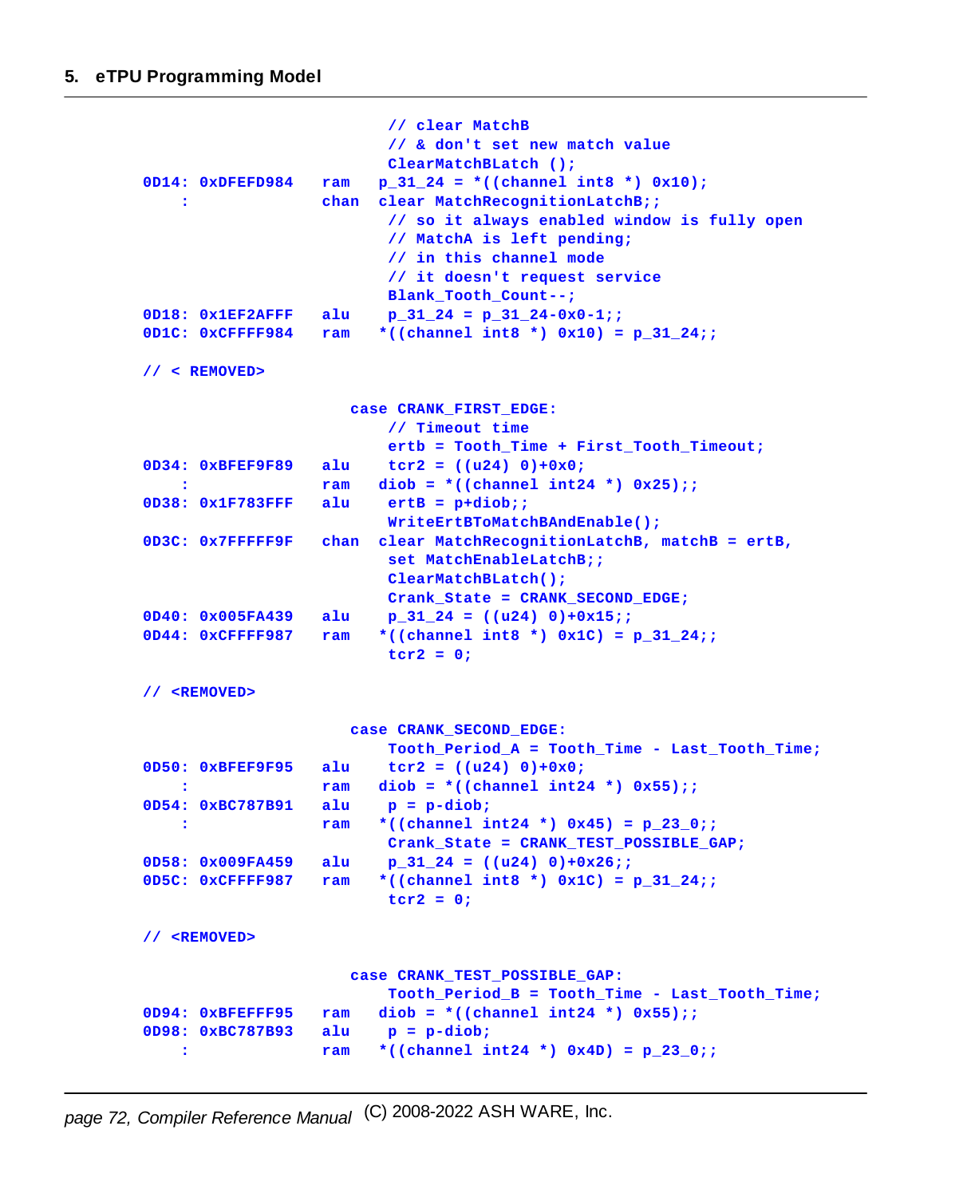```
                            // clear MatchB
                            // & don't set new match value
                            ClearMatchBLatch ();
0D14: 0xDFEFD984   ram   p_31_24 = *((channel int8 *) 0x10);
    :              chan  clear MatchRecognitionLatchB;;
                            // so it always enabled window is fully open
                            // MatchA is left pending;
                            // in this channel mode
                            // it doesn't request service
                            Blank_Tooth_Count--;
0D18: 0x1EF2AFFF   alu    p_31_24 = p_31_24-0x0-1;;
0D1C: 0xCFFFF984   ram   *((channel int8 *) 0x10) = p_31_24;;

// < REMOVED>

                        case CRANK_FIRST_EDGE:
                            // Timeout time
                            ertb = Tooth_Time + First_Tooth_Timeout;
0D34: 0xBFEF9F89   alu    tcr2 = ((u24) 0)+0x0;
    :              ram   diob = *((channel int24 *) 0x25);;
0D38: 0x1F783FFF   alu    ertB = p+diob;;
                            WriteErtBToMatchBAndEnable();
0D3C: 0x7FFFFF9F   chan  clear MatchRecognitionLatchB, matchB = ertB,
                            set MatchEnableLatchB;;
                            ClearMatchBLatch();
                            Crank_State = CRANK_SECOND_EDGE;
0D40: 0x005FA439   alu    p_31_24 = ((u24) 0)+0x15;;
0D44: 0xCFFFF987   ram   *((channel int8 *) 0x1C) = p_31_24;;
                            tcr2 = 0;

// <REMOVED>

                        case CRANK_SECOND_EDGE:
                            Tooth_Period_A = Tooth_Time - Last_Tooth_Time;
0D50: 0xBFEF9F95   alu    tcr2 = ((u24) 0)+0x0;
    :              ram   diob = *((channel int24 *) 0x55);;
0D54: 0xBC787B91   alu    p = p-diob;
    :              ram   *((channel int24 *) 0x45) = p_23_0;;
                            Crank_State = CRANK_TEST_POSSIBLE_GAP;
0D58: 0x009FA459   alu    p_31_24 = ((u24) 0)+0x26;;
0D5C: 0xCFFFF987   ram   *((channel int8 *) 0x1C) = p_31_24;;
                            tcr2 = 0;

// <REMOVED>

                        case CRANK_TEST_POSSIBLE_GAP:
                            Tooth_Period_B = Tooth_Time - Last_Tooth_Time;
0D94: 0xBFEFFF95   ram   diob = *((channel int24 *) 0x55);;
0D98: 0xBC787B93   alu    p = p-diob;
    :              ram   *((channel int24 *) 0x4D) = p_23_0;;
```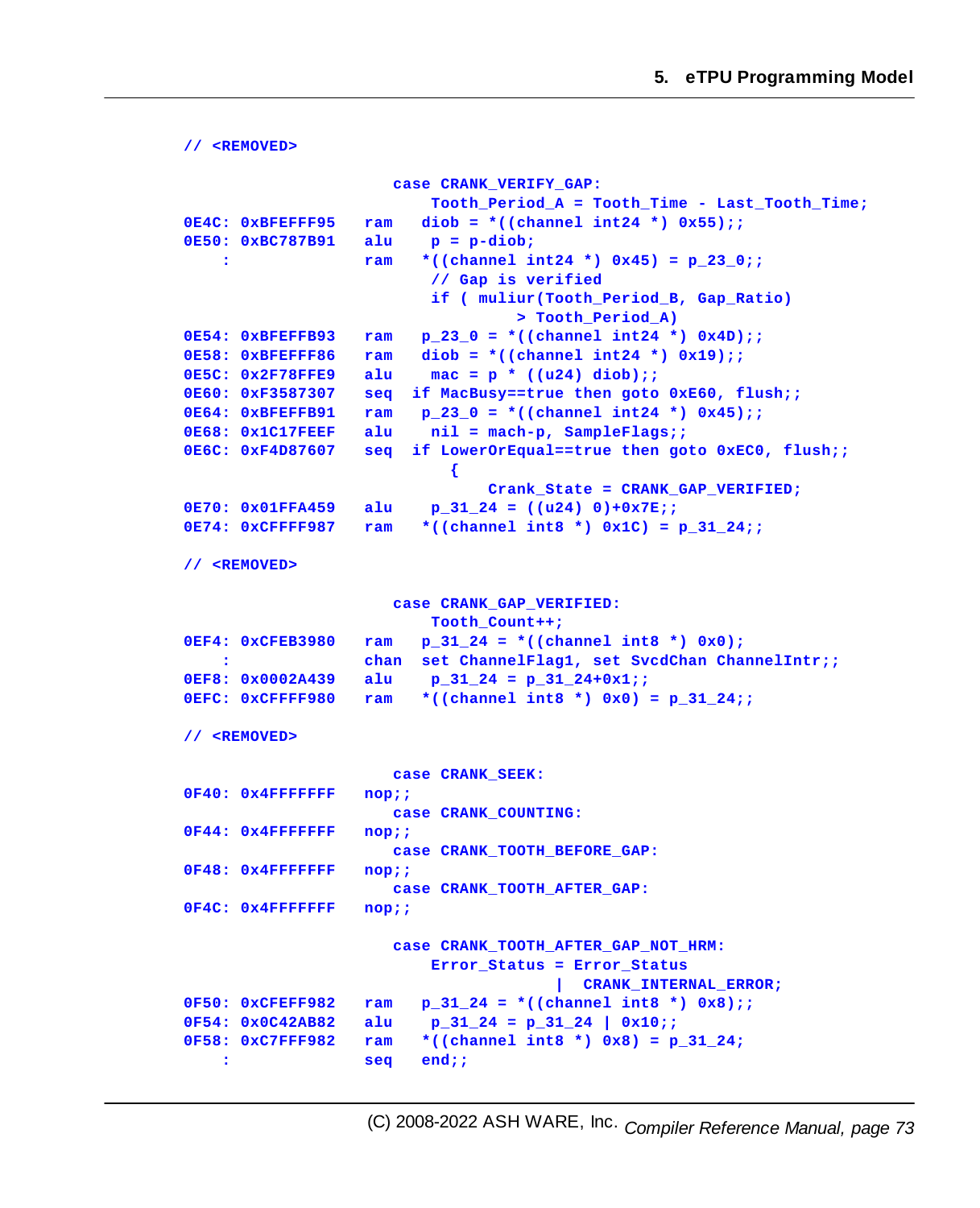```
// <REMOVED>

                      case CRANK_VERIFY_GAP:
                          Tooth_Period_A = Tooth_Time - Last_Tooth_Time;
0E4C: 0xBFEFFF95   ram   diob = *((channel int24 *) 0x55);;
0E50: 0xBC787B91   alu    p = p-diob;
    :              ram   *((channel int24 *) 0x45) = p_23_0;;
                          // Gap is verified
                          if ( muliur(Tooth_Period_B, Gap_Ratio)
                                   > Tooth_Period_A)
0E54: 0xBFEFFB93   ram   p_23_0 = *((channel int24 *) 0x4D);;
0E58: 0xBFEFFF86   ram   diob = *((channel int24 *) 0x19);;
0E5C: 0x2F78FFE9   alu    mac = p * ((u24) diob);;
0E60: 0xF3587307   seq  if MacBusy==true then goto 0xE60, flush;;
0E64: 0xBFEFFB91   ram   p_23_0 = *((channel int24 *) 0x45);;
0E68: 0x1C17FEEF   alu    nil = mach-p, SampleFlags;;
0E6C: 0xF4D87607   seq  if LowerOrEqual==true then goto 0xEC0, flush;;
                              {
                                  Crank_State = CRANK_GAP_VERIFIED;
0E70: 0x01FFA459   alu    p_31_24 = ((u24) 0)+0x7E;;
0E74: 0xCFFFF987   ram   *((channel int8 *) 0x1C) = p_31_24;;

// <REMOVED>

                      case CRANK_GAP_VERIFIED:
                          Tooth_Count++;
0EF4: 0xCFEB3980   ram   p_31_24 = *((channel int8 *) 0x0);
    :              chan  set ChannelFlag1, set SvcdChan ChannelIntr;;
0EF8: 0x0002A439   alu    p_31_24 = p_31_24+0x1;;
0EFC: 0xCFFFF980   ram   *((channel int8 *) 0x0) = p_31_24;;

// <REMOVED>

                      case CRANK_SEEK:
0F40: 0x4FFFFFFF   nop;;
                      case CRANK_COUNTING:
0F44: 0x4FFFFFFF   nop;;
                      case CRANK_TOOTH_BEFORE_GAP:
0F48: 0x4FFFFFFF   nop;;
                      case CRANK_TOOTH_AFTER_GAP:
0F4C: 0x4FFFFFFF   nop;;

                      case CRANK_TOOTH_AFTER_GAP_NOT_HRM:
                          Error_Status = Error_Status
                                       |  CRANK_INTERNAL_ERROR;
0F50: 0xCFEFF982   ram   p_31_24 = *((channel int8 *) 0x8);;
0F54: 0x0C42AB82   alu    p_31_24 = p_31_24 | 0x10;;
0F58: 0xC7FFF982   ram   *((channel int8 *) 0x8) = p_31_24;
    :              seq   end;;
```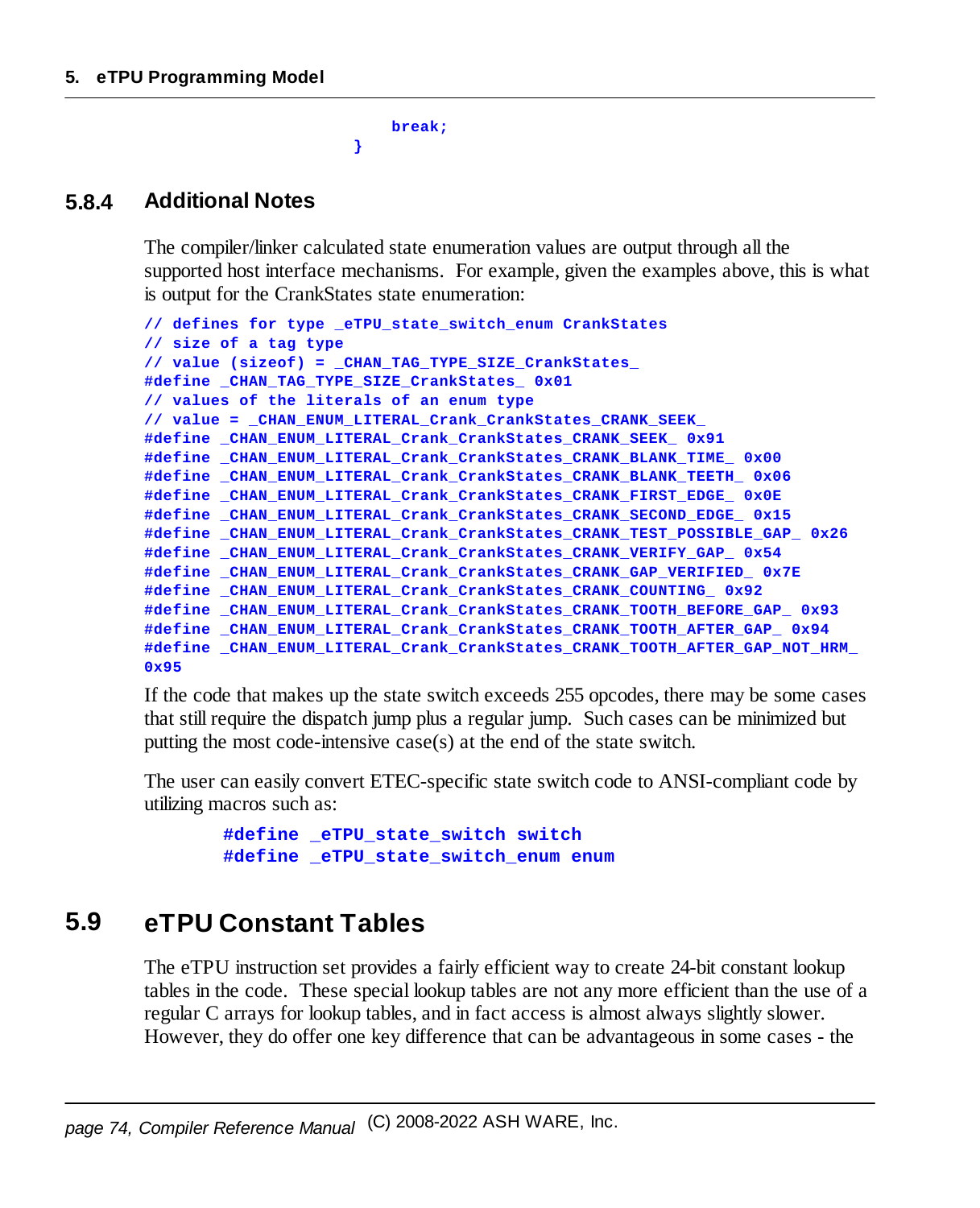```
            break;
        }
```

### 5.8.4 Additional Notes

The compiler/linker calculated state enumeration values are output through all the supported host interface mechanisms. For example, given the examples above, this is what is output for the CrankStates state enumeration:

```
// defines for type _eTPU_state_switch_enum CrankStates
// size of a tag type
// value (sizeof) = _CHAN_TAG_TYPE_SIZE_CrankStates_
#define _CHAN_TAG_TYPE_SIZE_CrankStates_ 0x01
// values of the literals of an enum type
// value = _CHAN_ENUM_LITERAL_Crank_CrankStates_CRANK_SEEK_
#define _CHAN_ENUM_LITERAL_Crank_CrankStates_CRANK_SEEK_ 0x91
#define _CHAN_ENUM_LITERAL_Crank_CrankStates_CRANK_BLANK_TIME_ 0x00
#define _CHAN_ENUM_LITERAL_Crank_CrankStates_CRANK_BLANK_TEETH_ 0x06
#define _CHAN_ENUM_LITERAL_Crank_CrankStates_CRANK_FIRST_EDGE_ 0x0E
#define _CHAN_ENUM_LITERAL_Crank_CrankStates_CRANK_SECOND_EDGE_ 0x15
#define _CHAN_ENUM_LITERAL_Crank_CrankStates_CRANK_TEST_POSSIBLE_GAP_ 0x26
#define _CHAN_ENUM_LITERAL_Crank_CrankStates_CRANK_VERIFY_GAP_ 0x54
#define _CHAN_ENUM_LITERAL_Crank_CrankStates_CRANK_GAP_VERIFIED_ 0x7E
#define _CHAN_ENUM_LITERAL_Crank_CrankStates_CRANK_COUNTING_ 0x92
#define _CHAN_ENUM_LITERAL_Crank_CrankStates_CRANK_TOOTH_BEFORE_GAP_ 0x93
#define _CHAN_ENUM_LITERAL_Crank_CrankStates_CRANK_TOOTH_AFTER_GAP_ 0x94
#define _CHAN_ENUM_LITERAL_Crank_CrankStates_CRANK_TOOTH_AFTER_GAP_NOT_HRM_
0x95
```

If the code that makes up the state switch exceeds 255 opcodes, there may be some cases that still require the dispatch jump plus a regular jump. Such cases can be minimized but putting the most code-intensive case(s) at the end of the state switch.

The user can easily convert ETEC-specific state switch code to ANSI-compliant code by utilizing macros such as:

```
#define _eTPU_state_switch switch
#define _eTPU_state_switch_enum enum
```

## 5.9 eTPU Constant Tables

The eTPU instruction set provides a fairly efficient way to create 24-bit constant lookup tables in the code. These special lookup tables are not any more efficient than the use of a regular C arrays for lookup tables, and in fact access is almost always slightly slower. However, they do offer one key difference that can be advantageous in some cases - the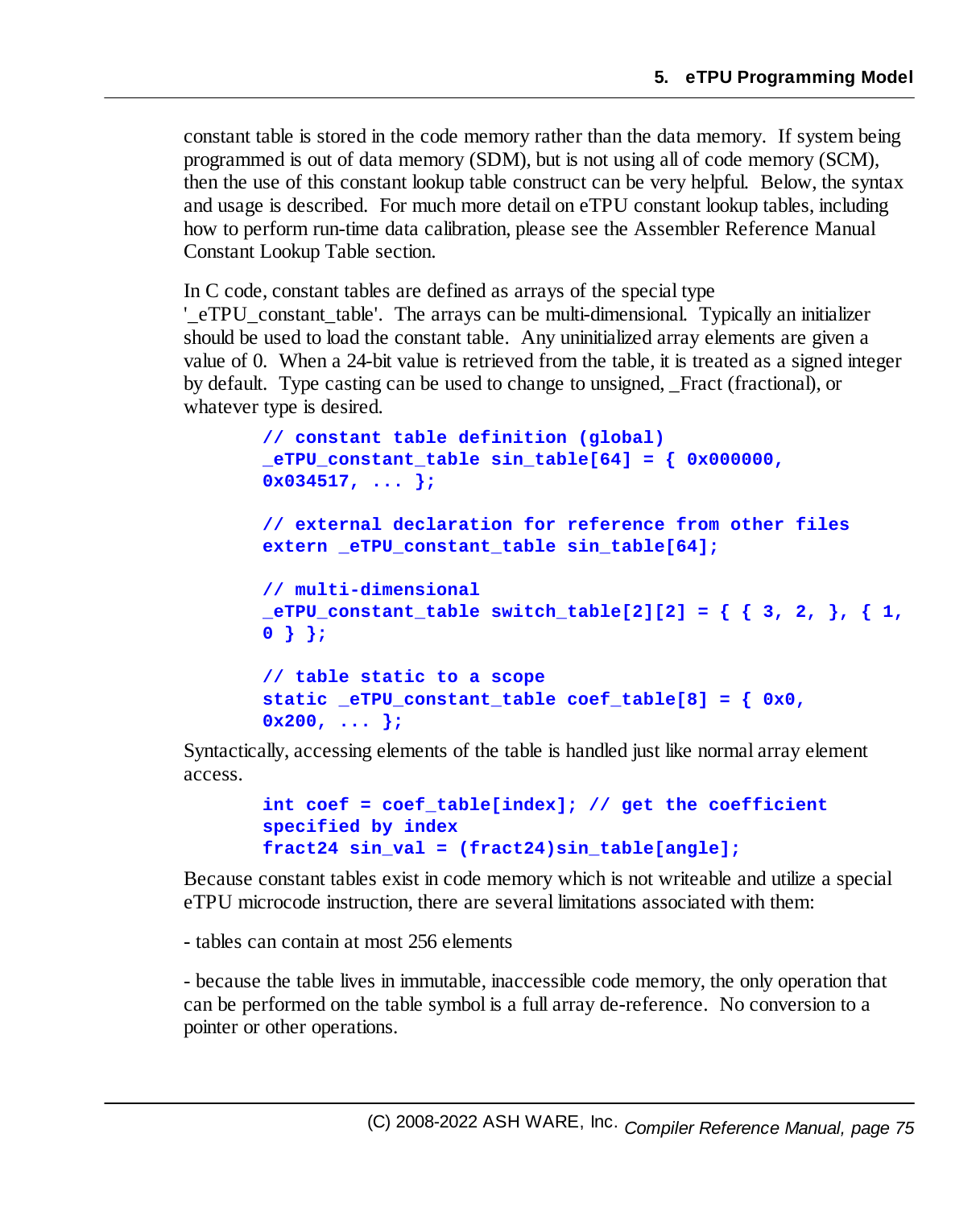constant table is stored in the code memory rather than the data memory. If system being programmed is out of data memory (SDM), but is not using all of code memory (SCM), then the use of this constant lookup table construct can be very helpful. Below, the syntax and usage is described. For much more detail on eTPU constant lookup tables, including how to perform run-time data calibration, please see the Assembler Reference Manual Constant Lookup Table section.

In C code, constant tables are defined as arrays of the special type '_eTPU_constant_table'. The arrays can be multi-dimensional. Typically an initializer should be used to load the constant table. Any uninitialized array elements are given a value of 0. When a 24-bit value is retrieved from the table, it is treated as a signed integer by default. Type casting can be used to change to unsigned, _Fract (fractional), or whatever type is desired.

```
// constant table definition (global)
_eTPU_constant_table sin_table[64] = { 0x000000,
0x034517, ... };

// external declaration for reference from other files
extern _eTPU_constant_table sin_table[64];

// multi-dimensional
_eTPU_constant_table switch_table[2][2] = { { 3, 2, }, { 1,
0 } };

// table static to a scope
static _eTPU_constant_table coef_table[8] = { 0x0,
0x200, ... };
```

Syntactically, accessing elements of the table is handled just like normal array element access.

```
int coef = coef_table[index]; // get the coefficient
specified by index
fract24 sin_val = (fract24)sin_table[angle];
```

Because constant tables exist in code memory which is not writeable and utilize a special eTPU microcode instruction, there are several limitations associated with them:

- tables can contain at most 256 elements

- because the table lives in immutable, inaccessible code memory, the only operation that can be performed on the table symbol is a full array de-reference. No conversion to a pointer or other operations.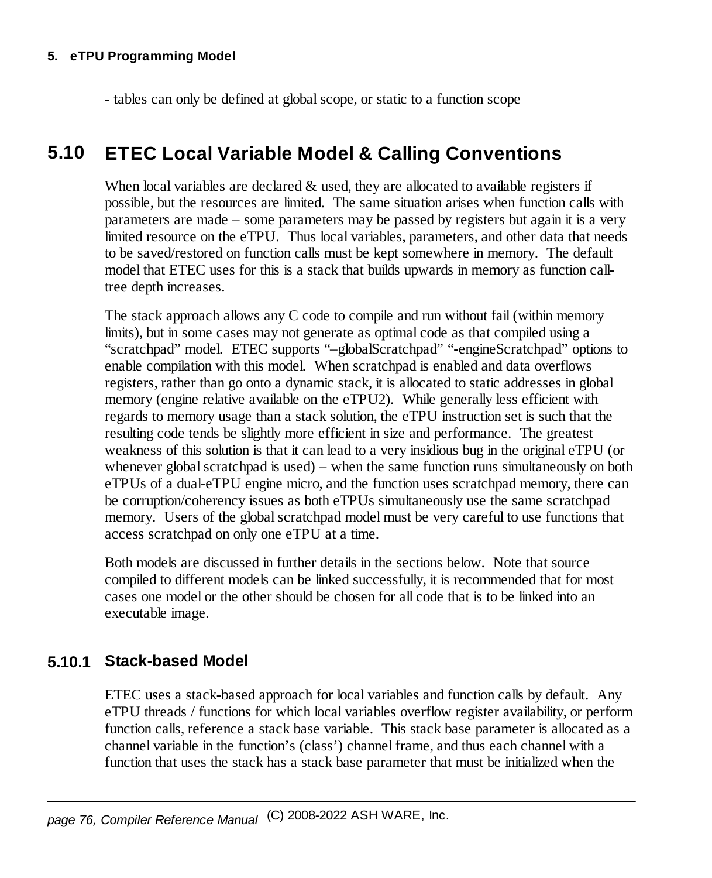- tables can only be defined at global scope, or static to a function scope

## 5.10 ETEC Local Variable Model & Calling Conventions

When local variables are declared & used, they are allocated to available registers if possible, but the resources are limited. The same situation arises when function calls with parameters are made – some parameters may be passed by registers but again it is a very limited resource on the eTPU. Thus local variables, parameters, and other data that needs to be saved/restored on function calls must be kept somewhere in memory. The default model that ETEC uses for this is a stack that builds upwards in memory as function call-tree depth increases.

The stack approach allows any C code to compile and run without fail (within memory limits), but in some cases may not generate as optimal code as that compiled using a "scratchpad" model. ETEC supports "–globalScratchpad" "-engineScratchpad" options to enable compilation with this model. When scratchpad is enabled and data overflows registers, rather than go onto a dynamic stack, it is allocated to static addresses in global memory (engine relative available on the eTPU2). While generally less efficient with regards to memory usage than a stack solution, the eTPU instruction set is such that the resulting code tends be slightly more efficient in size and performance. The greatest weakness of this solution is that it can lead to a very insidious bug in the original eTPU (or whenever global scratchpad is used) – when the same function runs simultaneously on both eTPUs of a dual-eTPU engine micro, and the function uses scratchpad memory, there can be corruption/coherency issues as both eTPUs simultaneously use the same scratchpad memory. Users of the global scratchpad model must be very careful to use functions that access scratchpad on only one eTPU at a time.

Both models are discussed in further details in the sections below. Note that source compiled to different models can be linked successfully, it is recommended that for most cases one model or the other should be chosen for all code that is to be linked into an executable image.

### 5.10.1 Stack-based Model

ETEC uses a stack-based approach for local variables and function calls by default. Any eTPU threads / functions for which local variables overflow register availability, or perform function calls, reference a stack base variable. This stack base parameter is allocated as a channel variable in the function's (class') channel frame, and thus each channel with a function that uses the stack has a stack base parameter that must be initialized when the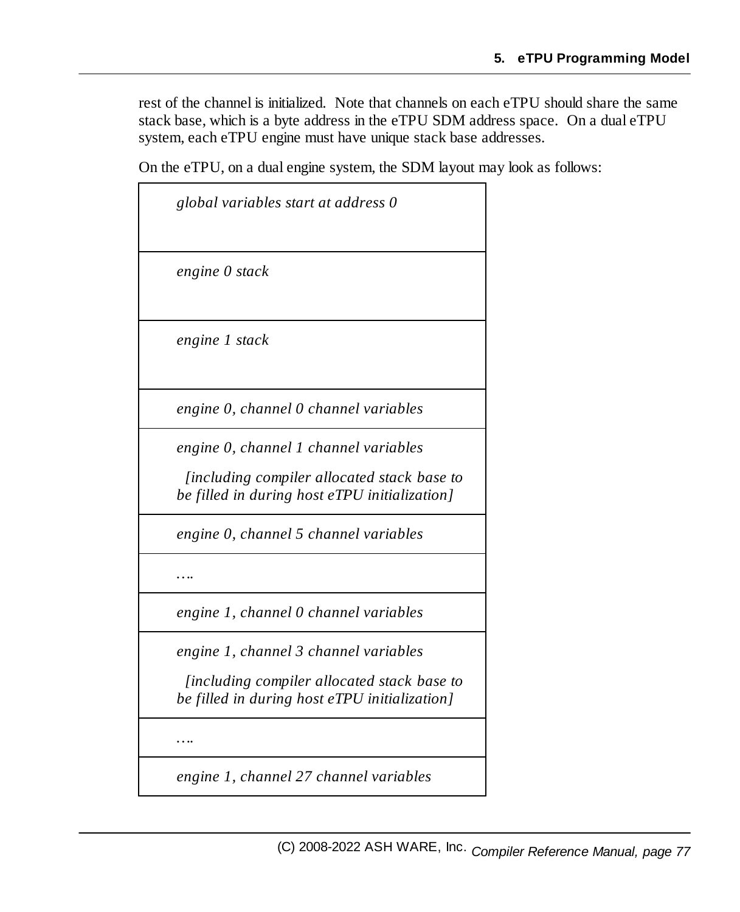rest of the channel is initialized. Note that channels on each eTPU should share the same stack base, which is a byte address in the eTPU SDM address space. On a dual eTPU system, each eTPU engine must have unique stack base addresses.

On the eTPU, on a dual engine system, the SDM layout may look as follows:

| |
|---|
| *global variables start at address 0* |
| *engine 0 stack* |
| *engine 1 stack* |
| *engine 0, channel 0 channel variables* |
| *engine 0, channel 1 channel variables* <br> *[including compiler allocated stack base to be filled in during host eTPU initialization]* |
| *engine 0, channel 5 channel variables* |
| *….* |
| *engine 1, channel 0 channel variables* |
| *engine 1, channel 3 channel variables* <br> *[including compiler allocated stack base to be filled in during host eTPU initialization]* |
| *….* |
| *engine 1, channel 27 channel variables* |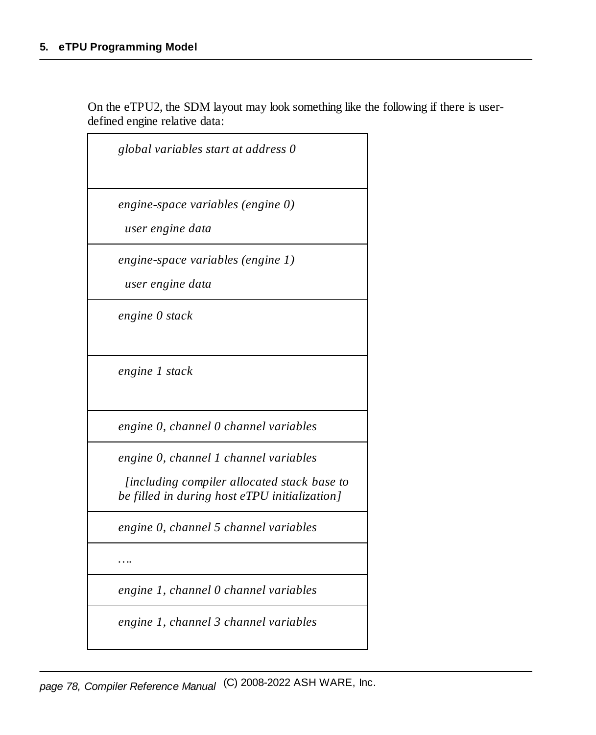On the eTPU2, the SDM layout may look something like the following if there is user-defined engine relative data:

| |
|---|
| *global variables start at address 0* |
| *engine-space variables (engine 0)*<br>*user engine data* |
| *engine-space variables (engine 1)*<br>*user engine data* |
| *engine 0 stack* |
| *engine 1 stack* |
| *engine 0, channel 0 channel variables* |
| *engine 0, channel 1 channel variables*<br>*[including compiler allocated stack base to be filled in during host eTPU initialization]* |
| *engine 0, channel 5 channel variables* |
| *….* |
| *engine 1, channel 0 channel variables* |
| *engine 1, channel 3 channel variables* |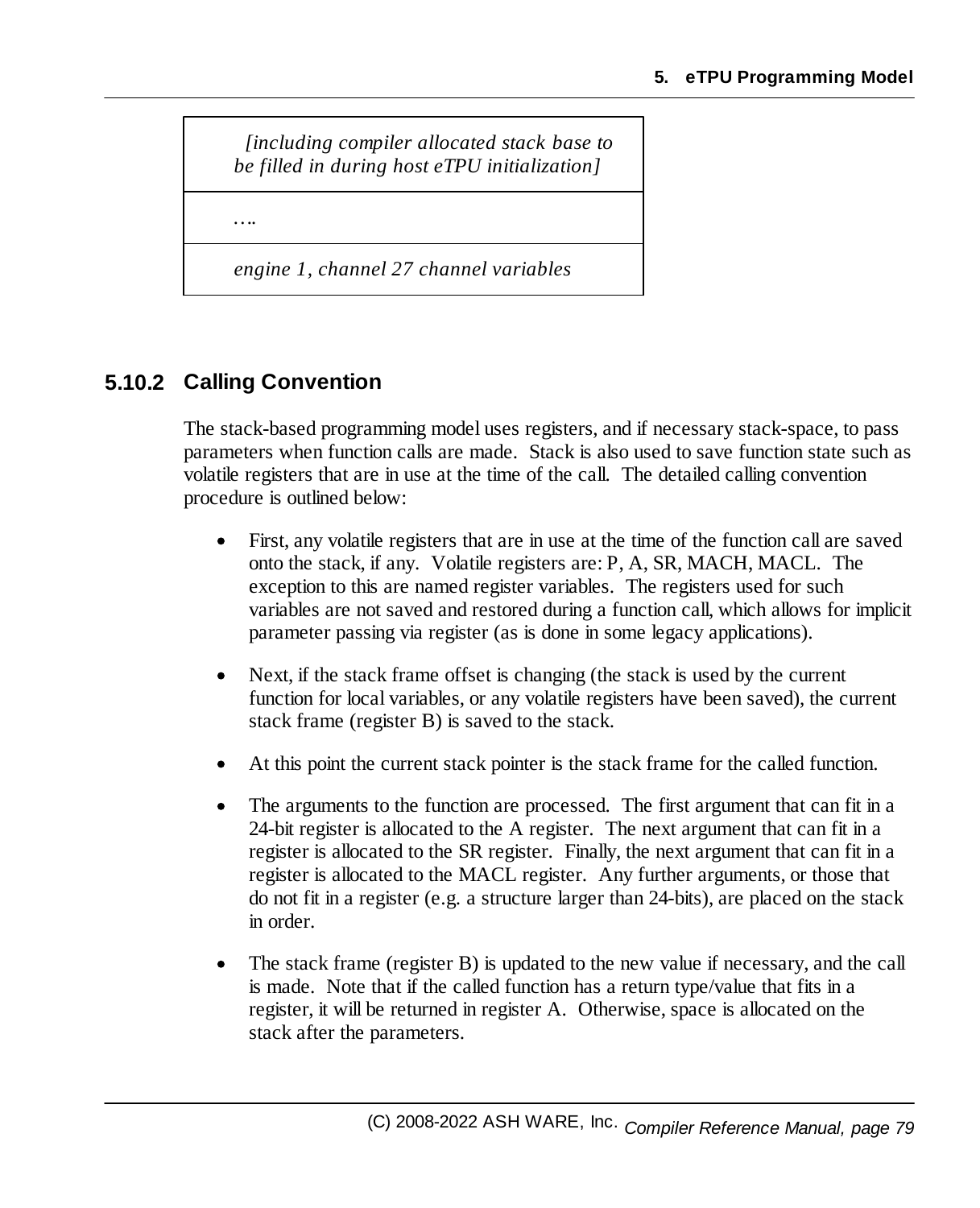| *[including compiler allocated stack base to be filled in during host eTPU initialization]* |
|---|
| *….* |
| *engine 1, channel 27 channel variables* |

### 5.10.2 Calling Convention

The stack-based programming model uses registers, and if necessary stack-space, to pass parameters when function calls are made. Stack is also used to save function state such as volatile registers that are in use at the time of the call. The detailed calling convention procedure is outlined below:

- First, any volatile registers that are in use at the time of the function call are saved onto the stack, if any. Volatile registers are: P, A, SR, MACH, MACL. The exception to this are named register variables. The registers used for such variables are not saved and restored during a function call, which allows for implicit parameter passing via register (as is done in some legacy applications).

- Next, if the stack frame offset is changing (the stack is used by the current function for local variables, or any volatile registers have been saved), the current stack frame (register B) is saved to the stack.

- At this point the current stack pointer is the stack frame for the called function.

- The arguments to the function are processed. The first argument that can fit in a 24-bit register is allocated to the A register. The next argument that can fit in a register is allocated to the SR register. Finally, the next argument that can fit in a register is allocated to the MACL register. Any further arguments, or those that do not fit in a register (e.g. a structure larger than 24-bits), are placed on the stack in order.

- The stack frame (register B) is updated to the new value if necessary, and the call is made. Note that if the called function has a return type/value that fits in a register, it will be returned in register A. Otherwise, space is allocated on the stack after the parameters.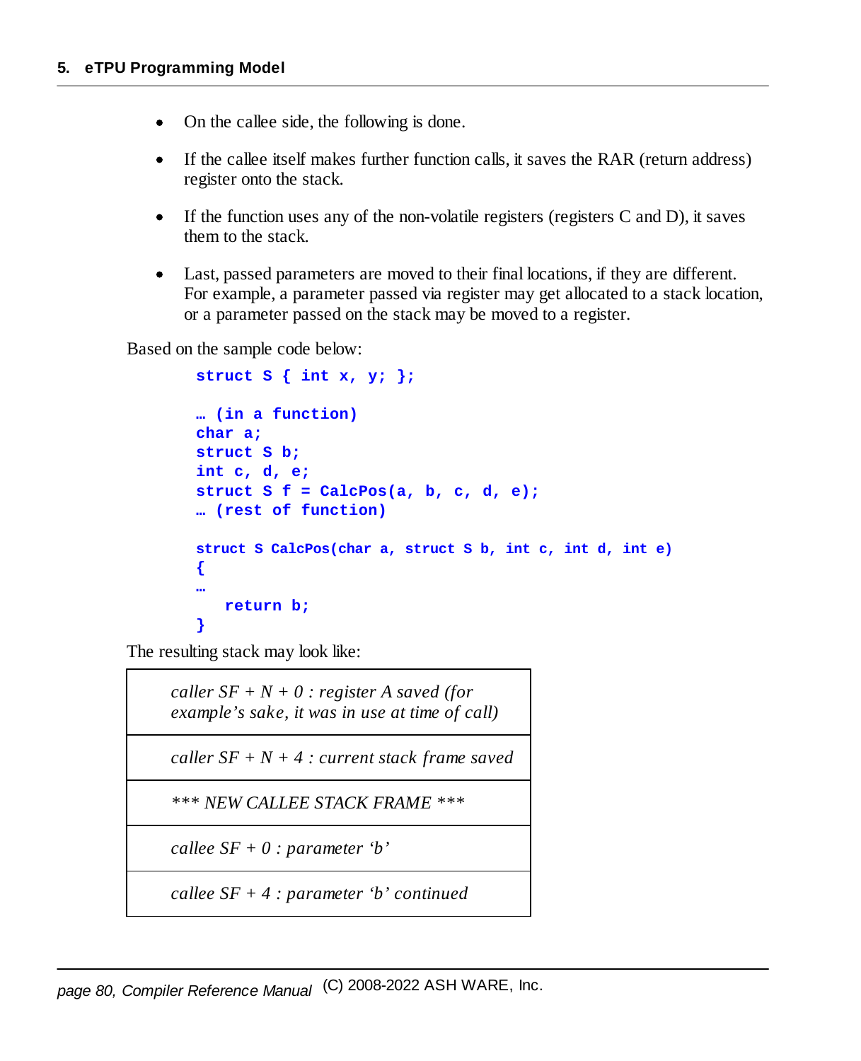- On the callee side, the following is done.
- If the callee itself makes further function calls, it saves the RAR (return address) register onto the stack.
- If the function uses any of the non-volatile registers (registers C and D), it saves them to the stack.
- Last, passed parameters are moved to their final locations, if they are different. For example, a parameter passed via register may get allocated to a stack location, or a parameter passed on the stack may be moved to a register.

Based on the sample code below:

```
struct S { int x, y; };

… (in a function)
char a;
struct S b;
int c, d, e;
struct S f = CalcPos(a, b, c, d, e);
… (rest of function)

struct S CalcPos(char a, struct S b, int c, int d, int e)
{
…
   return b;
}
```

The resulting stack may look like:

| |
|---|
| *caller SF + N + 0 : register A saved (for example's sake, it was in use at time of call)* |
| *caller SF + N + 4 : current stack frame saved* |
| *\*\*\* NEW CALLEE STACK FRAME \*\*\** |
| *callee SF + 0 : parameter 'b'* |
| *callee SF + 4 : parameter 'b' continued* |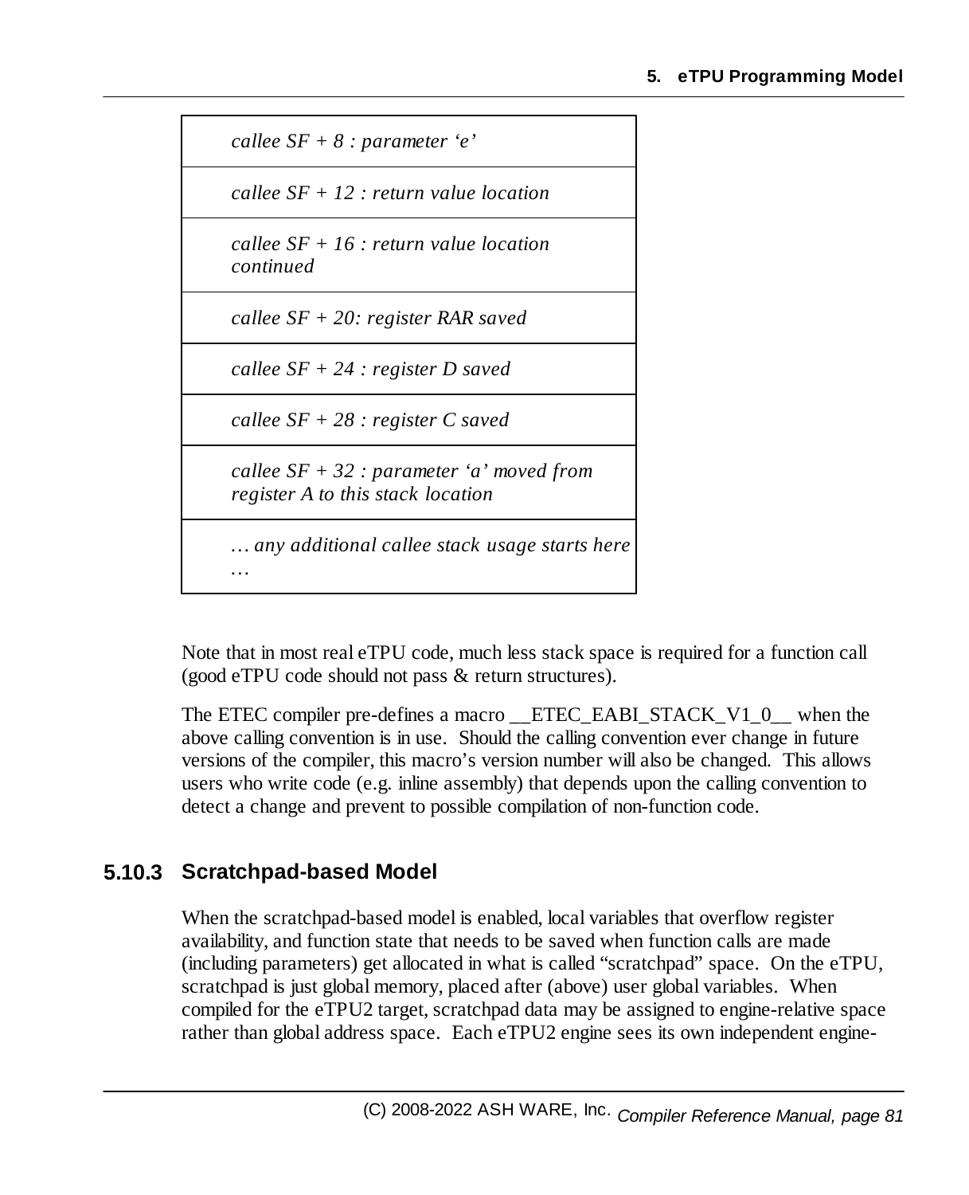| |
|---|
| *callee SF + 8 : parameter 'e'* |
| *callee SF + 12 : return value location* |
| *callee SF + 16 : return value location continued* |
| *callee SF + 20: register RAR saved* |
| *callee SF + 24 : register D saved* |
| *callee SF + 28 : register C saved* |
| *callee SF + 32 : parameter 'a' moved from register A to this stack location* |
| *… any additional callee stack usage starts here …* |

Note that in most real eTPU code, much less stack space is required for a function call (good eTPU code should not pass & return structures).

The ETEC compiler pre-defines a macro __ETEC_EABI_STACK_V1_0__ when the above calling convention is in use. Should the calling convention ever change in future versions of the compiler, this macro's version number will also be changed. This allows users who write code (e.g. inline assembly) that depends upon the calling convention to detect a change and prevent to possible compilation of non-function code.

### 5.10.3 Scratchpad-based Model

When the scratchpad-based model is enabled, local variables that overflow register availability, and function state that needs to be saved when function calls are made (including parameters) get allocated in what is called "scratchpad" space. On the eTPU, scratchpad is just global memory, placed after (above) user global variables. When compiled for the eTPU2 target, scratchpad data may be assigned to engine-relative space rather than global address space. Each eTPU2 engine sees its own independent engine-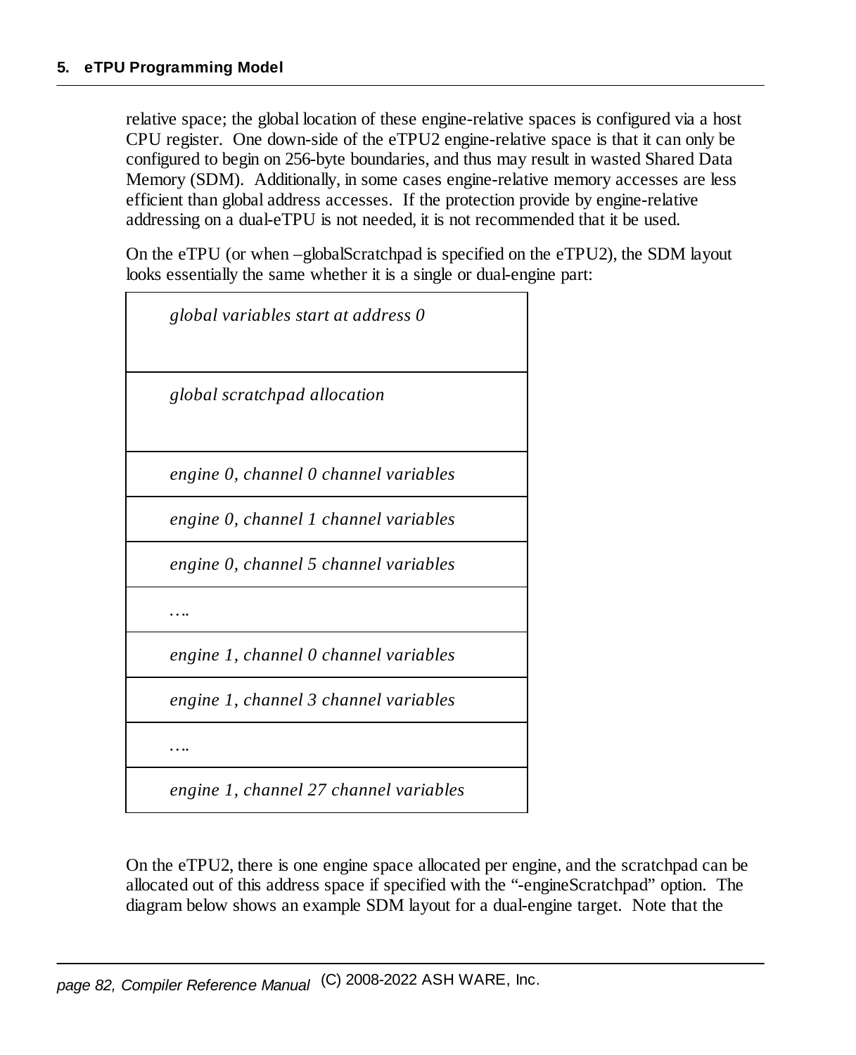relative space; the global location of these engine-relative spaces is configured via a host CPU register. One down-side of the eTPU2 engine-relative space is that it can only be configured to begin on 256-byte boundaries, and thus may result in wasted Shared Data Memory (SDM). Additionally, in some cases engine-relative memory accesses are less efficient than global address accesses. If the protection provide by engine-relative addressing on a dual-eTPU is not needed, it is not recommended that it be used.

On the eTPU (or when –globalScratchpad is specified on the eTPU2), the SDM layout looks essentially the same whether it is a single or dual-engine part:

| *global variables start at address 0* |
|---|
| *global scratchpad allocation* |
| *engine 0, channel 0 channel variables* |
| *engine 0, channel 1 channel variables* |
| *engine 0, channel 5 channel variables* |
| *….* |
| *engine 1, channel 0 channel variables* |
| *engine 1, channel 3 channel variables* |
| *….* |
| *engine 1, channel 27 channel variables* |

On the eTPU2, there is one engine space allocated per engine, and the scratchpad can be allocated out of this address space if specified with the "-engineScratchpad" option. The diagram below shows an example SDM layout for a dual-engine target. Note that the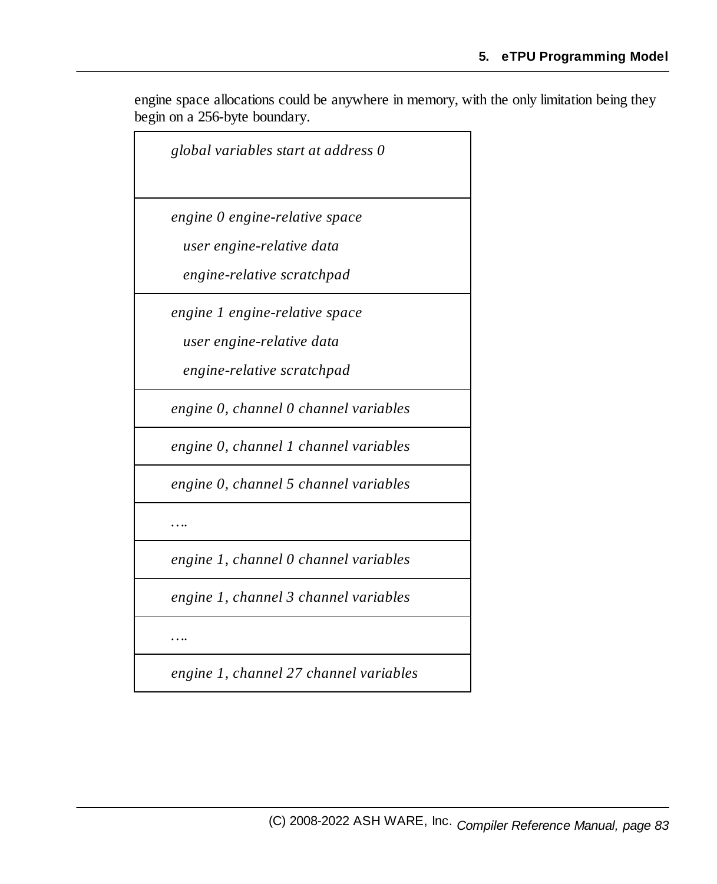engine space allocations could be anywhere in memory, with the only limitation being they begin on a 256-byte boundary.

| *global variables start at address 0* |
|---|
| *engine 0 engine-relative space*<br>*user engine-relative data*<br>*engine-relative scratchpad* |
| *engine 1 engine-relative space*<br>*user engine-relative data*<br>*engine-relative scratchpad* |
| *engine 0, channel 0 channel variables* |
| *engine 0, channel 1 channel variables* |
| *engine 0, channel 5 channel variables* |
| *….* |
| *engine 1, channel 0 channel variables* |
| *engine 1, channel 3 channel variables* |
| *….* |
| *engine 1, channel 27 channel variables* |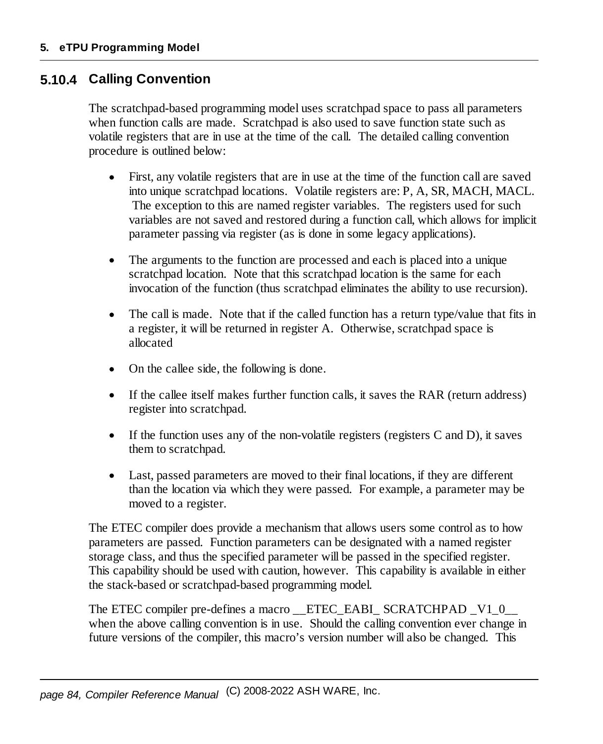### 5.10.4 Calling Convention

The scratchpad-based programming model uses scratchpad space to pass all parameters when function calls are made. Scratchpad is also used to save function state such as volatile registers that are in use at the time of the call. The detailed calling convention procedure is outlined below:

- First, any volatile registers that are in use at the time of the function call are saved into unique scratchpad locations. Volatile registers are: P, A, SR, MACH, MACL. The exception to this are named register variables. The registers used for such variables are not saved and restored during a function call, which allows for implicit parameter passing via register (as is done in some legacy applications).

- The arguments to the function are processed and each is placed into a unique scratchpad location. Note that this scratchpad location is the same for each invocation of the function (thus scratchpad eliminates the ability to use recursion).

- The call is made. Note that if the called function has a return type/value that fits in a register, it will be returned in register A. Otherwise, scratchpad space is allocated

- On the callee side, the following is done.

- If the callee itself makes further function calls, it saves the RAR (return address) register into scratchpad.

- If the function uses any of the non-volatile registers (registers C and D), it saves them to scratchpad.

- Last, passed parameters are moved to their final locations, if they are different than the location via which they were passed. For example, a parameter may be moved to a register.

The ETEC compiler does provide a mechanism that allows users some control as to how parameters are passed. Function parameters can be designated with a named register storage class, and thus the specified parameter will be passed in the specified register. This capability should be used with caution, however. This capability is available in either the stack-based or scratchpad-based programming model.

The ETEC compiler pre-defines a macro __ETEC_EABI_ SCRATCHPAD _V1_0__ when the above calling convention is in use. Should the calling convention ever change in future versions of the compiler, this macro's version number will also be changed. This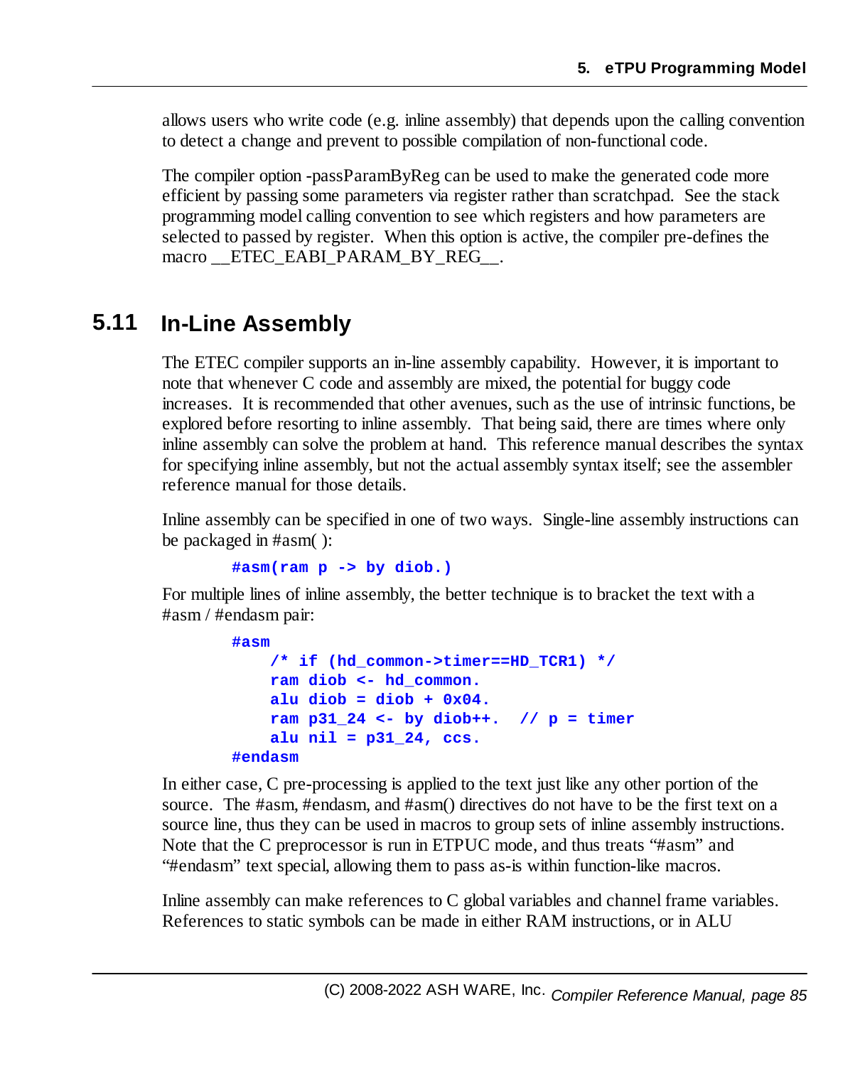allows users who write code (e.g. inline assembly) that depends upon the calling convention to detect a change and prevent to possible compilation of non-functional code.

The compiler option -passParamByReg can be used to make the generated code more efficient by passing some parameters via register rather than scratchpad. See the stack programming model calling convention to see which registers and how parameters are selected to passed by register. When this option is active, the compiler pre-defines the macro __ETEC_EABI_PARAM_BY_REG__.

## 5.11 In-Line Assembly

The ETEC compiler supports an in-line assembly capability. However, it is important to note that whenever C code and assembly are mixed, the potential for buggy code increases. It is recommended that other avenues, such as the use of intrinsic functions, be explored before resorting to inline assembly. That being said, there are times where only inline assembly can solve the problem at hand. This reference manual describes the syntax for specifying inline assembly, but not the actual assembly syntax itself; see the assembler reference manual for those details.

Inline assembly can be specified in one of two ways. Single-line assembly instructions can be packaged in #asm( ):

```
#asm(ram p -> by diob.)
```

For multiple lines of inline assembly, the better technique is to bracket the text with a #asm / #endasm pair:

```
#asm
    /* if (hd_common->timer==HD_TCR1) */
    ram diob <- hd_common.
    alu diob = diob + 0x04.
    ram p31_24 <- by diob++.  // p = timer
    alu nil = p31_24, ccs.
#endasm
```

In either case, C pre-processing is applied to the text just like any other portion of the source. The #asm, #endasm, and #asm() directives do not have to be the first text on a source line, thus they can be used in macros to group sets of inline assembly instructions. Note that the C preprocessor is run in ETPUC mode, and thus treats “#asm” and “#endasm” text special, allowing them to pass as-is within function-like macros.

Inline assembly can make references to C global variables and channel frame variables. References to static symbols can be made in either RAM instructions, or in ALU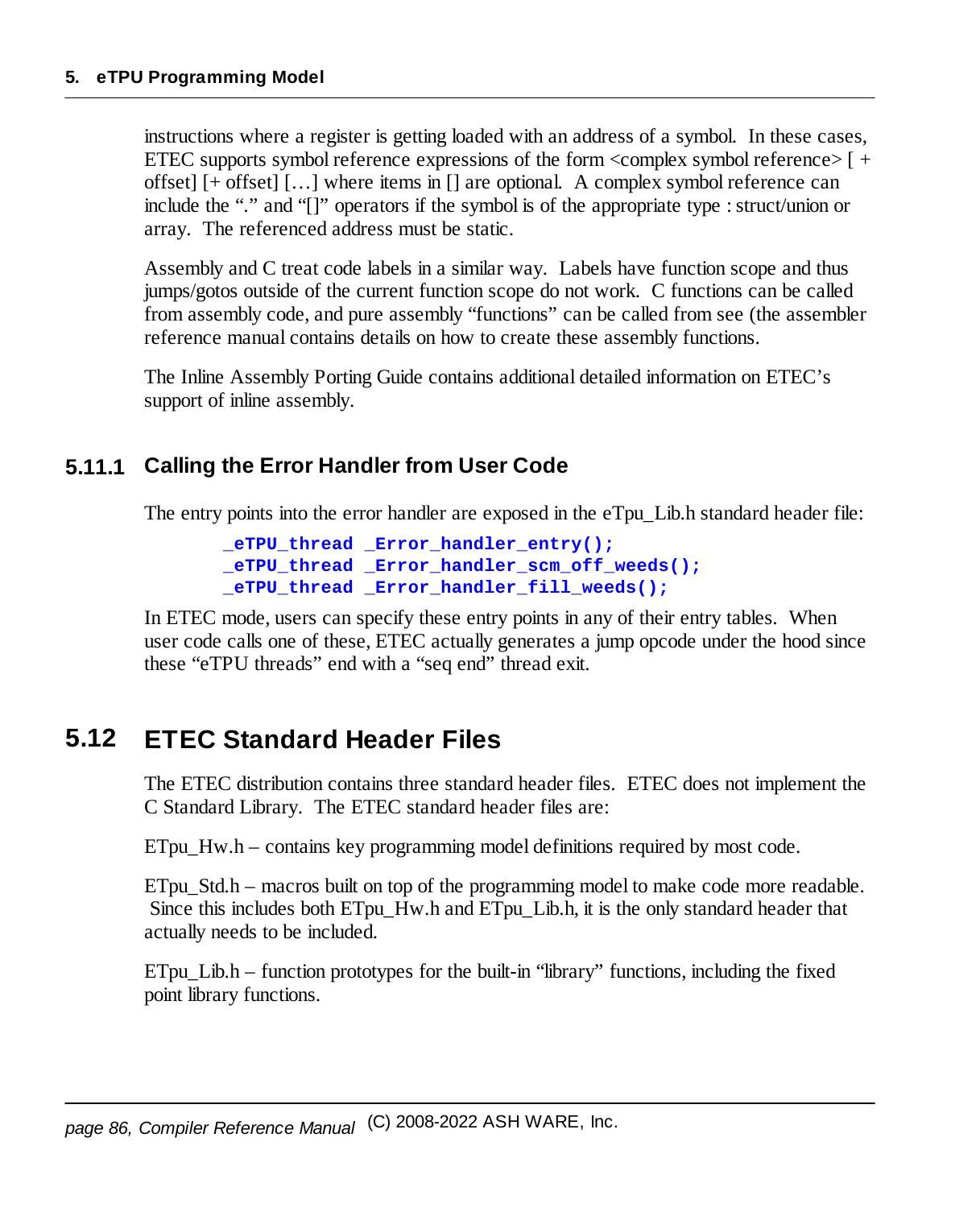instructions where a register is getting loaded with an address of a symbol. In these cases, ETEC supports symbol reference expressions of the form <complex symbol reference> [ + offset] [+ offset] […] where items in [] are optional. A complex symbol reference can include the "." and "[]" operators if the symbol is of the appropriate type : struct/union or array. The referenced address must be static.

Assembly and C treat code labels in a similar way. Labels have function scope and thus jumps/gotos outside of the current function scope do not work. C functions can be called from assembly code, and pure assembly "functions" can be called from see (the assembler reference manual contains details on how to create these assembly functions.

The Inline Assembly Porting Guide contains additional detailed information on ETEC's support of inline assembly.

### 5.11.1 Calling the Error Handler from User Code

The entry points into the error handler are exposed in the eTpu_Lib.h standard header file:

```
_eTPU_thread _Error_handler_entry();
_eTPU_thread _Error_handler_scm_off_weeds();
_eTPU_thread _Error_handler_fill_weeds();
```

In ETEC mode, users can specify these entry points in any of their entry tables. When user code calls one of these, ETEC actually generates a jump opcode under the hood since these "eTPU threads" end with a "seq end" thread exit.

## 5.12 ETEC Standard Header Files

The ETEC distribution contains three standard header files. ETEC does not implement the C Standard Library. The ETEC standard header files are:

ETpu_Hw.h – contains key programming model definitions required by most code.

ETpu_Std.h – macros built on top of the programming model to make code more readable. Since this includes both ETpu_Hw.h and ETpu_Lib.h, it is the only standard header that actually needs to be included.

ETpu_Lib.h – function prototypes for the built-in "library" functions, including the fixed point library functions.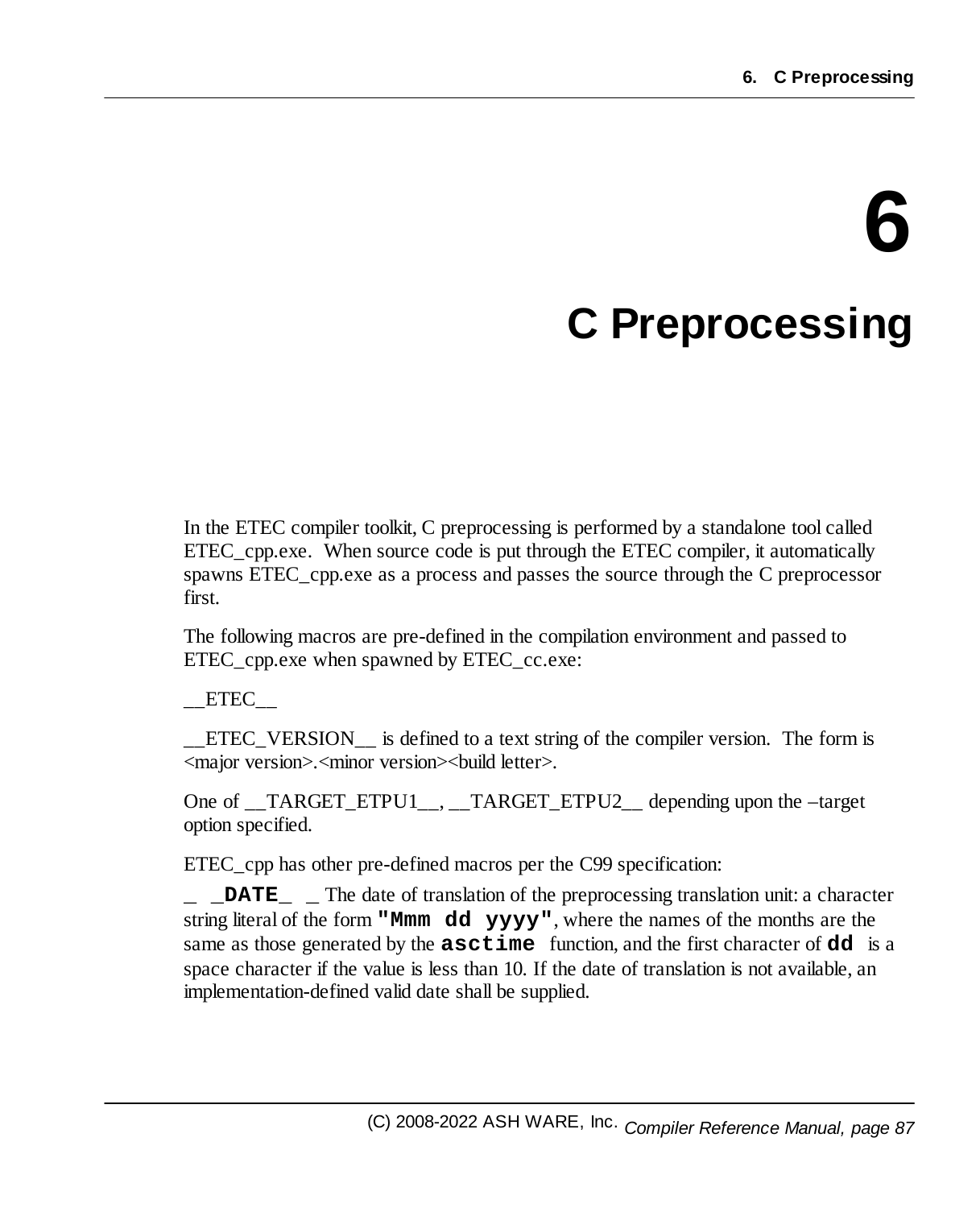# 6 C Preprocessing

In the ETEC compiler toolkit, C preprocessing is performed by a standalone tool called ETEC_cpp.exe. When source code is put through the ETEC compiler, it automatically spawns ETEC_cpp.exe as a process and passes the source through the C preprocessor first.

The following macros are pre-defined in the compilation environment and passed to ETEC_cpp.exe when spawned by ETEC_cc.exe:

__ETEC__

__ETEC_VERSION__ is defined to a text string of the compiler version. The form is <major version>.<minor version><build letter>.

One of __TARGET_ETPU1__, __TARGET_ETPU2__ depending upon the –target option specified.

ETEC_cpp has other pre-defined macros per the C99 specification:

**`__DATE__`** The date of translation of the preprocessing translation unit: a character string literal of the form **`"Mmm dd yyyy"`**, where the names of the months are the same as those generated by the **`asctime`** function, and the first character of **`dd`** is a space character if the value is less than 10. If the date of translation is not available, an implementation-defined valid date shall be supplied.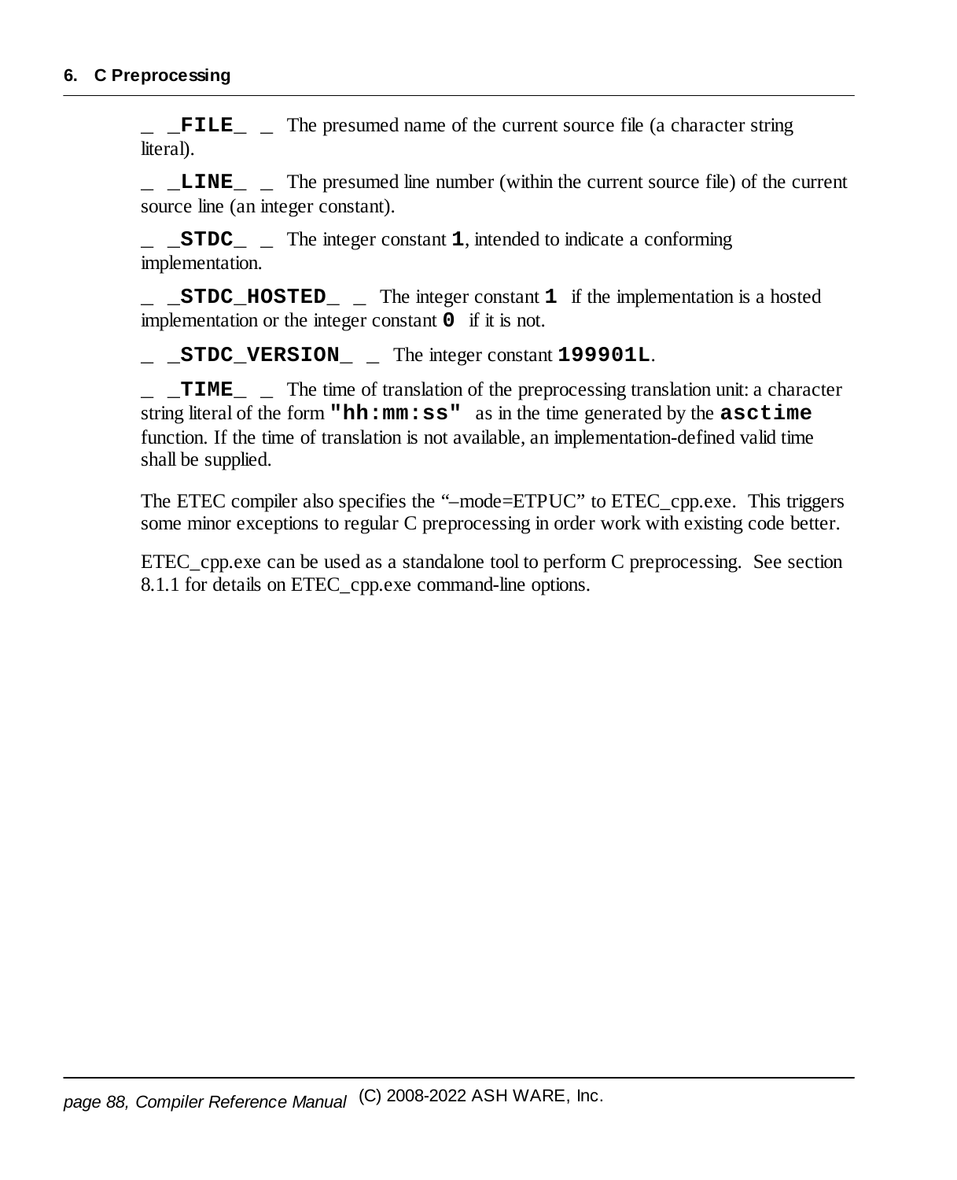**__FILE__** The presumed name of the current source file (a character string literal).

**__LINE__** The presumed line number (within the current source file) of the current source line (an integer constant).

**__STDC__** The integer constant **1**, intended to indicate a conforming implementation.

**__STDC_HOSTED__** The integer constant **1** if the implementation is a hosted implementation or the integer constant **0** if it is not.

**__STDC_VERSION__** The integer constant **199901L**.

**__TIME__** The time of translation of the preprocessing translation unit: a character string literal of the form **"hh:mm:ss"** as in the time generated by the **asctime** function. If the time of translation is not available, an implementation-defined valid time shall be supplied.

The ETEC compiler also specifies the "–mode=ETPUC" to ETEC_cpp.exe. This triggers some minor exceptions to regular C preprocessing in order work with existing code better.

ETEC_cpp.exe can be used as a standalone tool to perform C preprocessing. See section 8.1.1 for details on ETEC_cpp.exe command-line options.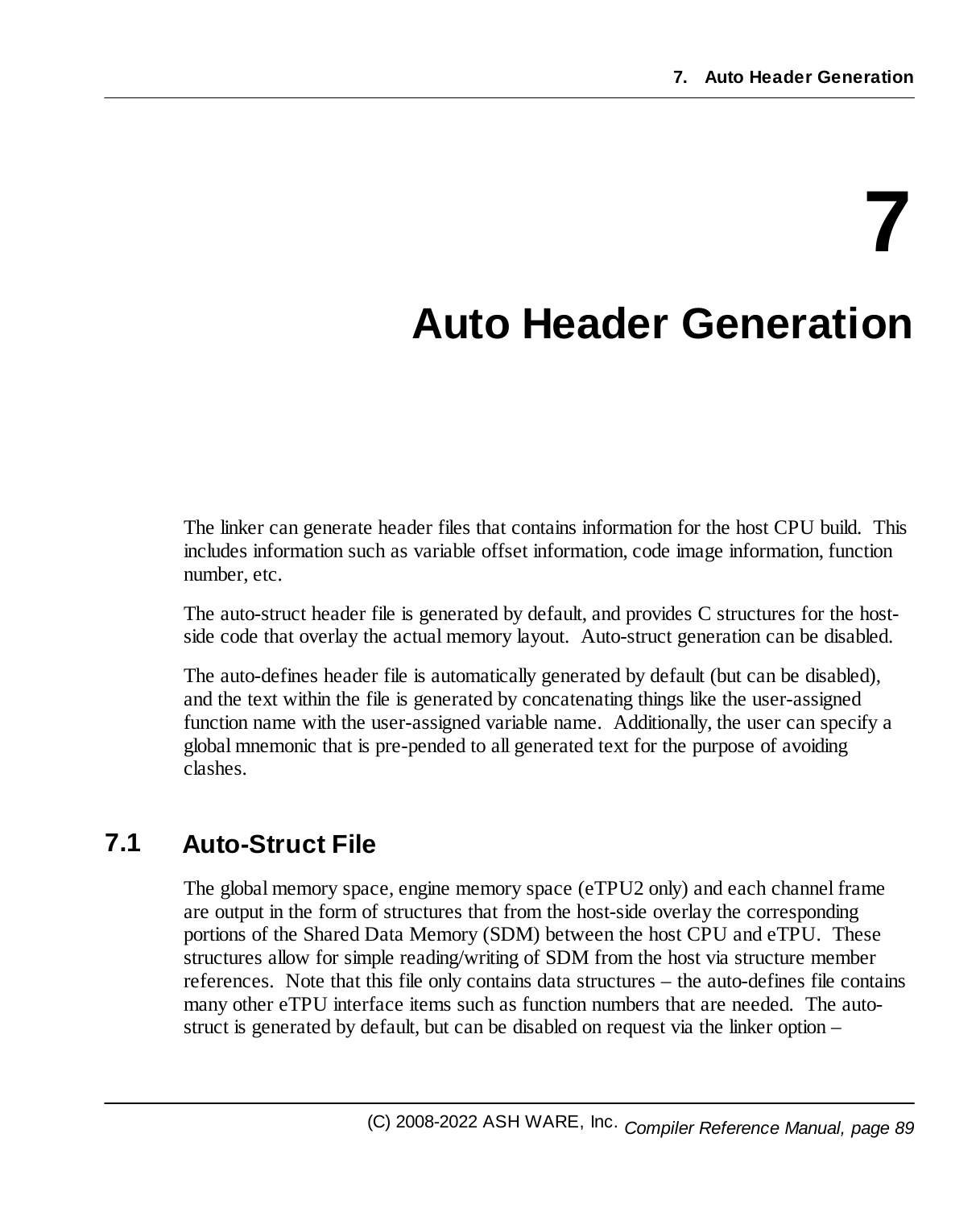# 7 Auto Header Generation

The linker can generate header files that contains information for the host CPU build. This includes information such as variable offset information, code image information, function number, etc.

The auto-struct header file is generated by default, and provides C structures for the host-side code that overlay the actual memory layout. Auto-struct generation can be disabled.

The auto-defines header file is automatically generated by default (but can be disabled), and the text within the file is generated by concatenating things like the user-assigned function name with the user-assigned variable name. Additionally, the user can specify a global mnemonic that is pre-pended to all generated text for the purpose of avoiding clashes.

## 7.1 Auto-Struct File

The global memory space, engine memory space (eTPU2 only) and each channel frame are output in the form of structures that from the host-side overlay the corresponding portions of the Shared Data Memory (SDM) between the host CPU and eTPU. These structures allow for simple reading/writing of SDM from the host via structure member references. Note that this file only contains data structures – the auto-defines file contains many other eTPU interface items such as function numbers that are needed. The auto-struct is generated by default, but can be disabled on request via the linker option –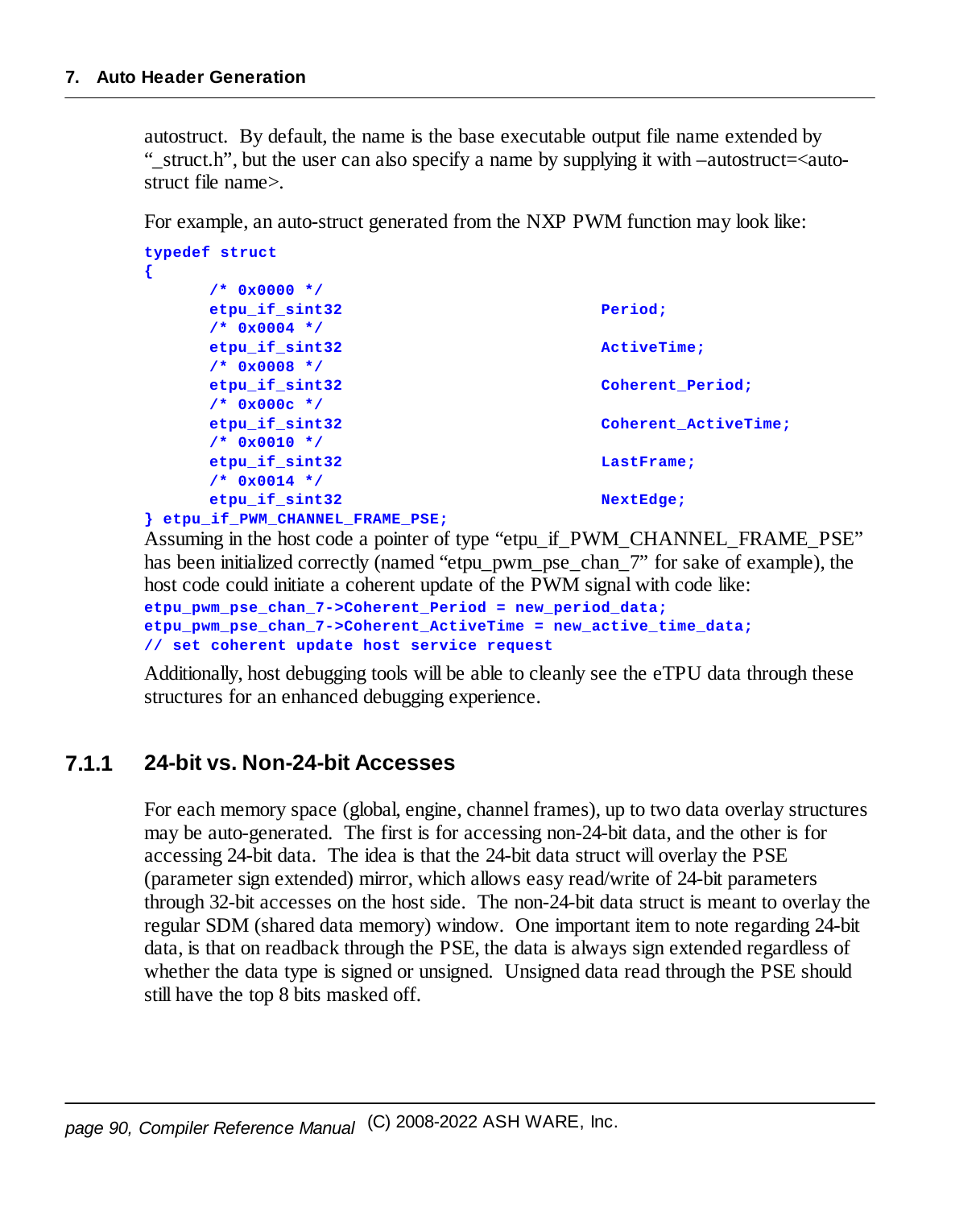autostruct. By default, the name is the base executable output file name extended by "_struct.h", but the user can also specify a name by supplying it with –autostruct=<auto-struct file name>.

For example, an auto-struct generated from the NXP PWM function may look like:

```
typedef struct
{
      /* 0x0000 */
      etpu_if_sint32                            Period;
      /* 0x0004 */
      etpu_if_sint32                            ActiveTime;
      /* 0x0008 */
      etpu_if_sint32                            Coherent_Period;
      /* 0x000c */
      etpu_if_sint32                            Coherent_ActiveTime;
      /* 0x0010 */
      etpu_if_sint32                            LastFrame;
      /* 0x0014 */
      etpu_if_sint32                            NextEdge;
} etpu_if_PWM_CHANNEL_FRAME_PSE;
```

Assuming in the host code a pointer of type "etpu_if_PWM_CHANNEL_FRAME_PSE" has been initialized correctly (named "etpu_pwm_pse_chan_7" for sake of example), the host code could initiate a coherent update of the PWM signal with code like:

```
etpu_pwm_pse_chan_7->Coherent_Period = new_period_data;
etpu_pwm_pse_chan_7->Coherent_ActiveTime = new_active_time_data;
// set coherent update host service request
```

Additionally, host debugging tools will be able to cleanly see the eTPU data through these structures for an enhanced debugging experience.

### 7.1.1 24-bit vs. Non-24-bit Accesses

For each memory space (global, engine, channel frames), up to two data overlay structures may be auto-generated. The first is for accessing non-24-bit data, and the other is for accessing 24-bit data. The idea is that the 24-bit data struct will overlay the PSE (parameter sign extended) mirror, which allows easy read/write of 24-bit parameters through 32-bit accesses on the host side. The non-24-bit data struct is meant to overlay the regular SDM (shared data memory) window. One important item to note regarding 24-bit data, is that on readback through the PSE, the data is always sign extended regardless of whether the data type is signed or unsigned. Unsigned data read through the PSE should still have the top 8 bits masked off.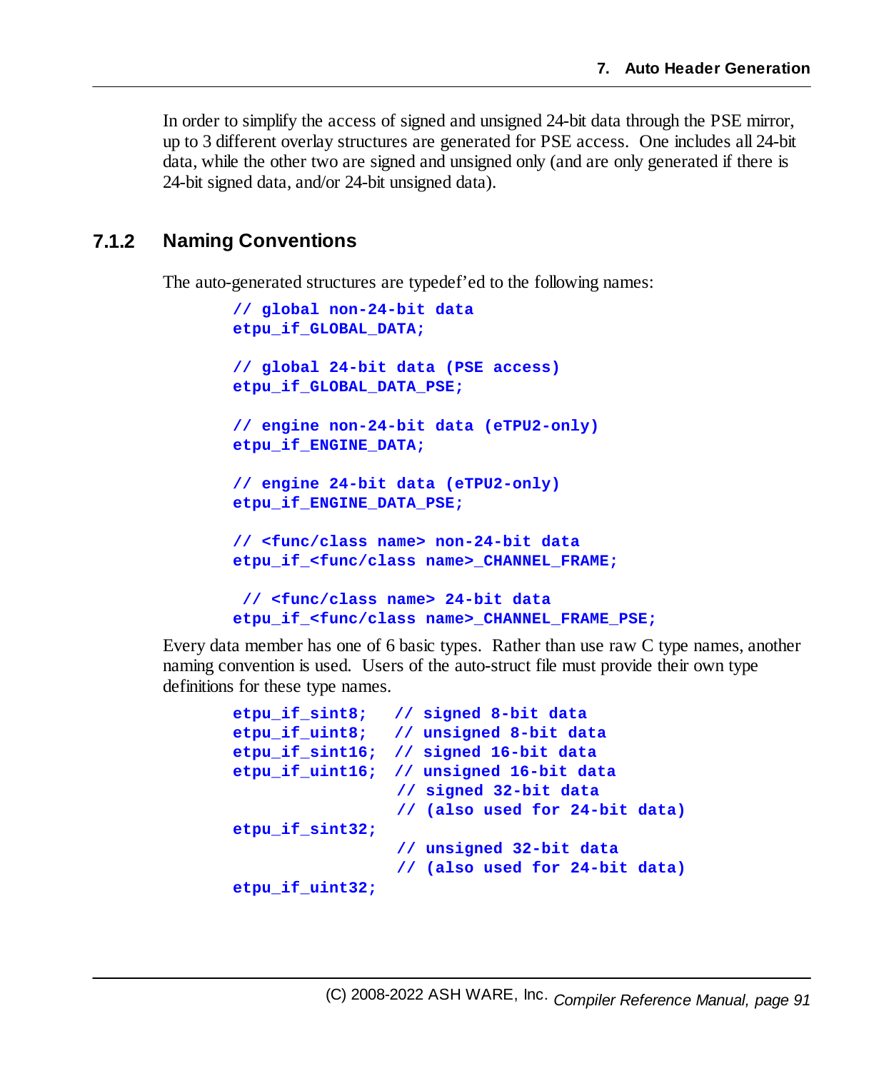In order to simplify the access of signed and unsigned 24-bit data through the PSE mirror, up to 3 different overlay structures are generated for PSE access. One includes all 24-bit data, while the other two are signed and unsigned only (and are only generated if there is 24-bit signed data, and/or 24-bit unsigned data).

### 7.1.2 Naming Conventions

The auto-generated structures are typedef'ed to the following names:

```
// global non-24-bit data
etpu_if_GLOBAL_DATA;

// global 24-bit data (PSE access)
etpu_if_GLOBAL_DATA_PSE;

// engine non-24-bit data (eTPU2-only)
etpu_if_ENGINE_DATA;

// engine 24-bit data (eTPU2-only)
etpu_if_ENGINE_DATA_PSE;

// <func/class name> non-24-bit data
etpu_if_<func/class name>_CHANNEL_FRAME;

 // <func/class name> 24-bit data
etpu_if_<func/class name>_CHANNEL_FRAME_PSE;
```

Every data member has one of 6 basic types. Rather than use raw C type names, another naming convention is used. Users of the auto-struct file must provide their own type definitions for these type names.

```
etpu_if_sint8;   // signed 8-bit data
etpu_if_uint8;   // unsigned 8-bit data
etpu_if_sint16;  // signed 16-bit data
etpu_if_uint16;  // unsigned 16-bit data
                 // signed 32-bit data
                 // (also used for 24-bit data)
etpu_if_sint32;
                 // unsigned 32-bit data
                 // (also used for 24-bit data)
etpu_if_uint32;
```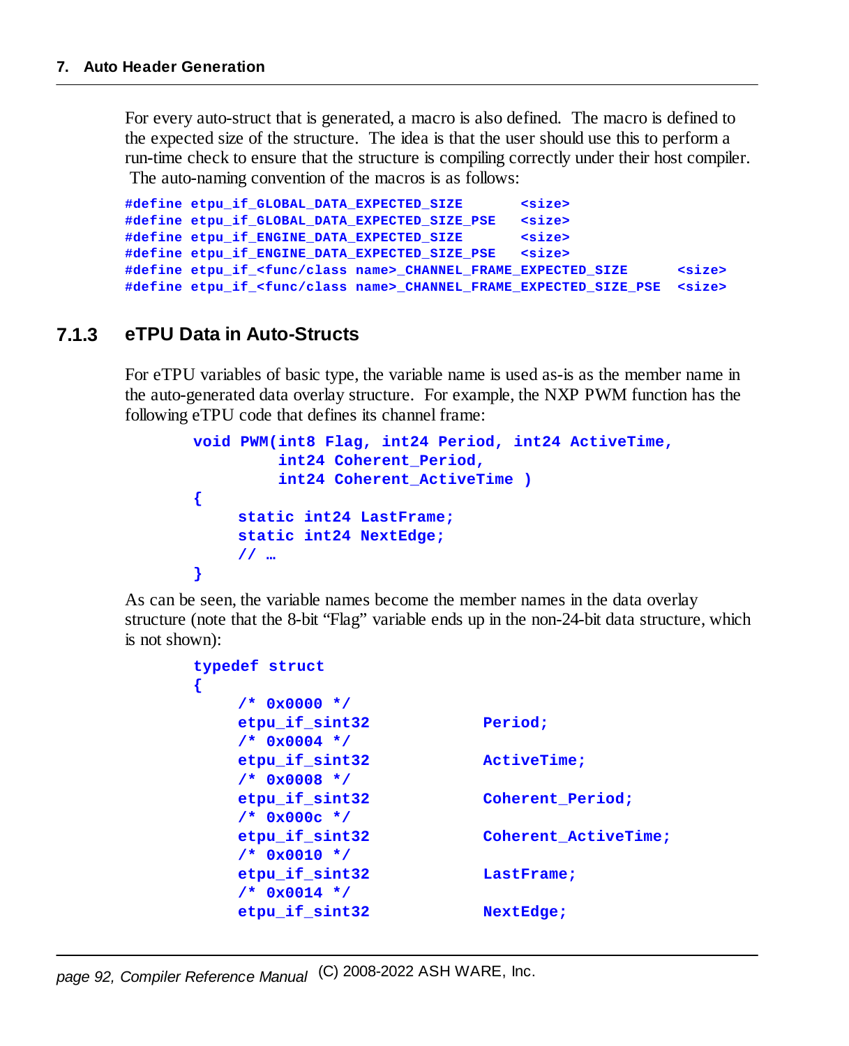For every auto-struct that is generated, a macro is also defined. The macro is defined to the expected size of the structure. The idea is that the user should use this to perform a run-time check to ensure that the structure is compiling correctly under their host compiler. The auto-naming convention of the macros is as follows:

```
#define etpu_if_GLOBAL_DATA_EXPECTED_SIZE       <size>
#define etpu_if_GLOBAL_DATA_EXPECTED_SIZE_PSE   <size>
#define etpu_if_ENGINE_DATA_EXPECTED_SIZE       <size>
#define etpu_if_ENGINE_DATA_EXPECTED_SIZE_PSE   <size>
#define etpu_if_<func/class name>_CHANNEL_FRAME_EXPECTED_SIZE      <size>
#define etpu_if_<func/class name>_CHANNEL_FRAME_EXPECTED_SIZE_PSE  <size>
```

### 7.1.3 eTPU Data in Auto-Structs

For eTPU variables of basic type, the variable name is used as-is as the member name in the auto-generated data overlay structure. For example, the NXP PWM function has the following eTPU code that defines its channel frame:

```
void PWM(int8 Flag, int24 Period, int24 ActiveTime,
         int24 Coherent_Period,
         int24 Coherent_ActiveTime )
{
     static int24 LastFrame;
     static int24 NextEdge;
     // …
}
```

As can be seen, the variable names become the member names in the data overlay structure (note that the 8-bit "Flag" variable ends up in the non-24-bit data structure, which is not shown):

```
typedef struct
{
     /* 0x0000 */
     etpu_if_sint32            Period;
     /* 0x0004 */
     etpu_if_sint32            ActiveTime;
     /* 0x0008 */
     etpu_if_sint32            Coherent_Period;
     /* 0x000c */
     etpu_if_sint32            Coherent_ActiveTime;
     /* 0x0010 */
     etpu_if_sint32            LastFrame;
     /* 0x0014 */
     etpu_if_sint32            NextEdge;
```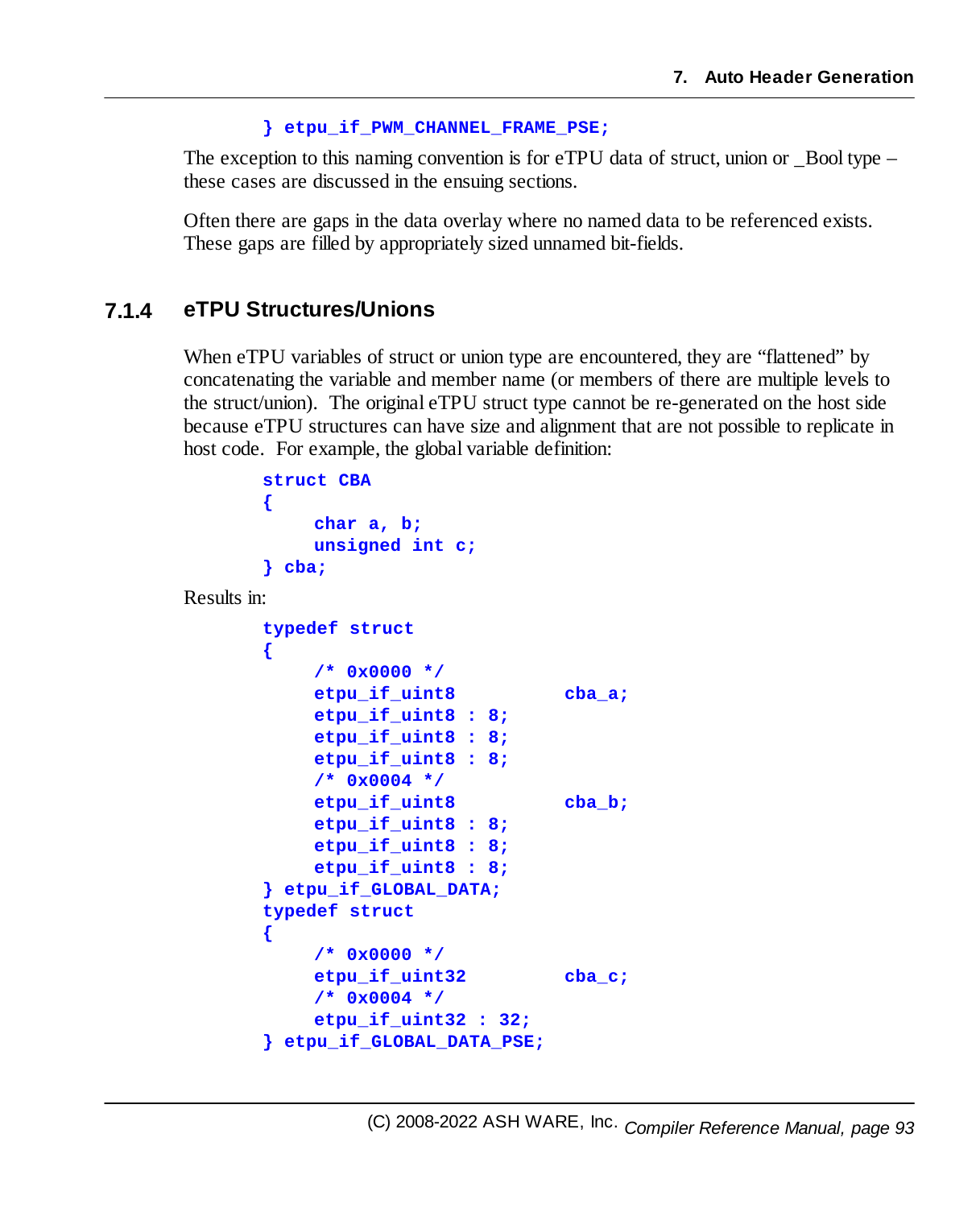```
} etpu_if_PWM_CHANNEL_FRAME_PSE;
```

The exception to this naming convention is for eTPU data of struct, union or _Bool type – these cases are discussed in the ensuing sections.

Often there are gaps in the data overlay where no named data to be referenced exists. These gaps are filled by appropriately sized unnamed bit-fields.

### 7.1.4 eTPU Structures/Unions

When eTPU variables of struct or union type are encountered, they are "flattened" by concatenating the variable and member name (or members of there are multiple levels to the struct/union). The original eTPU struct type cannot be re-generated on the host side because eTPU structures can have size and alignment that are not possible to replicate in host code. For example, the global variable definition:

```
struct CBA
{
    char a, b;
    unsigned int c;
} cba;
```

Results in:

```
typedef struct
{
    /* 0x0000 */
    etpu_if_uint8           cba_a;
    etpu_if_uint8 : 8;
    etpu_if_uint8 : 8;
    etpu_if_uint8 : 8;
    /* 0x0004 */
    etpu_if_uint8           cba_b;
    etpu_if_uint8 : 8;
    etpu_if_uint8 : 8;
    etpu_if_uint8 : 8;
} etpu_if_GLOBAL_DATA;
typedef struct
{
    /* 0x0000 */
    etpu_if_uint32          cba_c;
    /* 0x0004 */
    etpu_if_uint32 : 32;
} etpu_if_GLOBAL_DATA_PSE;
```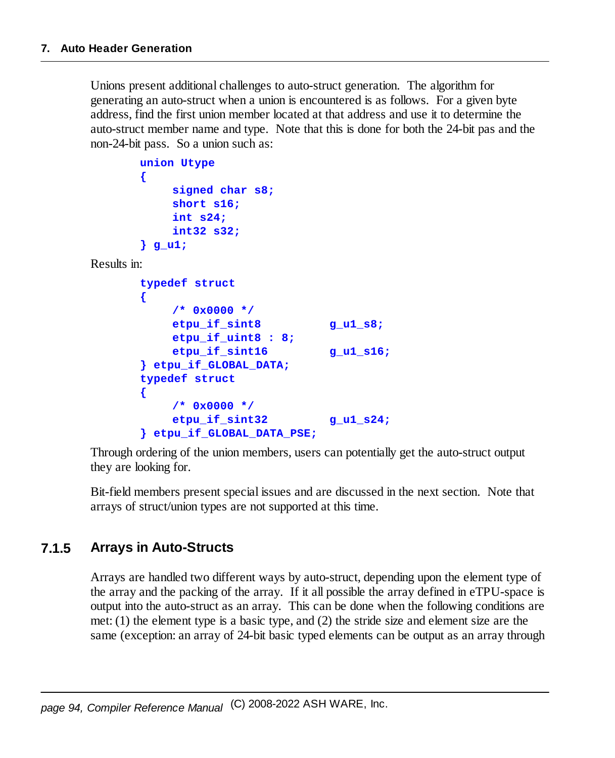Unions present additional challenges to auto-struct generation. The algorithm for generating an auto-struct when a union is encountered is as follows. For a given byte address, find the first union member located at that address and use it to determine the auto-struct member name and type. Note that this is done for both the 24-bit pas and the non-24-bit pass. So a union such as:

```
union Utype
{
    signed char s8;
    short s16;
    int s24;
    int32 s32;
} g_u1;
```

Results in:

```
typedef struct
{
    /* 0x0000 */
    etpu_if_sint8           g_u1_s8;
    etpu_if_uint8 : 8;
    etpu_if_sint16          g_u1_s16;
} etpu_if_GLOBAL_DATA;
typedef struct
{
    /* 0x0000 */
    etpu_if_sint32          g_u1_s24;
} etpu_if_GLOBAL_DATA_PSE;
```

Through ordering of the union members, users can potentially get the auto-struct output they are looking for.

Bit-field members present special issues and are discussed in the next section. Note that arrays of struct/union types are not supported at this time.

### 7.1.5 Arrays in Auto-Structs

Arrays are handled two different ways by auto-struct, depending upon the element type of the array and the packing of the array. If it all possible the array defined in eTPU-space is output into the auto-struct as an array. This can be done when the following conditions are met: (1) the element type is a basic type, and (2) the stride size and element size are the same (exception: an array of 24-bit basic typed elements can be output as an array through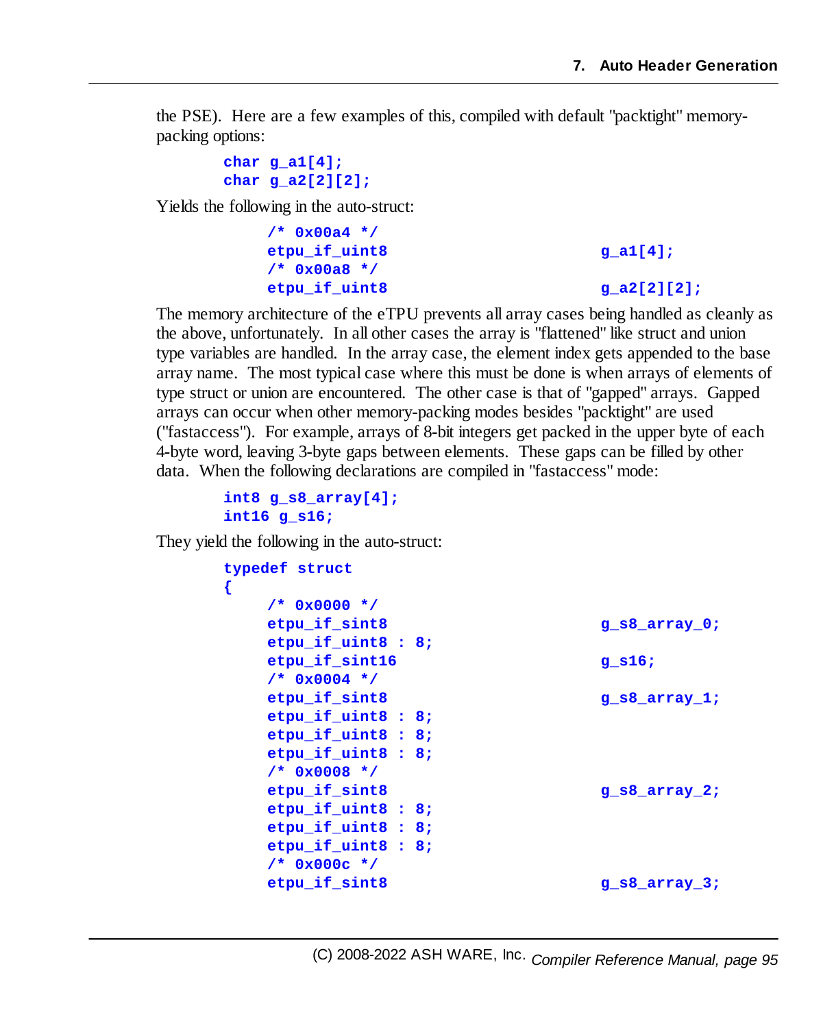the PSE). Here are a few examples of this, compiled with default "packtight" memory-packing options:

```
char g_a1[4];
char g_a2[2][2];
```

Yields the following in the auto-struct:

```
    /* 0x00a4 */
    etpu_if_uint8                        g_a1[4];
    /* 0x00a8 */
    etpu_if_uint8                        g_a2[2][2];
```

The memory architecture of the eTPU prevents all array cases being handled as cleanly as the above, unfortunately. In all other cases the array is "flattened" like struct and union type variables are handled. In the array case, the element index gets appended to the base array name. The most typical case where this must be done is when arrays of elements of type struct or union are encountered. The other case is that of "gapped" arrays. Gapped arrays can occur when other memory-packing modes besides "packtight" are used ("fastaccess"). For example, arrays of 8-bit integers get packed in the upper byte of each 4-byte word, leaving 3-byte gaps between elements. These gaps can be filled by other data. When the following declarations are compiled in "fastaccess" mode:

```
int8 g_s8_array[4];
int16 g_s16;
```

They yield the following in the auto-struct:

```
typedef struct
{
    /* 0x0000 */
    etpu_if_sint8                        g_s8_array_0;
    etpu_if_uint8 : 8;
    etpu_if_sint16                       g_s16;
    /* 0x0004 */
    etpu_if_sint8                        g_s8_array_1;
    etpu_if_uint8 : 8;
    etpu_if_uint8 : 8;
    etpu_if_uint8 : 8;
    /* 0x0008 */
    etpu_if_sint8                        g_s8_array_2;
    etpu_if_uint8 : 8;
    etpu_if_uint8 : 8;
    etpu_if_uint8 : 8;
    /* 0x000c */
    etpu_if_sint8                        g_s8_array_3;
```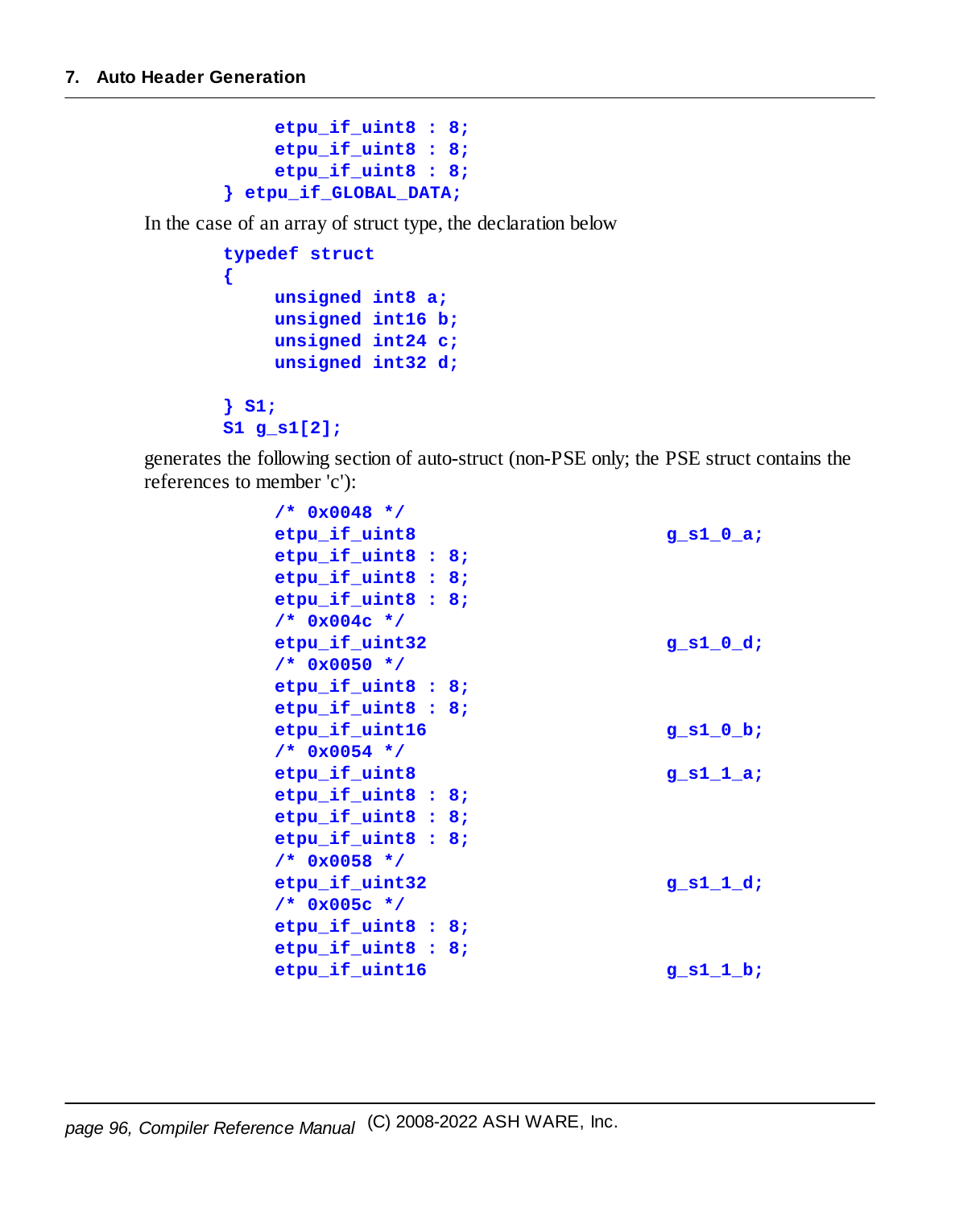```
    etpu_if_uint8 : 8;
    etpu_if_uint8 : 8;
    etpu_if_uint8 : 8;
} etpu_if_GLOBAL_DATA;
```

In the case of an array of struct type, the declaration below

```
typedef struct
{
    unsigned int8 a;
    unsigned int16 b;
    unsigned int24 c;
    unsigned int32 d;

} S1;
S1 g_s1[2];
```

generates the following section of auto-struct (non-PSE only; the PSE struct contains the references to member 'c'):

```
    /* 0x0048 */
    etpu_if_uint8                           g_s1_0_a;
    etpu_if_uint8 : 8;
    etpu_if_uint8 : 8;
    etpu_if_uint8 : 8;
    /* 0x004c */
    etpu_if_uint32                          g_s1_0_d;
    /* 0x0050 */
    etpu_if_uint8 : 8;
    etpu_if_uint8 : 8;
    etpu_if_uint16                          g_s1_0_b;
    /* 0x0054 */
    etpu_if_uint8                           g_s1_1_a;
    etpu_if_uint8 : 8;
    etpu_if_uint8 : 8;
    etpu_if_uint8 : 8;
    /* 0x0058 */
    etpu_if_uint32                          g_s1_1_d;
    /* 0x005c */
    etpu_if_uint8 : 8;
    etpu_if_uint8 : 8;
    etpu_if_uint16                          g_s1_1_b;
```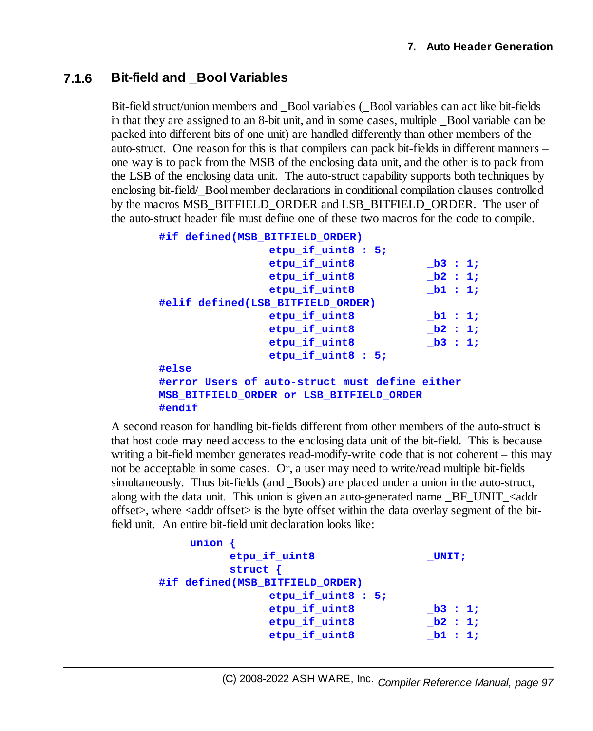### 7.1.6 Bit-field and _Bool Variables

Bit-field struct/union members and _Bool variables (_Bool variables can act like bit-fields in that they are assigned to an 8-bit unit, and in some cases, multiple _Bool variable can be packed into different bits of one unit) are handled differently than other members of the auto-struct. One reason for this is that compilers can pack bit-fields in different manners – one way is to pack from the MSB of the enclosing data unit, and the other is to pack from the LSB of the enclosing data unit. The auto-struct capability supports both techniques by enclosing bit-field/_Bool member declarations in conditional compilation clauses controlled by the macros MSB_BITFIELD_ORDER and LSB_BITFIELD_ORDER. The user of the auto-struct header file must define one of these two macros for the code to compile.

```
#if defined(MSB_BITFIELD_ORDER)
                 etpu_if_uint8 : 5;
                 etpu_if_uint8          _b3 : 1;
                 etpu_if_uint8          _b2 : 1;
                 etpu_if_uint8          _b1 : 1;
#elif defined(LSB_BITFIELD_ORDER)
                 etpu_if_uint8          _b1 : 1;
                 etpu_if_uint8          _b2 : 1;
                 etpu_if_uint8          _b3 : 1;
                 etpu_if_uint8 : 5;
#else
#error Users of auto-struct must define either
MSB_BITFIELD_ORDER or LSB_BITFIELD_ORDER
#endif
```

A second reason for handling bit-fields different from other members of the auto-struct is that host code may need access to the enclosing data unit of the bit-field. This is because writing a bit-field member generates read-modify-write code that is not coherent – this may not be acceptable in some cases. Or, a user may need to write/read multiple bit-fields simultaneously. Thus bit-fields (and _Bools) are placed under a union in the auto-struct, along with the data unit. This union is given an auto-generated name _BF_UNIT_<addr offset>, where <addr offset> is the byte offset within the data overlay segment of the bit-field unit. An entire bit-field unit declaration looks like:

```
     union {
           etpu_if_uint8                _UNIT;
           struct {
#if defined(MSB_BITFIELD_ORDER)
                 etpu_if_uint8 : 5;
                 etpu_if_uint8          _b3 : 1;
                 etpu_if_uint8          _b2 : 1;
                 etpu_if_uint8          _b1 : 1;
```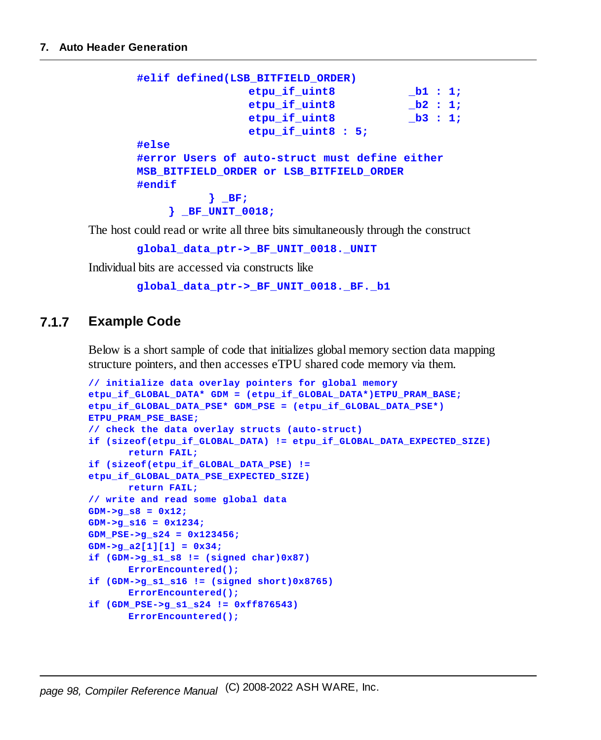```
#elif defined(LSB_BITFIELD_ORDER)
                    etpu_if_uint8           _b1 : 1;
                    etpu_if_uint8           _b2 : 1;
                    etpu_if_uint8           _b3 : 1;
                    etpu_if_uint8 : 5;
#else
#error Users of auto-struct must define either
MSB_BITFIELD_ORDER or LSB_BITFIELD_ORDER
#endif
            } _BF;
     } _BF_UNIT_0018;
```

The host could read or write all three bits simultaneously through the construct

```
global_data_ptr->_BF_UNIT_0018._UNIT
```

Individual bits are accessed via constructs like

```
global_data_ptr->_BF_UNIT_0018._BF._b1
```

### 7.1.7 Example Code

Below is a short sample of code that initializes global memory section data mapping structure pointers, and then accesses eTPU shared code memory via them.

```
// initialize data overlay pointers for global memory
etpu_if_GLOBAL_DATA* GDM = (etpu_if_GLOBAL_DATA*)ETPU_PRAM_BASE;
etpu_if_GLOBAL_DATA_PSE* GDM_PSE = (etpu_if_GLOBAL_DATA_PSE*)
ETPU_PRAM_PSE_BASE;
// check the data overlay structs (auto-struct)
if (sizeof(etpu_if_GLOBAL_DATA) != etpu_if_GLOBAL_DATA_EXPECTED_SIZE)
       return FAIL;
if (sizeof(etpu_if_GLOBAL_DATA_PSE) !=
etpu_if_GLOBAL_DATA_PSE_EXPECTED_SIZE)
       return FAIL;
// write and read some global data
GDM->g_s8 = 0x12;
GDM->g_s16 = 0x1234;
GDM_PSE->g_s24 = 0x123456;
GDM->g_a2[1][1] = 0x34;
if (GDM->g_s1_s8 != (signed char)0x87)
       ErrorEncountered();
if (GDM->g_s1_s16 != (signed short)0x8765)
       ErrorEncountered();
if (GDM_PSE->g_s1_s24 != 0xff876543)
       ErrorEncountered();
```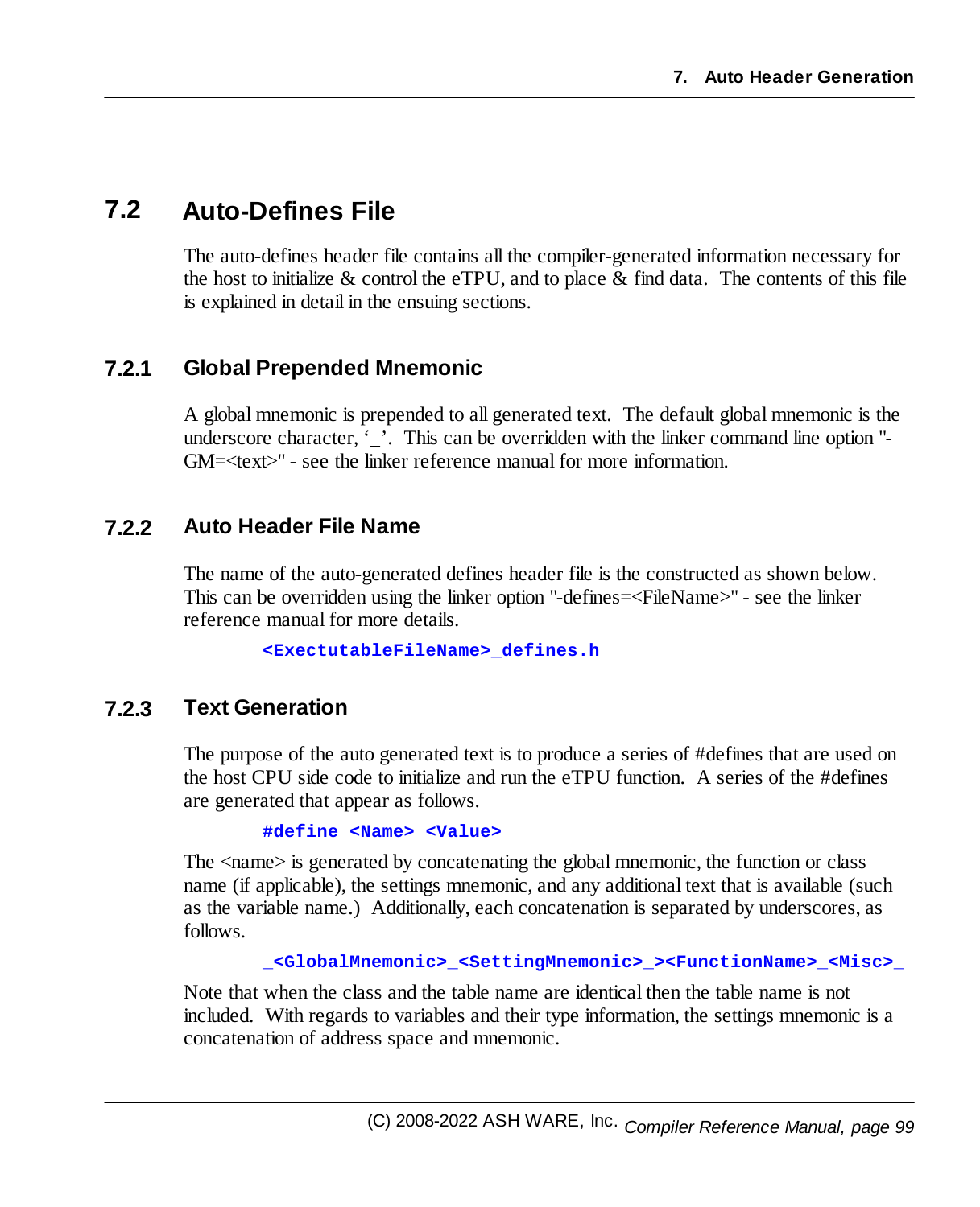## 7.2 Auto-Defines File

The auto-defines header file contains all the compiler-generated information necessary for the host to initialize & control the eTPU, and to place & find data. The contents of this file is explained in detail in the ensuing sections.

### 7.2.1 Global Prepended Mnemonic

A global mnemonic is prepended to all generated text. The default global mnemonic is the underscore character, '_'. This can be overridden with the linker command line option "-GM=<text>" - see the linker reference manual for more information.

### 7.2.2 Auto Header File Name

The name of the auto-generated defines header file is the constructed as shown below. This can be overridden using the linker option "-defines=<FileName>" - see the linker reference manual for more details.

```
<ExectutableFileName>_defines.h
```

### 7.2.3 Text Generation

The purpose of the auto generated text is to produce a series of #defines that are used on the host CPU side code to initialize and run the eTPU function. A series of the #defines are generated that appear as follows.

```
#define <Name> <Value>
```

The <name> is generated by concatenating the global mnemonic, the function or class name (if applicable), the settings mnemonic, and any additional text that is available (such as the variable name.) Additionally, each concatenation is separated by underscores, as follows.

```
_<GlobalMnemonic>_<SettingMnemonic>_><FunctionName>_<Misc>_
```

Note that when the class and the table name are identical then the table name is not included. With regards to variables and their type information, the settings mnemonic is a concatenation of address space and mnemonic.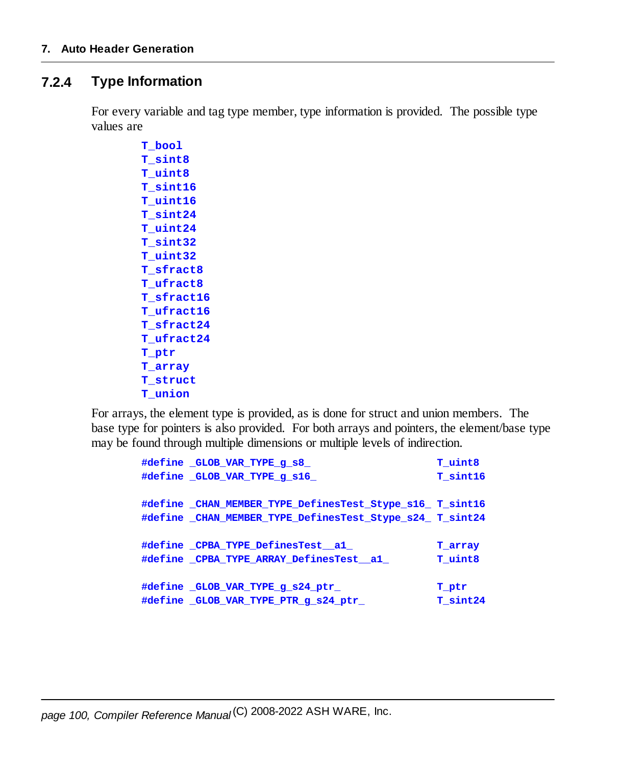### 7.2.4 Type Information

For every variable and tag type member, type information is provided. The possible type values are

```
T_bool
T_sint8
T_uint8
T_sint16
T_uint16
T_sint24
T_uint24
T_sint32
T_uint32
T_sfract8
T_ufract8
T_sfract16
T_ufract16
T_sfract24
T_ufract24
T_ptr
T_array
T_struct
T_union
```

For arrays, the element type is provided, as is done for struct and union members. The base type for pointers is also provided. For both arrays and pointers, the element/base type may be found through multiple dimensions or multiple levels of indirection.

```
#define _GLOB_VAR_TYPE_g_s8_                        T_uint8
#define _GLOB_VAR_TYPE_g_s16_                       T_sint16

#define _CHAN_MEMBER_TYPE_DefinesTest_Stype_s16_  T_sint16
#define _CHAN_MEMBER_TYPE_DefinesTest_Stype_s24_  T_sint24

#define _CPBA_TYPE_DefinesTest__a1_                 T_array
#define _CPBA_TYPE_ARRAY_DefinesTest__a1_           T_uint8

#define _GLOB_VAR_TYPE_g_s24_ptr_                   T_ptr
#define _GLOB_VAR_TYPE_PTR_g_s24_ptr_               T_sint24
```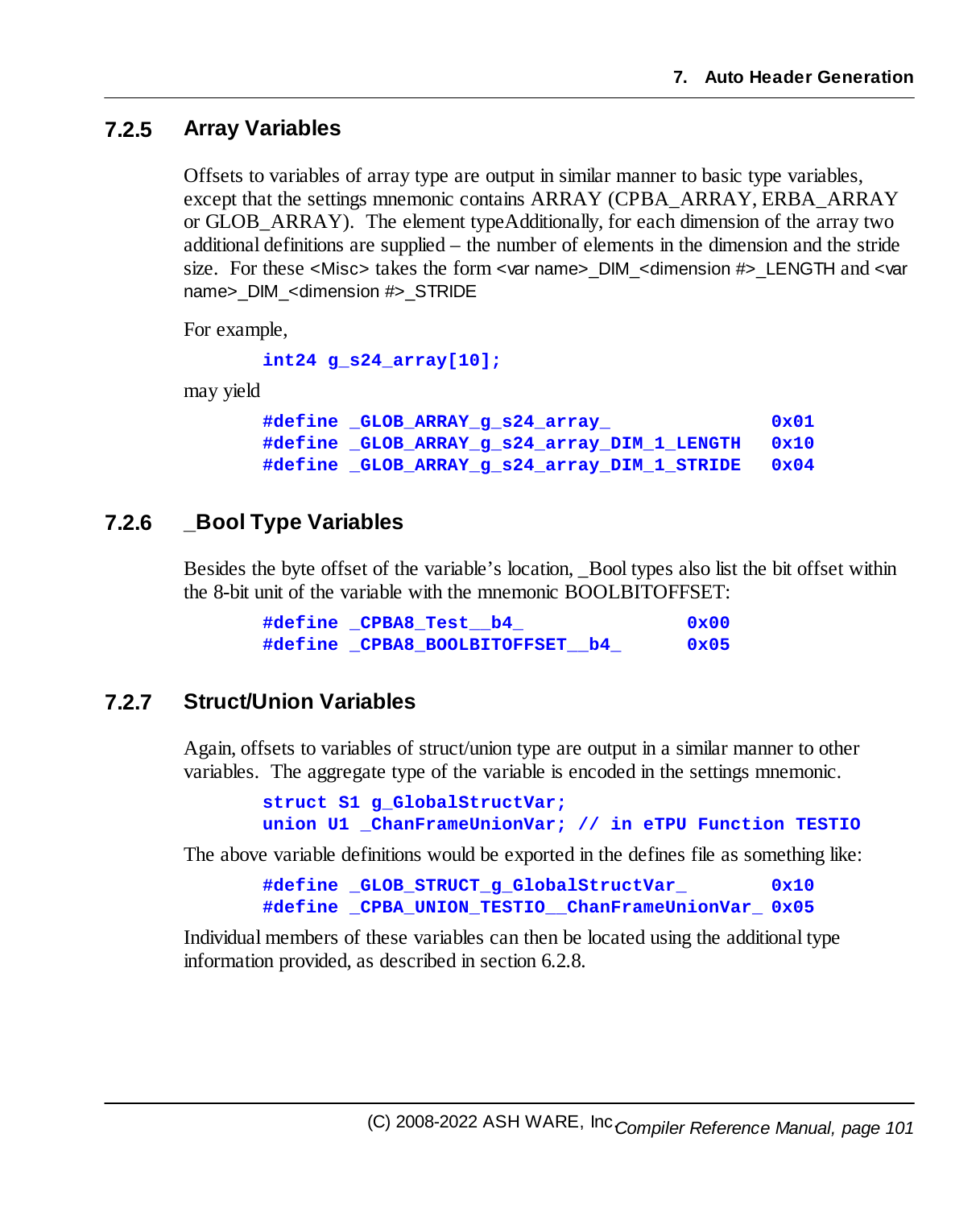### 7.2.5 Array Variables

Offsets to variables of array type are output in similar manner to basic type variables, except that the settings mnemonic contains ARRAY (CPBA_ARRAY, ERBA_ARRAY or GLOB_ARRAY). The element typeAdditionally, for each dimension of the array two additional definitions are supplied – the number of elements in the dimension and the stride size. For these <Misc> takes the form <var name>_DIM_<dimension #>_LENGTH and <var name>_DIM_<dimension #>_STRIDE

For example,

```
int24 g_s24_array[10];
```

may yield

```
#define _GLOB_ARRAY_g_s24_array_                0x01
#define _GLOB_ARRAY_g_s24_array_DIM_1_LENGTH    0x10
#define _GLOB_ARRAY_g_s24_array_DIM_1_STRIDE    0x04
```

### 7.2.6 _Bool Type Variables

Besides the byte offset of the variable's location, _Bool types also list the bit offset within the 8-bit unit of the variable with the mnemonic BOOLBITOFFSET:

```
#define _CPBA8_Test__b4_             0x00
#define _CPBA8_BOOLBITOFFSET__b4_    0x05
```

### 7.2.7 Struct/Union Variables

Again, offsets to variables of struct/union type are output in a similar manner to other variables. The aggregate type of the variable is encoded in the settings mnemonic.

```
struct S1 g_GlobalStructVar;
union U1 _ChanFrameUnionVar; // in eTPU Function TESTIO
```

The above variable definitions would be exported in the defines file as something like:

```
#define _GLOB_STRUCT_g_GlobalStructVar_        0x10
#define _CPBA_UNION_TESTIO__ChanFrameUnionVar_ 0x05
```

Individual members of these variables can then be located using the additional type information provided, as described in section 6.2.8.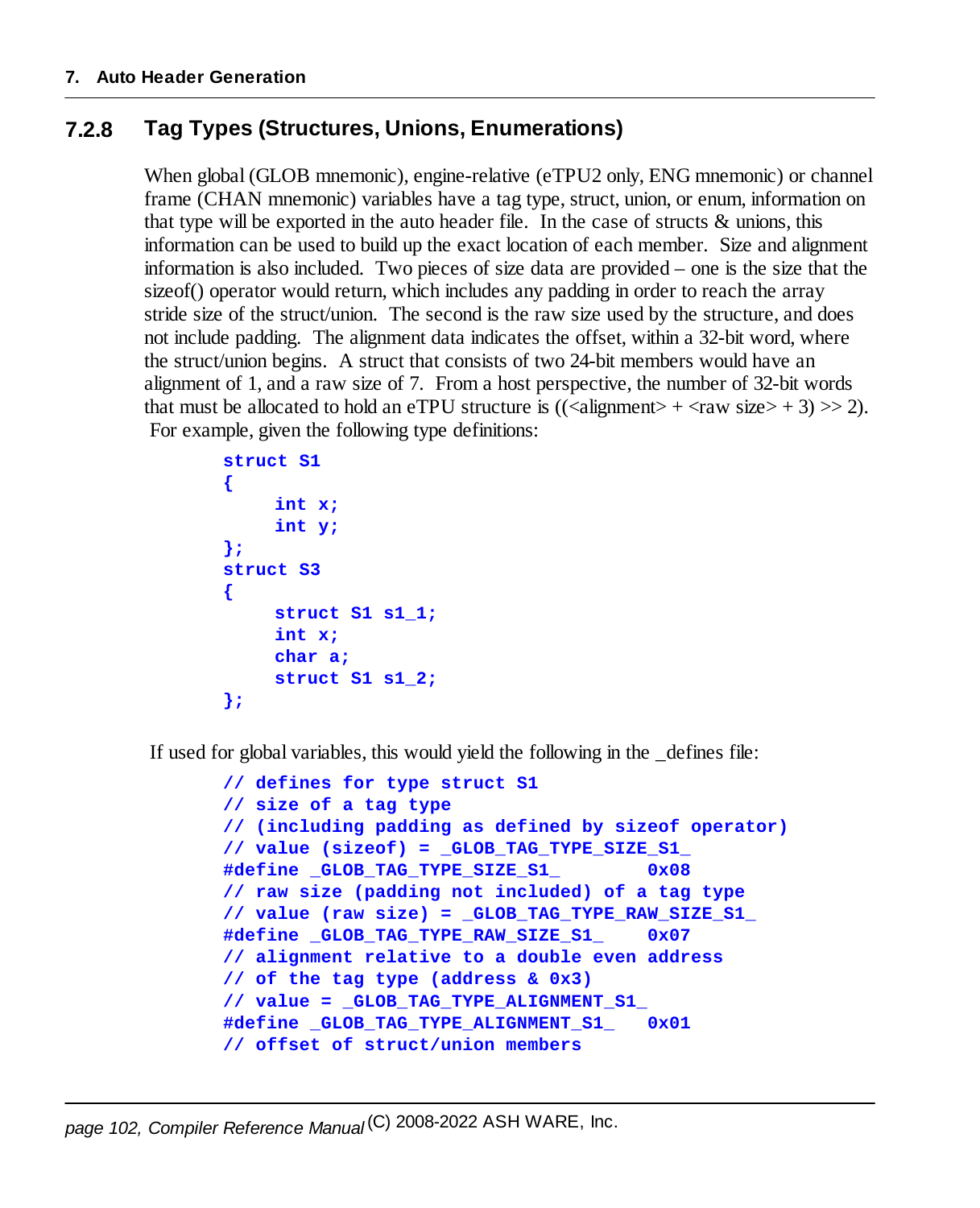### 7.2.8 Tag Types (Structures, Unions, Enumerations)

When global (GLOB mnemonic), engine-relative (eTPU2 only, ENG mnemonic) or channel frame (CHAN mnemonic) variables have a tag type, struct, union, or enum, information on that type will be exported in the auto header file. In the case of structs & unions, this information can be used to build up the exact location of each member. Size and alignment information is also included. Two pieces of size data are provided – one is the size that the sizeof() operator would return, which includes any padding in order to reach the array stride size of the struct/union. The second is the raw size used by the structure, and does not include padding. The alignment data indicates the offset, within a 32-bit word, where the struct/union begins. A struct that consists of two 24-bit members would have an alignment of 1, and a raw size of 7. From a host perspective, the number of 32-bit words that must be allocated to hold an eTPU structure is ((<alignment> + <raw size> + 3) >> 2). For example, given the following type definitions:

```
struct S1
{
     int x;
     int y;
};
struct S3
{
     struct S1 s1_1;
     int x;
     char a;
     struct S1 s1_2;
};
```

If used for global variables, this would yield the following in the _defines file:

```
// defines for type struct S1
// size of a tag type
// (including padding as defined by sizeof operator)
// value (sizeof) = _GLOB_TAG_TYPE_SIZE_S1_
#define _GLOB_TAG_TYPE_SIZE_S1_        0x08
// raw size (padding not included) of a tag type
// value (raw size) = _GLOB_TAG_TYPE_RAW_SIZE_S1_
#define _GLOB_TAG_TYPE_RAW_SIZE_S1_    0x07
// alignment relative to a double even address
// of the tag type (address & 0x3)
// value = _GLOB_TAG_TYPE_ALIGNMENT_S1_
#define _GLOB_TAG_TYPE_ALIGNMENT_S1_   0x01
// offset of struct/union members
```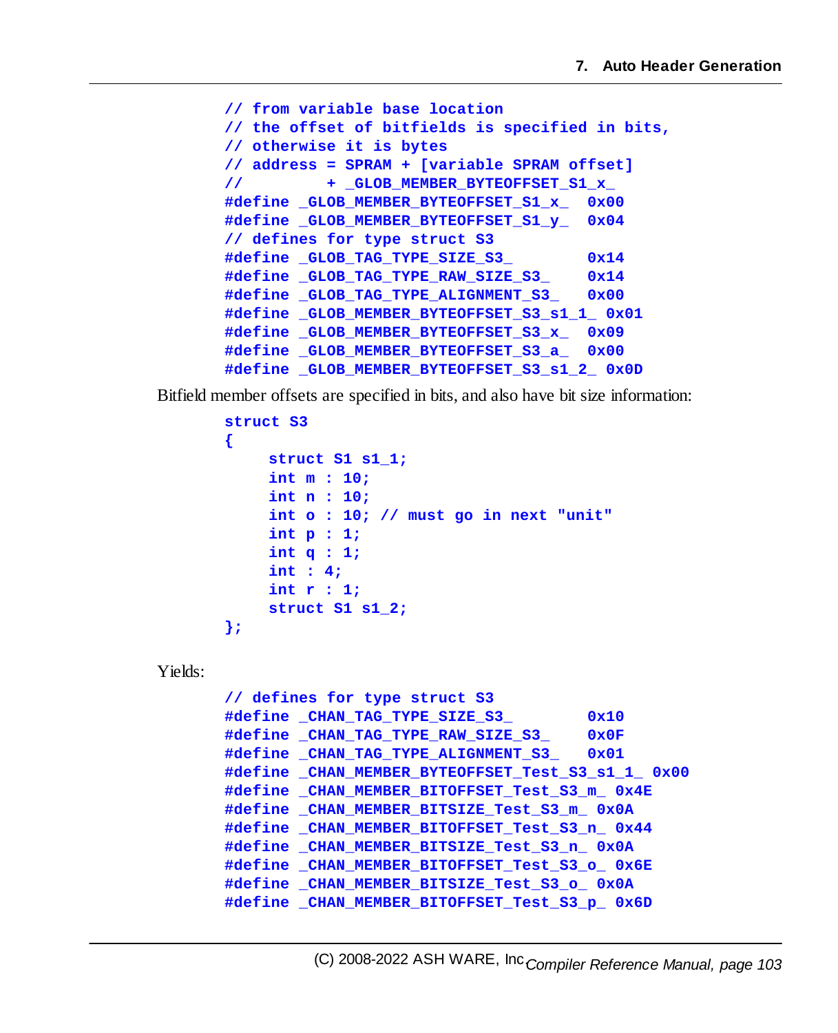```
// from variable base location
// the offset of bitfields is specified in bits,
// otherwise it is bytes
// address = SPRAM + [variable SPRAM offset]
//          + _GLOB_MEMBER_BYTEOFFSET_S1_x_
#define _GLOB_MEMBER_BYTEOFFSET_S1_x_  0x00
#define _GLOB_MEMBER_BYTEOFFSET_S1_y_  0x04
// defines for type struct S3
#define _GLOB_TAG_TYPE_SIZE_S3_        0x14
#define _GLOB_TAG_TYPE_RAW_SIZE_S3_    0x14
#define _GLOB_TAG_TYPE_ALIGNMENT_S3_   0x00
#define _GLOB_MEMBER_BYTEOFFSET_S3_s1_1_ 0x01
#define _GLOB_MEMBER_BYTEOFFSET_S3_x_  0x09
#define _GLOB_MEMBER_BYTEOFFSET_S3_a_  0x00
#define _GLOB_MEMBER_BYTEOFFSET_S3_s1_2_ 0x0D
```

Bitfield member offsets are specified in bits, and also have bit size information:

```
struct S3
{
    struct S1 s1_1;
    int m : 10;
    int n : 10;
    int o : 10; // must go in next "unit"
    int p : 1;
    int q : 1;
    int : 4;
    int r : 1;
    struct S1 s1_2;
};
```

Yields:

```
// defines for type struct S3
#define _CHAN_TAG_TYPE_SIZE_S3_        0x10
#define _CHAN_TAG_TYPE_RAW_SIZE_S3_    0x0F
#define _CHAN_TAG_TYPE_ALIGNMENT_S3_   0x01
#define _CHAN_MEMBER_BYTEOFFSET_Test_S3_s1_1_ 0x00
#define _CHAN_MEMBER_BITOFFSET_Test_S3_m_ 0x4E
#define _CHAN_MEMBER_BITSIZE_Test_S3_m_ 0x0A
#define _CHAN_MEMBER_BITOFFSET_Test_S3_n_ 0x44
#define _CHAN_MEMBER_BITSIZE_Test_S3_n_ 0x0A
#define _CHAN_MEMBER_BITOFFSET_Test_S3_o_ 0x6E
#define _CHAN_MEMBER_BITSIZE_Test_S3_o_ 0x0A
#define _CHAN_MEMBER_BITOFFSET_Test_S3_p_ 0x6D
```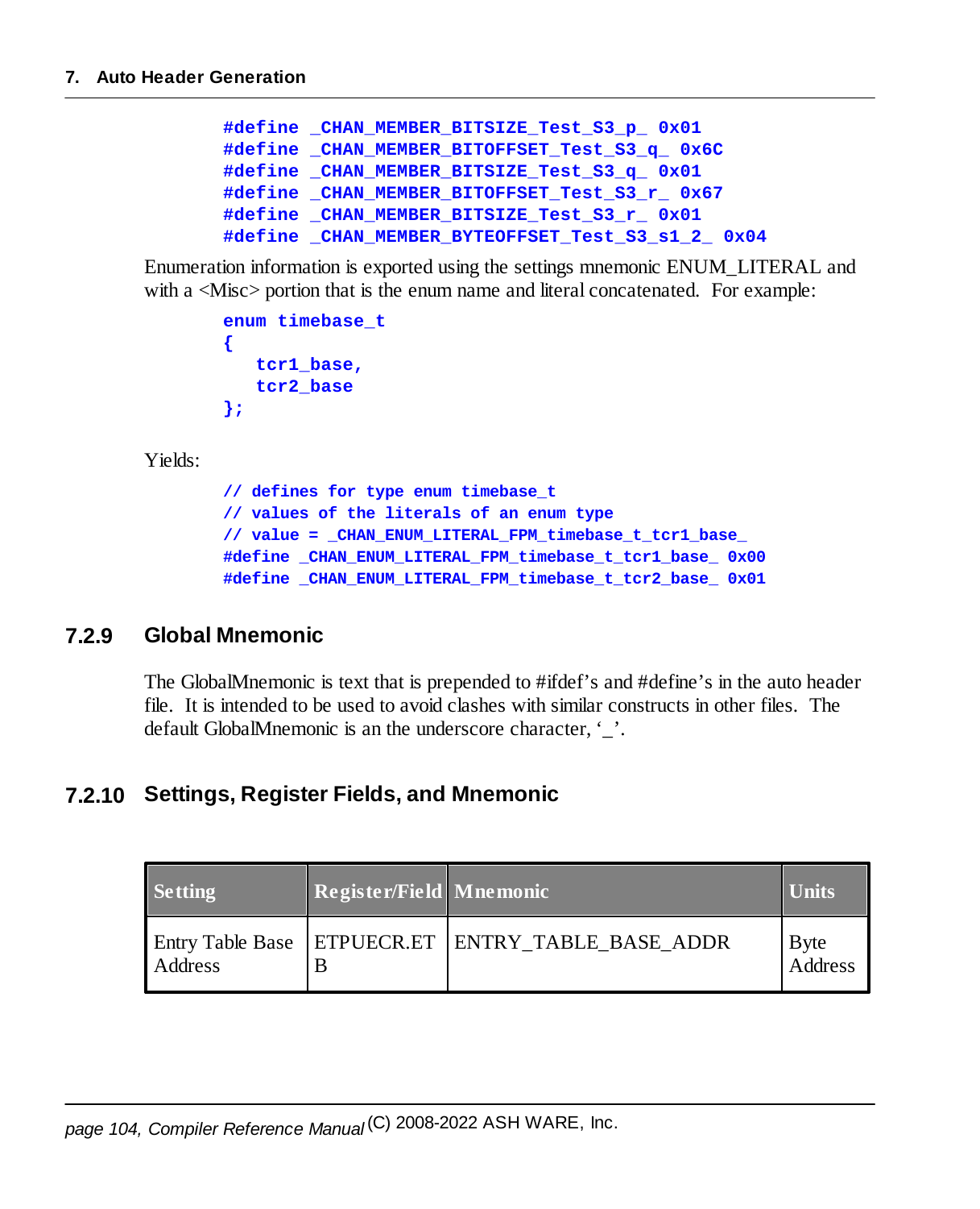```
#define _CHAN_MEMBER_BITSIZE_Test_S3_p_ 0x01
#define _CHAN_MEMBER_BITOFFSET_Test_S3_q_ 0x6C
#define _CHAN_MEMBER_BITSIZE_Test_S3_q_ 0x01
#define _CHAN_MEMBER_BITOFFSET_Test_S3_r_ 0x67
#define _CHAN_MEMBER_BITSIZE_Test_S3_r_ 0x01
#define _CHAN_MEMBER_BYTEOFFSET_Test_S3_s1_2_ 0x04
```

Enumeration information is exported using the settings mnemonic ENUM_LITERAL and with a <Misc> portion that is the enum name and literal concatenated. For example:

```
enum timebase_t
{
   tcr1_base,
   tcr2_base
};
```

Yields:

```
// defines for type enum timebase_t
// values of the literals of an enum type
// value = _CHAN_ENUM_LITERAL_FPM_timebase_t_tcr1_base_
#define _CHAN_ENUM_LITERAL_FPM_timebase_t_tcr1_base_ 0x00
#define _CHAN_ENUM_LITERAL_FPM_timebase_t_tcr2_base_ 0x01
```

### 7.2.9 Global Mnemonic

The GlobalMnemonic is text that is prepended to #ifdef's and #define's in the auto header file. It is intended to be used to avoid clashes with similar constructs in other files. The default GlobalMnemonic is an the underscore character, '_'.

### 7.2.10 Settings, Register Fields, and Mnemonic

| Setting | Register/Field | Mnemonic | Units |
|---|---|---|---|
| Entry Table Base Address | ETPUECR.ETB | ENTRY_TABLE_BASE_ADDR | Byte Address |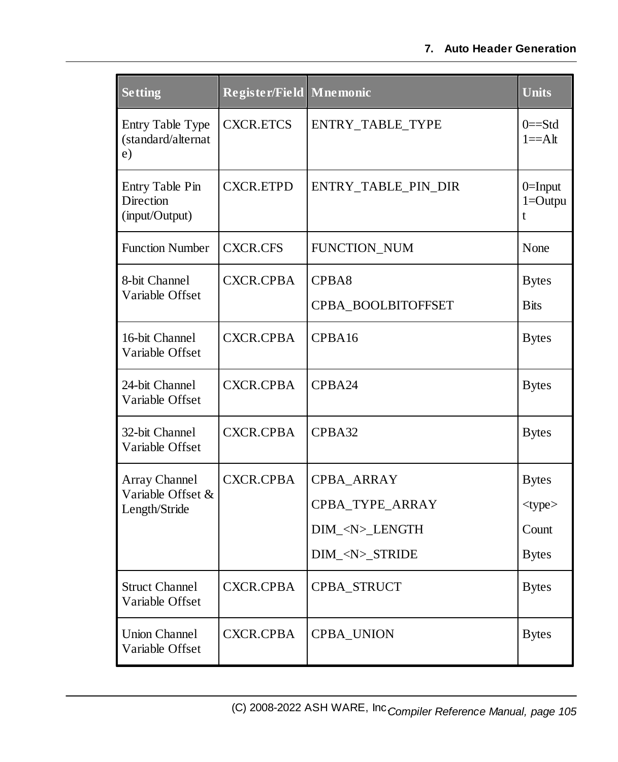| Setting | Register/Field | Mnemonic | Units |
|---|---|---|---|
| Entry Table Type (standard/alternate) | CXCR.ETCS | ENTRY_TABLE_TYPE | 0==Std<br>1==Alt |
| Entry Table Pin Direction (input/Output) | CXCR.ETPD | ENTRY_TABLE_PIN_DIR | 0=Input<br>1=Output |
| Function Number | CXCR.CFS | FUNCTION_NUM | None |
| 8-bit Channel Variable Offset | CXCR.CPBA | CPBA8<br>CPBA_BOOLBITOFFSET | Bytes<br>Bits |
| 16-bit Channel Variable Offset | CXCR.CPBA | CPBA16 | Bytes |
| 24-bit Channel Variable Offset | CXCR.CPBA | CPBA24 | Bytes |
| 32-bit Channel Variable Offset | CXCR.CPBA | CPBA32 | Bytes |
| Array Channel Variable Offset & Length/Stride | CXCR.CPBA | CPBA_ARRAY<br>CPBA_TYPE_ARRAY<br>DIM_<N>_LENGTH<br>DIM_<N>_STRIDE | Bytes<br><type><br>Count<br>Bytes |
| Struct Channel Variable Offset | CXCR.CPBA | CPBA_STRUCT | Bytes |
| Union Channel Variable Offset | CXCR.CPBA | CPBA_UNION | Bytes |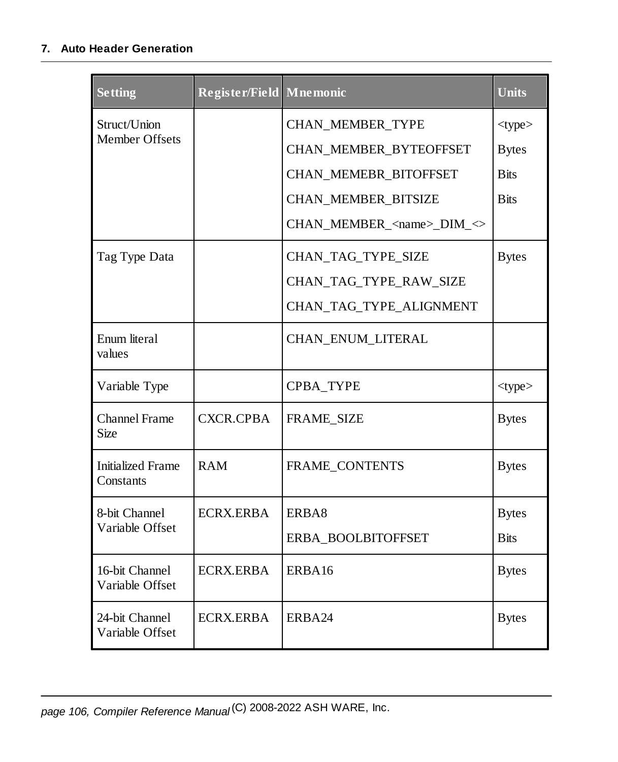| Setting | Register/Field | Mnemonic | Units |
| --- | --- | --- | --- |
| Struct/Union Member Offsets | | CHAN_MEMBER_TYPE<br>CHAN_MEMBER_BYTEOFFSET<br>CHAN_MEMEBR_BITOFFSET<br>CHAN_MEMBER_BITSIZE<br>CHAN_MEMBER_<name>_DIM_<> | <type><br>Bytes<br>Bits<br>Bits |
| Tag Type Data | | CHAN_TAG_TYPE_SIZE<br>CHAN_TAG_TYPE_RAW_SIZE<br>CHAN_TAG_TYPE_ALIGNMENT | Bytes |
| Enum literal values | | CHAN_ENUM_LITERAL | |
| Variable Type | | CPBA_TYPE | <type> |
| Channel Frame Size | CXCR.CPBA | FRAME_SIZE | Bytes |
| Initialized Frame Constants | RAM | FRAME_CONTENTS | Bytes |
| 8-bit Channel Variable Offset | ECRX.ERBA | ERBA8<br>ERBA_BOOLBITOFFSET | Bytes<br>Bits |
| 16-bit Channel Variable Offset | ECRX.ERBA | ERBA16 | Bytes |
| 24-bit Channel Variable Offset | ECRX.ERBA | ERBA24 | Bytes |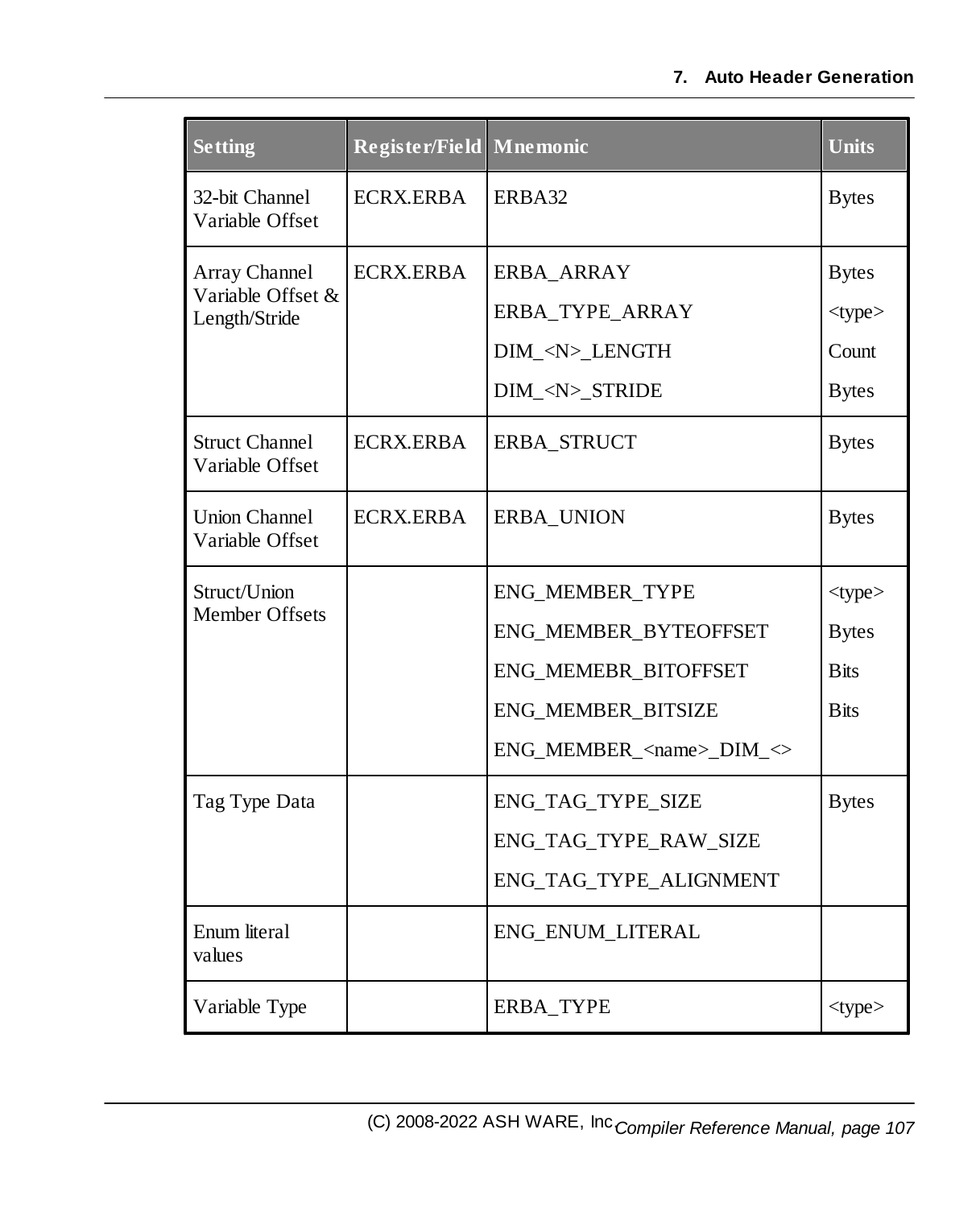| Setting | Register/Field | Mnemonic | Units |
|---|---|---|---|
| 32-bit Channel Variable Offset | ECRX.ERBA | ERBA32 | Bytes |
| Array Channel Variable Offset & Length/Stride | ECRX.ERBA | ERBA_ARRAY<br>ERBA_TYPE_ARRAY<br>DIM_<N>_LENGTH<br>DIM_<N>_STRIDE | Bytes<br><type><br>Count<br>Bytes |
| Struct Channel Variable Offset | ECRX.ERBA | ERBA_STRUCT | Bytes |
| Union Channel Variable Offset | ECRX.ERBA | ERBA_UNION | Bytes |
| Struct/Union Member Offsets | | ENG_MEMBER_TYPE<br>ENG_MEMBER_BYTEOFFSET<br>ENG_MEMEBR_BITOFFSET<br>ENG_MEMBER_BITSIZE<br>ENG_MEMBER_<name>_DIM_<> | <type><br>Bytes<br>Bits<br>Bits |
| Tag Type Data | | ENG_TAG_TYPE_SIZE<br>ENG_TAG_TYPE_RAW_SIZE<br>ENG_TAG_TYPE_ALIGNMENT | Bytes |
| Enum literal values | | ENG_ENUM_LITERAL | |
| Variable Type | | ERBA_TYPE | <type> |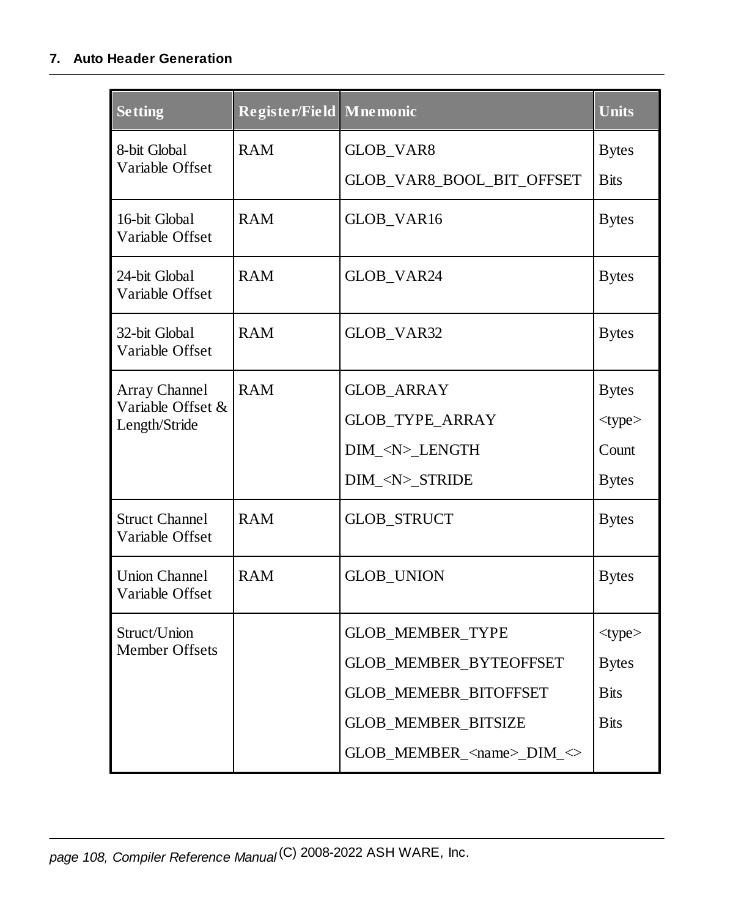| Setting | Register/Field | Mnemonic | Units |
|---|---|---|---|
| 8-bit Global Variable Offset | RAM | GLOB_VAR8 | Bytes |
| | | GLOB_VAR8_BOOL_BIT_OFFSET | Bits |
| 16-bit Global Variable Offset | RAM | GLOB_VAR16 | Bytes |
| 24-bit Global Variable Offset | RAM | GLOB_VAR24 | Bytes |
| 32-bit Global Variable Offset | RAM | GLOB_VAR32 | Bytes |
| Array Channel Variable Offset & Length/Stride | RAM | GLOB_ARRAY | Bytes |
| | | GLOB_TYPE_ARRAY | <type> |
| | | DIM_<N>_LENGTH | Count |
| | | DIM_<N>_STRIDE | Bytes |
| Struct Channel Variable Offset | RAM | GLOB_STRUCT | Bytes |
| Union Channel Variable Offset | RAM | GLOB_UNION | Bytes |
| Struct/Union Member Offsets | | GLOB_MEMBER_TYPE | <type> |
| | | GLOB_MEMBER_BYTEOFFSET | Bytes |
| | | GLOB_MEMEBR_BITOFFSET | Bits |
| | | GLOB_MEMBER_BITSIZE | Bits |
| | | GLOB_MEMBER_<name>_DIM_<> | |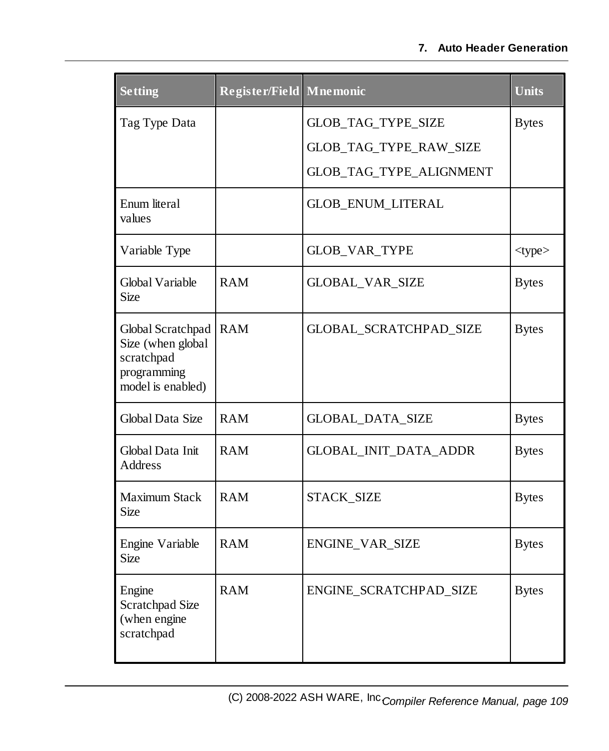| Setting | Register/Field | Mnemonic | Units |
|---|---|---|---|
| Tag Type Data | | GLOB_TAG_TYPE_SIZE<br>GLOB_TAG_TYPE_RAW_SIZE<br>GLOB_TAG_TYPE_ALIGNMENT | Bytes |
| Enum literal values | | GLOB_ENUM_LITERAL | |
| Variable Type | | GLOB_VAR_TYPE | <type> |
| Global Variable Size | RAM | GLOBAL_VAR_SIZE | Bytes |
| Global Scratchpad Size (when global scratchpad programming model is enabled) | RAM | GLOBAL_SCRATCHPAD_SIZE | Bytes |
| Global Data Size | RAM | GLOBAL_DATA_SIZE | Bytes |
| Global Data Init Address | RAM | GLOBAL_INIT_DATA_ADDR | Bytes |
| Maximum Stack Size | RAM | STACK_SIZE | Bytes |
| Engine Variable Size | RAM | ENGINE_VAR_SIZE | Bytes |
| Engine Scratchpad Size (when engine scratchpad | RAM | ENGINE_SCRATCHPAD_SIZE | Bytes |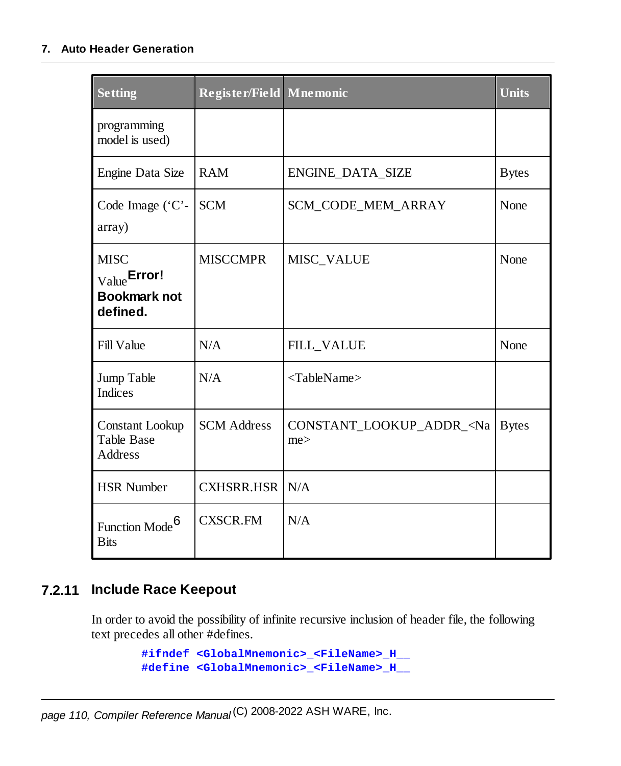| Setting | Register/Field | Mnemonic | Units |
|---|---|---|---|
| programming model is used) | | | |
| Engine Data Size | RAM | ENGINE_DATA_SIZE | Bytes |
| Code Image ('C'-array) | SCM | SCM_CODE_MEM_ARRAY | None |
| MISC Value**Error! Bookmark not defined.** | MISCCMPR | MISC_VALUE | None |
| Fill Value | N/A | FILL_VALUE | None |
| Jump Table Indices | N/A | <TableName> | |
| Constant Lookup Table Base Address | SCM Address | CONSTANT_LOOKUP_ADDR_<Name> | Bytes |
| HSR Number | CXHSRR.HSR | N/A | |
| Function Mode[6] Bits | CXSCR.FM | N/A | |

### 7.2.11 Include Race Keepout

In order to avoid the possibility of infinite recursive inclusion of header file, the following text precedes all other #defines.

```
#ifndef <GlobalMnemonic>_<FileName>_H__
#define <GlobalMnemonic>_<FileName>_H__
```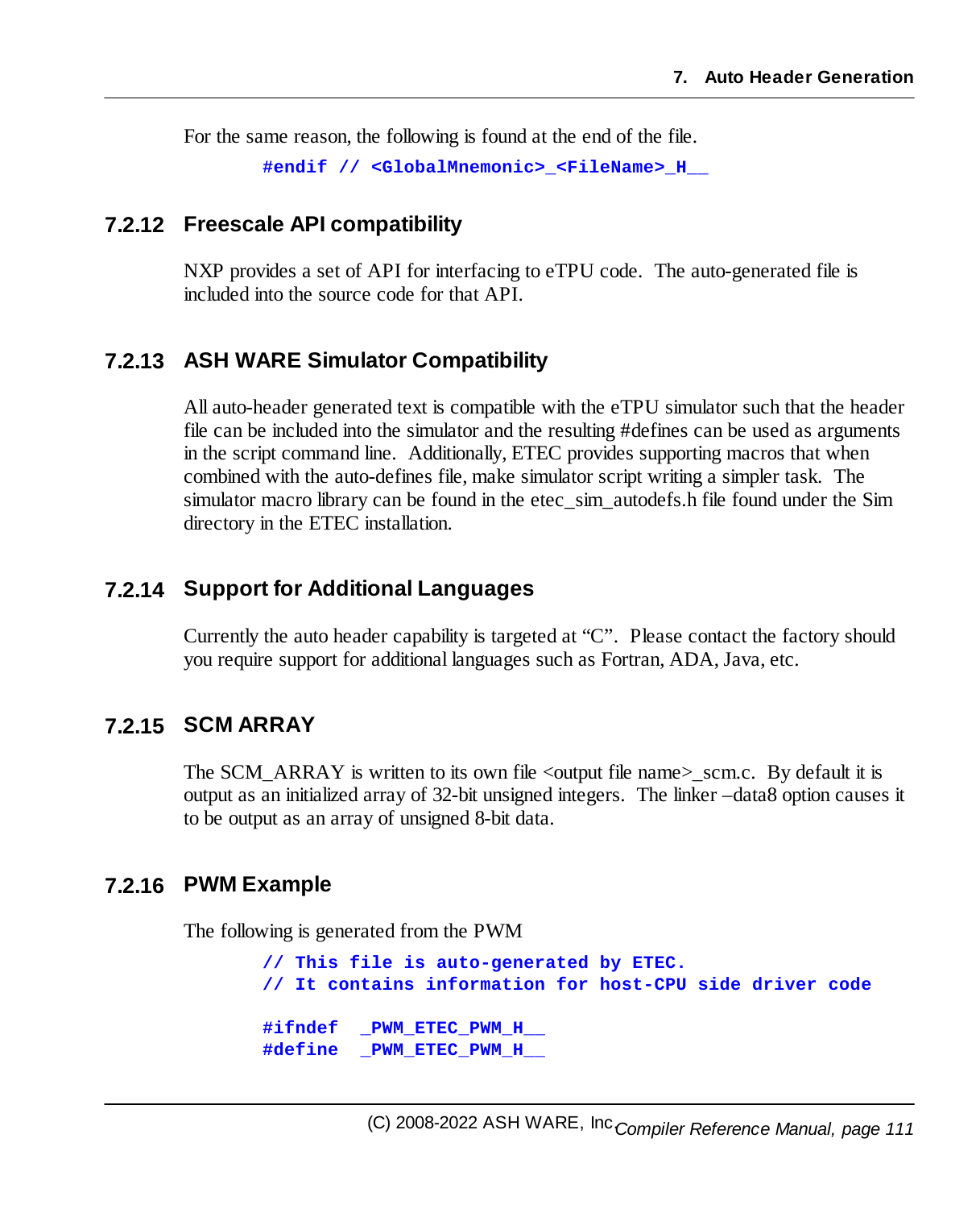For the same reason, the following is found at the end of the file.

```
#endif // <GlobalMnemonic>_<FileName>_H__
```

### 7.2.12 Freescale API compatibility

NXP provides a set of API for interfacing to eTPU code. The auto-generated file is included into the source code for that API.

### 7.2.13 ASH WARE Simulator Compatibility

All auto-header generated text is compatible with the eTPU simulator such that the header file can be included into the simulator and the resulting #defines can be used as arguments in the script command line. Additionally, ETEC provides supporting macros that when combined with the auto-defines file, make simulator script writing a simpler task. The simulator macro library can be found in the etec_sim_autodefs.h file found under the Sim directory in the ETEC installation.

### 7.2.14 Support for Additional Languages

Currently the auto header capability is targeted at "C". Please contact the factory should you require support for additional languages such as Fortran, ADA, Java, etc.

### 7.2.15 SCM ARRAY

The SCM_ARRAY is written to its own file <output file name>_scm.c. By default it is output as an initialized array of 32-bit unsigned integers. The linker –data8 option causes it to be output as an array of unsigned 8-bit data.

### 7.2.16 PWM Example

The following is generated from the PWM

```
// This file is auto-generated by ETEC.
// It contains information for host-CPU side driver code

#ifndef  _PWM_ETEC_PWM_H__
#define  _PWM_ETEC_PWM_H__
```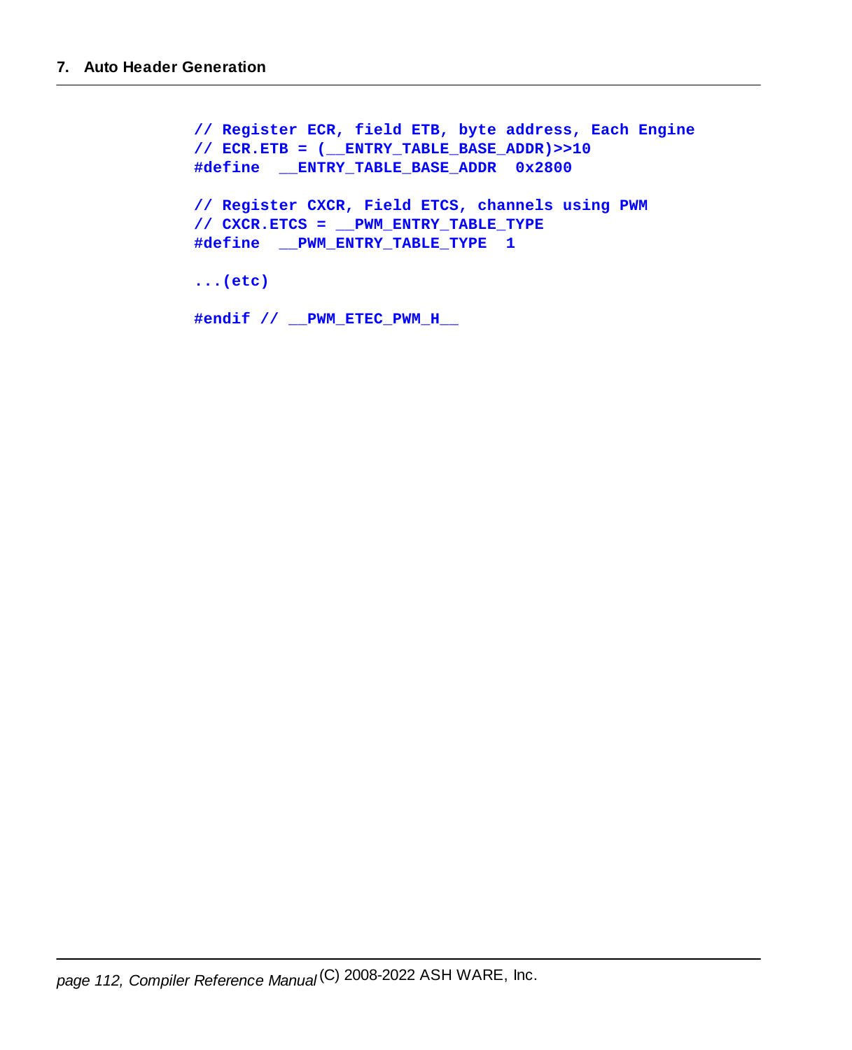```
// Register ECR, field ETB, byte address, Each Engine
// ECR.ETB = (__ENTRY_TABLE_BASE_ADDR)>>10
#define  __ENTRY_TABLE_BASE_ADDR  0x2800

// Register CXCR, Field ETCS, channels using PWM
// CXCR.ETCS = __PWM_ENTRY_TABLE_TYPE
#define  __PWM_ENTRY_TABLE_TYPE  1

...(etc)

#endif // __PWM_ETEC_PWM_H__
```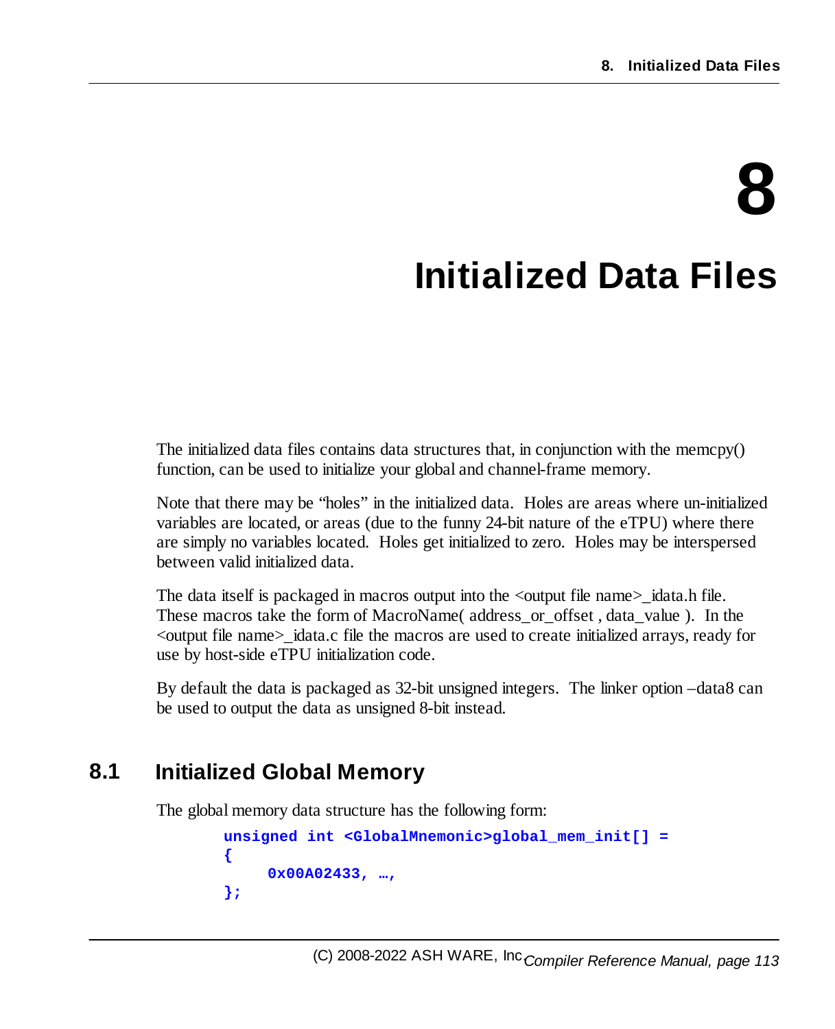# 8 Initialized Data Files

The initialized data files contains data structures that, in conjunction with the memcpy() function, can be used to initialize your global and channel-frame memory.

Note that there may be "holes" in the initialized data. Holes are areas where un-initialized variables are located, or areas (due to the funny 24-bit nature of the eTPU) where there are simply no variables located. Holes get initialized to zero. Holes may be interspersed between valid initialized data.

The data itself is packaged in macros output into the <output file name>_idata.h file. These macros take the form of MacroName( address_or_offset , data_value ). In the <output file name>_idata.c file the macros are used to create initialized arrays, ready for use by host-side eTPU initialization code.

By default the data is packaged as 32-bit unsigned integers. The linker option –data8 can be used to output the data as unsigned 8-bit instead.

## 8.1 Initialized Global Memory

The global memory data structure has the following form:

```
unsigned int <GlobalMnemonic>global_mem_init[] =
{
    0x00A02433, …,
};
```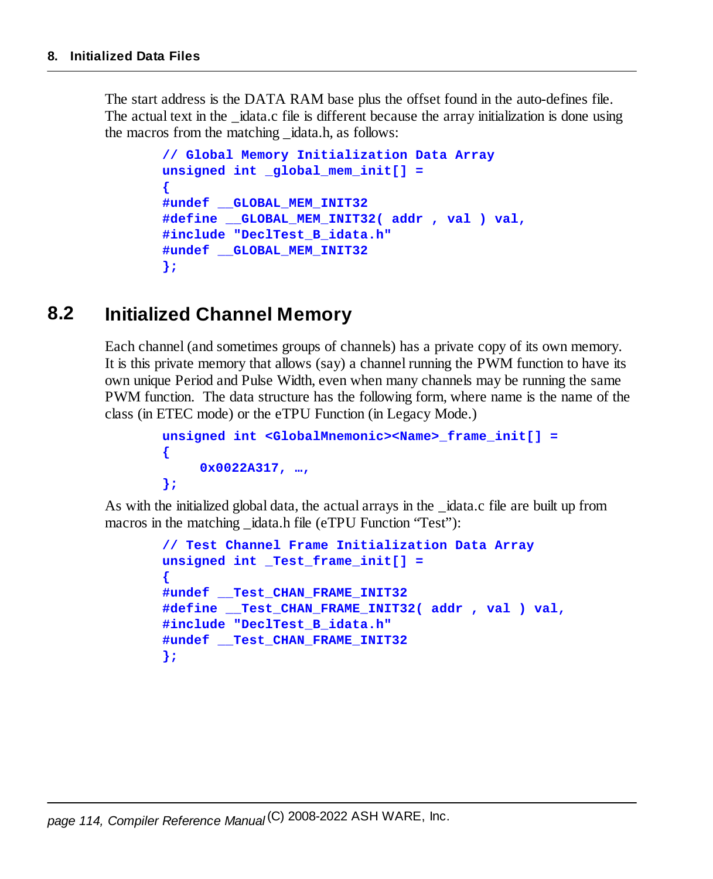The start address is the DATA RAM base plus the offset found in the auto-defines file. The actual text in the _idata.c file is different because the array initialization is done using the macros from the matching _idata.h, as follows:

```
// Global Memory Initialization Data Array
unsigned int _global_mem_init[] =
{
#undef __GLOBAL_MEM_INIT32
#define __GLOBAL_MEM_INIT32( addr , val ) val,
#include "DeclTest_B_idata.h"
#undef __GLOBAL_MEM_INIT32
};
```

## 8.2 Initialized Channel Memory

Each channel (and sometimes groups of channels) has a private copy of its own memory. It is this private memory that allows (say) a channel running the PWM function to have its own unique Period and Pulse Width, even when many channels may be running the same PWM function. The data structure has the following form, where name is the name of the class (in ETEC mode) or the eTPU Function (in Legacy Mode.)

```
unsigned int <GlobalMnemonic><Name>_frame_init[] =
{
     0x0022A317, …,
};
```

As with the initialized global data, the actual arrays in the _idata.c file are built up from macros in the matching _idata.h file (eTPU Function “Test”):

```
// Test Channel Frame Initialization Data Array
unsigned int _Test_frame_init[] =
{
#undef __Test_CHAN_FRAME_INIT32
#define __Test_CHAN_FRAME_INIT32( addr , val ) val,
#include "DeclTest_B_idata.h"
#undef __Test_CHAN_FRAME_INIT32
};
```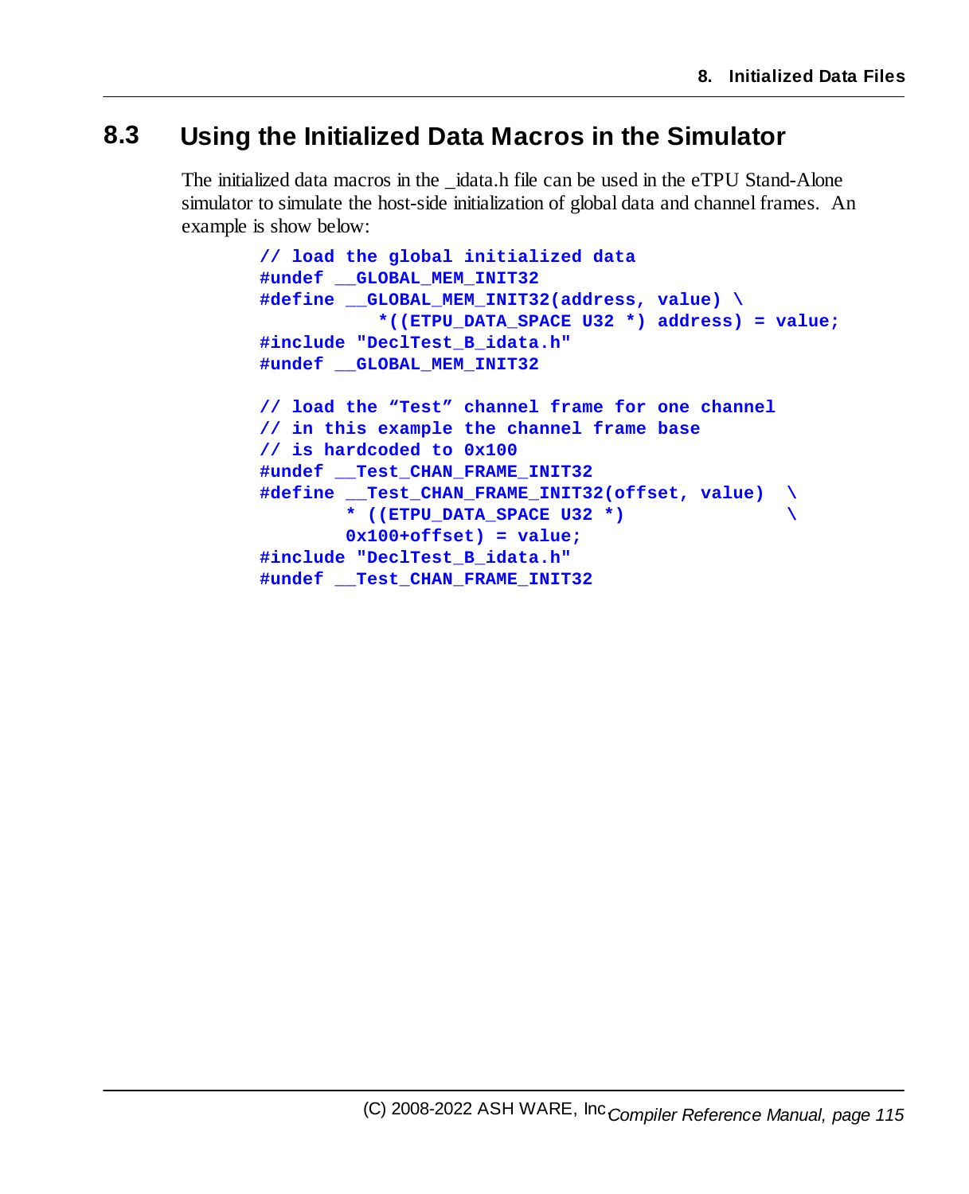## 8.3 Using the Initialized Data Macros in the Simulator

The initialized data macros in the _idata.h file can be used in the eTPU Stand-Alone simulator to simulate the host-side initialization of global data and channel frames. An example is show below:

```
// load the global initialized data
#undef __GLOBAL_MEM_INIT32
#define __GLOBAL_MEM_INIT32(address, value) \
           *((ETPU_DATA_SPACE U32 *) address) = value;
#include "DeclTest_B_idata.h"
#undef __GLOBAL_MEM_INIT32

// load the "Test" channel frame for one channel
// in this example the channel frame base
// is hardcoded to 0x100
#undef __Test_CHAN_FRAME_INIT32
#define __Test_CHAN_FRAME_INIT32(offset, value)  \
        * ((ETPU_DATA_SPACE U32 *)               \
        0x100+offset) = value;
#include "DeclTest_B_idata.h"
#undef __Test_CHAN_FRAME_INIT32
```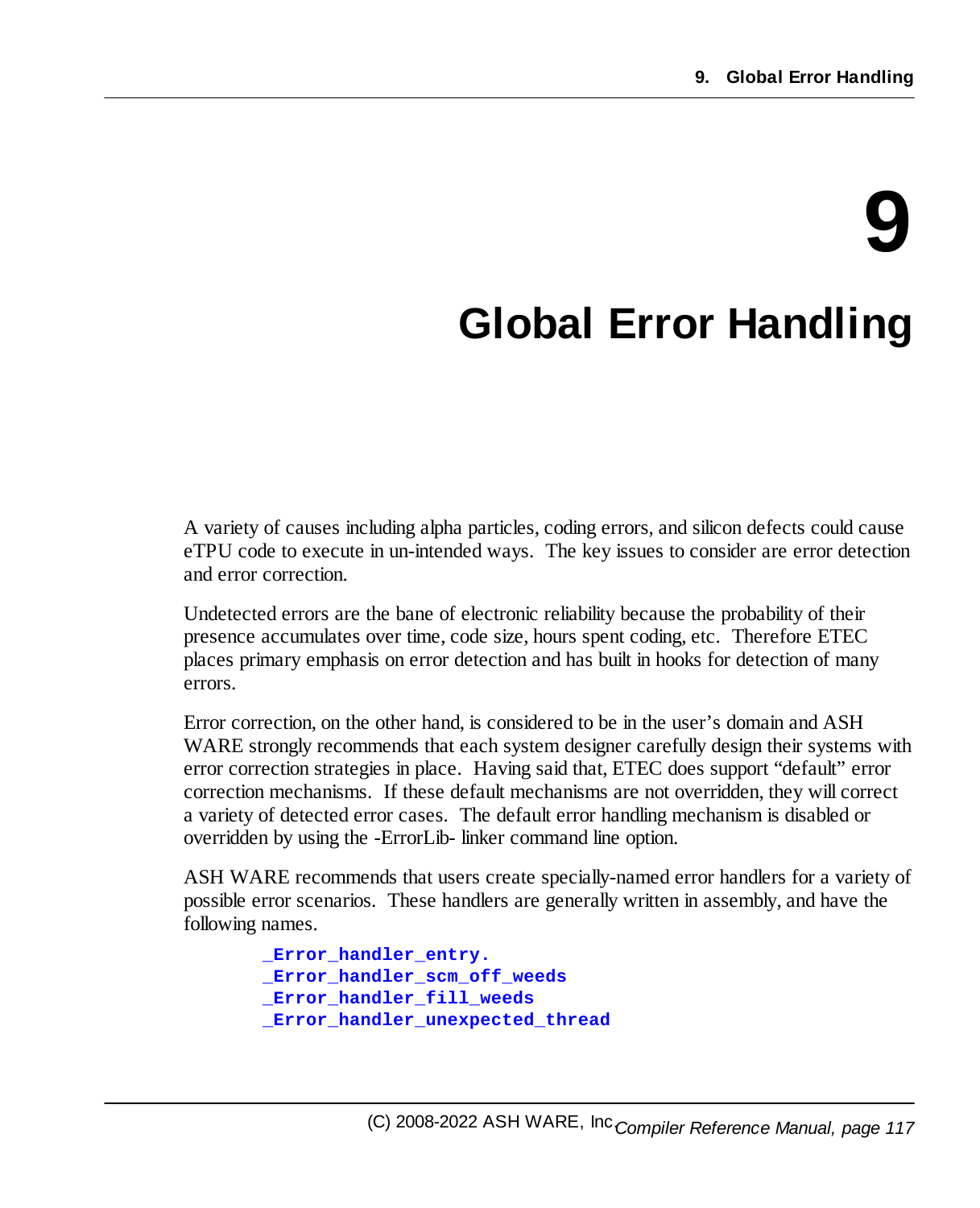# 9 Global Error Handling

A variety of causes including alpha particles, coding errors, and silicon defects could cause eTPU code to execute in un-intended ways. The key issues to consider are error detection and error correction.

Undetected errors are the bane of electronic reliability because the probability of their presence accumulates over time, code size, hours spent coding, etc. Therefore ETEC places primary emphasis on error detection and has built in hooks for detection of many errors.

Error correction, on the other hand, is considered to be in the user's domain and ASH WARE strongly recommends that each system designer carefully design their systems with error correction strategies in place. Having said that, ETEC does support "default" error correction mechanisms. If these default mechanisms are not overridden, they will correct a variety of detected error cases. The default error handling mechanism is disabled or overridden by using the -ErrorLib- linker command line option.

ASH WARE recommends that users create specially-named error handlers for a variety of possible error scenarios. These handlers are generally written in assembly, and have the following names.

```
_Error_handler_entry.
_Error_handler_scm_off_weeds
_Error_handler_fill_weeds
_Error_handler_unexpected_thread
```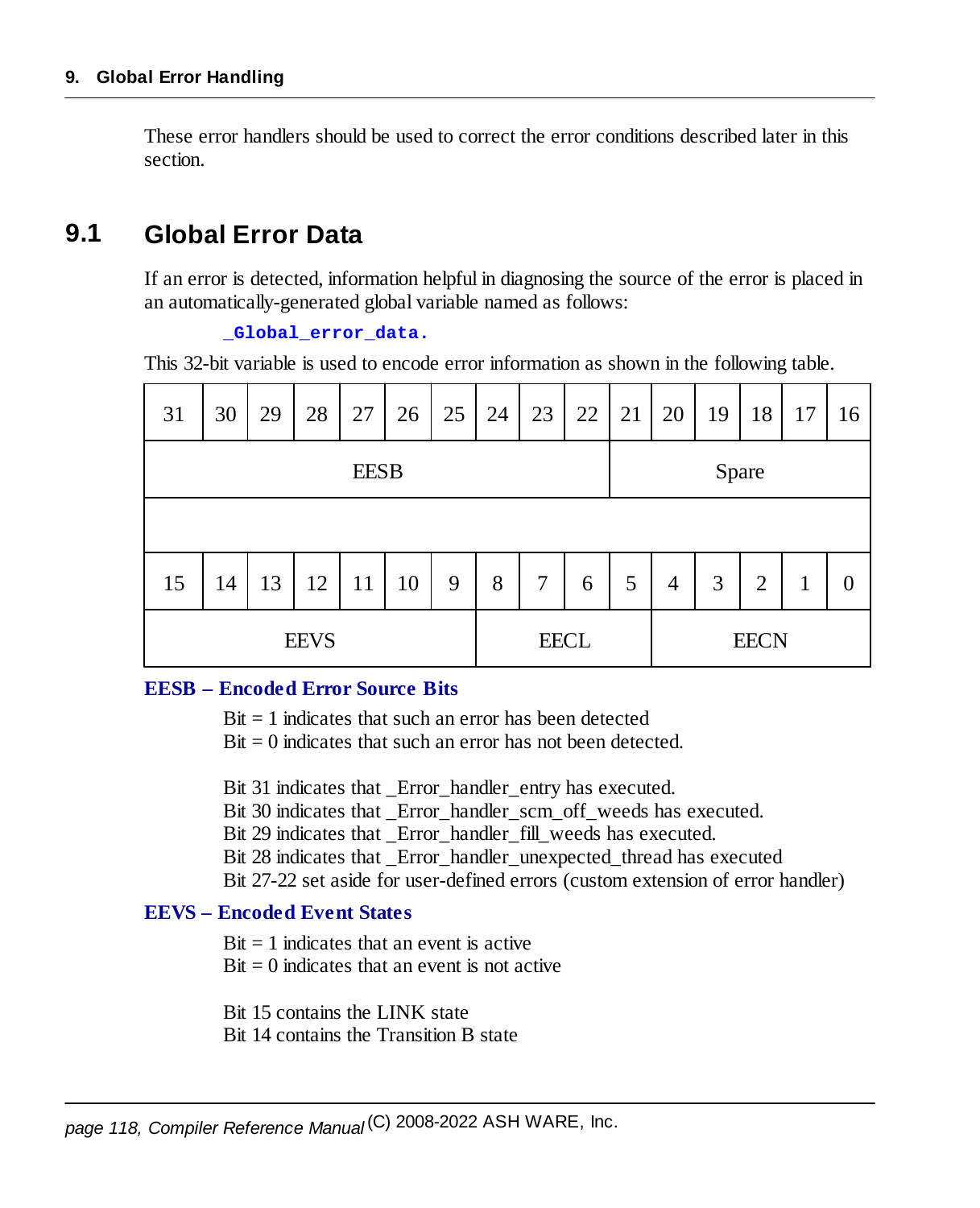These error handlers should be used to correct the error conditions described later in this section.

## 9.1 Global Error Data

If an error is detected, information helpful in diagnosing the source of the error is placed in an automatically-generated global variable named as follows:

`_Global_error_data.`

This 32-bit variable is used to encode error information as shown in the following table.

| 31 | 30 | 29 | 28 | 27 | 26 | 25 | 24 | 23 | 22 | 21 | 20 | 19 | 18 | 17 | 16 |
|---|---|---|---|---|---|---|---|---|---|---|---|---|---|---|---|
| EESB | | | | | | | | | | Spare | | | | | |
| | | | | | | | | | | | | | | | |
| 15 | 14 | 13 | 12 | 11 | 10 | 9 | 8 | 7 | 6 | 5 | 4 | 3 | 2 | 1 | 0 |
| EEVS | | | | | | | EECL | | | | EECN | | | | |

**EESB – Encoded Error Source Bits**

Bit = 1 indicates that such an error has been detected
Bit = 0 indicates that such an error has not been detected.

Bit 31 indicates that _Error_handler_entry has executed.
Bit 30 indicates that _Error_handler_scm_off_weeds has executed.
Bit 29 indicates that _Error_handler_fill_weeds has executed.
Bit 28 indicates that _Error_handler_unexpected_thread has executed
Bit 27-22 set aside for user-defined errors (custom extension of error handler)

**EEVS – Encoded Event States**

Bit = 1 indicates that an event is active
Bit = 0 indicates that an event is not active

Bit 15 contains the LINK state
Bit 14 contains the Transition B state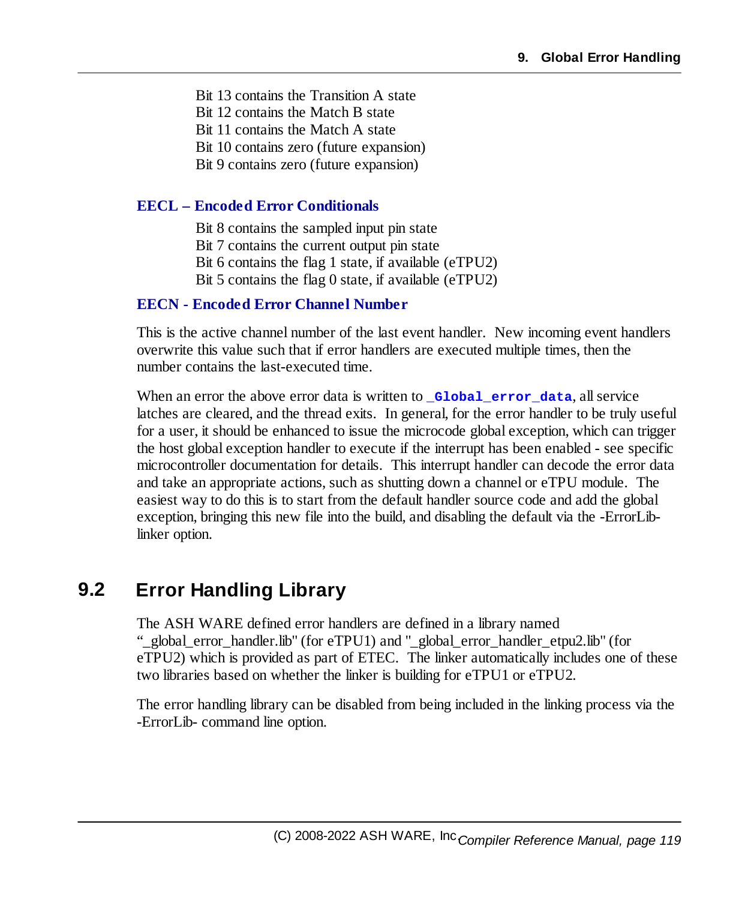Bit 13 contains the Transition A state
Bit 12 contains the Match B state
Bit 11 contains the Match A state
Bit 10 contains zero (future expansion)
Bit 9 contains zero (future expansion)

**EECL – Encoded Error Conditionals**

Bit 8 contains the sampled input pin state
Bit 7 contains the current output pin state
Bit 6 contains the flag 1 state, if available (eTPU2)
Bit 5 contains the flag 0 state, if available (eTPU2)

**EECN - Encoded Error Channel Number**

This is the active channel number of the last event handler. New incoming event handlers overwrite this value such that if error handlers are executed multiple times, then the number contains the last-executed time.

When an error the above error data is written to `_Global_error_data`, all service latches are cleared, and the thread exits. In general, for the error handler to be truly useful for a user, it should be enhanced to issue the microcode global exception, which can trigger the host global exception handler to execute if the interrupt has been enabled - see specific microcontroller documentation for details. This interrupt handler can decode the error data and take an appropriate actions, such as shutting down a channel or eTPU module. The easiest way to do this is to start from the default handler source code and add the global exception, bringing this new file into the build, and disabling the default via the -ErrorLib- linker option.

## 9.2 Error Handling Library

The ASH WARE defined error handlers are defined in a library named "_global_error_handler.lib" (for eTPU1) and "_global_error_handler_etpu2.lib" (for eTPU2) which is provided as part of ETEC. The linker automatically includes one of these two libraries based on whether the linker is building for eTPU1 or eTPU2.

The error handling library can be disabled from being included in the linking process via the -ErrorLib- command line option.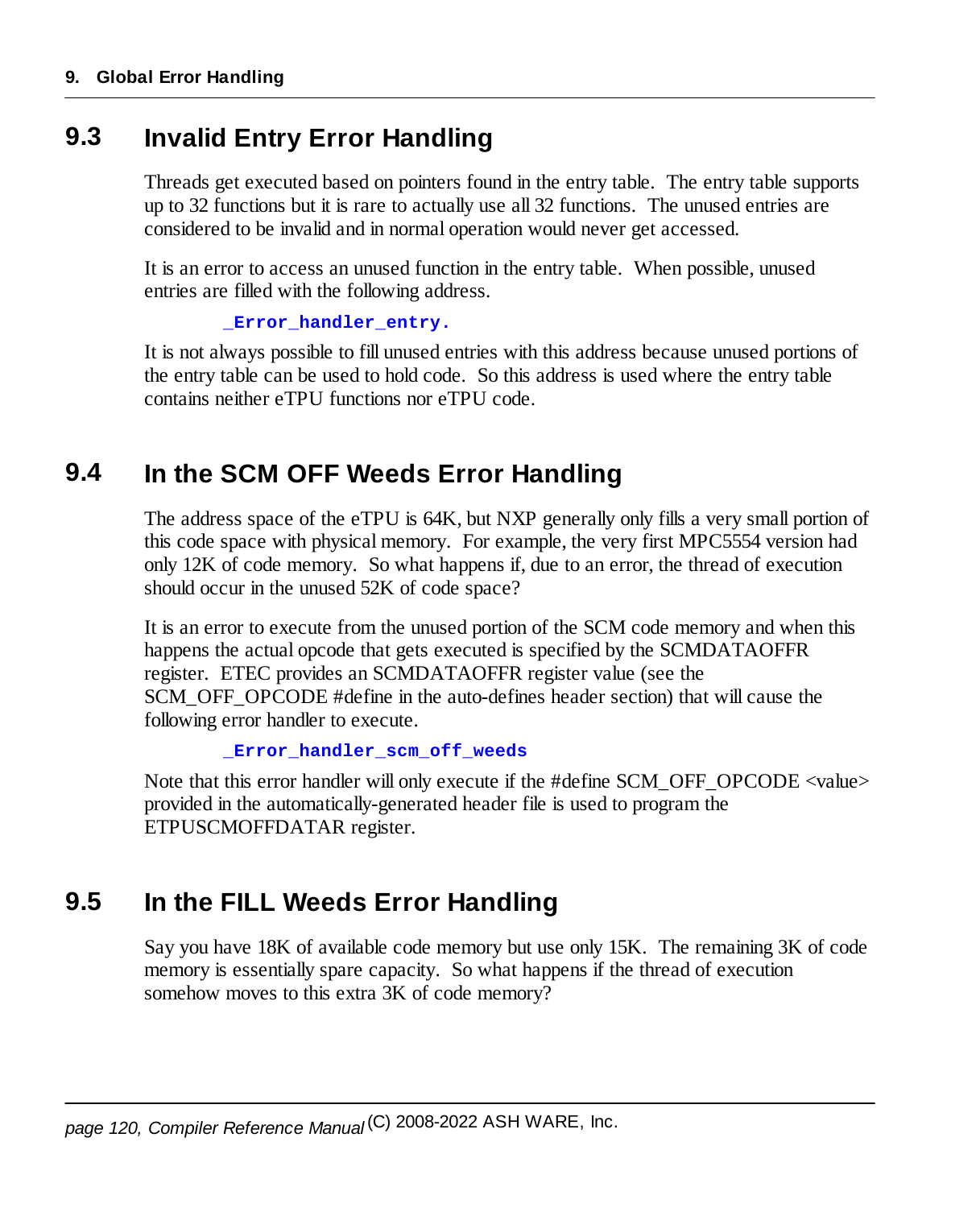## 9.3 Invalid Entry Error Handling

Threads get executed based on pointers found in the entry table. The entry table supports up to 32 functions but it is rare to actually use all 32 functions. The unused entries are considered to be invalid and in normal operation would never get accessed.

It is an error to access an unused function in the entry table. When possible, unused entries are filled with the following address.

```
_Error_handler_entry.
```

It is not always possible to fill unused entries with this address because unused portions of the entry table can be used to hold code. So this address is used where the entry table contains neither eTPU functions nor eTPU code.

## 9.4 In the SCM OFF Weeds Error Handling

The address space of the eTPU is 64K, but NXP generally only fills a very small portion of this code space with physical memory. For example, the very first MPC5554 version had only 12K of code memory. So what happens if, due to an error, the thread of execution should occur in the unused 52K of code space?

It is an error to execute from the unused portion of the SCM code memory and when this happens the actual opcode that gets executed is specified by the SCMDATAOFFR register. ETEC provides an SCMDATAOFFR register value (see the SCM_OFF_OPCODE #define in the auto-defines header section) that will cause the following error handler to execute.

```
_Error_handler_scm_off_weeds
```

Note that this error handler will only execute if the #define SCM_OFF_OPCODE <value> provided in the automatically-generated header file is used to program the ETPUSCMOFFDATAR register.

## 9.5 In the FILL Weeds Error Handling

Say you have 18K of available code memory but use only 15K. The remaining 3K of code memory is essentially spare capacity. So what happens if the thread of execution somehow moves to this extra 3K of code memory?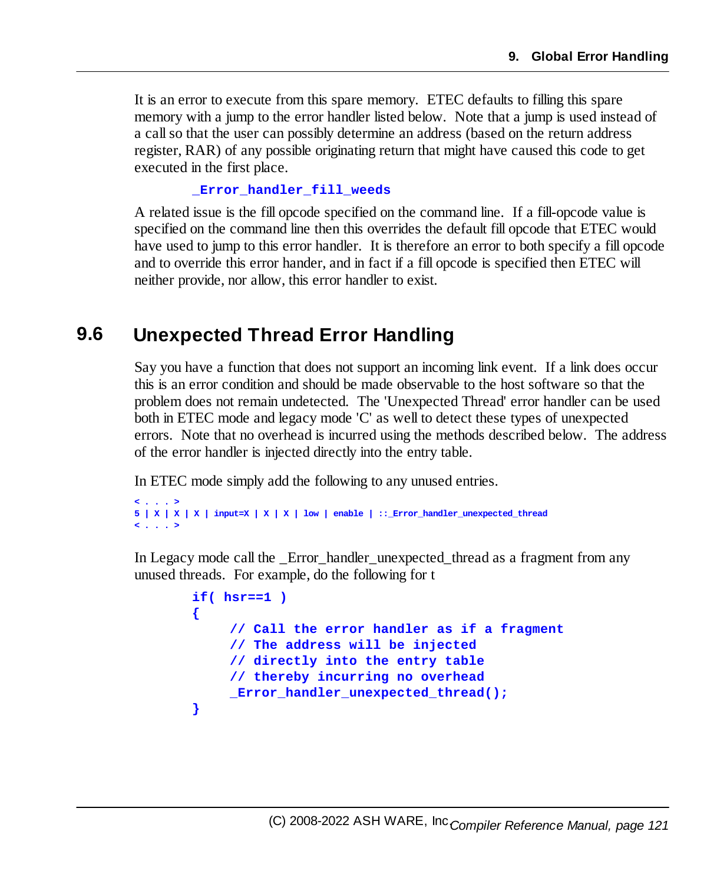It is an error to execute from this spare memory. ETEC defaults to filling this spare memory with a jump to the error handler listed below. Note that a jump is used instead of a call so that the user can possibly determine an address (based on the return address register, RAR) of any possible originating return that might have caused this code to get executed in the first place.

```
_Error_handler_fill_weeds
```

A related issue is the fill opcode specified on the command line. If a fill-opcode value is specified on the command line then this overrides the default fill opcode that ETEC would have used to jump to this error handler. It is therefore an error to both specify a fill opcode and to override this error hander, and in fact if a fill opcode is specified then ETEC will neither provide, nor allow, this error handler to exist.

## 9.6 Unexpected Thread Error Handling

Say you have a function that does not support an incoming link event. If a link does occur this is an error condition and should be made observable to the host software so that the problem does not remain undetected. The 'Unexpected Thread' error handler can be used both in ETEC mode and legacy mode 'C' as well to detect these types of unexpected errors. Note that no overhead is incurred using the methods described below. The address of the error handler is injected directly into the entry table.

In ETEC mode simply add the following to any unused entries.

```
< . . . >
5 | X | X | X | input=X | X | X | low | enable | ::_Error_handler_unexpected_thread
< . . . >
```

In Legacy mode call the _Error_handler_unexpected_thread as a fragment from any unused threads. For example, do the following for t

```
if( hsr==1 )
{
     // Call the error handler as if a fragment
     // The address will be injected
     // directly into the entry table
     // thereby incurring no overhead
     _Error_handler_unexpected_thread();
}
```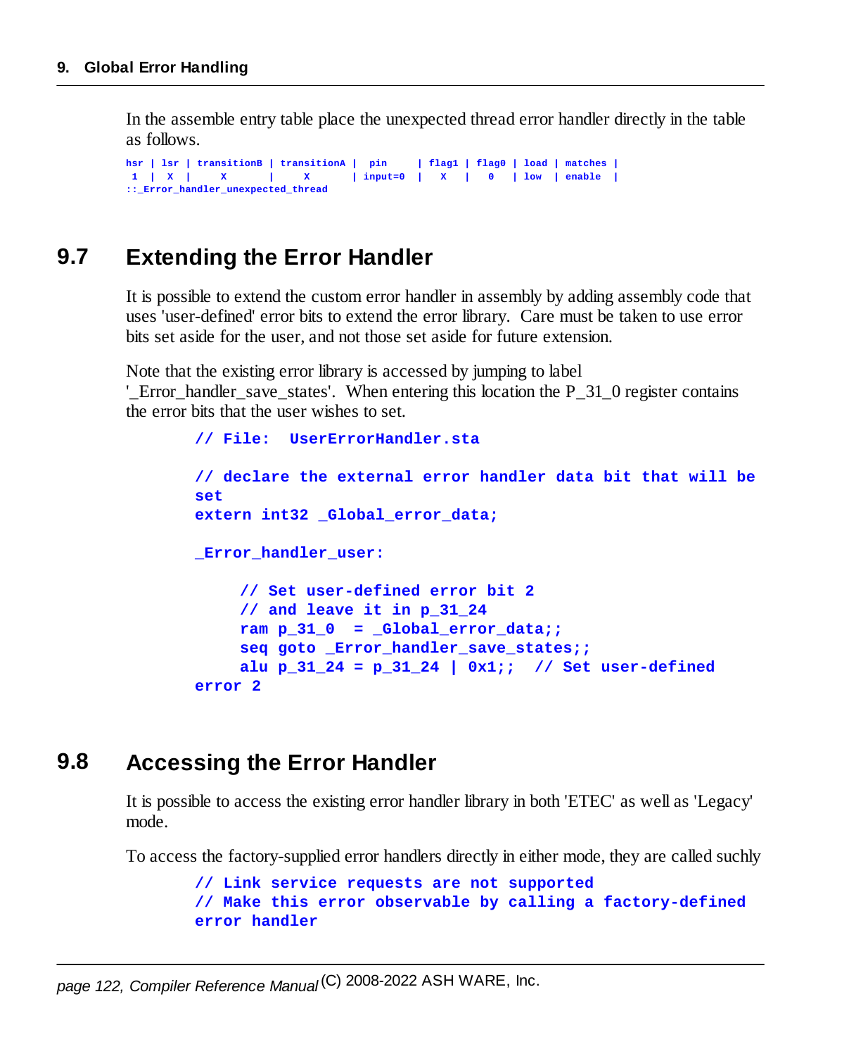In the assemble entry table place the unexpected thread error handler directly in the table as follows.

```
hsr | lsr | transitionB | transitionA |  pin     | flag1 | flag0 | load | matches |
 1  |  X  |      X      |      X      | input=0  |   X   |   0   | low  | enable  |
::_Error_handler_unexpected_thread
```

## 9.7 Extending the Error Handler

It is possible to extend the custom error handler in assembly by adding assembly code that uses 'user-defined' error bits to extend the error library. Care must be taken to use error bits set aside for the user, and not those set aside for future extension.

Note that the existing error library is accessed by jumping to label '_Error_handler_save_states'. When entering this location the P_31_0 register contains the error bits that the user wishes to set.

```
// File:  UserErrorHandler.sta

// declare the external error handler data bit that will be
set
extern int32 _Global_error_data;

_Error_handler_user:

     // Set user-defined error bit 2
     // and leave it in p_31_24
     ram p_31_0  = _Global_error_data;;
     seq goto _Error_handler_save_states;;
     alu p_31_24 = p_31_24 | 0x1;;  // Set user-defined
error 2
```

## 9.8 Accessing the Error Handler

It is possible to access the existing error handler library in both 'ETEC' as well as 'Legacy' mode.

To access the factory-supplied error handlers directly in either mode, they are called suchly

```
// Link service requests are not supported
// Make this error observable by calling a factory-defined
error handler
```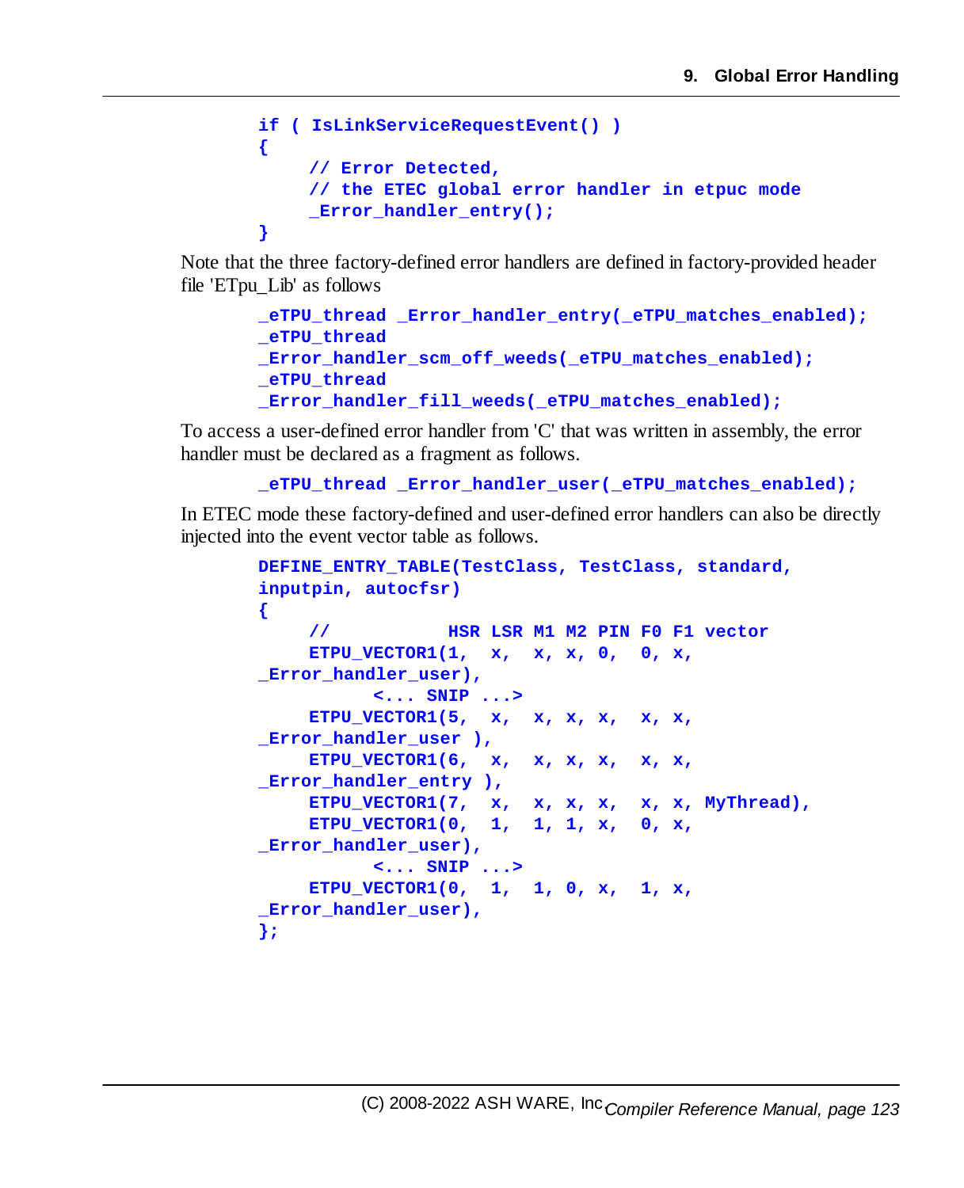```
if ( IsLinkServiceRequestEvent() )
{
     // Error Detected,
     // the ETEC global error handler in etpuc mode
     _Error_handler_entry();
}
```

Note that the three factory-defined error handlers are defined in factory-provided header file 'ETpu_Lib' as follows

```
_eTPU_thread _Error_handler_entry(_eTPU_matches_enabled);
_eTPU_thread
_Error_handler_scm_off_weeds(_eTPU_matches_enabled);
_eTPU_thread
_Error_handler_fill_weeds(_eTPU_matches_enabled);
```

To access a user-defined error handler from 'C' that was written in assembly, the error handler must be declared as a fragment as follows.

```
_eTPU_thread _Error_handler_user(_eTPU_matches_enabled);
```

In ETEC mode these factory-defined and user-defined error handlers can also be directly injected into the event vector table as follows.

```
DEFINE_ENTRY_TABLE(TestClass, TestClass, standard,
inputpin, autocfsr)
{
     //          HSR LSR M1 M2 PIN F0 F1 vector
     ETPU_VECTOR1(1,  x,  x, x, 0,  0, x,
_Error_handler_user),
            <... SNIP ...>
     ETPU_VECTOR1(5,  x,  x, x, x,  x, x,
_Error_handler_user ),
     ETPU_VECTOR1(6,  x,  x, x, x,  x, x,
_Error_handler_entry ),
     ETPU_VECTOR1(7,  x,  x, x, x,  x, x, MyThread),
     ETPU_VECTOR1(0,  1,  1, 1, x,  0, x,
_Error_handler_user),
            <... SNIP ...>
     ETPU_VECTOR1(0,  1,  1, 0, x,  1, x,
_Error_handler_user),
};
```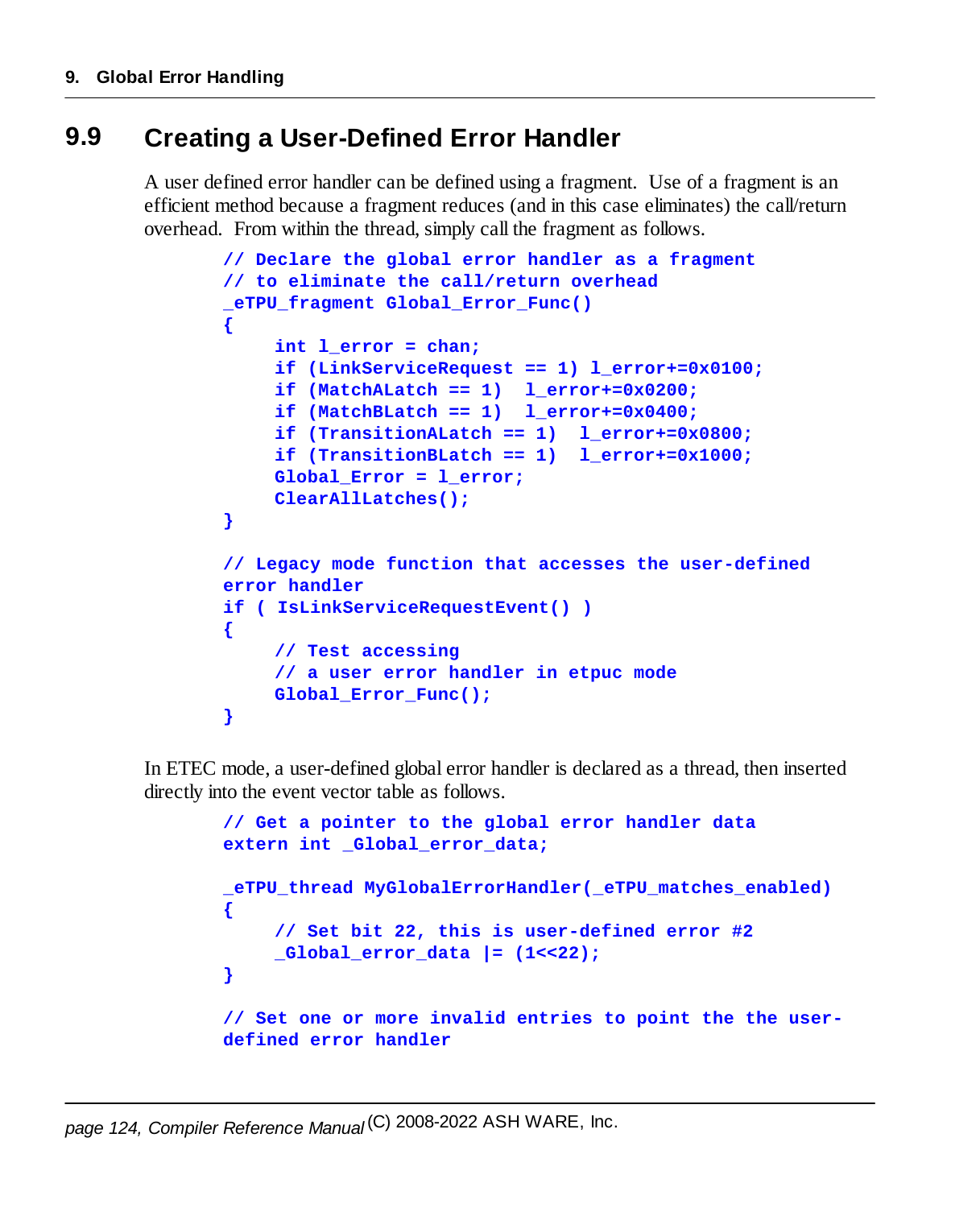## 9.9 Creating a User-Defined Error Handler

A user defined error handler can be defined using a fragment. Use of a fragment is an efficient method because a fragment reduces (and in this case eliminates) the call/return overhead. From within the thread, simply call the fragment as follows.

```
// Declare the global error handler as a fragment
// to eliminate the call/return overhead
_eTPU_fragment Global_Error_Func()
{
    int l_error = chan;
    if (LinkServiceRequest == 1) l_error+=0x0100;
    if (MatchALatch == 1)  l_error+=0x0200;
    if (MatchBLatch == 1)  l_error+=0x0400;
    if (TransitionALatch == 1)  l_error+=0x0800;
    if (TransitionBLatch == 1)  l_error+=0x1000;
    Global_Error = l_error;
    ClearAllLatches();
}

// Legacy mode function that accesses the user-defined
error handler
if ( IsLinkServiceRequestEvent() )
{
    // Test accessing
    // a user error handler in etpuc mode
    Global_Error_Func();
}
```

In ETEC mode, a user-defined global error handler is declared as a thread, then inserted directly into the event vector table as follows.

```
// Get a pointer to the global error handler data
extern int _Global_error_data;

_eTPU_thread MyGlobalErrorHandler(_eTPU_matches_enabled)
{
    // Set bit 22, this is user-defined error #2
    _Global_error_data |= (1<<22);
}

// Set one or more invalid entries to point the the user-
defined error handler
```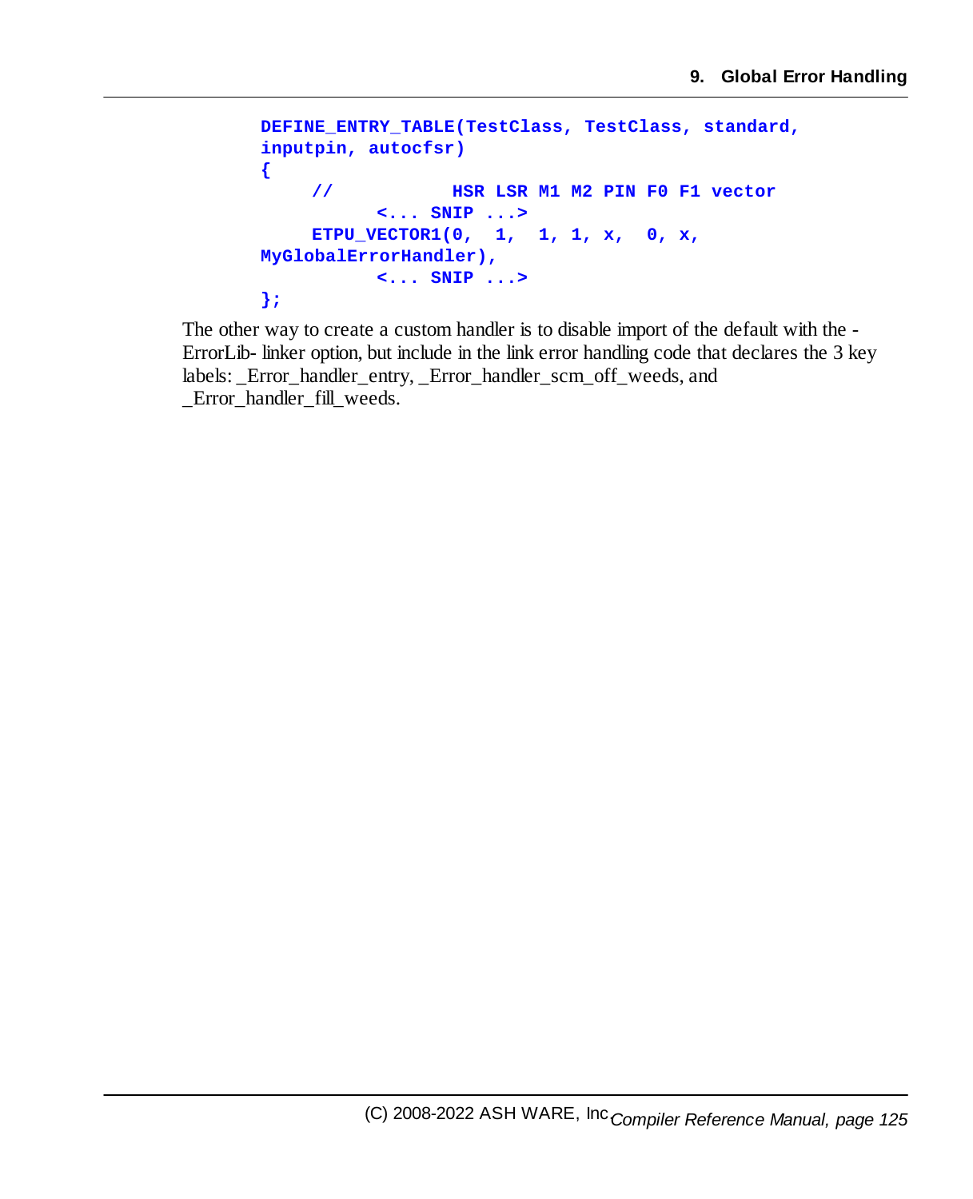```
DEFINE_ENTRY_TABLE(TestClass, TestClass, standard,
inputpin, autocfsr)
{
    //          HSR LSR M1 M2 PIN F0 F1 vector
          <... SNIP ...>
    ETPU_VECTOR1(0,  1,  1, 1, x,  0, x,
MyGlobalErrorHandler),
          <... SNIP ...>
};
```

The other way to create a custom handler is to disable import of the default with the -ErrorLib- linker option, but include in the link error handling code that declares the 3 key labels: _Error_handler_entry, _Error_handler_scm_off_weeds, and _Error_handler_fill_weeds.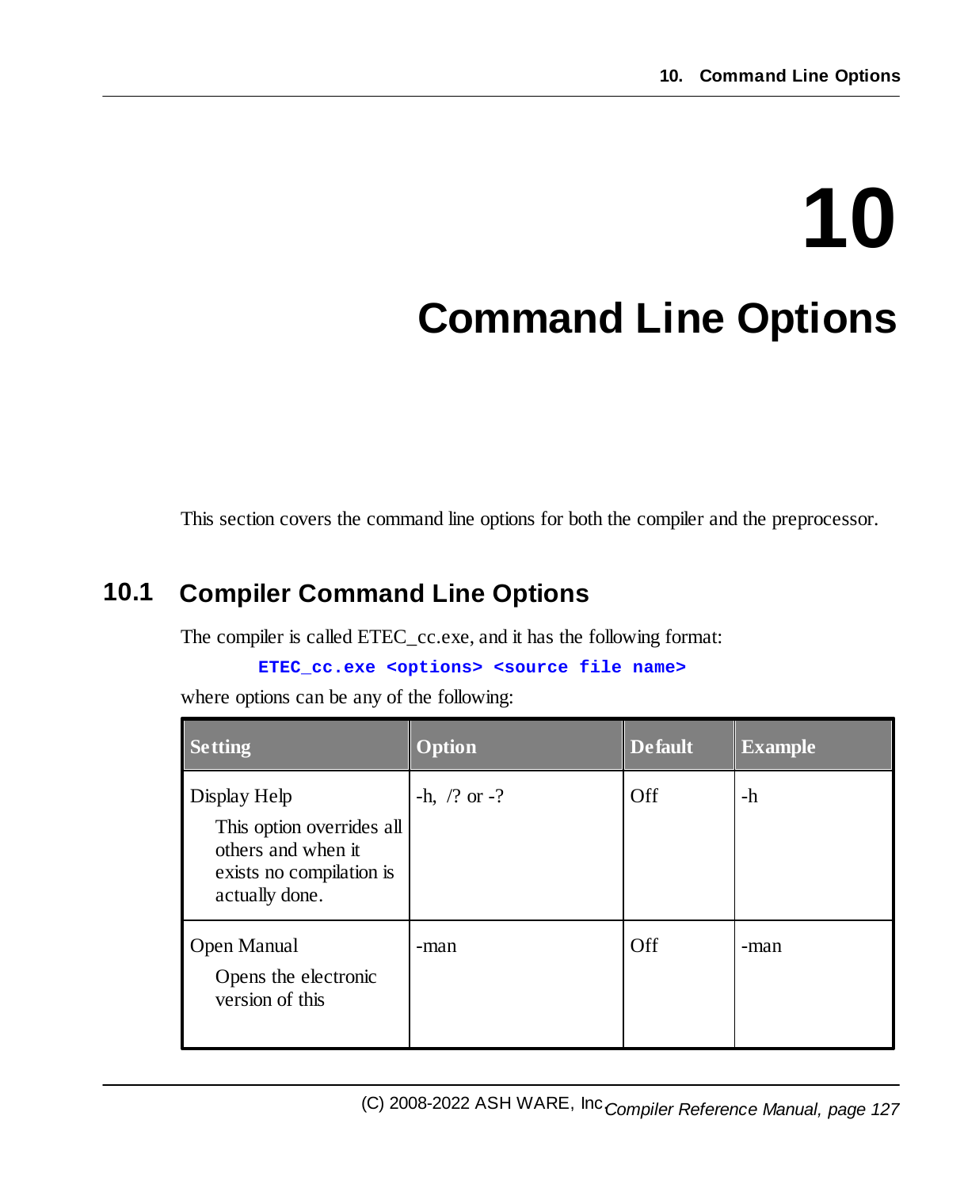# 10 Command Line Options

This section covers the command line options for both the compiler and the preprocessor.

## 10.1 Compiler Command Line Options

The compiler is called ETEC_cc.exe, and it has the following format:

```
ETEC_cc.exe <options> <source file name>
```

where options can be any of the following:

| Setting | Option | Default | Example |
|---|---|---|---|
| Display Help<br>This option overrides all others and when it exists no compilation is actually done. | -h, /? or -? | Off | -h |
| Open Manual<br>Opens the electronic version of this | -man | Off | -man |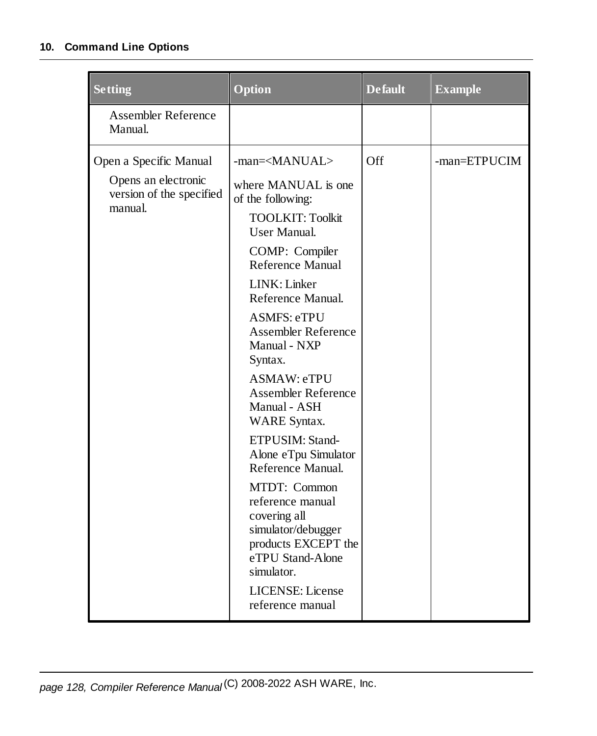| Setting | Option | Default | Example |
|---|---|---|---|
| Assembler Reference Manual. | | | |
| Open a Specific Manual<br>Opens an electronic version of the specified manual. | -man=<MANUAL><br>where MANUAL is one of the following:<br>TOOLKIT: Toolkit User Manual.<br>COMP: Compiler Reference Manual<br>LINK: Linker Reference Manual.<br>ASMFS: eTPU Assembler Reference Manual - NXP Syntax.<br>ASMAW: eTPU Assembler Reference Manual - ASH WARE Syntax.<br>ETPUSIM: Stand-Alone eTpu Simulator Reference Manual.<br>MTDT: Common reference manual covering all simulator/debugger products EXCEPT the eTPU Stand-Alone simulator.<br>LICENSE: License reference manual | Off | -man=ETPUCIM |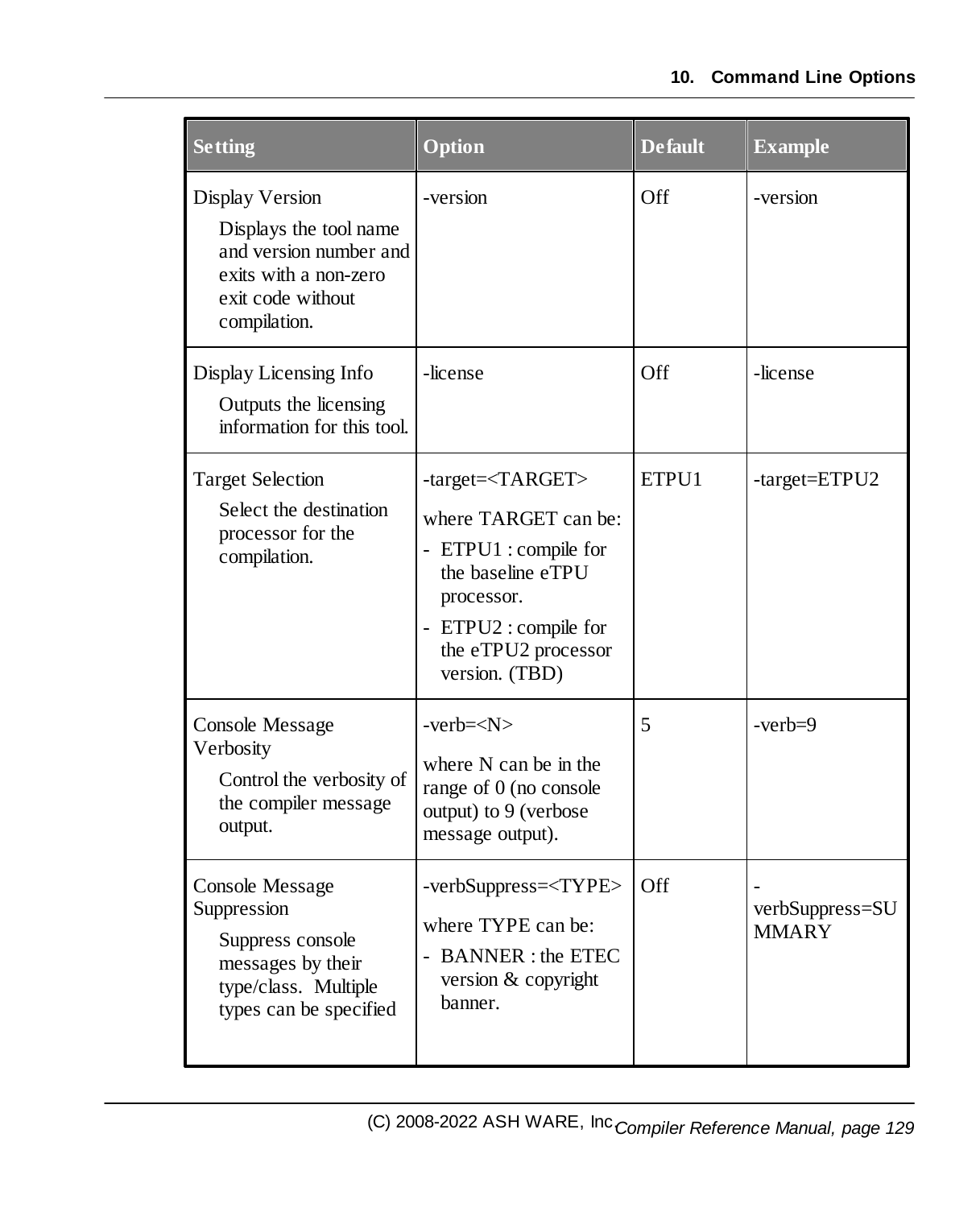| Setting | Option | Default | Example |
| --- | --- | --- | --- |
| Display Version<br>Displays the tool name and version number and exits with a non-zero exit code without compilation. | -version | Off | -version |
| Display Licensing Info<br>Outputs the licensing information for this tool. | -license | Off | -license |
| Target Selection<br>Select the destination processor for the compilation. | -target=<TARGET><br>where TARGET can be:<br>- ETPU1 : compile for the baseline eTPU processor.<br>- ETPU2 : compile for the eTPU2 processor version. (TBD) | ETPU1 | -target=ETPU2 |
| Console Message Verbosity<br>Control the verbosity of the compiler message output. | -verb=<N><br>where N can be in the range of 0 (no console output) to 9 (verbose message output). | 5 | -verb=9 |
| Console Message Suppression<br>Suppress console messages by their type/class. Multiple types can be specified | -verbSuppress=<TYPE><br>where TYPE can be:<br>- BANNER : the ETEC version & copyright banner. | Off | -verbSuppress=SUMMARY |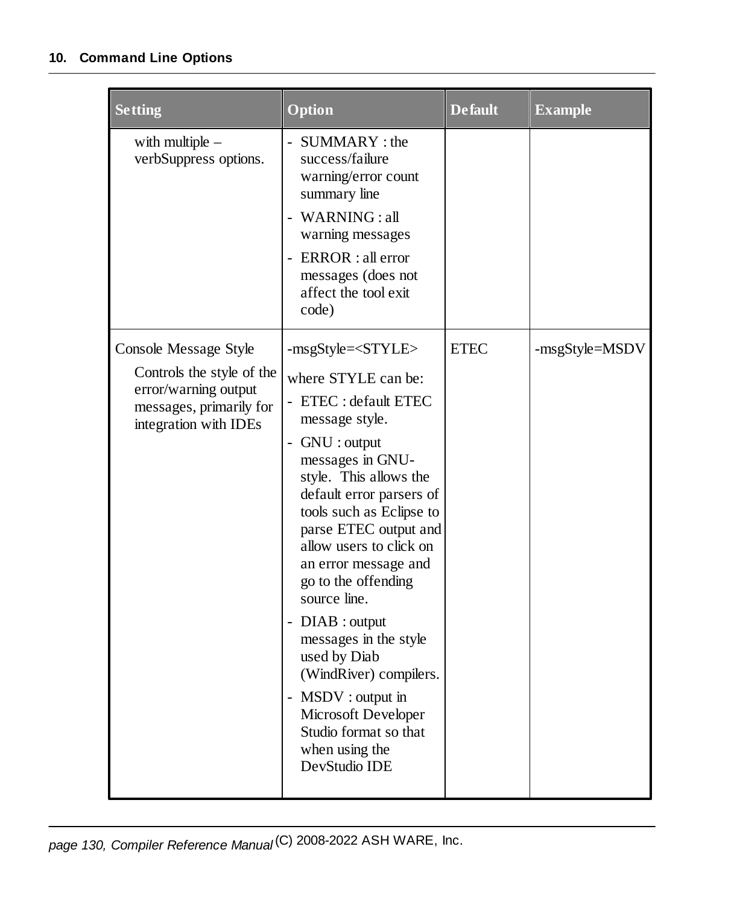| Setting | Option | Default | Example |
| --- | --- | --- | --- |
| with multiple –verbSuppress options. | - SUMMARY : the success/failure warning/error count summary line<br>- WARNING : all warning messages<br>- ERROR : all error messages (does not affect the tool exit code) | | |
| Console Message Style<br>Controls the style of the error/warning output messages, primarily for integration with IDEs | -msgStyle=<STYLE><br>where STYLE can be:<br>- ETEC : default ETEC message style.<br>- GNU : output messages in GNU-style. This allows the default error parsers of tools such as Eclipse to parse ETEC output and allow users to click on an error message and go to the offending source line.<br>- DIAB : output messages in the style used by Diab (WindRiver) compilers.<br>- MSDV : output in Microsoft Developer Studio format so that when using the DevStudio IDE | ETEC | -msgStyle=MSDV |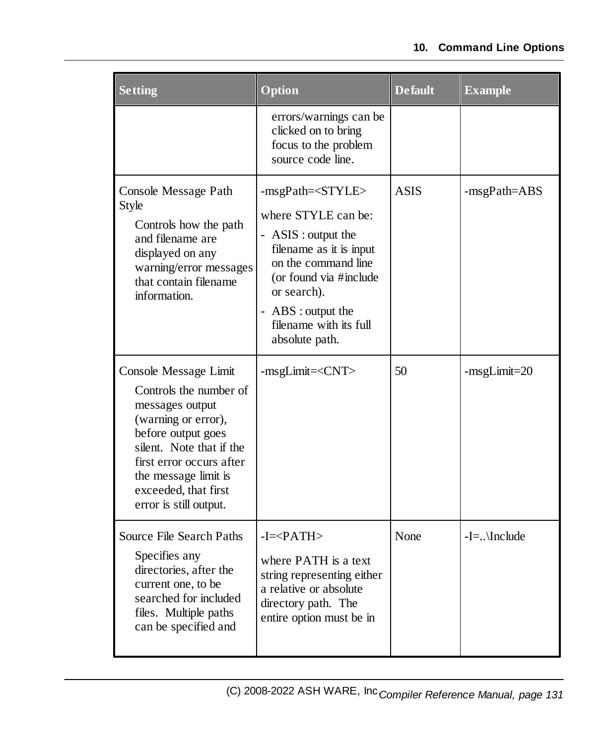| Setting | Option | Default | Example |
| --- | --- | --- | --- |
| | errors/warnings can be clicked on to bring focus to the problem source code line. | | |
| Console Message Path Style<br><br>Controls how the path and filename are displayed on any warning/error messages that contain filename information. | -msgPath=<STYLE><br><br>where STYLE can be:<br><br>- ASIS : output the filename as it is input on the command line (or found via #include or search).<br>- ABS : output the filename with its full absolute path. | ASIS | -msgPath=ABS |
| Console Message Limit<br><br>Controls the number of messages output (warning or error), before output goes silent. Note that if the first error occurs after the message limit is exceeded, that first error is still output. | -msgLimit=<CNT> | 50 | -msgLimit=20 |
| Source File Search Paths<br><br>Specifies any directories, after the current one, to be searched for included files. Multiple paths can be specified and | -I=<PATH><br><br>where PATH is a text string representing either a relative or absolute directory path. The entire option must be in | None | -I=..\Include |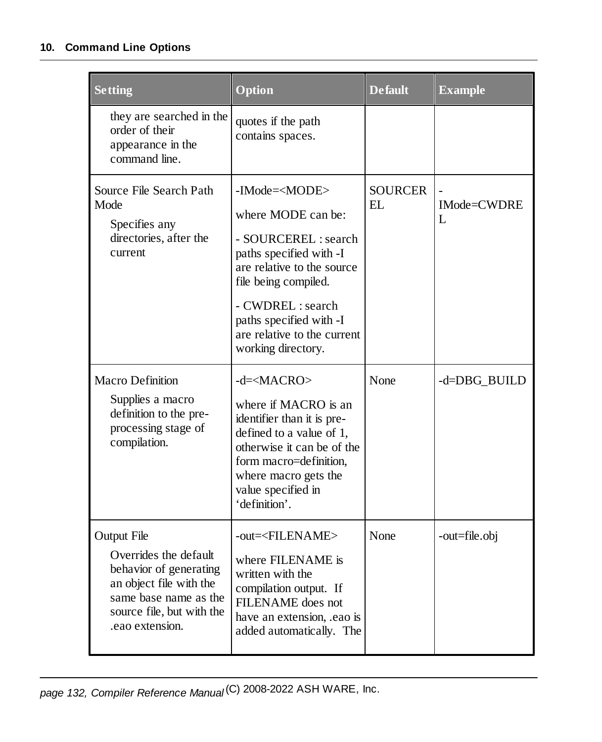| Setting | Option | Default | Example |
|---|---|---|---|
| they are searched in the order of their appearance in the command line. | quotes if the path contains spaces. | | |
| Source File Search Path Mode<br>Specifies any directories, after the current | -IMode=<MODE><br>where MODE can be:<br>- SOURCEREL : search paths specified with -I are relative to the source file being compiled.<br>- CWDREL : search paths specified with -I are relative to the current working directory. | SOURCEREL | -IMode=CWDREL |
| Macro Definition<br>Supplies a macro definition to the pre-processing stage of compilation. | -d=<MACRO><br>where if MACRO is an identifier than it is pre-defined to a value of 1, otherwise it can be of the form macro=definition, where macro gets the value specified in 'definition'. | None | -d=DBG_BUILD |
| Output File<br>Overrides the default behavior of generating an object file with the same base name as the source file, but with the .eao extension. | -out=<FILENAME><br>where FILENAME is written with the compilation output. If FILENAME does not have an extension, .eao is added automatically. The | None | -out=file.obj |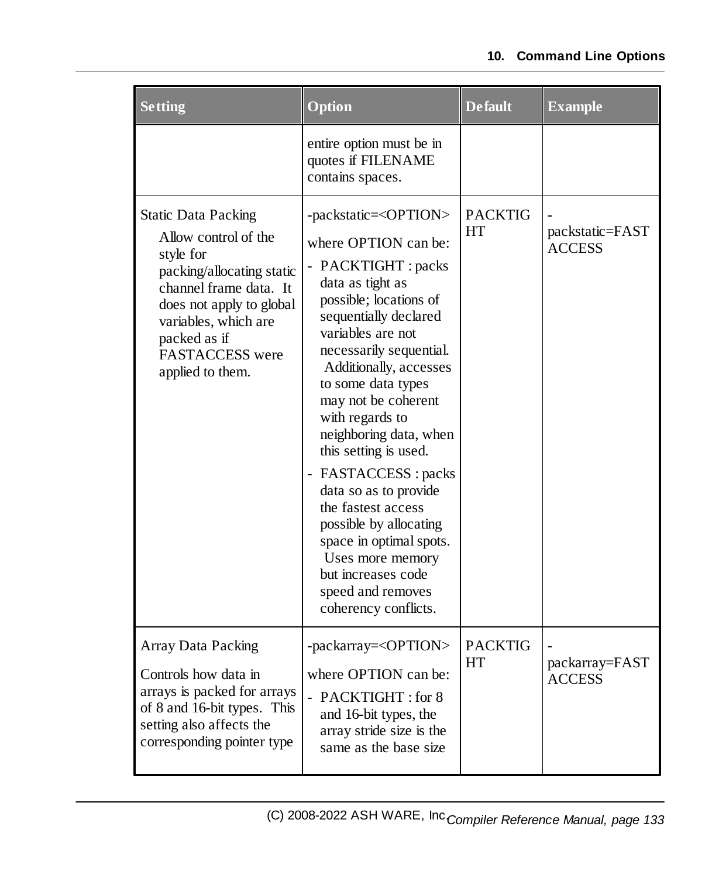| Setting | Option | Default | Example |
|---|---|---|---|
| | entire option must be in quotes if FILENAME contains spaces. | | |
| Static Data Packing<br><br>Allow control of the style for packing/allocating static channel frame data. It does not apply to global variables, which are packed as if FASTACCESS were applied to them. | -packstatic=<OPTION><br><br>where OPTION can be:<br><br>- PACKTIGHT : packs data as tight as possible; locations of sequentially declared variables are not necessarily sequential. Additionally, accesses to some data types may not be coherent with regards to neighboring data, when this setting is used.<br><br>- FASTACCESS : packs data so as to provide the fastest access possible by allocating space in optimal spots. Uses more memory but increases code speed and removes coherency conflicts. | PACKTIGHT | -packstatic=FASTACCESS |
| Array Data Packing<br><br>Controls how data in arrays is packed for arrays of 8 and 16-bit types. This setting also affects the corresponding pointer type | -packarray=<OPTION><br><br>where OPTION can be:<br><br>- PACKTIGHT : for 8 and 16-bit types, the array stride size is the same as the base size | PACKTIGHT | -packarray=FASTACCESS |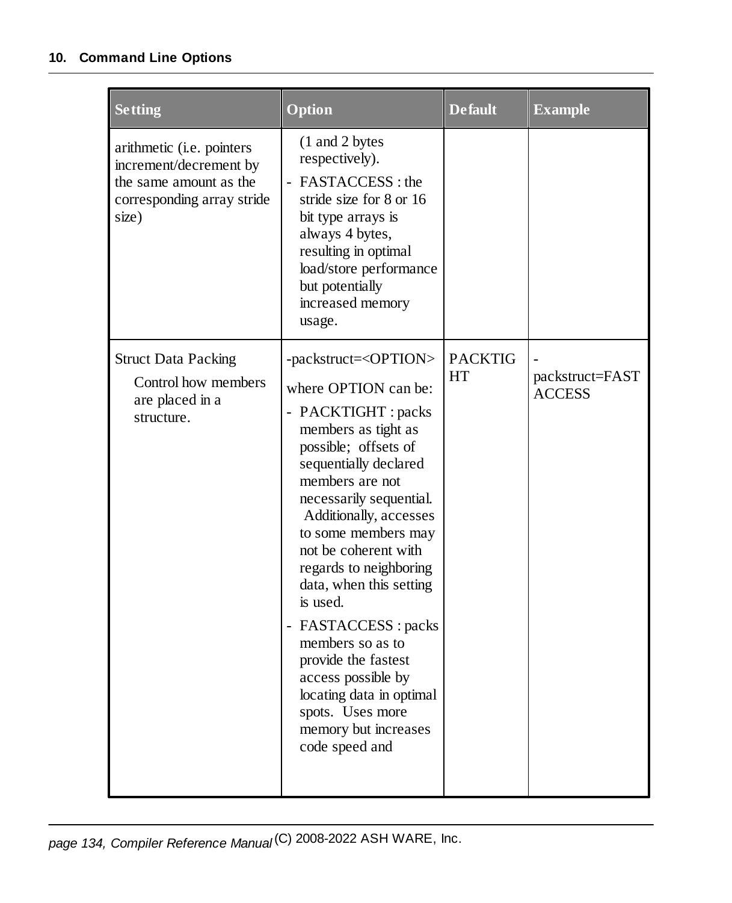| Setting | Option | Default | Example |
|---|---|---|---|
| arithmetic (i.e. pointers increment/decrement by the same amount as the corresponding array stride size) | (1 and 2 bytes respectively).<br>- FASTACCESS : the stride size for 8 or 16 bit type arrays is always 4 bytes, resulting in optimal load/store performance but potentially increased memory usage. | | |
| Struct Data Packing<br>Control how members are placed in a structure. | -packstruct=<OPTION><br>where OPTION can be:<br>- PACKTIGHT : packs members as tight as possible; offsets of sequentially declared members are not necessarily sequential. Additionally, accesses to some members may not be coherent with regards to neighboring data, when this setting is used.<br>- FASTACCESS : packs members so as to provide the fastest access possible by locating data in optimal spots. Uses more memory but increases code speed and | PACKTIGHT | -packstruct=FASTACCESS |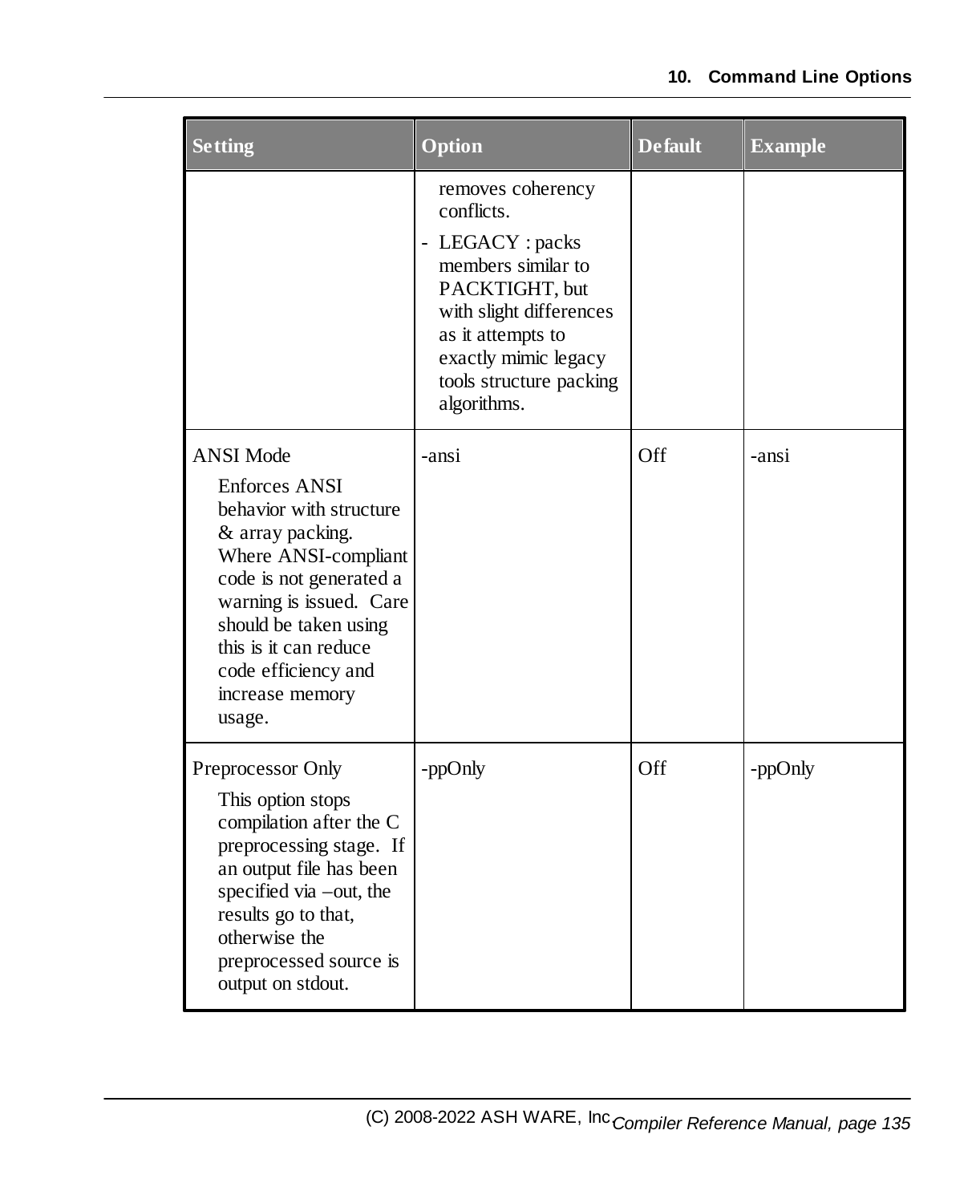| Setting | Option | Default | Example |
|---|---|---|---|
| | removes coherency conflicts.<br>- LEGACY : packs members similar to PACKTIGHT, but with slight differences as it attempts to exactly mimic legacy tools structure packing algorithms. | | |
| ANSI Mode<br>Enforces ANSI behavior with structure & array packing. Where ANSI-compliant code is not generated a warning is issued. Care should be taken using this is it can reduce code efficiency and increase memory usage. | -ansi | Off | -ansi |
| Preprocessor Only<br>This option stops compilation after the C preprocessing stage. If an output file has been specified via –out, the results go to that, otherwise the preprocessed source is output on stdout. | -ppOnly | Off | -ppOnly |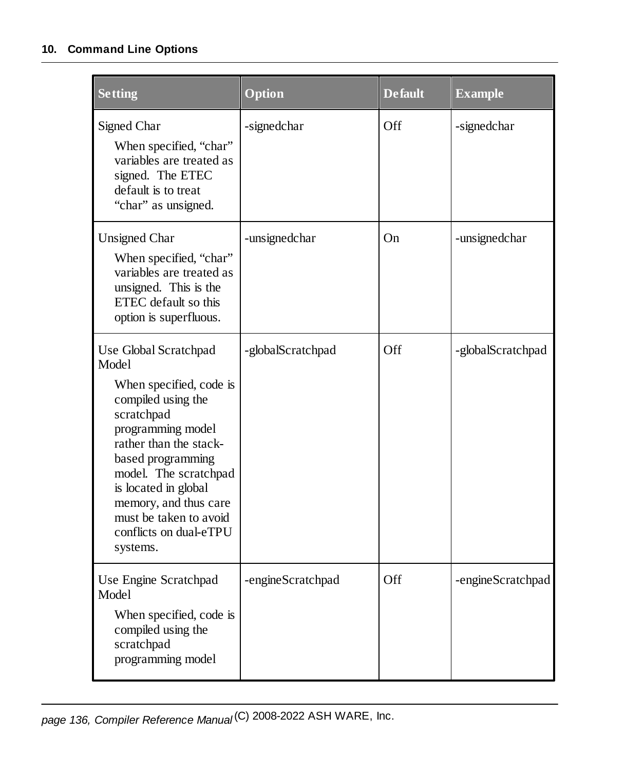| Setting | Option | Default | Example |
|---|---|---|---|
| Signed Char<br>When specified, "char" variables are treated as signed. The ETEC default is to treat "char" as unsigned. | -signedchar | Off | -signedchar |
| Unsigned Char<br>When specified, "char" variables are treated as unsigned. This is the ETEC default so this option is superfluous. | -unsignedchar | On | -unsignedchar |
| Use Global Scratchpad Model<br>When specified, code is compiled using the scratchpad programming model rather than the stack-based programming model. The scratchpad is located in global memory, and thus care must be taken to avoid conflicts on dual-eTPU systems. | -globalScratchpad | Off | -globalScratchpad |
| Use Engine Scratchpad Model<br>When specified, code is compiled using the scratchpad programming model | -engineScratchpad | Off | -engineScratchpad |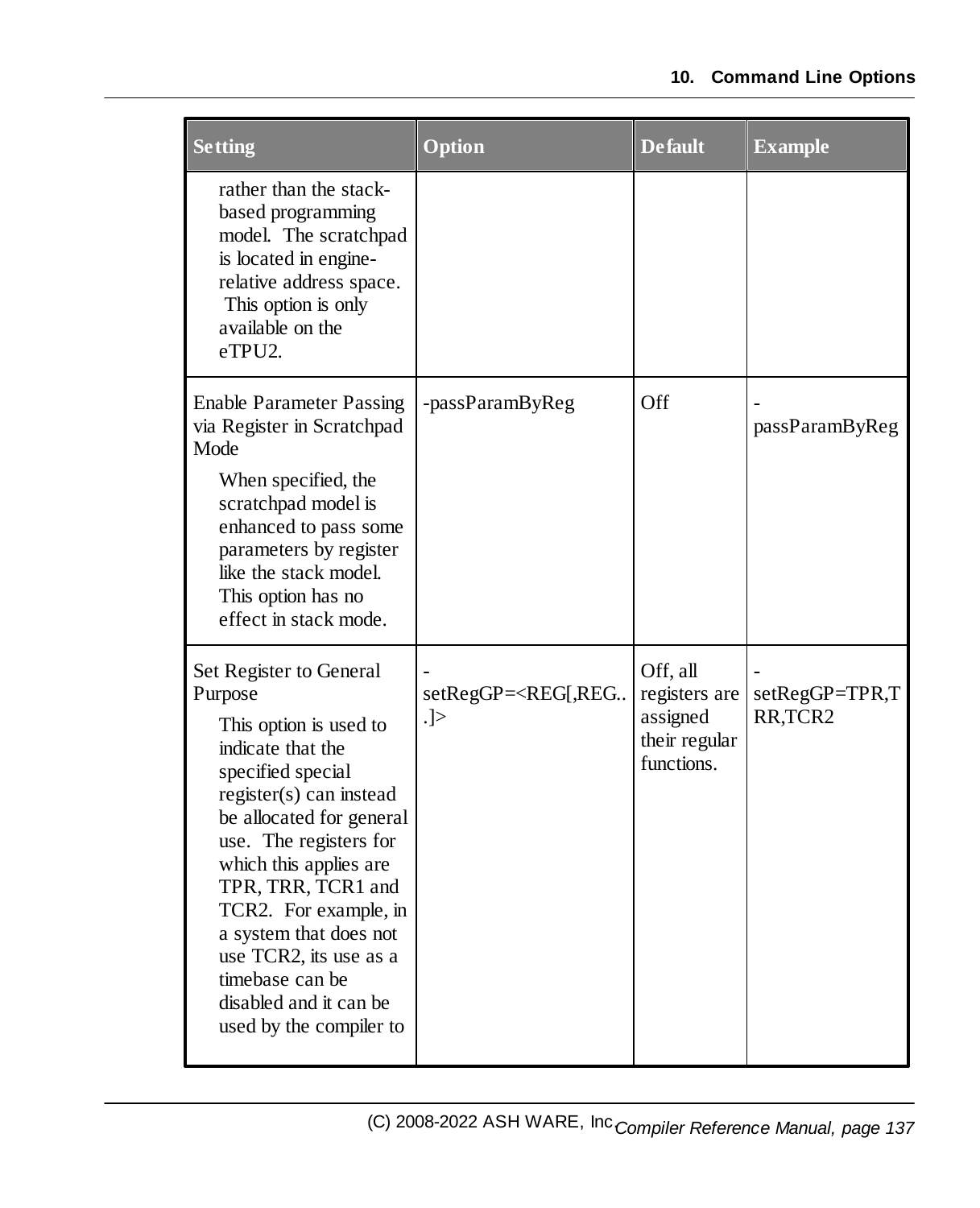| Setting | Option | Default | Example |
|---|---|---|---|
| rather than the stack-based programming model. The scratchpad is located in engine-relative address space. This option is only available on the eTPU2. | | | |
| Enable Parameter Passing via Register in Scratchpad Mode<br><br>When specified, the scratchpad model is enhanced to pass some parameters by register like the stack model. This option has no effect in stack mode. | -passParamByReg | Off | -passParamByReg |
| Set Register to General Purpose<br><br>This option is used to indicate that the specified special register(s) can instead be allocated for general use. The registers for which this applies are TPR, TRR, TCR1 and TCR2. For example, in a system that does not use TCR2, its use as a timebase can be disabled and it can be used by the compiler to | -setRegGP=<REG[,REG...]> | Off, all registers are assigned their regular functions. | -setRegGP=TPR,TRR,TCR2 |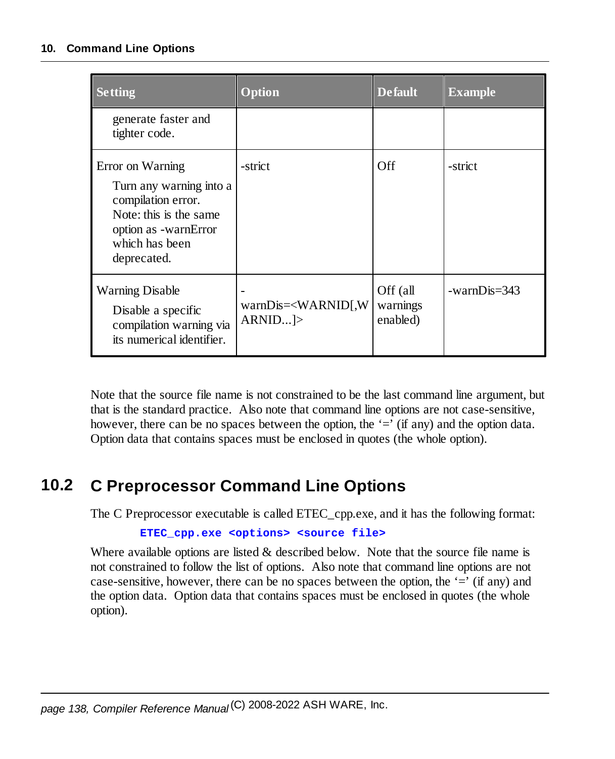| Setting | Option | Default | Example |
|---|---|---|---|
| generate faster and tighter code. | | | |
| Error on Warning<br>Turn any warning into a compilation error. Note: this is the same option as -warnError which has been deprecated. | -strict | Off | -strict |
| Warning Disable<br>Disable a specific compilation warning via its numerical identifier. | -warnDis=<WARNID[,WARNID...]> | Off (all warnings enabled) | -warnDis=343 |

Note that the source file name is not constrained to be the last command line argument, but that is the standard practice. Also note that command line options are not case-sensitive, however, there can be no spaces between the option, the '=' (if any) and the option data. Option data that contains spaces must be enclosed in quotes (the whole option).

## 10.2 C Preprocessor Command Line Options

The C Preprocessor executable is called ETEC_cpp.exe, and it has the following format:

```
ETEC_cpp.exe <options> <source file>
```

Where available options are listed & described below. Note that the source file name is not constrained to follow the list of options. Also note that command line options are not case-sensitive, however, there can be no spaces between the option, the '=' (if any) and the option data. Option data that contains spaces must be enclosed in quotes (the whole option).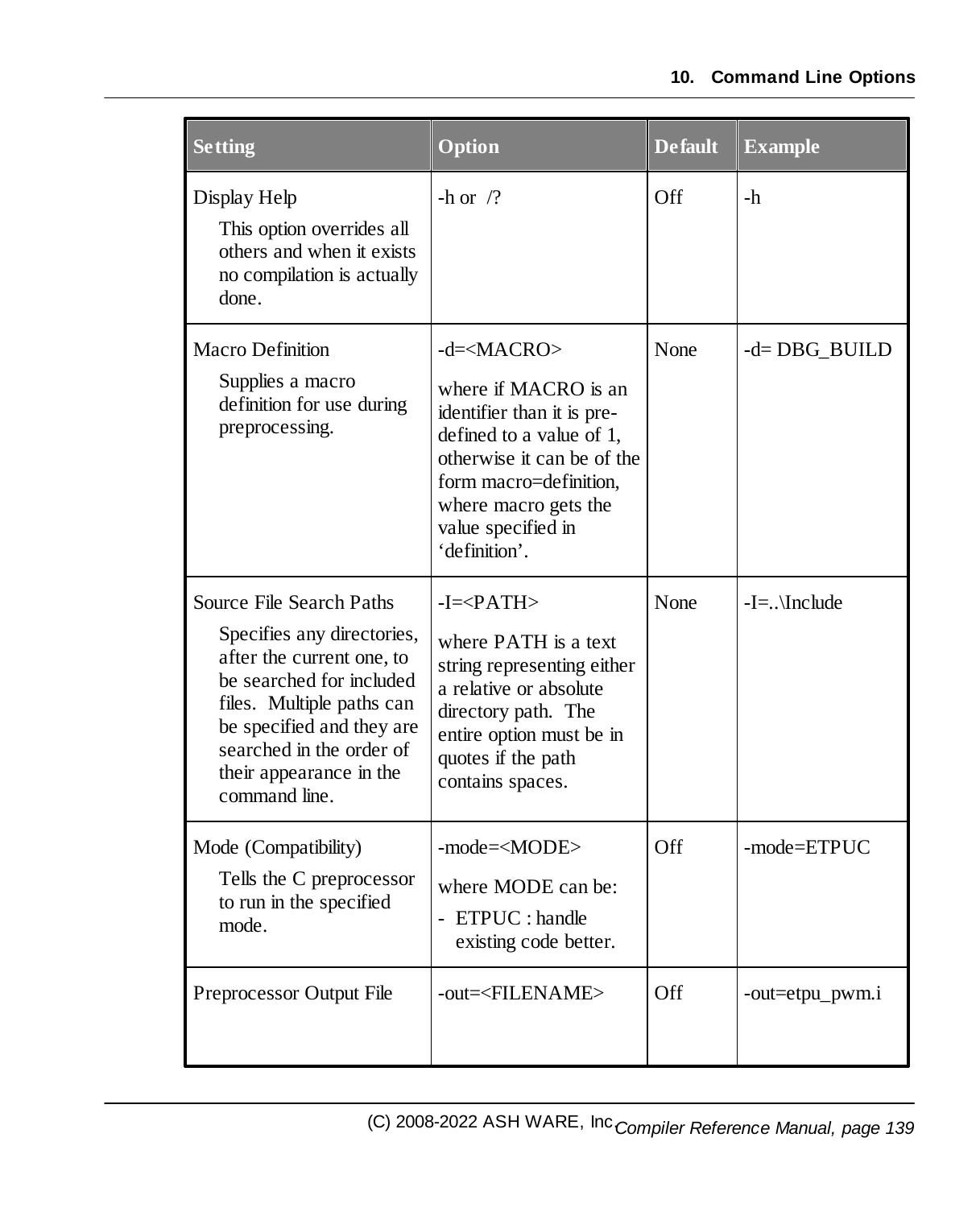| Setting | Option | Default | Example |
|---|---|---|---|
| Display Help<br>This option overrides all others and when it exists no compilation is actually done. | -h or /? | Off | -h |
| Macro Definition<br>Supplies a macro definition for use during preprocessing. | -d=<MACRO><br>where if MACRO is an identifier than it is pre-defined to a value of 1, otherwise it can be of the form macro=definition, where macro gets the value specified in 'definition'. | None | -d= DBG_BUILD |
| Source File Search Paths<br>Specifies any directories, after the current one, to be searched for included files. Multiple paths can be specified and they are searched in the order of their appearance in the command line. | -I=<PATH><br>where PATH is a text string representing either a relative or absolute directory path. The entire option must be in quotes if the path contains spaces. | None | -I=..\Include |
| Mode (Compatibility)<br>Tells the C preprocessor to run in the specified mode. | -mode=<MODE><br>where MODE can be:<br>- ETPUC : handle existing code better. | Off | -mode=ETPUC |
| Preprocessor Output File | -out=<FILENAME> | Off | -out=etpu_pwm.i |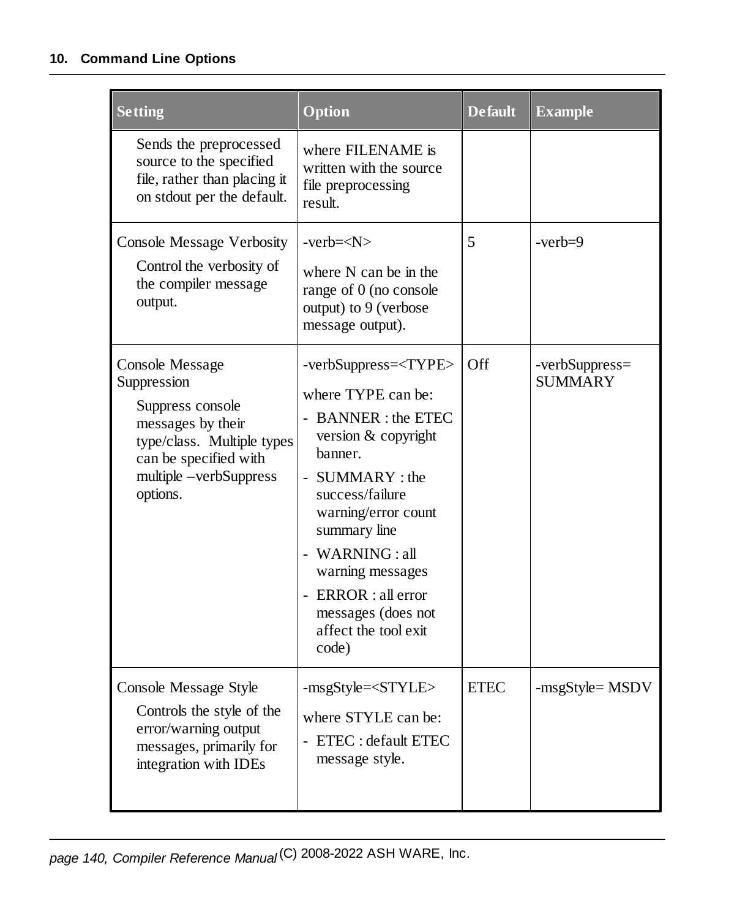| Setting | Option | Default | Example |
|---|---|---|---|
| Sends the preprocessed source to the specified file, rather than placing it on stdout per the default. | where FILENAME is written with the source file preprocessing result. | | |
| Console Message Verbosity<br>Control the verbosity of the compiler message output. | -verb=<N><br>where N can be in the range of 0 (no console output) to 9 (verbose message output). | 5 | -verb=9 |
| Console Message Suppression<br>Suppress console messages by their type/class. Multiple types can be specified with multiple –verbSuppress options. | -verbSuppress=<TYPE><br>where TYPE can be:<br>- BANNER : the ETEC version & copyright banner.<br>- SUMMARY : the success/failure warning/error count summary line<br>- WARNING : all warning messages<br>- ERROR : all error messages (does not affect the tool exit code) | Off | -verbSuppress= SUMMARY |
| Console Message Style<br>Controls the style of the error/warning output messages, primarily for integration with IDEs | -msgStyle=<STYLE><br>where STYLE can be:<br>- ETEC : default ETEC message style. | ETEC | -msgStyle= MSDV |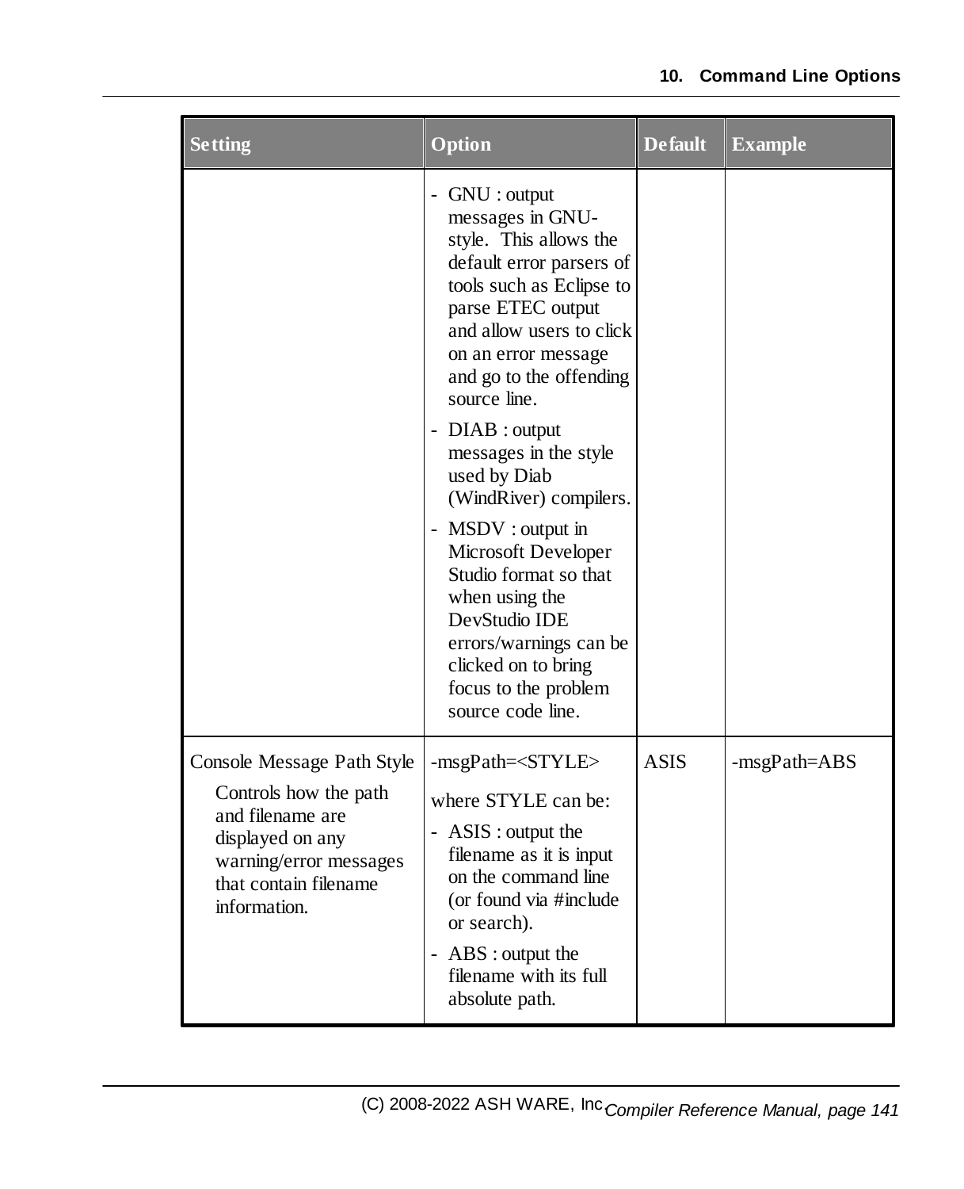| Setting | Option | Default | Example |
|---|---|---|---|
| | - GNU : output messages in GNU-style. This allows the default error parsers of tools such as Eclipse to parse ETEC output and allow users to click on an error message and go to the offending source line.<br>- DIAB : output messages in the style used by Diab (WindRiver) compilers.<br>- MSDV : output in Microsoft Developer Studio format so that when using the DevStudio IDE errors/warnings can be clicked on to bring focus to the problem source code line. | | |
| Console Message Path Style<br>Controls how the path and filename are displayed on any warning/error messages that contain filename information. | -msgPath=<STYLE><br>where STYLE can be:<br>- ASIS : output the filename as it is input on the command line (or found via #include or search).<br>- ABS : output the filename with its full absolute path. | ASIS | -msgPath=ABS |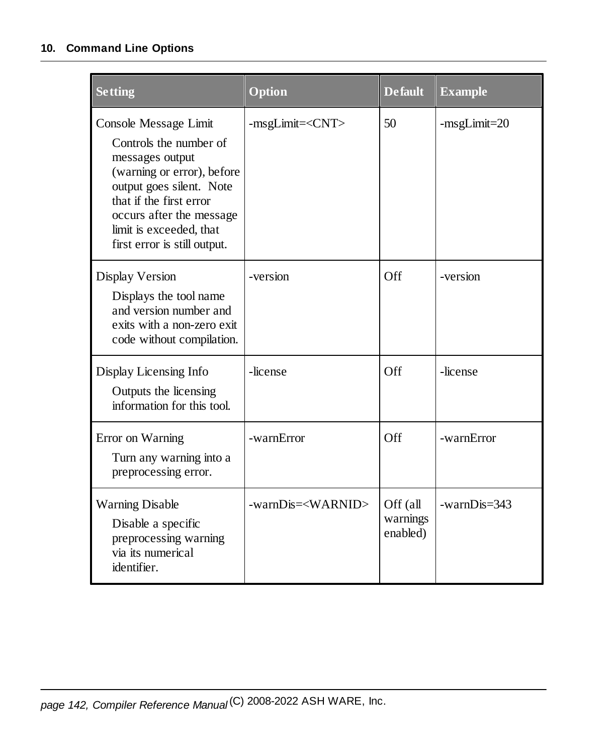| Setting | Option | Default | Example |
|---|---|---|---|
| Console Message Limit<br>Controls the number of messages output (warning or error), before output goes silent. Note that if the first error occurs after the message limit is exceeded, that first error is still output. | -msgLimit=<CNT> | 50 | -msgLimit=20 |
| Display Version<br>Displays the tool name and version number and exits with a non-zero exit code without compilation. | -version | Off | -version |
| Display Licensing Info<br>Outputs the licensing information for this tool. | -license | Off | -license |
| Error on Warning<br>Turn any warning into a preprocessing error. | -warnError | Off | -warnError |
| Warning Disable<br>Disable a specific preprocessing warning via its numerical identifier. | -warnDis=<WARNID> | Off (all warnings enabled) | -warnDis=343 |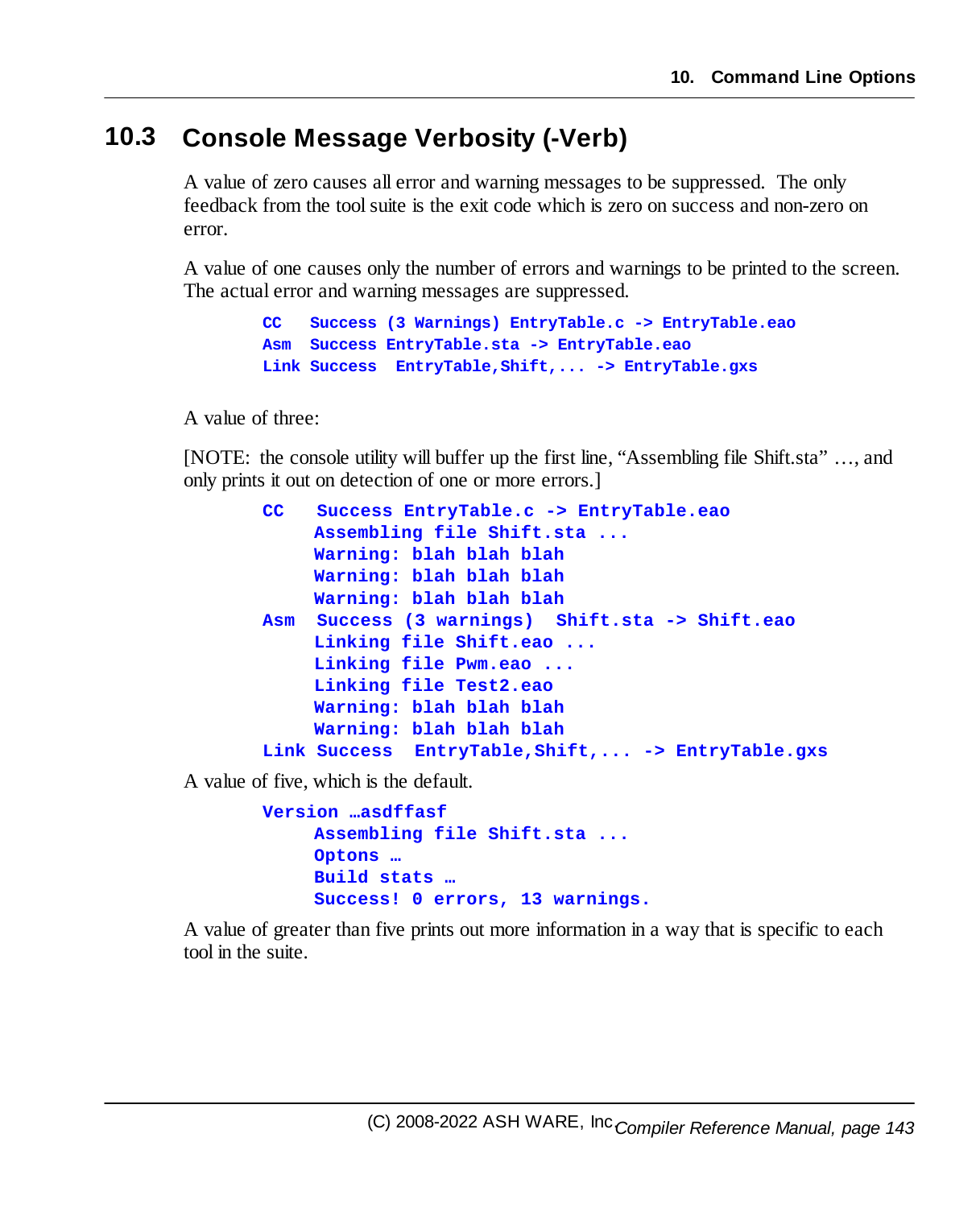## 10.3 Console Message Verbosity (-Verb)

A value of zero causes all error and warning messages to be suppressed. The only feedback from the tool suite is the exit code which is zero on success and non-zero on error.

A value of one causes only the number of errors and warnings to be printed to the screen. The actual error and warning messages are suppressed.

```
CC   Success (3 Warnings) EntryTable.c -> EntryTable.eao
Asm  Success EntryTable.sta -> EntryTable.eao
Link Success  EntryTable,Shift,... -> EntryTable.gxs
```

A value of three:

[NOTE: the console utility will buffer up the first line, “Assembling file Shift.sta” …, and only prints it out on detection of one or more errors.]

```
CC    Success EntryTable.c -> EntryTable.eao
     Assembling file Shift.sta ...
     Warning: blah blah blah
     Warning: blah blah blah
     Warning: blah blah blah
Asm  Success (3 warnings)  Shift.sta -> Shift.eao
     Linking file Shift.eao ...
     Linking file Pwm.eao ...
     Linking file Test2.eao
     Warning: blah blah blah
     Warning: blah blah blah
Link Success  EntryTable,Shift,... -> EntryTable.gxs
```

A value of five, which is the default.

```
Version …asdffasf
     Assembling file Shift.sta ...
     Optons …
     Build stats …
     Success! 0 errors, 13 warnings.
```

A value of greater than five prints out more information in a way that is specific to each tool in the suite.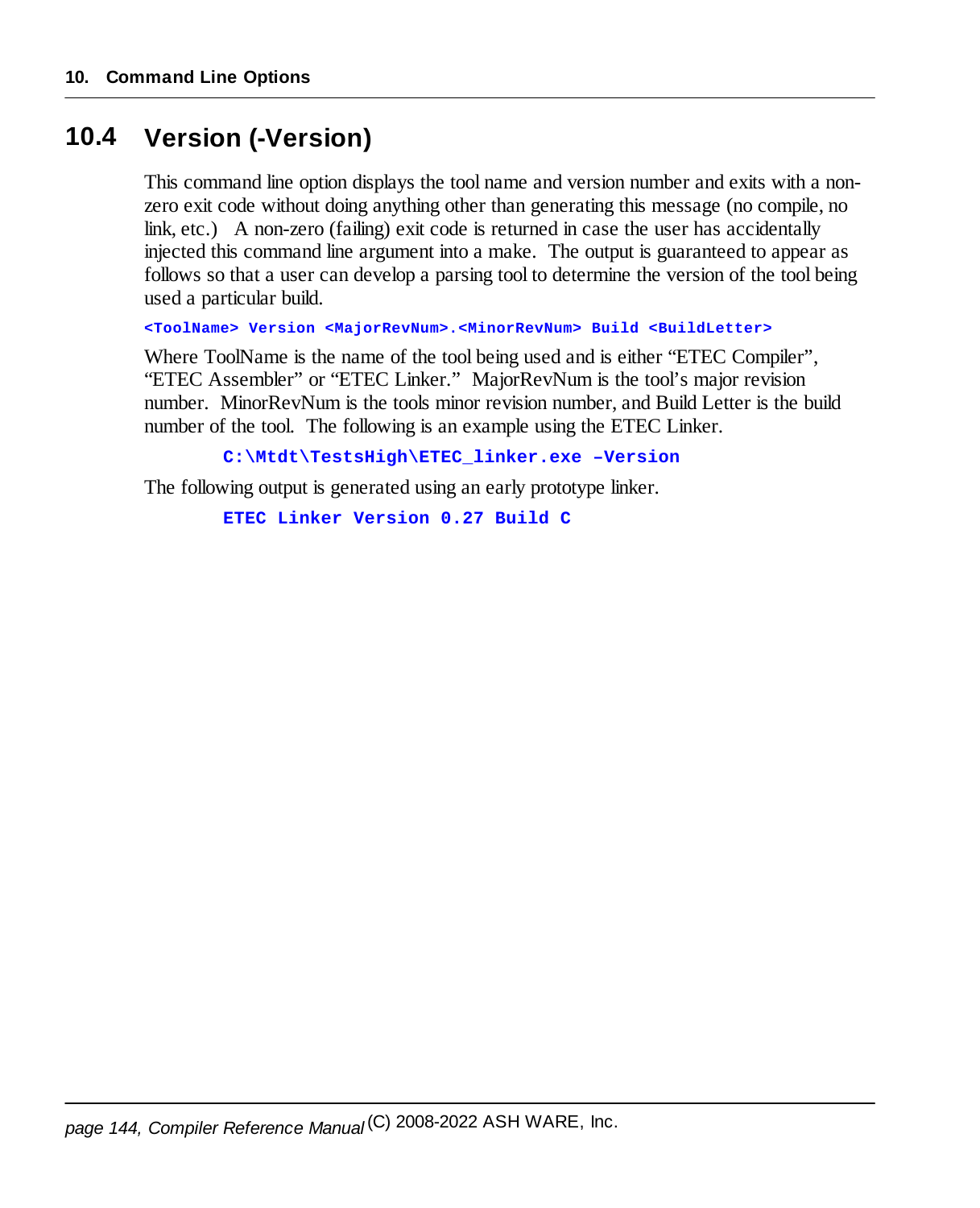## 10.4 Version (-Version)

This command line option displays the tool name and version number and exits with a non-zero exit code without doing anything other than generating this message (no compile, no link, etc.) A non-zero (failing) exit code is returned in case the user has accidentally injected this command line argument into a make. The output is guaranteed to appear as follows so that a user can develop a parsing tool to determine the version of the tool being used a particular build.

```
<ToolName> Version <MajorRevNum>.<MinorRevNum> Build <BuildLetter>
```

Where ToolName is the name of the tool being used and is either "ETEC Compiler", "ETEC Assembler" or "ETEC Linker." MajorRevNum is the tool's major revision number. MinorRevNum is the tools minor revision number, and Build Letter is the build number of the tool. The following is an example using the ETEC Linker.

```
C:\Mtdt\TestsHigh\ETEC_linker.exe –Version
```

The following output is generated using an early prototype linker.

```
ETEC Linker Version 0.27 Build C
```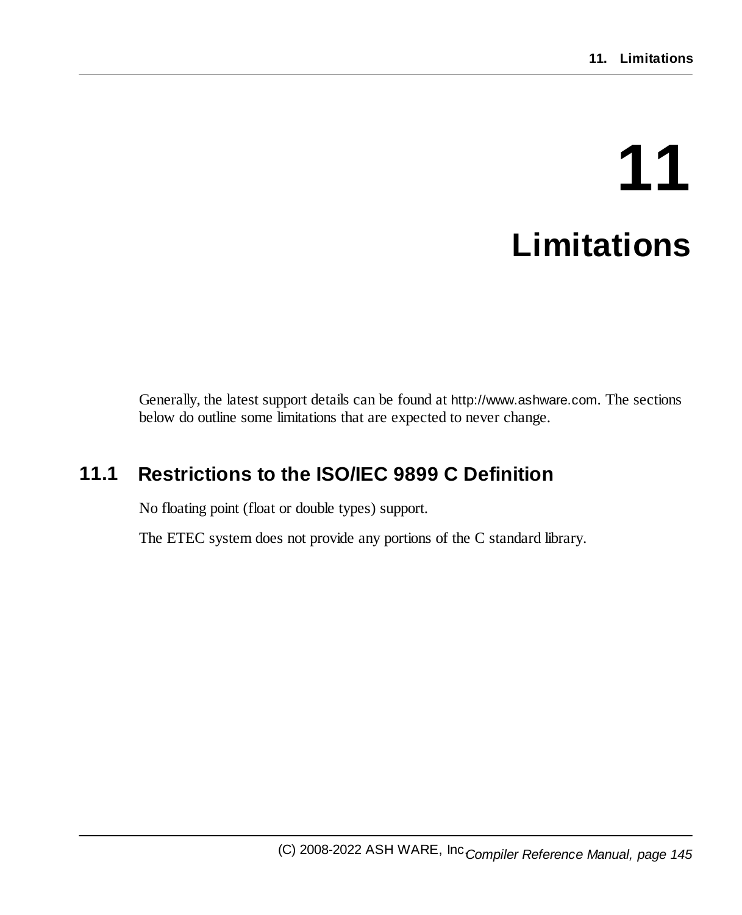# 11 Limitations

Generally, the latest support details can be found at http://www.ashware.com. The sections below do outline some limitations that are expected to never change.

## 11.1 Restrictions to the ISO/IEC 9899 C Definition

No floating point (float or double types) support.

The ETEC system does not provide any portions of the C standard library.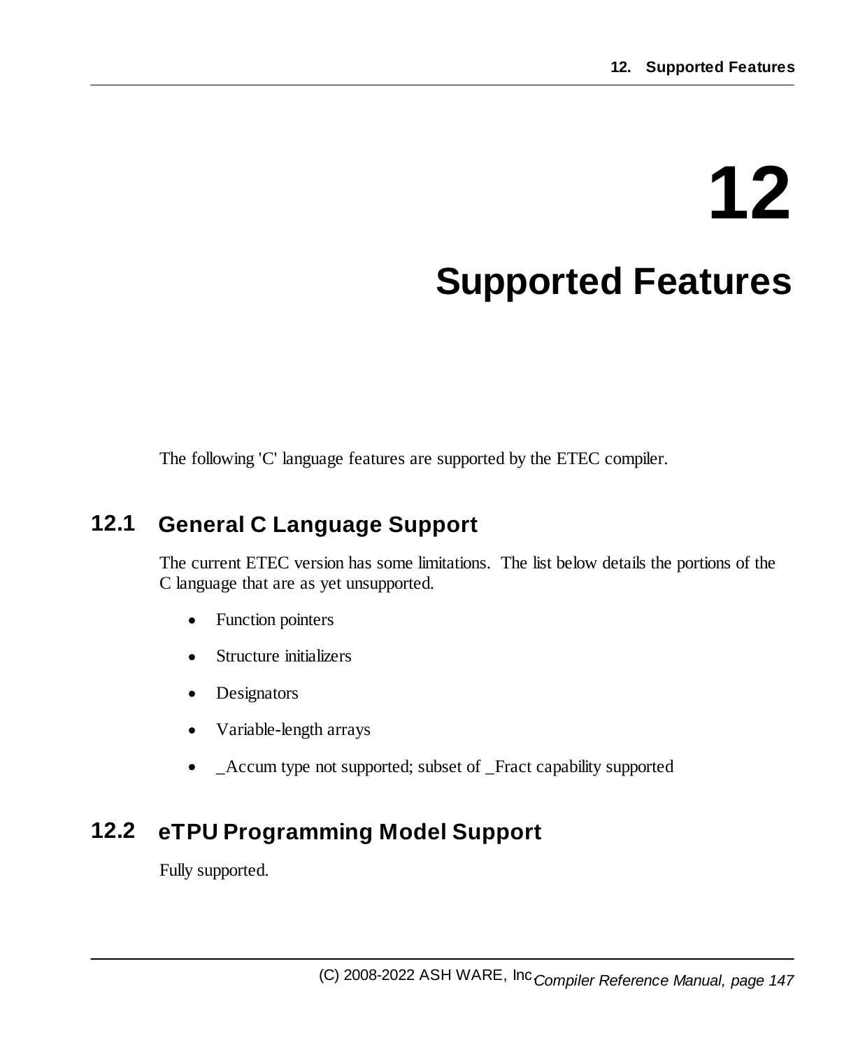# 12 Supported Features

The following 'C' language features are supported by the ETEC compiler.

## 12.1 General C Language Support

The current ETEC version has some limitations. The list below details the portions of the C language that are as yet unsupported.

- Function pointers
- Structure initializers
- Designators
- Variable-length arrays
- _Accum type not supported; subset of _Fract capability supported

## 12.2 eTPU Programming Model Support

Fully supported.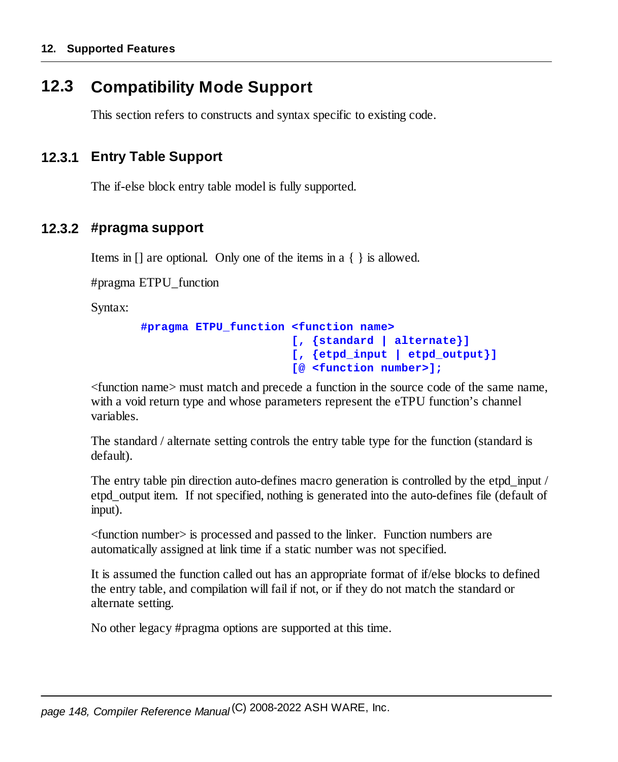## 12.3 Compatibility Mode Support

This section refers to constructs and syntax specific to existing code.

### 12.3.1 Entry Table Support

The if-else block entry table model is fully supported.

### 12.3.2 #pragma support

Items in [] are optional. Only one of the items in a { } is allowed.

#pragma ETPU_function

Syntax:

```
#pragma ETPU_function <function name>
                      [, {standard | alternate}]
                      [, {etpd_input | etpd_output}]
                      [@ <function number>];
```

<function name> must match and precede a function in the source code of the same name, with a void return type and whose parameters represent the eTPU function's channel variables.

The standard / alternate setting controls the entry table type for the function (standard is default).

The entry table pin direction auto-defines macro generation is controlled by the etpd_input / etpd_output item. If not specified, nothing is generated into the auto-defines file (default of input).

<function number> is processed and passed to the linker. Function numbers are automatically assigned at link time if a static number was not specified.

It is assumed the function called out has an appropriate format of if/else blocks to defined the entry table, and compilation will fail if not, or if they do not match the standard or alternate setting.

No other legacy #pragma options are supported at this time.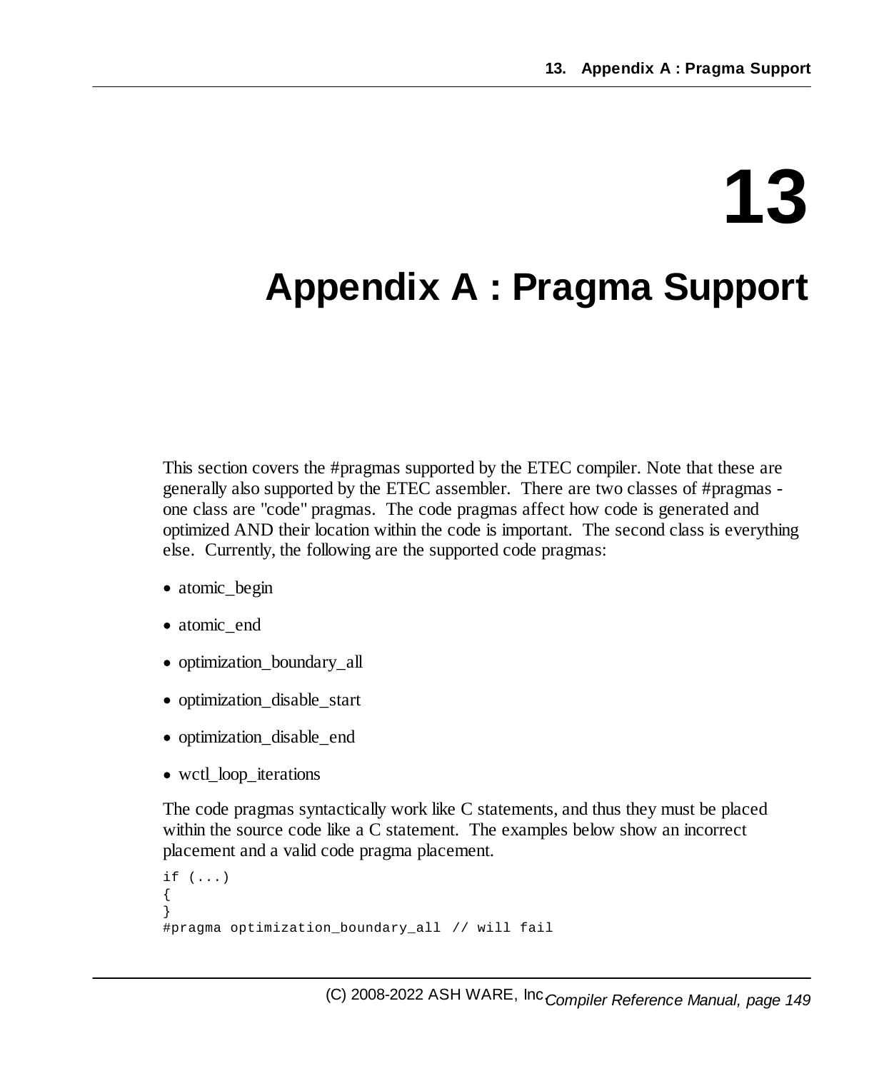# 13 Appendix A : Pragma Support

This section covers the #pragmas supported by the ETEC compiler. Note that these are generally also supported by the ETEC assembler. There are two classes of #pragmas - one class are "code" pragmas. The code pragmas affect how code is generated and optimized AND their location within the code is important. The second class is everything else. Currently, the following are the supported code pragmas:

- atomic_begin
- atomic_end
- optimization_boundary_all
- optimization_disable_start
- optimization_disable_end
- wctl_loop_iterations

The code pragmas syntactically work like C statements, and thus they must be placed within the source code like a C statement. The examples below show an incorrect placement and a valid code pragma placement.

```
if (...)
{
}
#pragma optimization_boundary_all // will fail
```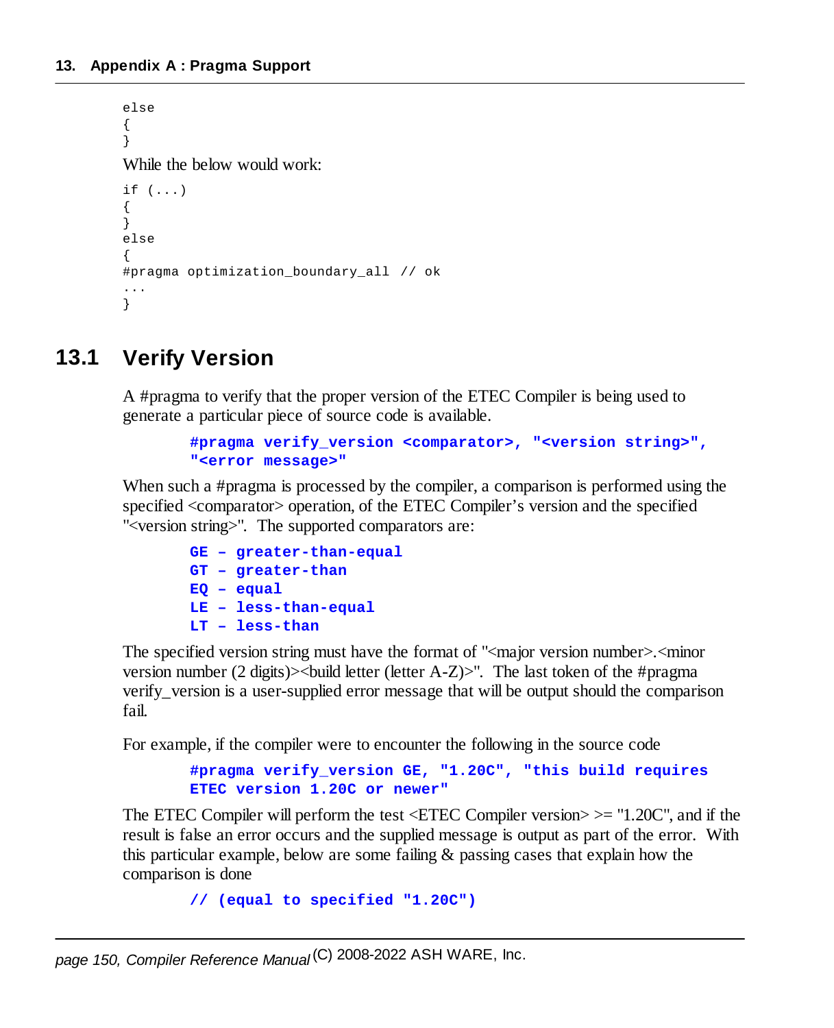```
else
{
}
```

While the below would work:

```
if (...)
{
}
else
{
#pragma optimization_boundary_all // ok
...
}
```

## 13.1 Verify Version

A #pragma to verify that the proper version of the ETEC Compiler is being used to generate a particular piece of source code is available.

```
#pragma verify_version <comparator>, "<version string>",
"<error message>"
```

When such a #pragma is processed by the compiler, a comparison is performed using the specified <comparator> operation, of the ETEC Compiler's version and the specified "<version string>". The supported comparators are:

```
GE – greater-than-equal
GT – greater-than
EQ – equal
LE – less-than-equal
LT – less-than
```

The specified version string must have the format of "<major version number>.<minor version number (2 digits)><build letter (letter A-Z)>". The last token of the #pragma verify_version is a user-supplied error message that will be output should the comparison fail.

For example, if the compiler were to encounter the following in the source code

```
#pragma verify_version GE, "1.20C", "this build requires
ETEC version 1.20C or newer"
```

The ETEC Compiler will perform the test <ETEC Compiler version> >= "1.20C", and if the result is false an error occurs and the supplied message is output as part of the error. With this particular example, below are some failing & passing cases that explain how the comparison is done

```
// (equal to specified "1.20C")
```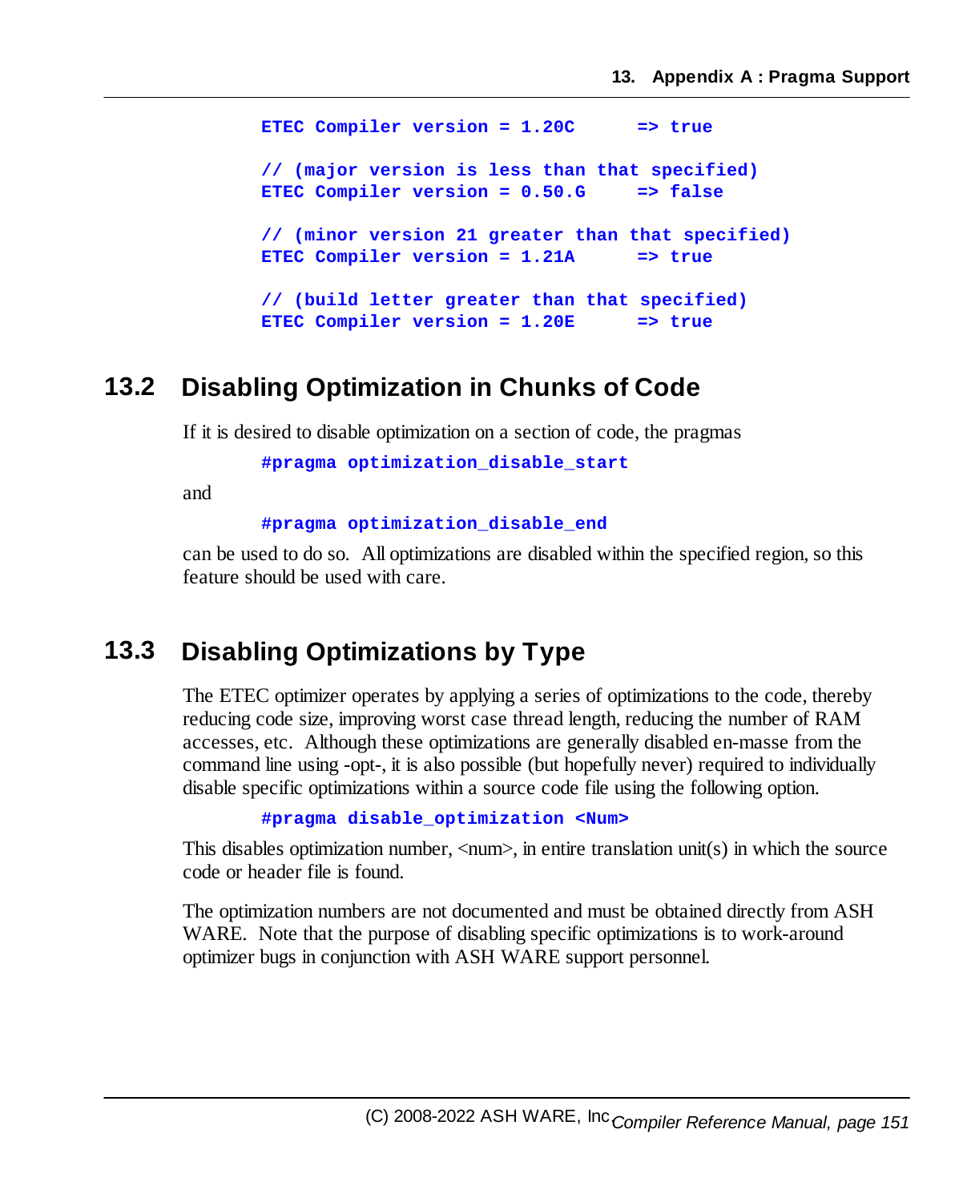```
ETEC Compiler version = 1.20C      => true

// (major version is less than that specified)
ETEC Compiler version = 0.50.G     => false

// (minor version 21 greater than that specified)
ETEC Compiler version = 1.21A      => true

// (build letter greater than that specified)
ETEC Compiler version = 1.20E      => true
```

## 13.2 Disabling Optimization in Chunks of Code

If it is desired to disable optimization on a section of code, the pragmas

```
#pragma optimization_disable_start
```

and

```
#pragma optimization_disable_end
```

can be used to do so. All optimizations are disabled within the specified region, so this feature should be used with care.

## 13.3 Disabling Optimizations by Type

The ETEC optimizer operates by applying a series of optimizations to the code, thereby reducing code size, improving worst case thread length, reducing the number of RAM accesses, etc. Although these optimizations are generally disabled en-masse from the command line using -opt-, it is also possible (but hopefully never) required to individually disable specific optimizations within a source code file using the following option.

```
#pragma disable_optimization <Num>
```

This disables optimization number, <num>, in entire translation unit(s) in which the source code or header file is found.

The optimization numbers are not documented and must be obtained directly from ASH WARE. Note that the purpose of disabling specific optimizations is to work-around optimizer bugs in conjunction with ASH WARE support personnel.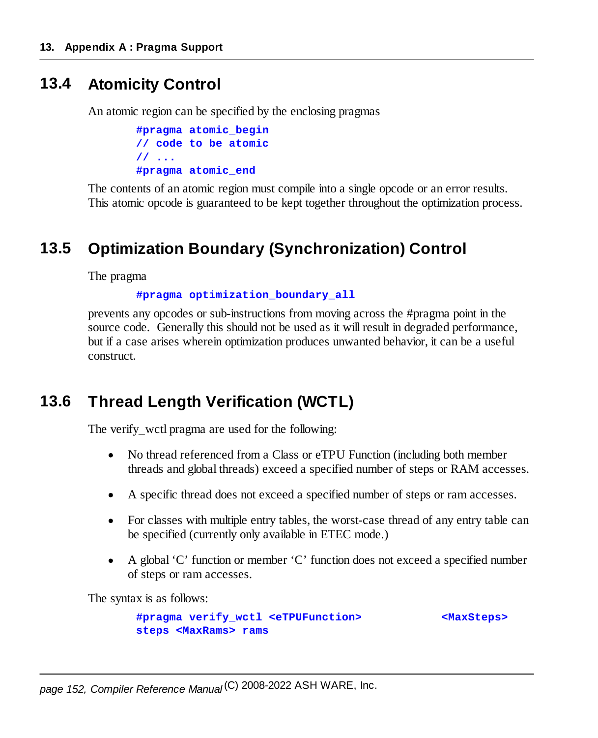## 13.4 Atomicity Control

An atomic region can be specified by the enclosing pragmas

```
#pragma atomic_begin
// code to be atomic
// ...
#pragma atomic_end
```

The contents of an atomic region must compile into a single opcode or an error results. This atomic opcode is guaranteed to be kept together throughout the optimization process.

## 13.5 Optimization Boundary (Synchronization) Control

The pragma

```
#pragma optimization_boundary_all
```

prevents any opcodes or sub-instructions from moving across the #pragma point in the source code. Generally this should not be used as it will result in degraded performance, but if a case arises wherein optimization produces unwanted behavior, it can be a useful construct.

## 13.6 Thread Length Verification (WCTL)

The verify_wctl pragma are used for the following:

- No thread referenced from a Class or eTPU Function (including both member threads and global threads) exceed a specified number of steps or RAM accesses.
- A specific thread does not exceed a specified number of steps or ram accesses.
- For classes with multiple entry tables, the worst-case thread of any entry table can be specified (currently only available in ETEC mode.)
- A global 'C' function or member 'C' function does not exceed a specified number of steps or ram accesses.

The syntax is as follows:

```
#pragma verify_wctl <eTPUFunction>          <MaxSteps>
steps <MaxRams> rams
```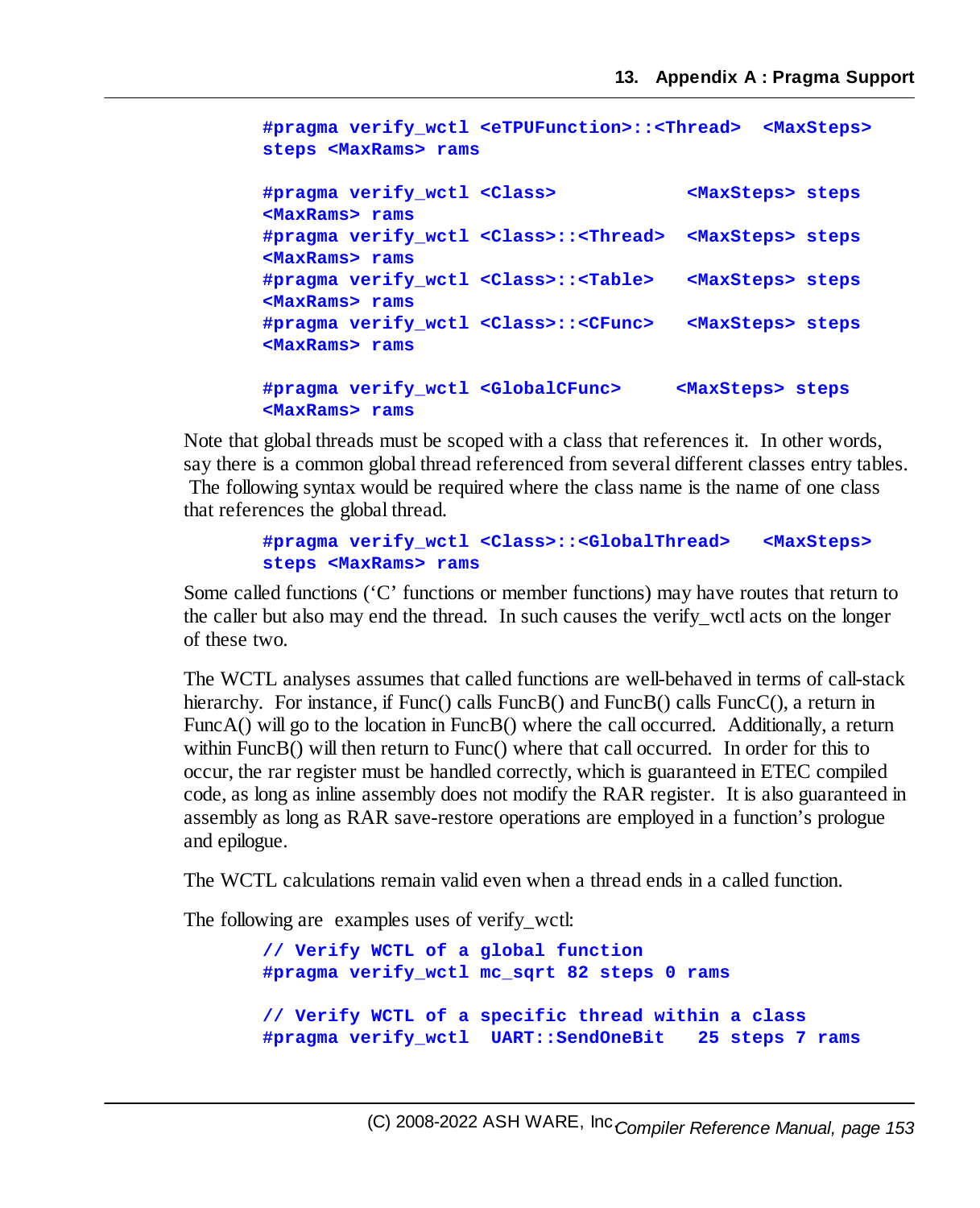```
#pragma verify_wctl <eTPUFunction>::<Thread>  <MaxSteps>
steps <MaxRams> rams

#pragma verify_wctl <Class>           <MaxSteps> steps
<MaxRams> rams
#pragma verify_wctl <Class>::<Thread>  <MaxSteps> steps
<MaxRams> rams
#pragma verify_wctl <Class>::<Table>   <MaxSteps> steps
<MaxRams> rams
#pragma verify_wctl <Class>::<CFunc>   <MaxSteps> steps
<MaxRams> rams

#pragma verify_wctl <GlobalCFunc>     <MaxSteps> steps
<MaxRams> rams
```

Note that global threads must be scoped with a class that references it. In other words, say there is a common global thread referenced from several different classes entry tables. The following syntax would be required where the class name is the name of one class that references the global thread.

```
#pragma verify_wctl <Class>::<GlobalThread>   <MaxSteps>
steps <MaxRams> rams
```

Some called functions ('C' functions or member functions) may have routes that return to the caller but also may end the thread. In such causes the verify_wctl acts on the longer of these two.

The WCTL analyses assumes that called functions are well-behaved in terms of call-stack hierarchy. For instance, if Func() calls FuncB() and FuncB() calls FuncC(), a return in FuncA() will go to the location in FuncB() where the call occurred. Additionally, a return within FuncB() will then return to Func() where that call occurred. In order for this to occur, the rar register must be handled correctly, which is guaranteed in ETEC compiled code, as long as inline assembly does not modify the RAR register. It is also guaranteed in assembly as long as RAR save-restore operations are employed in a function's prologue and epilogue.

The WCTL calculations remain valid even when a thread ends in a called function.

The following are examples uses of verify_wctl:

```
// Verify WCTL of a global function
#pragma verify_wctl mc_sqrt 82 steps 0 rams

// Verify WCTL of a specific thread within a class
#pragma verify_wctl  UART::SendOneBit   25 steps 7 rams
```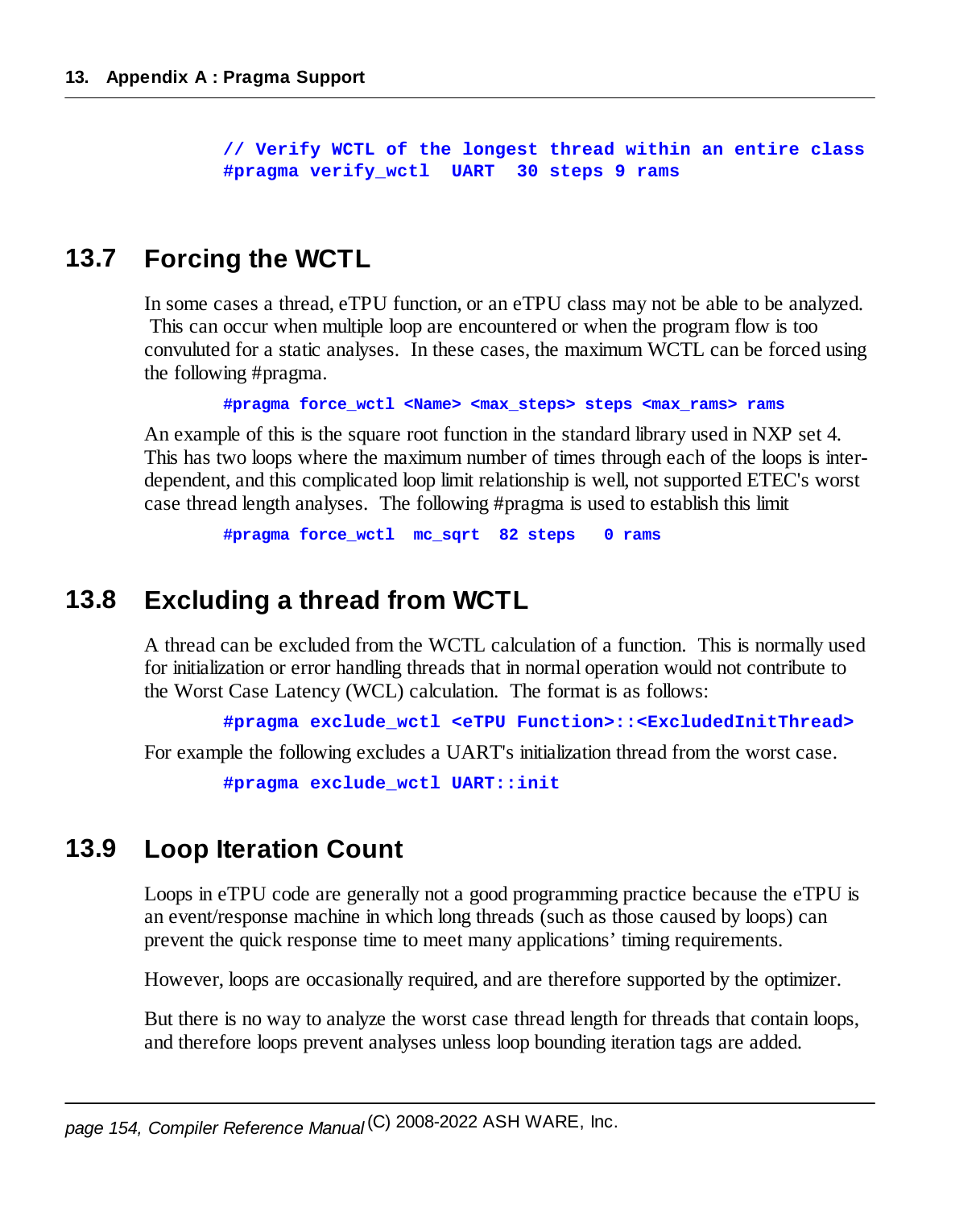```
// Verify WCTL of the longest thread within an entire class
#pragma verify_wctl  UART  30 steps 9 rams
```

## 13.7 Forcing the WCTL

In some cases a thread, eTPU function, or an eTPU class may not be able to be analyzed. This can occur when multiple loop are encountered or when the program flow is too convuluted for a static analyses. In these cases, the maximum WCTL can be forced using the following #pragma.

```
#pragma force_wctl <Name> <max_steps> steps <max_rams> rams
```

An example of this is the square root function in the standard library used in NXP set 4. This has two loops where the maximum number of times through each of the loops is inter-dependent, and this complicated loop limit relationship is well, not supported ETEC's worst case thread length analyses. The following #pragma is used to establish this limit

```
#pragma force_wctl  mc_sqrt  82 steps   0 rams
```

## 13.8 Excluding a thread from WCTL

A thread can be excluded from the WCTL calculation of a function. This is normally used for initialization or error handling threads that in normal operation would not contribute to the Worst Case Latency (WCL) calculation. The format is as follows:

```
#pragma exclude_wctl <eTPU Function>::<ExcludedInitThread>
```

For example the following excludes a UART's initialization thread from the worst case.

```
#pragma exclude_wctl UART::init
```

## 13.9 Loop Iteration Count

Loops in eTPU code are generally not a good programming practice because the eTPU is an event/response machine in which long threads (such as those caused by loops) can prevent the quick response time to meet many applications' timing requirements.

However, loops are occasionally required, and are therefore supported by the optimizer.

But there is no way to analyze the worst case thread length for threads that contain loops, and therefore loops prevent analyses unless loop bounding iteration tags are added.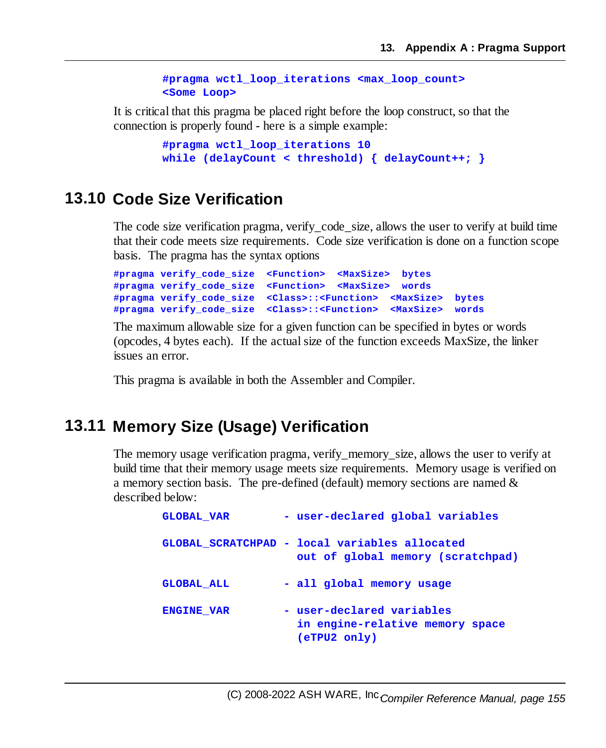```
#pragma wctl_loop_iterations <max_loop_count>
<Some Loop>
```

It is critical that this pragma be placed right before the loop construct, so that the connection is properly found - here is a simple example:

```
#pragma wctl_loop_iterations 10
while (delayCount < threshold) { delayCount++; }
```

## 13.10 Code Size Verification

The code size verification pragma, verify_code_size, allows the user to verify at build time that their code meets size requirements. Code size verification is done on a function scope basis. The pragma has the syntax options

```
#pragma verify_code_size  <Function>  <MaxSize>  bytes
#pragma verify_code_size  <Function>  <MaxSize>  words
#pragma verify_code_size  <Class>::<Function>  <MaxSize>  bytes
#pragma verify_code_size  <Class>::<Function>  <MaxSize>  words
```

The maximum allowable size for a given function can be specified in bytes or words (opcodes, 4 bytes each). If the actual size of the function exceeds MaxSize, the linker issues an error.

This pragma is available in both the Assembler and Compiler.

## 13.11 Memory Size (Usage) Verification

The memory usage verification pragma, verify_memory_size, allows the user to verify at build time that their memory usage meets size requirements. Memory usage is verified on a memory section basis. The pre-defined (default) memory sections are named & described below:

```
GLOBAL_VAR         - user-declared global variables

GLOBAL_SCRATCHPAD - local variables allocated
                    out of global memory (scratchpad)

GLOBAL_ALL         - all global memory usage

ENGINE_VAR         - user-declared variables
                    in engine-relative memory space
                    (eTPU2 only)
```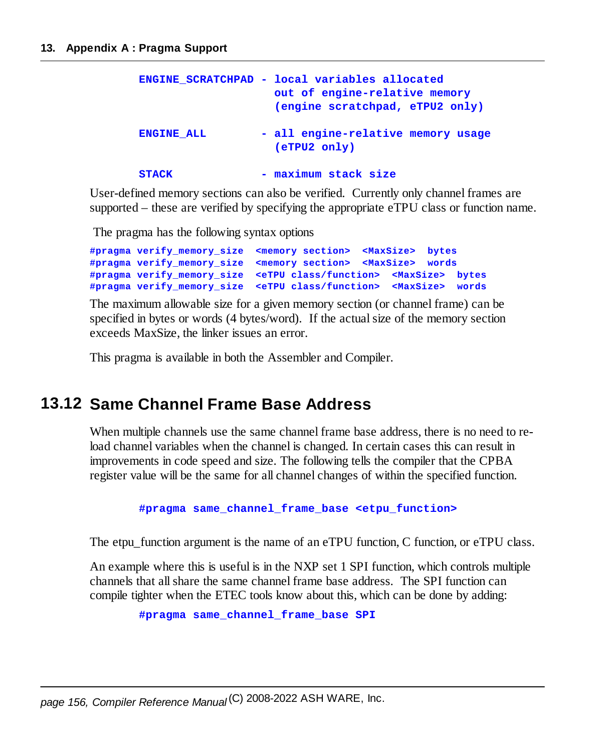```
ENGINE_SCRATCHPAD - local variables allocated
                    out of engine-relative memory
                    (engine scratchpad, eTPU2 only)

ENGINE_ALL        - all engine-relative memory usage
                    (eTPU2 only)

STACK             - maximum stack size
```

User-defined memory sections can also be verified. Currently only channel frames are supported – these are verified by specifying the appropriate eTPU class or function name.

The pragma has the following syntax options

```
#pragma verify_memory_size  <memory section>  <MaxSize>  bytes
#pragma verify_memory_size  <memory section>  <MaxSize>  words
#pragma verify_memory_size  <eTPU class/function>  <MaxSize>  bytes
#pragma verify_memory_size  <eTPU class/function>  <MaxSize>  words
```

The maximum allowable size for a given memory section (or channel frame) can be specified in bytes or words (4 bytes/word). If the actual size of the memory section exceeds MaxSize, the linker issues an error.

This pragma is available in both the Assembler and Compiler.

## 13.12 Same Channel Frame Base Address

When multiple channels use the same channel frame base address, there is no need to re-load channel variables when the channel is changed. In certain cases this can result in improvements in code speed and size. The following tells the compiler that the CPBA register value will be the same for all channel changes of within the specified function.

```
#pragma same_channel_frame_base <etpu_function>
```

The etpu_function argument is the name of an eTPU function, C function, or eTPU class.

An example where this is useful is in the NXP set 1 SPI function, which controls multiple channels that all share the same channel frame base address. The SPI function can compile tighter when the ETEC tools know about this, which can be done by adding:

```
#pragma same_channel_frame_base SPI
```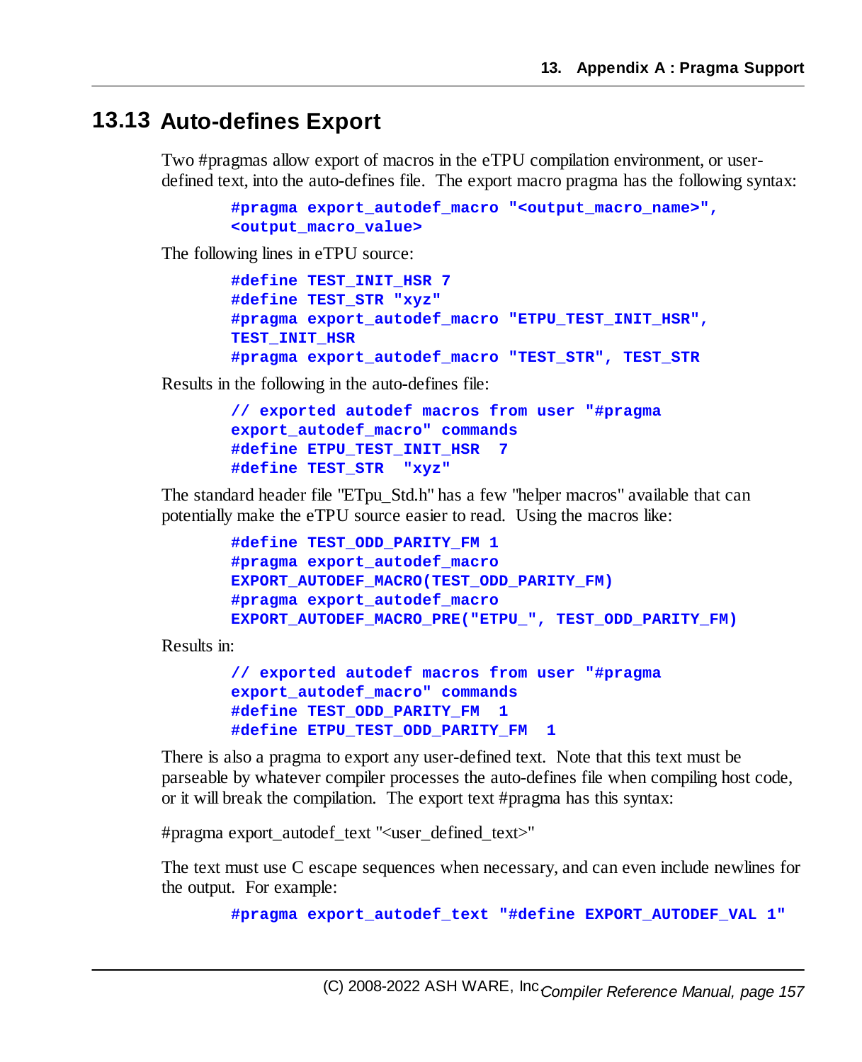## 13.13 Auto-defines Export

Two #pragmas allow export of macros in the eTPU compilation environment, or user-defined text, into the auto-defines file. The export macro pragma has the following syntax:

```
#pragma export_autodef_macro "<output_macro_name>",
<output_macro_value>
```

The following lines in eTPU source:

```
#define TEST_INIT_HSR 7
#define TEST_STR "xyz"
#pragma export_autodef_macro "ETPU_TEST_INIT_HSR",
TEST_INIT_HSR
#pragma export_autodef_macro "TEST_STR", TEST_STR
```

Results in the following in the auto-defines file:

```
// exported autodef macros from user "#pragma
export_autodef_macro" commands
#define ETPU_TEST_INIT_HSR  7
#define TEST_STR  "xyz"
```

The standard header file "ETpu_Std.h" has a few "helper macros" available that can potentially make the eTPU source easier to read. Using the macros like:

```
#define TEST_ODD_PARITY_FM 1
#pragma export_autodef_macro
EXPORT_AUTODEF_MACRO(TEST_ODD_PARITY_FM)
#pragma export_autodef_macro
EXPORT_AUTODEF_MACRO_PRE("ETPU_", TEST_ODD_PARITY_FM)
```

Results in:

```
// exported autodef macros from user "#pragma
export_autodef_macro" commands
#define TEST_ODD_PARITY_FM  1
#define ETPU_TEST_ODD_PARITY_FM  1
```

There is also a pragma to export any user-defined text. Note that this text must be parseable by whatever compiler processes the auto-defines file when compiling host code, or it will break the compilation. The export text #pragma has this syntax:

#pragma export_autodef_text "<user_defined_text>"

The text must use C escape sequences when necessary, and can even include newlines for the output. For example:

```
#pragma export_autodef_text "#define EXPORT_AUTODEF_VAL 1"
```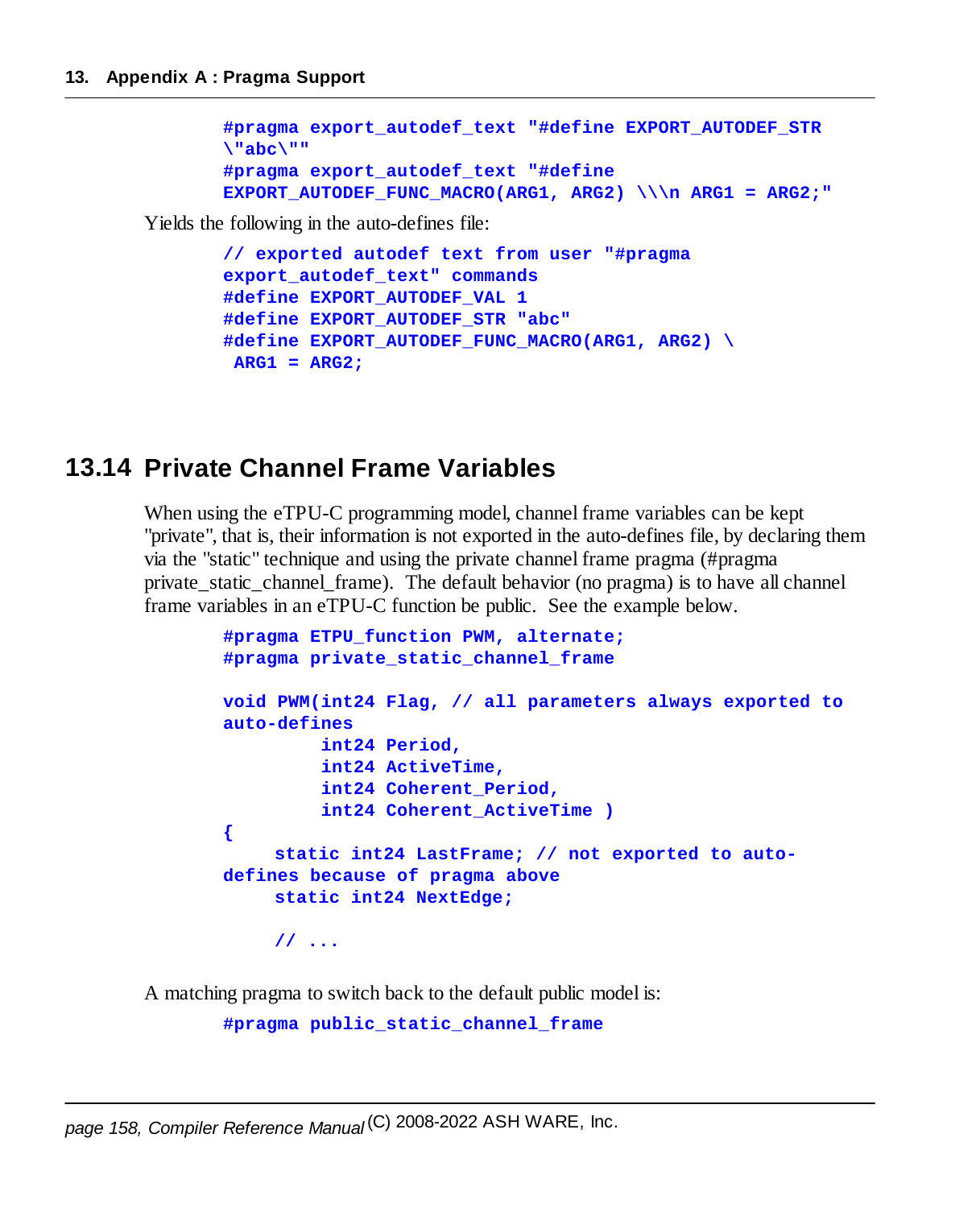```
#pragma export_autodef_text "#define EXPORT_AUTODEF_STR
\"abc\""
#pragma export_autodef_text "#define
EXPORT_AUTODEF_FUNC_MACRO(ARG1, ARG2) \\\n ARG1 = ARG2;"
```

Yields the following in the auto-defines file:

```
// exported autodef text from user "#pragma
export_autodef_text" commands
#define EXPORT_AUTODEF_VAL 1
#define EXPORT_AUTODEF_STR "abc"
#define EXPORT_AUTODEF_FUNC_MACRO(ARG1, ARG2) \
 ARG1 = ARG2;
```

## 13.14 Private Channel Frame Variables

When using the eTPU-C programming model, channel frame variables can be kept "private", that is, their information is not exported in the auto-defines file, by declaring them via the "static" technique and using the private channel frame pragma (#pragma private_static_channel_frame). The default behavior (no pragma) is to have all channel frame variables in an eTPU-C function be public. See the example below.

```
#pragma ETPU_function PWM, alternate;
#pragma private_static_channel_frame

void PWM(int24 Flag, // all parameters always exported to
auto-defines
         int24 Period,
         int24 ActiveTime,
         int24 Coherent_Period,
         int24 Coherent_ActiveTime )
{
     static int24 LastFrame; // not exported to auto-
defines because of pragma above
     static int24 NextEdge;

     // ...
```

A matching pragma to switch back to the default public model is:

```
#pragma public_static_channel_frame
```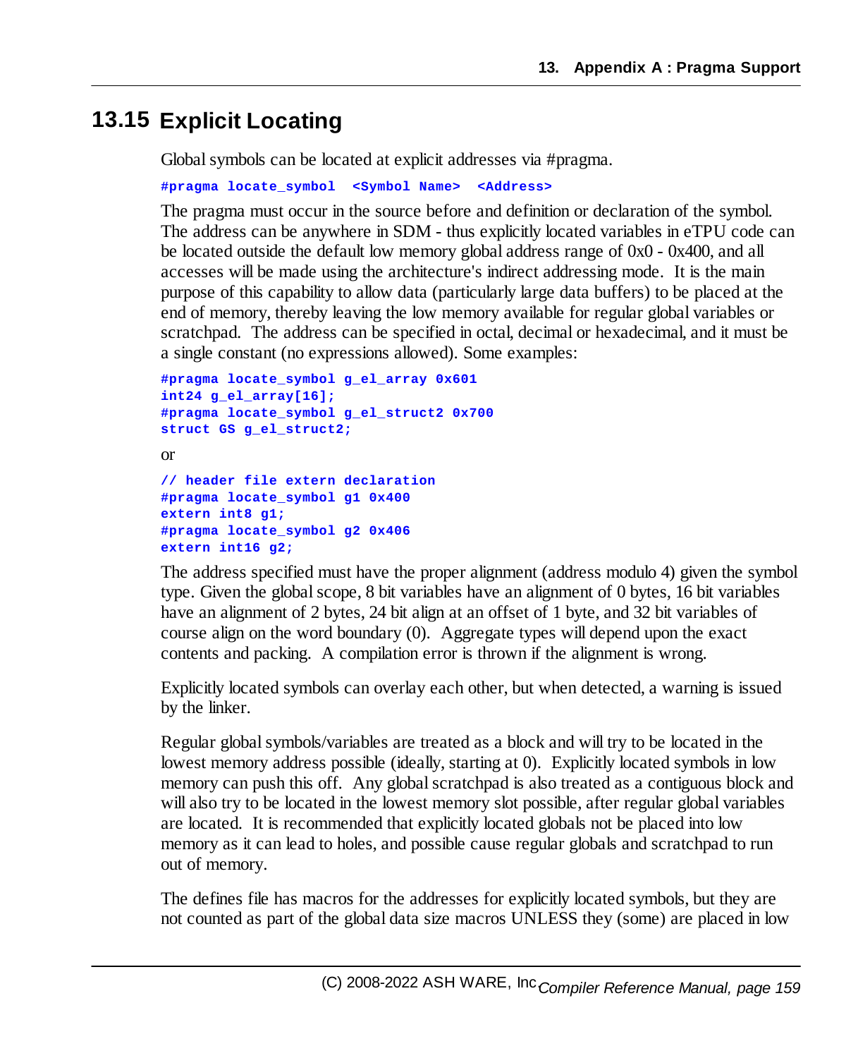## 13.15 Explicit Locating

Global symbols can be located at explicit addresses via #pragma.

```
#pragma locate_symbol  <Symbol Name>  <Address>
```

The pragma must occur in the source before and definition or declaration of the symbol. The address can be anywhere in SDM - thus explicitly located variables in eTPU code can be located outside the default low memory global address range of 0x0 - 0x400, and all accesses will be made using the architecture's indirect addressing mode. It is the main purpose of this capability to allow data (particularly large data buffers) to be placed at the end of memory, thereby leaving the low memory available for regular global variables or scratchpad. The address can be specified in octal, decimal or hexadecimal, and it must be a single constant (no expressions allowed). Some examples:

```
#pragma locate_symbol g_el_array 0x601
int24 g_el_array[16];
#pragma locate_symbol g_el_struct2 0x700
struct GS g_el_struct2;
```

or

```
// header file extern declaration
#pragma locate_symbol g1 0x400
extern int8 g1;
#pragma locate_symbol g2 0x406
extern int16 g2;
```

The address specified must have the proper alignment (address modulo 4) given the symbol type. Given the global scope, 8 bit variables have an alignment of 0 bytes, 16 bit variables have an alignment of 2 bytes, 24 bit align at an offset of 1 byte, and 32 bit variables of course align on the word boundary (0). Aggregate types will depend upon the exact contents and packing. A compilation error is thrown if the alignment is wrong.

Explicitly located symbols can overlay each other, but when detected, a warning is issued by the linker.

Regular global symbols/variables are treated as a block and will try to be located in the lowest memory address possible (ideally, starting at 0). Explicitly located symbols in low memory can push this off. Any global scratchpad is also treated as a contiguous block and will also try to be located in the lowest memory slot possible, after regular global variables are located. It is recommended that explicitly located globals not be placed into low memory as it can lead to holes, and possible cause regular globals and scratchpad to run out of memory.

The defines file has macros for the addresses for explicitly located symbols, but they are not counted as part of the global data size macros UNLESS they (some) are placed in low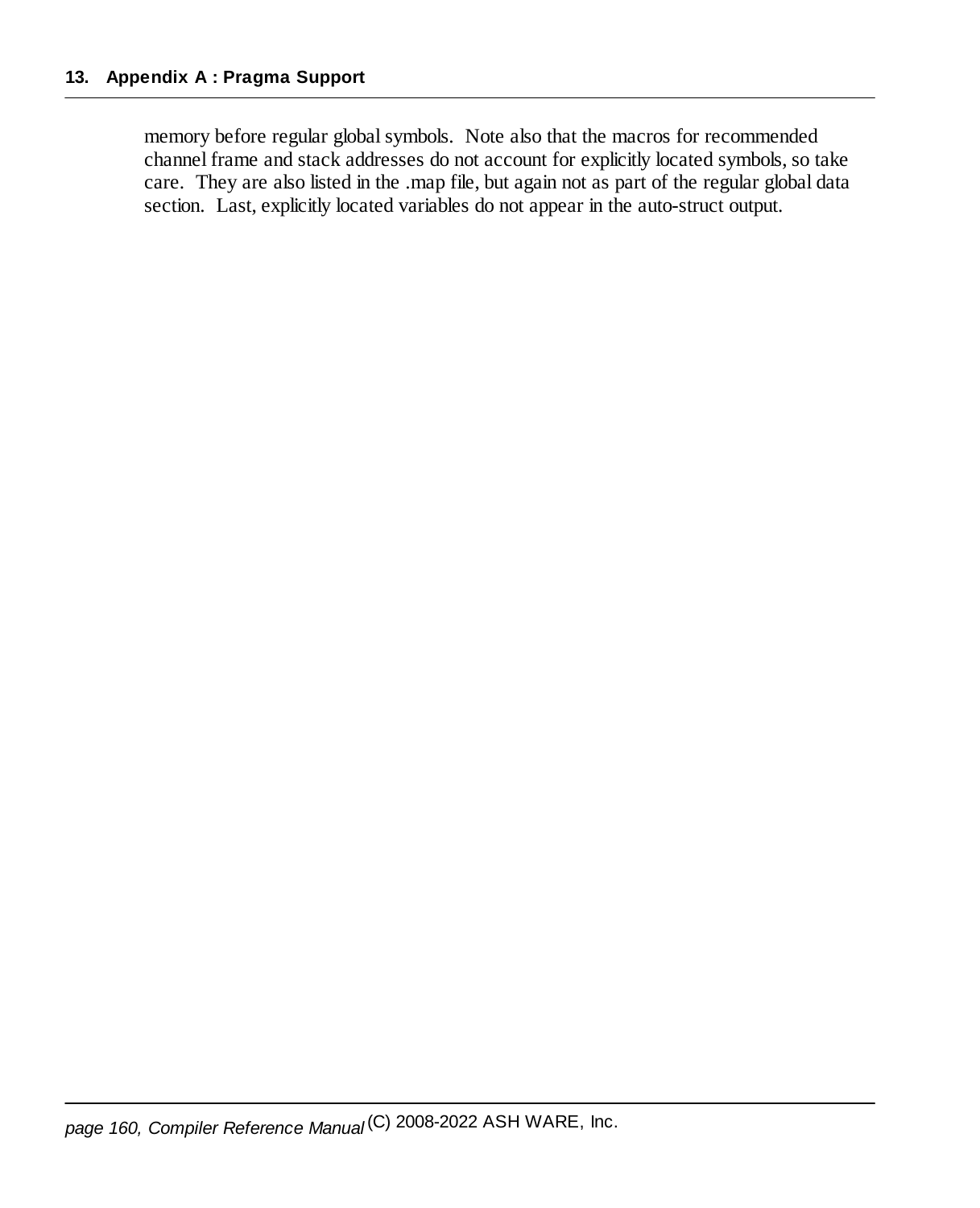memory before regular global symbols. Note also that the macros for recommended channel frame and stack addresses do not account for explicitly located symbols, so take care. They are also listed in the .map file, but again not as part of the regular global data section. Last, explicitly located variables do not appear in the auto-struct output.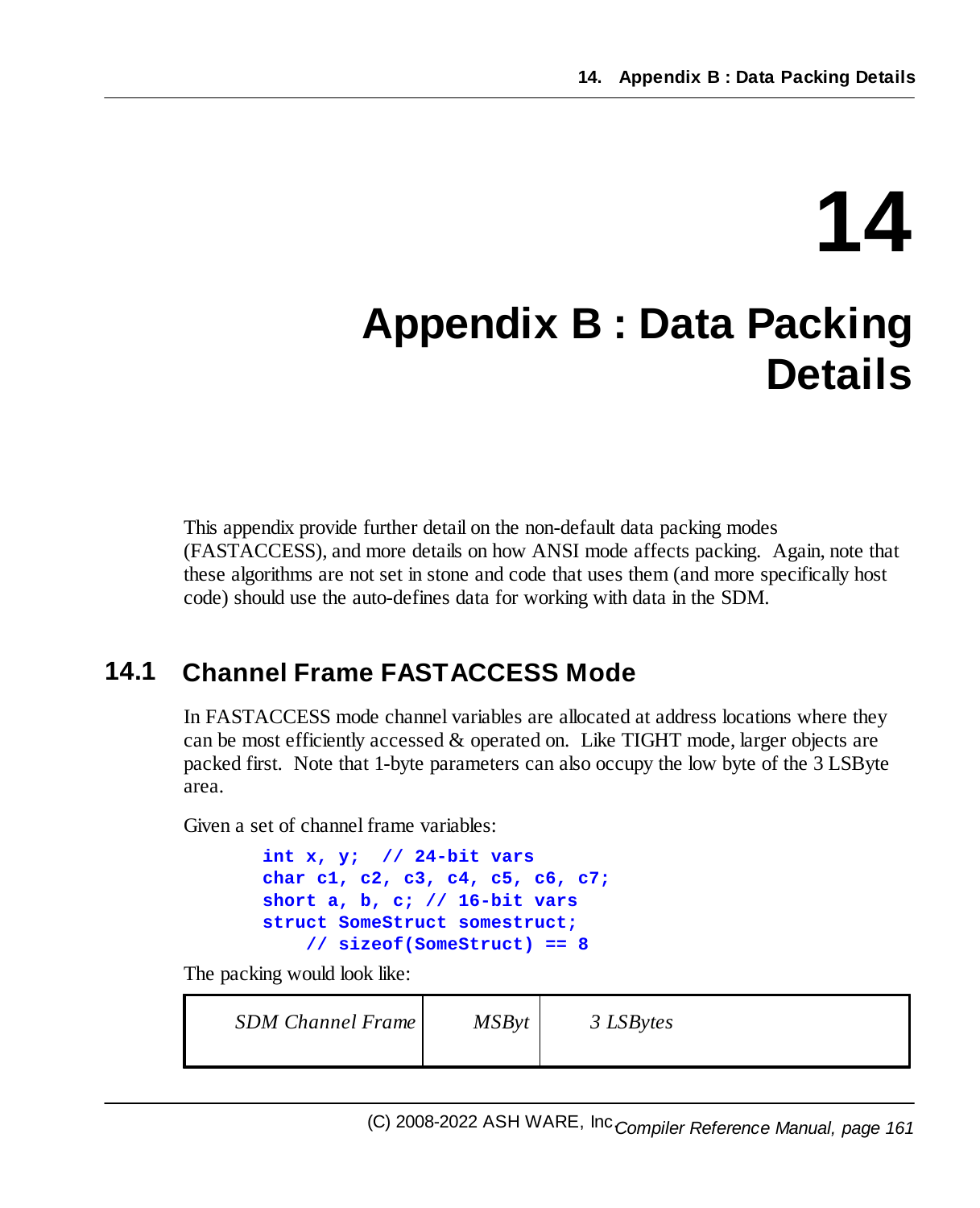# 14 Appendix B : Data Packing Details

This appendix provide further detail on the non-default data packing modes (FASTACCESS), and more details on how ANSI mode affects packing. Again, note that these algorithms are not set in stone and code that uses them (and more specifically host code) should use the auto-defines data for working with data in the SDM.

## 14.1 Channel Frame FASTACCESS Mode

In FASTACCESS mode channel variables are allocated at address locations where they can be most efficiently accessed & operated on. Like TIGHT mode, larger objects are packed first. Note that 1-byte parameters can also occupy the low byte of the 3 LSByte area.

Given a set of channel frame variables:

```
int x, y;  // 24-bit vars
char c1, c2, c3, c4, c5, c6, c7;
short a, b, c; // 16-bit vars
struct SomeStruct somestruct;
    // sizeof(SomeStruct) == 8
```

The packing would look like:

| *SDM Channel Frame* | *MSByt* | *3 LSBytes* |
|---|---|---|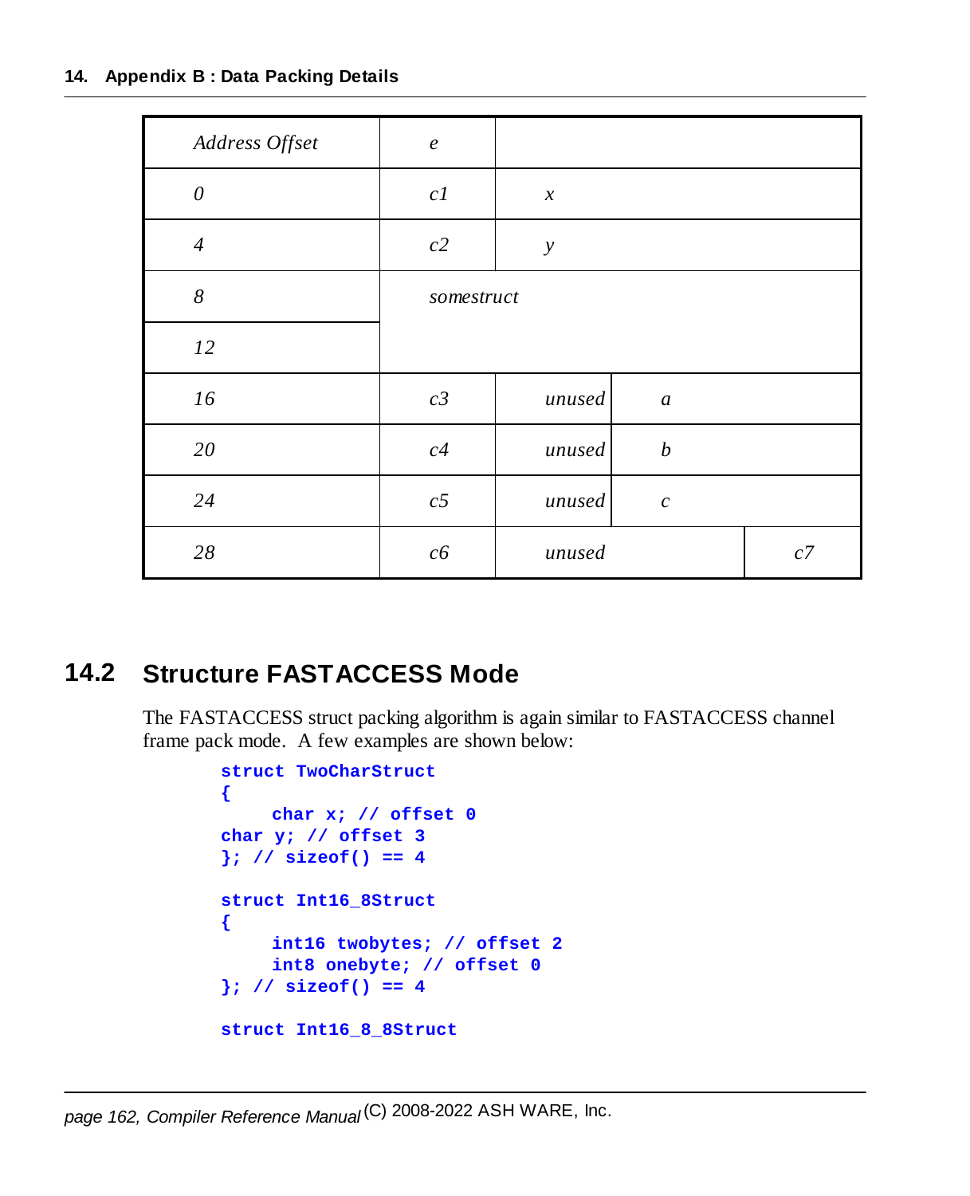| *Address Offset* | *e* | | | |
|---|---|---|---|---|
| *0* | *c1* | *x* | | |
| *4* | *c2* | *y* | | |
| *8* | *somestruct* | | | |
| *12* | | | | |
| *16* | *c3* | *unused* | *a* | |
| *20* | *c4* | *unused* | *b* | |
| *24* | *c5* | *unused* | *c* | |
| *28* | *c6* | *unused* | | *c7* |

## 14.2 Structure FASTACCESS Mode

The FASTACCESS struct packing algorithm is again similar to FASTACCESS channel frame pack mode. A few examples are shown below:

```
struct TwoCharStruct
{
    char x; // offset 0
char y; // offset 3
}; // sizeof() == 4

struct Int16_8Struct
{
    int16 twobytes; // offset 2
    int8 onebyte; // offset 0
}; // sizeof() == 4

struct Int16_8_8Struct
```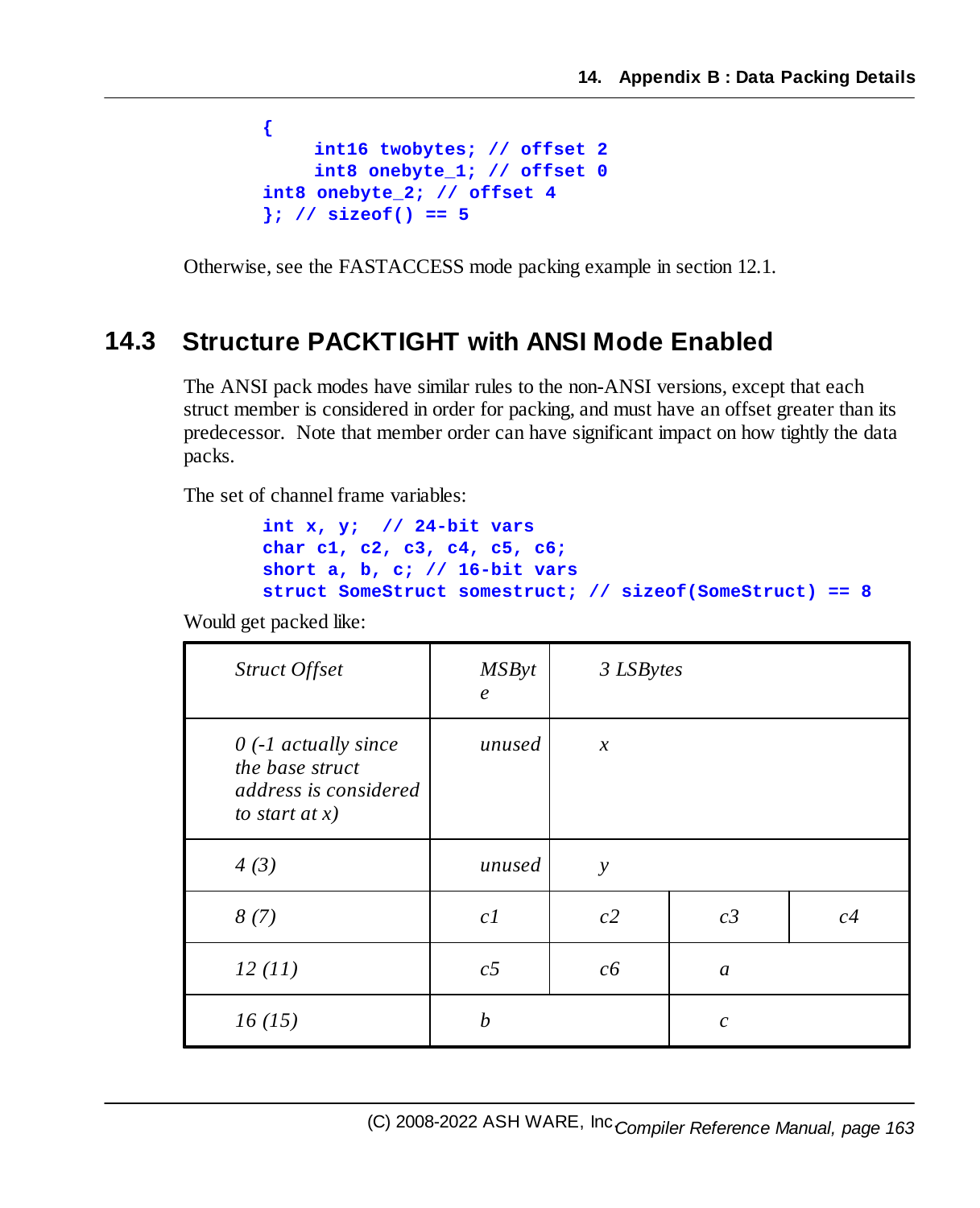```
{
     int16 twobytes; // offset 2
     int8 onebyte_1; // offset 0
int8 onebyte_2; // offset 4
}; // sizeof() == 5
```

Otherwise, see the FASTACCESS mode packing example in section 12.1.

## 14.3 Structure PACKTIGHT with ANSI Mode Enabled

The ANSI pack modes have similar rules to the non-ANSI versions, except that each struct member is considered in order for packing, and must have an offset greater than its predecessor. Note that member order can have significant impact on how tightly the data packs.

The set of channel frame variables:

```
int x, y;  // 24-bit vars
char c1, c2, c3, c4, c5, c6;
short a, b, c; // 16-bit vars
struct SomeStruct somestruct; // sizeof(SomeStruct) == 8
```

Would get packed like:

| *Struct Offset* | *MSByte* | *3 LSBytes* | | |
|---|---|---|---|---|
| *0 (-1 actually since the base struct address is considered to start at x)* | *unused* | *x* | | |
| *4 (3)* | *unused* | *y* | | |
| *8 (7)* | *c1* | *c2* | *c3* | *c4* |
| *12 (11)* | *c5* | *c6* | *a* | |
| *16 (15)* | *b* | | *c* | |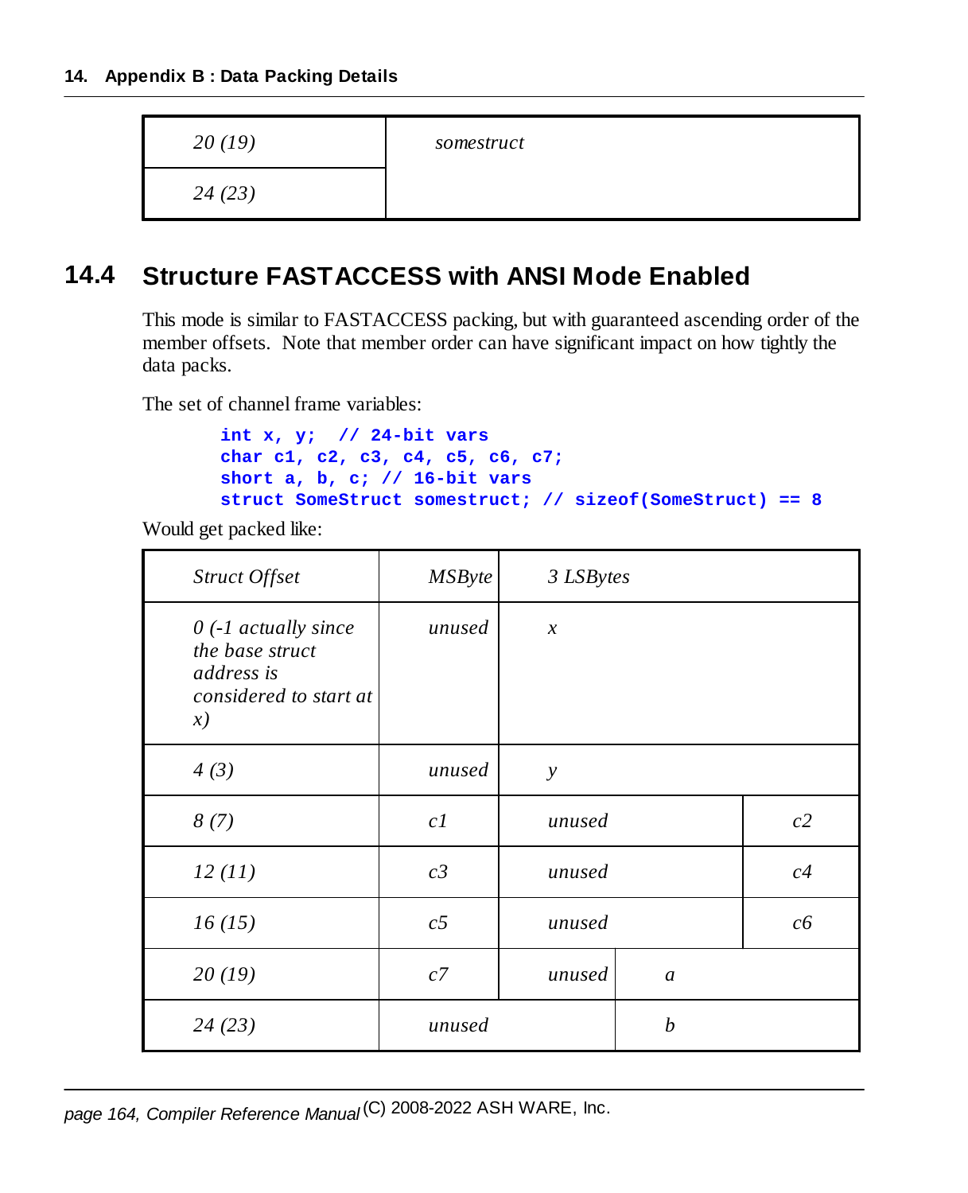| 20 (19) | somestruct |
| --- | --- |
| 24 (23) | |

## 14.4 Structure FASTACCESS with ANSI Mode Enabled

This mode is similar to FASTACCESS packing, but with guaranteed ascending order of the member offsets. Note that member order can have significant impact on how tightly the data packs.

The set of channel frame variables:

```
int x, y;  // 24-bit vars
char c1, c2, c3, c4, c5, c6, c7;
short a, b, c; // 16-bit vars
struct SomeStruct somestruct; // sizeof(SomeStruct) == 8
```

Would get packed like:

| *Struct Offset* | *MSByte* | *3 LSBytes* | | |
| --- | --- | --- | --- | --- |
| *0 (-1 actually since the base struct address is considered to start at x)* | *unused* | *x* | | |
| *4 (3)* | *unused* | *y* | | |
| *8 (7)* | *c1* | *unused* | | *c2* |
| *12 (11)* | *c3* | *unused* | | *c4* |
| *16 (15)* | *c5* | *unused* | | *c6* |
| *20 (19)* | *c7* | *unused* | *a* | |
| *24 (23)* | *unused* | | *b* | |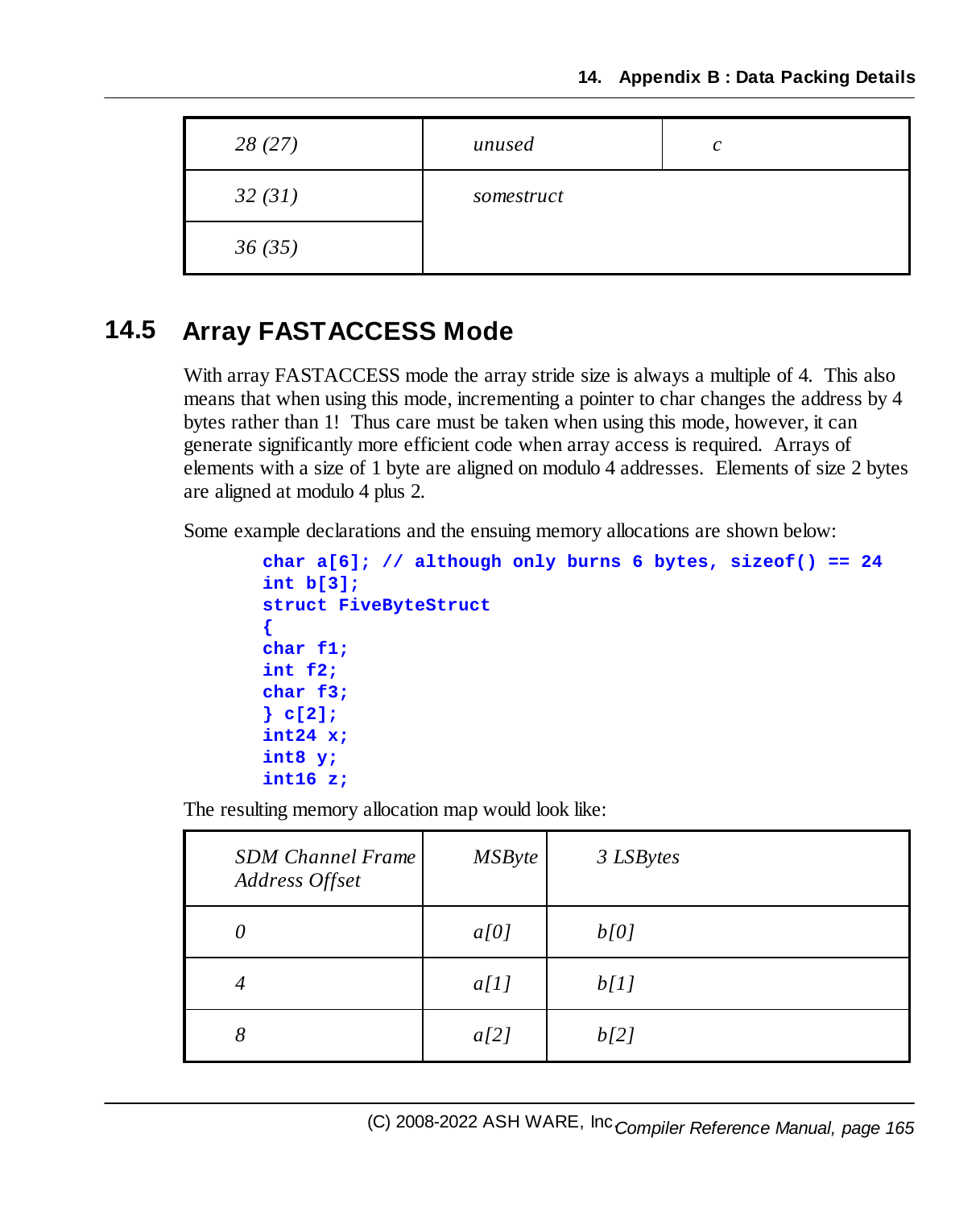| | | |
|---|---|---|
| *28 (27)* | *unused* | *c* |
| *32 (31)* | *somestruct* | |
| *36 (35)* | | |

## 14.5 Array FASTACCESS Mode

With array FASTACCESS mode the array stride size is always a multiple of 4. This also means that when using this mode, incrementing a pointer to char changes the address by 4 bytes rather than 1! Thus care must be taken when using this mode, however, it can generate significantly more efficient code when array access is required. Arrays of elements with a size of 1 byte are aligned on modulo 4 addresses. Elements of size 2 bytes are aligned at modulo 4 plus 2.

Some example declarations and the ensuing memory allocations are shown below:

```
char a[6]; // although only burns 6 bytes, sizeof() == 24
int b[3];
struct FiveByteStruct
{
char f1;
int f2;
char f3;
} c[2];
int24 x;
int8 y;
int16 z;
```

The resulting memory allocation map would look like:

| *SDM Channel Frame Address Offset* | *MSByte* | *3 LSBytes* |
|---|---|---|
| *0* | *a[0]* | *b[0]* |
| *4* | *a[1]* | *b[1]* |
| *8* | *a[2]* | *b[2]* |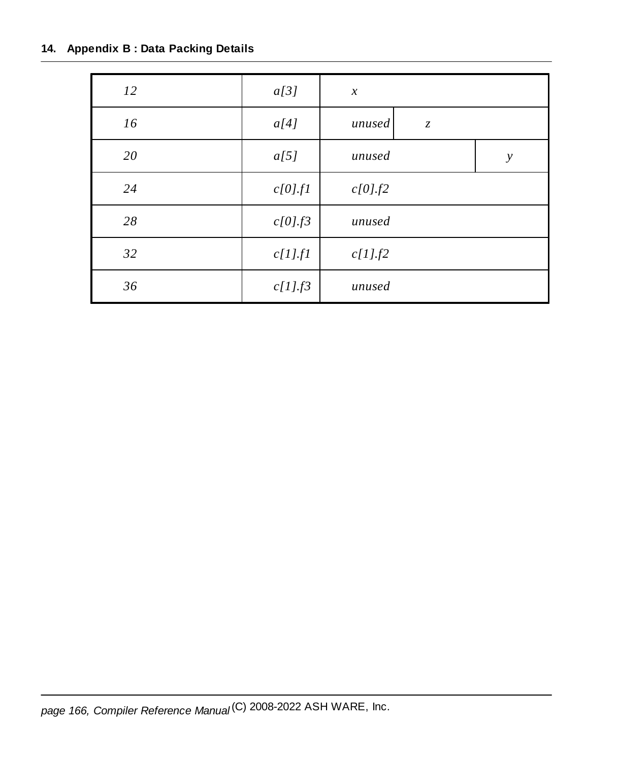| | | | | |
|---|---|---|---|---|
| *12* | *a[3]* | *x* | | |
| *16* | *a[4]* | *unused* | *z* | |
| *20* | *a[5]* | *unused* | | *y* |
| *24* | *c[0].f1* | *c[0].f2* | | |
| *28* | *c[0].f3* | *unused* | | |
| *32* | *c[1].f1* | *c[1].f2* | | |
| *36* | *c[1].f3* | *unused* | | |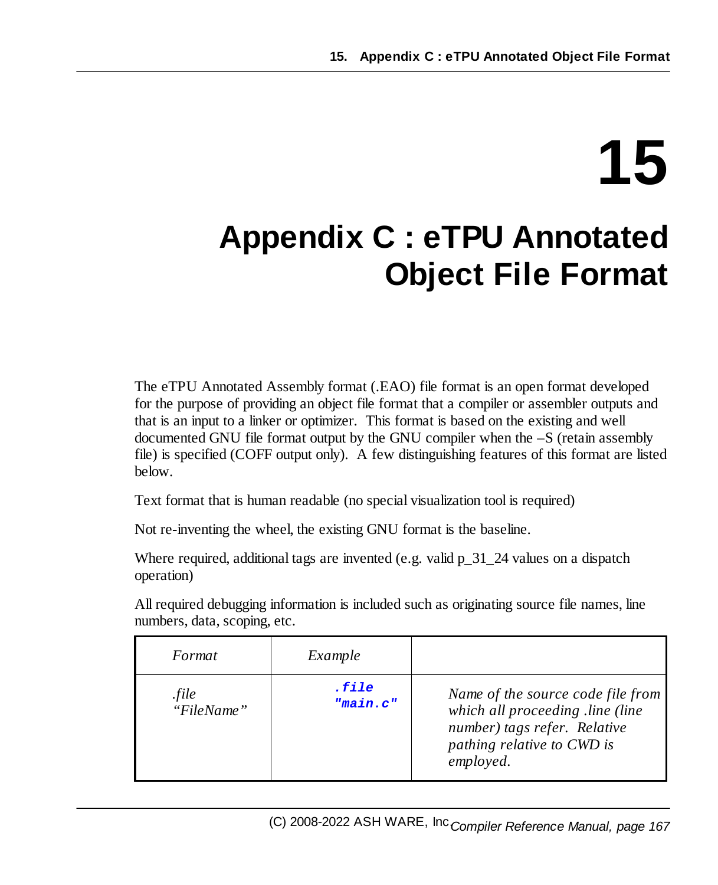# 15

# Appendix C : eTPU Annotated Object File Format

The eTPU Annotated Assembly format (.EAO) file format is an open format developed for the purpose of providing an object file format that a compiler or assembler outputs and that is an input to a linker or optimizer. This format is based on the existing and well documented GNU file format output by the GNU compiler when the –S (retain assembly file) is specified (COFF output only). A few distinguishing features of this format are listed below.

Text format that is human readable (no special visualization tool is required)

Not re-inventing the wheel, the existing GNU format is the baseline.

Where required, additional tags are invented (e.g. valid p_31_24 values on a dispatch operation)

All required debugging information is included such as originating source file names, line numbers, data, scoping, etc.

| *Format* | *Example* | |
|---|---|---|
| *.file "FileName"* | `.file "main.c"` | *Name of the source code file from which all proceeding .line (line number) tags refer. Relative pathing relative to CWD is employed.* |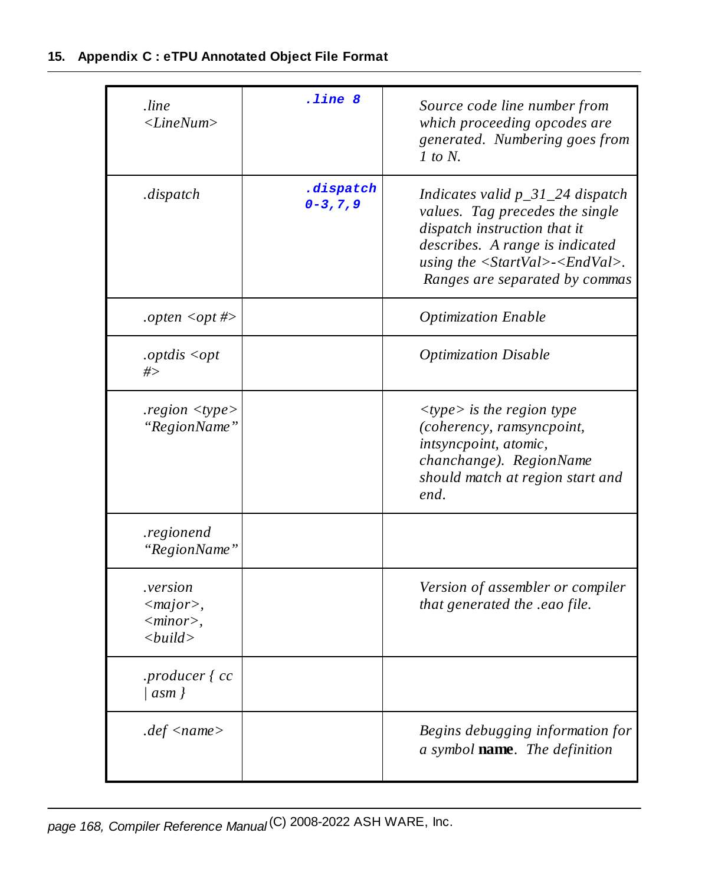| | | |
|---|---|---|
| *.line <LineNum>* | `.line 8` | *Source code line number from which proceeding opcodes are generated. Numbering goes from 1 to N.* |
| *.dispatch* | `.dispatch 0-3,7,9` | *Indicates valid p_31_24 dispatch values. Tag precedes the single dispatch instruction that it describes. A range is indicated using the <StartVal>-<EndVal>. Ranges are separated by commas* |
| *.opten <opt #>* | | *Optimization Enable* |
| *.optdis <opt #>* | | *Optimization Disable* |
| *.region <type> "RegionName"* | | *<type> is the region type (coherency, ramsyncpoint, intsyncpoint, atomic, chanchange). RegionName should match at region start and end.* |
| *.regionend "RegionName"* | | |
| *.version <major>, <minor>, <build>* | | *Version of assembler or compiler that generated the .eao file.* |
| *.producer { cc \| asm }* | | |
| *.def <name>* | | *Begins debugging information for a symbol* **name**. *The definition* |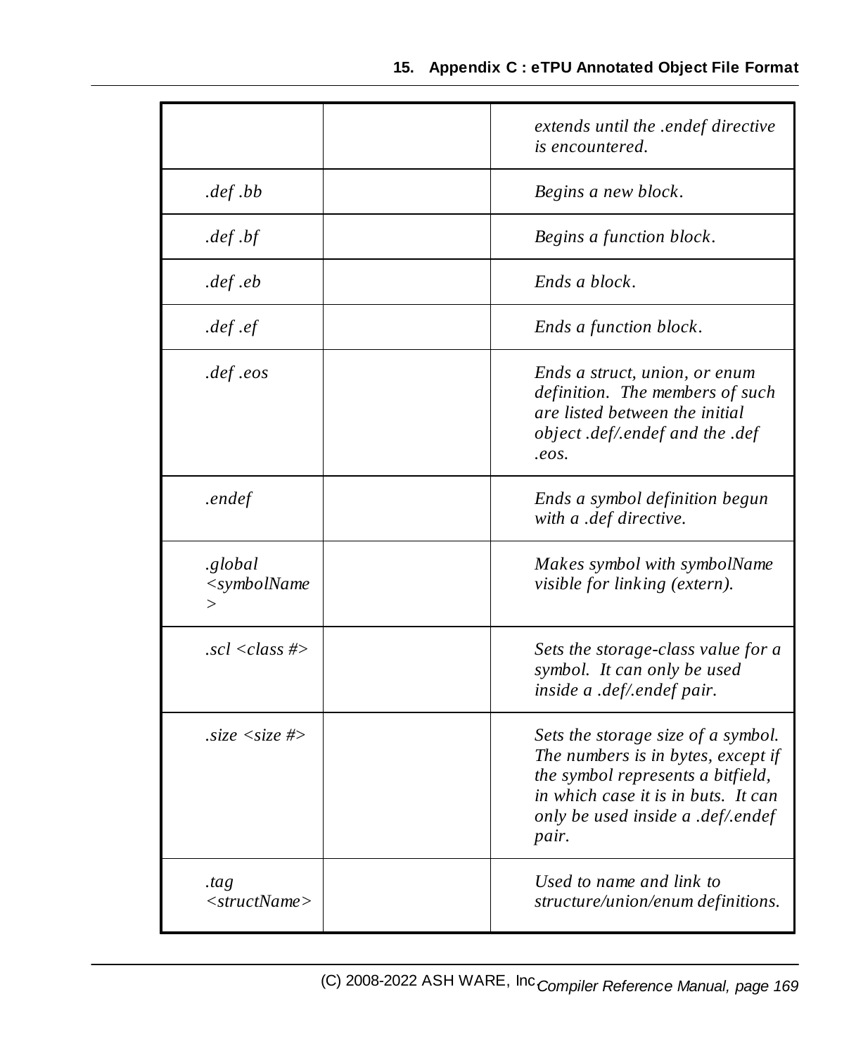| | | |
|---|---|---|
| | | *extends until the .endef directive is encountered.* |
| *.def .bb* | | *Begins a new block.* |
| *.def .bf* | | *Begins a function block.* |
| *.def .eb* | | *Ends a block.* |
| *.def .ef* | | *Ends a function block.* |
| *.def .eos* | | *Ends a struct, union, or enum definition. The members of such are listed between the initial object .def/.endef and the .def .eos.* |
| *.endef* | | *Ends a symbol definition begun with a .def directive.* |
| *.global <symbolName>* | | *Makes symbol with symbolName visible for linking (extern).* |
| *.scl <class #>* | | *Sets the storage-class value for a symbol. It can only be used inside a .def/.endef pair.* |
| *.size <size #>* | | *Sets the storage size of a symbol. The numbers is in bytes, except if the symbol represents a bitfield, in which case it is in buts. It can only be used inside a .def/.endef pair.* |
| *.tag <structName>* | | *Used to name and link to structure/union/enum definitions.* |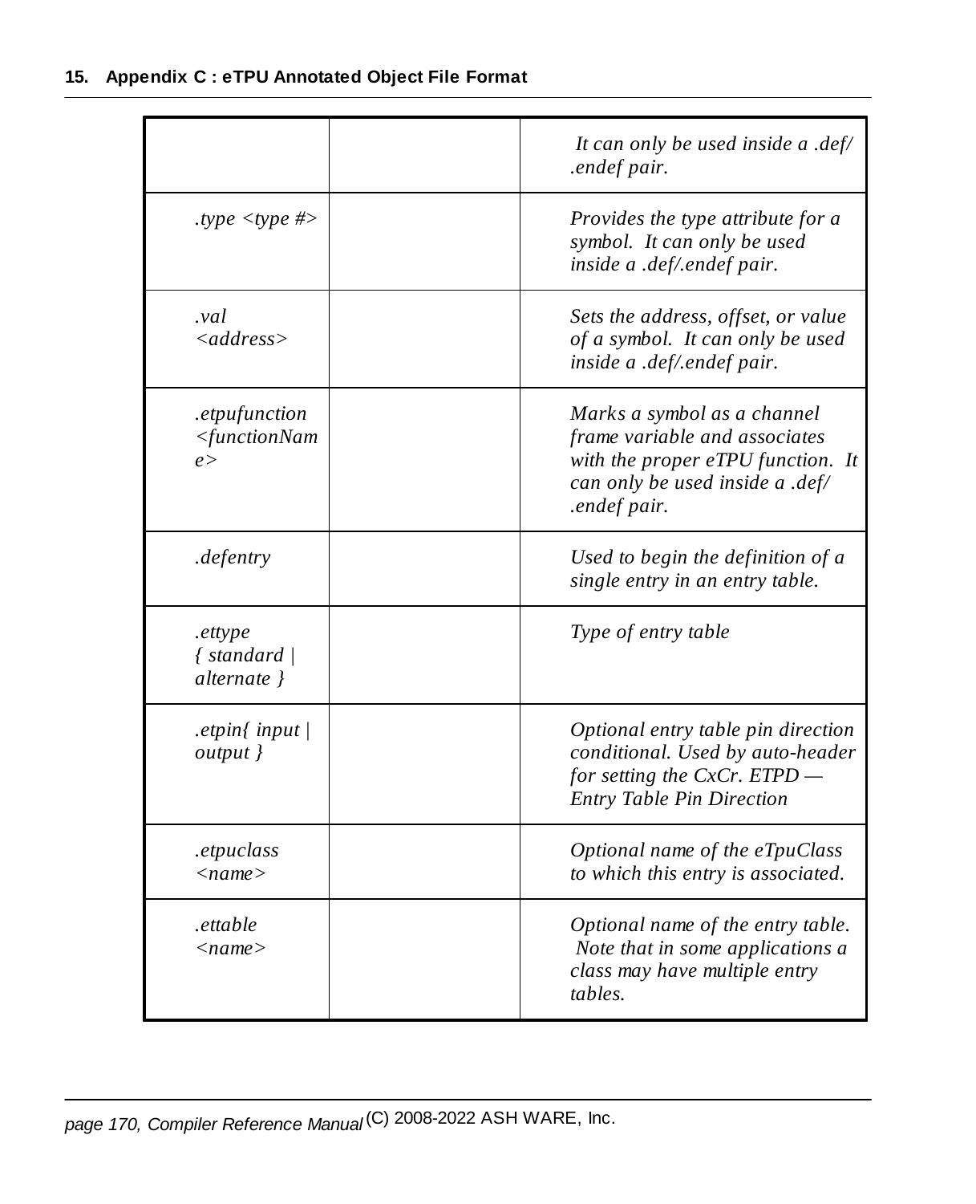| | | |
|---|---|---|
| | | *It can only be used inside a .def/ .endef pair.* |
| *.type <type #>* | | *Provides the type attribute for a symbol. It can only be used inside a .def/.endef pair.* |
| *.val <address>* | | *Sets the address, offset, or value of a symbol. It can only be used inside a .def/.endef pair.* |
| *.etpufunction <functionName>* | | *Marks a symbol as a channel frame variable and associates with the proper eTPU function. It can only be used inside a .def/ .endef pair.* |
| *.defentry* | | *Used to begin the definition of a single entry in an entry table.* |
| *.ettype { standard \| alternate }* | | *Type of entry table* |
| *.etpin{ input \| output }* | | *Optional entry table pin direction conditional. Used by auto-header for setting the CxCr. ETPD — Entry Table Pin Direction* |
| *.etpuclass <name>* | | *Optional name of the eTpuClass to which this entry is associated.* |
| *.ettable <name>* | | *Optional name of the entry table. Note that in some applications a class may have multiple entry tables.* |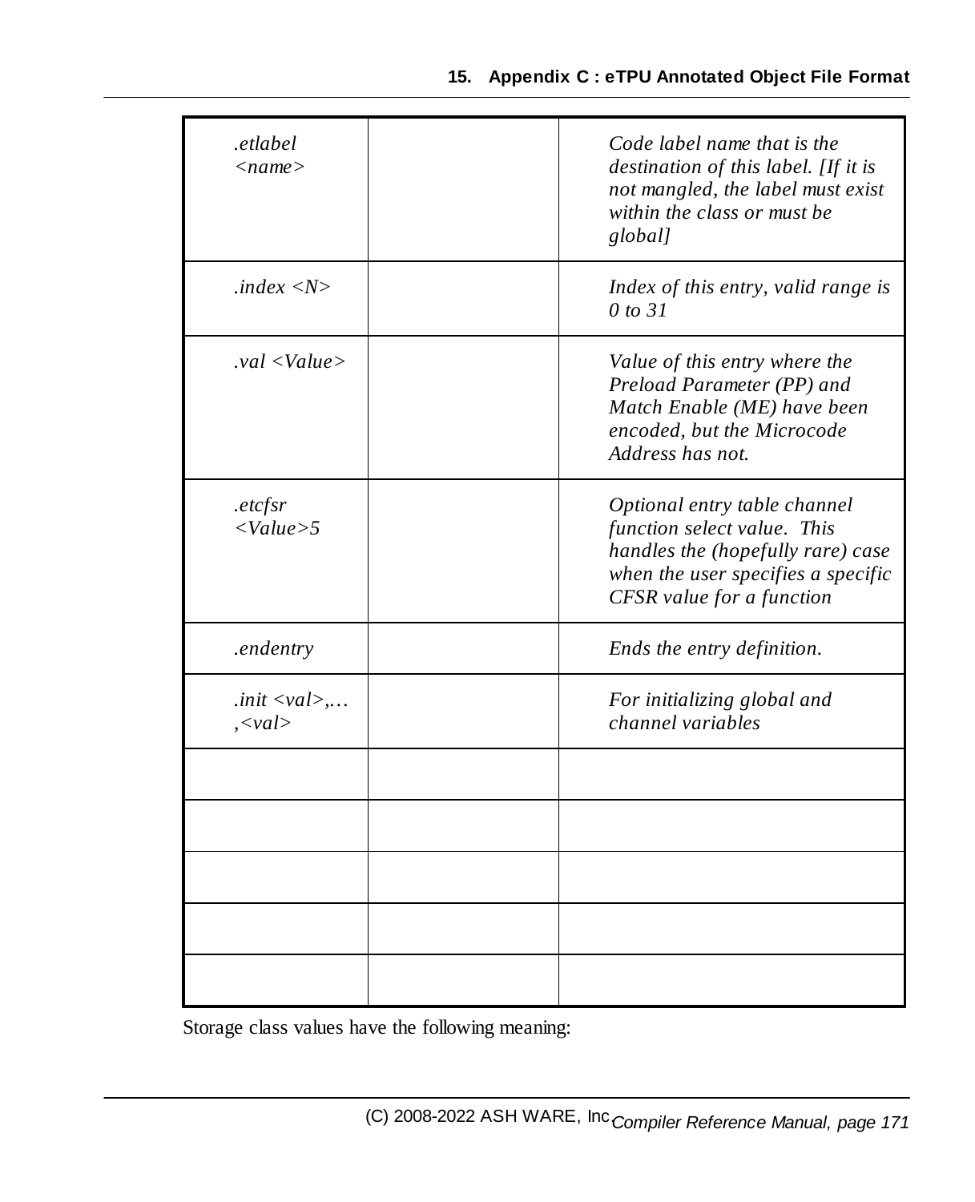| | | |
|---|---|---|
| *.etlabel <name>* | | *Code label name that is the destination of this label. [If it is not mangled, the label must exist within the class or must be global]* |
| *.index <N>* | | *Index of this entry, valid range is 0 to 31* |
| *.val <Value>* | | *Value of this entry where the Preload Parameter (PP) and Match Enable (ME) have been encoded, but the Microcode Address has not.* |
| *.etcfsr <Value>5* | | *Optional entry table channel function select value. This handles the (hopefully rare) case when the user specifies a specific CFSR value for a function* |
| *.endentry* | | *Ends the entry definition.* |
| *.init <val>,… ,<val>* | | *For initializing global and channel variables* |
| | | |
| | | |
| | | |
| | | |
| | | |

Storage class values have the following meaning: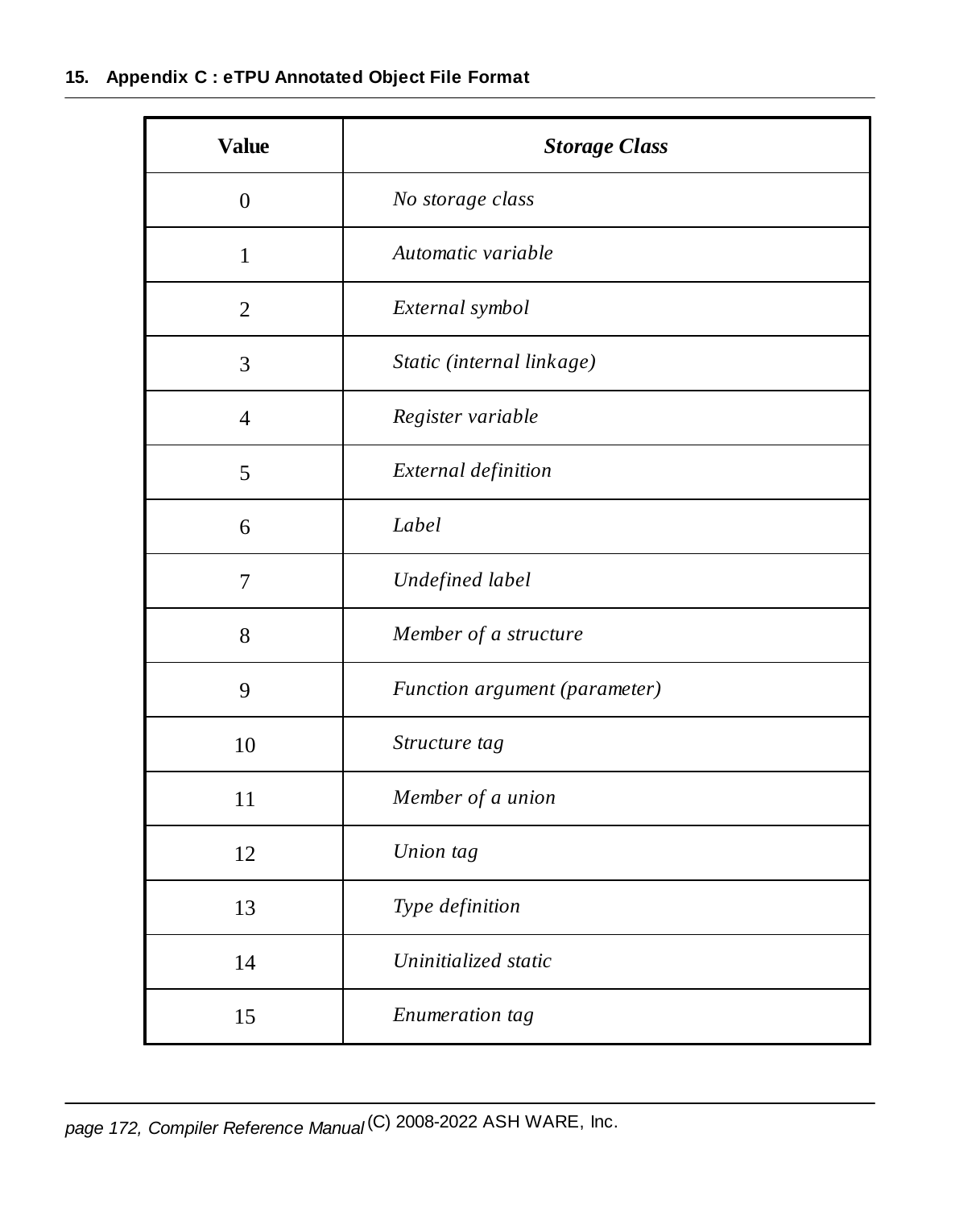| Value | *Storage Class* |
|---|---|
| 0 | *No storage class* |
| 1 | *Automatic variable* |
| 2 | *External symbol* |
| 3 | *Static (internal linkage)* |
| 4 | *Register variable* |
| 5 | *External definition* |
| 6 | *Label* |
| 7 | *Undefined label* |
| 8 | *Member of a structure* |
| 9 | *Function argument (parameter)* |
| 10 | *Structure tag* |
| 11 | *Member of a union* |
| 12 | *Union tag* |
| 13 | *Type definition* |
| 14 | *Uninitialized static* |
| 15 | *Enumeration tag* |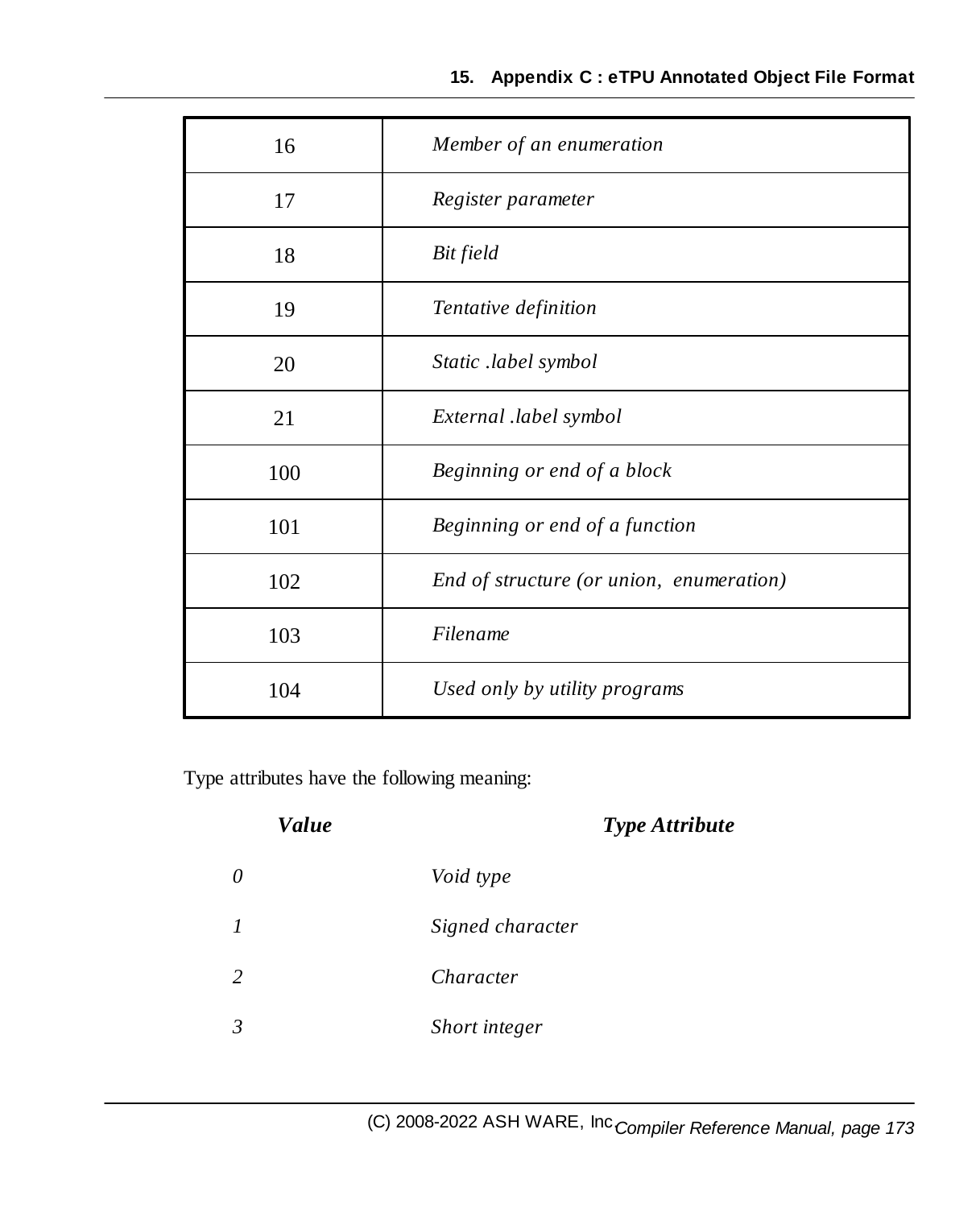| | |
|---|---|
| 16 | *Member of an enumeration* |
| 17 | *Register parameter* |
| 18 | *Bit field* |
| 19 | *Tentative definition* |
| 20 | *Static .label symbol* |
| 21 | *External .label symbol* |
| 100 | *Beginning or end of a block* |
| 101 | *Beginning or end of a function* |
| 102 | *End of structure (or union, enumeration)* |
| 103 | *Filename* |
| 104 | *Used only by utility programs* |

Type attributes have the following meaning:

| ***Value*** | ***Type Attribute*** |
|---|---|
| *0* | *Void type* |
| *1* | *Signed character* |
| *2* | *Character* |
| *3* | *Short integer* |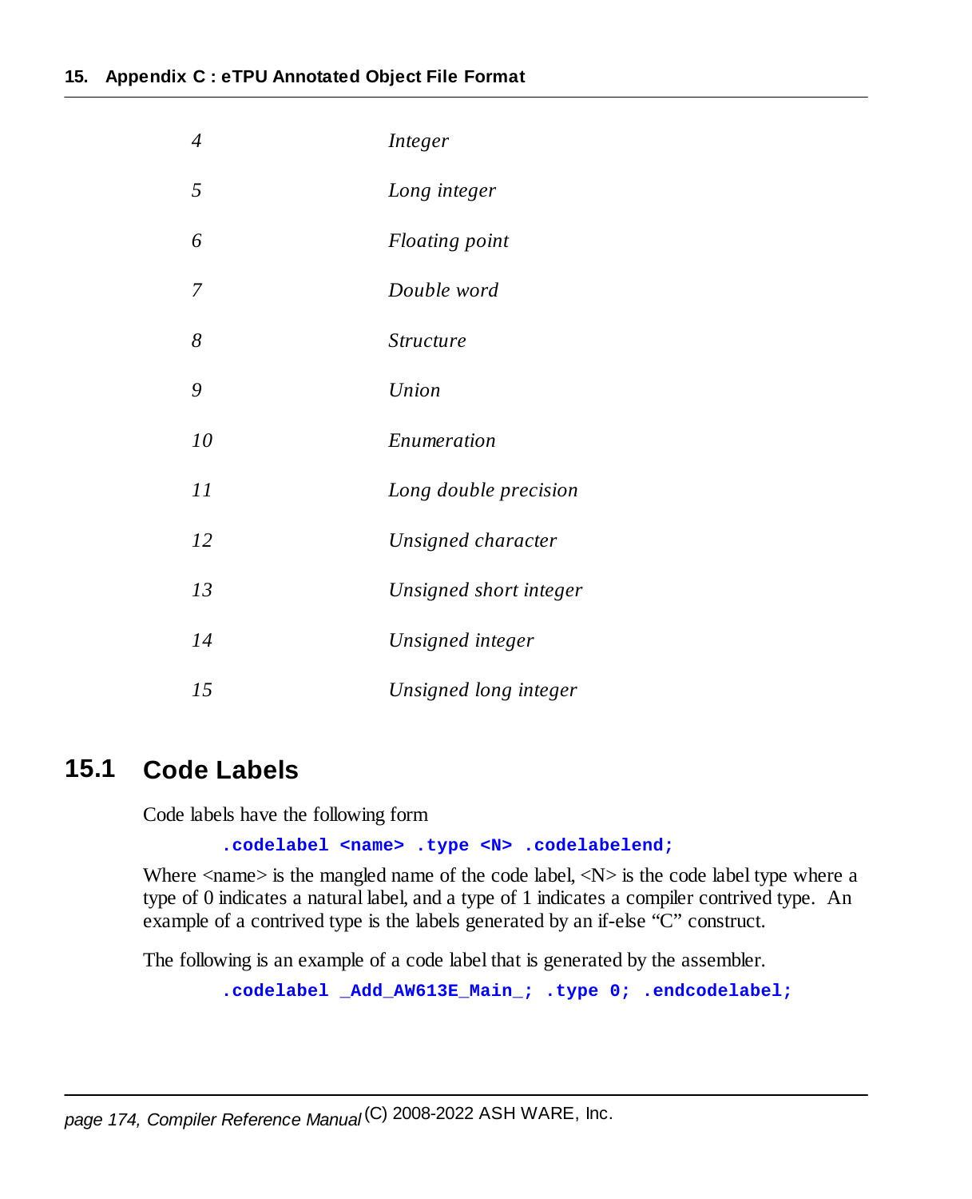| | |
|---|---|
| *4* | *Integer* |
| *5* | *Long integer* |
| *6* | *Floating point* |
| *7* | *Double word* |
| *8* | *Structure* |
| *9* | *Union* |
| *10* | *Enumeration* |
| *11* | *Long double precision* |
| *12* | *Unsigned character* |
| *13* | *Unsigned short integer* |
| *14* | *Unsigned integer* |
| *15* | *Unsigned long integer* |

## 15.1 Code Labels

Code labels have the following form

```
.codelabel <name> .type <N> .codelabelend;
```

Where <name> is the mangled name of the code label, <N> is the code label type where a type of 0 indicates a natural label, and a type of 1 indicates a compiler contrived type. An example of a contrived type is the labels generated by an if-else "C" construct.

The following is an example of a code label that is generated by the assembler.

```
.codelabel _Add_AW613E_Main_; .type 0; .endcodelabel;
```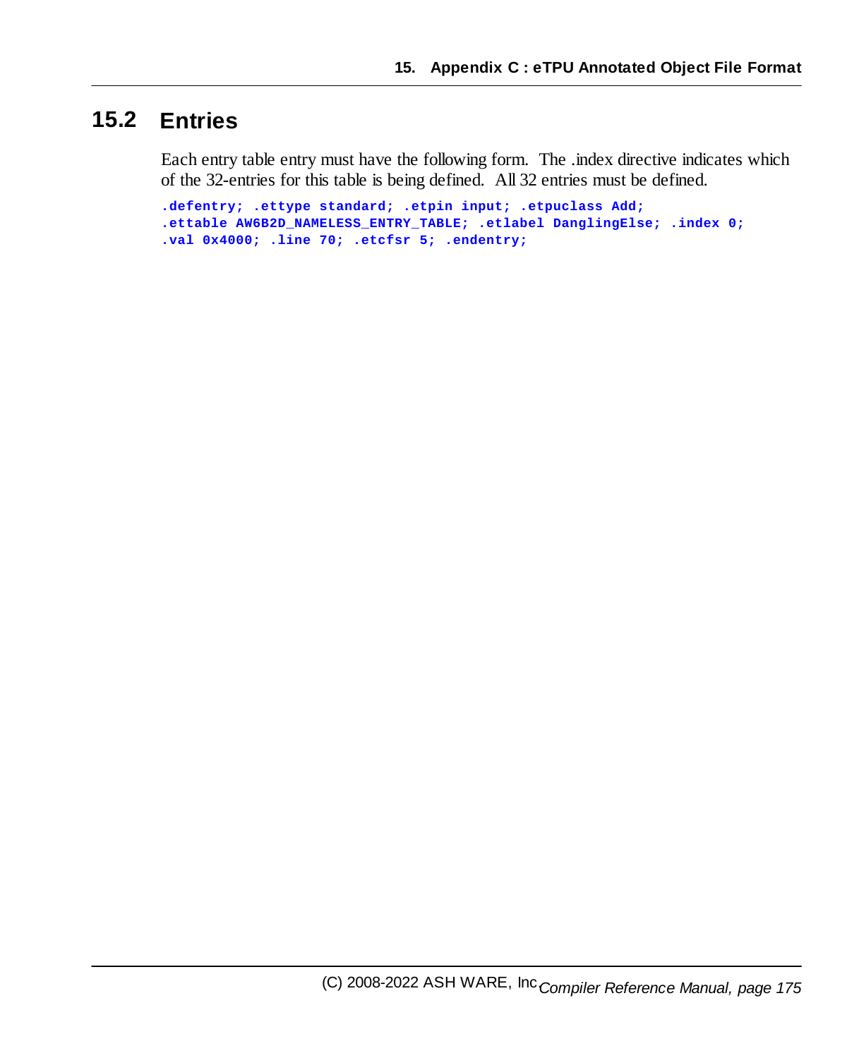## 15.2 Entries

Each entry table entry must have the following form. The .index directive indicates which of the 32-entries for this table is being defined. All 32 entries must be defined.

```
.defentry; .ettype standard; .etpin input; .etpuclass Add;
.ettable AW6B2D_NAMELESS_ENTRY_TABLE; .etlabel DanglingElse; .index 0;
.val 0x4000; .line 70; .etcfsr 5; .endentry;
```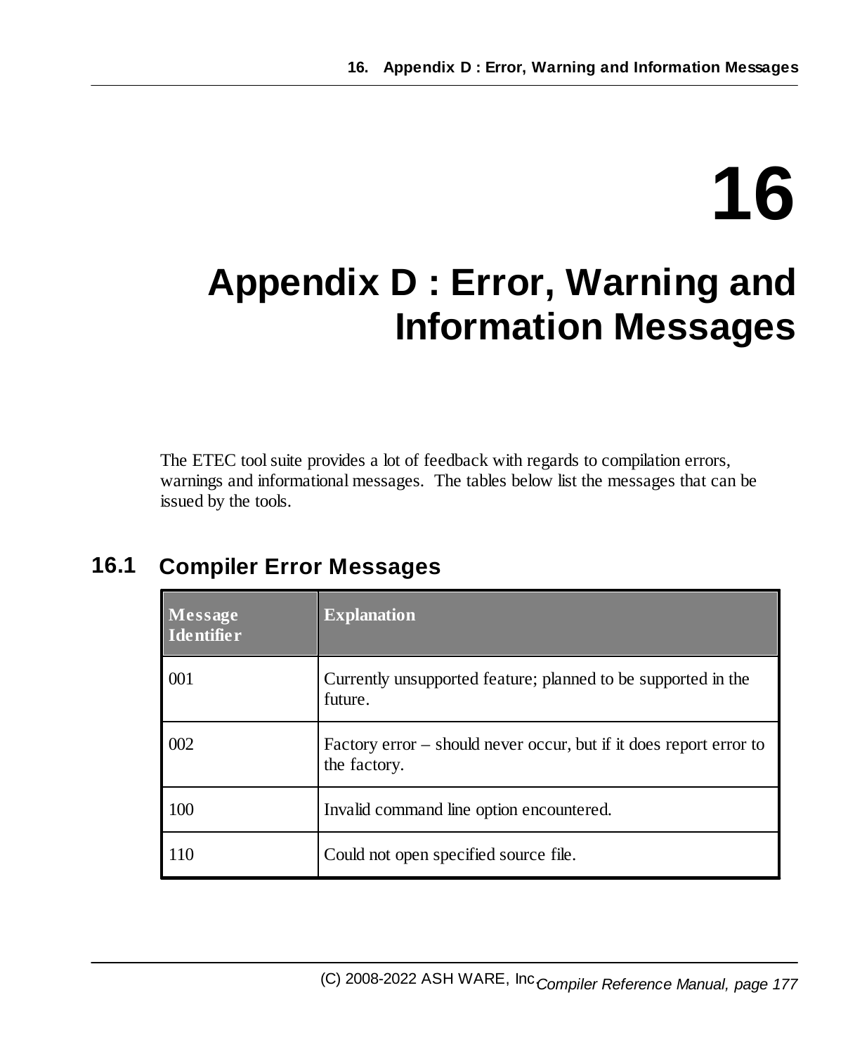# 16

# Appendix D : Error, Warning and Information Messages

The ETEC tool suite provides a lot of feedback with regards to compilation errors, warnings and informational messages.  The tables below list the messages that can be issued by the tools.

## 16.1 Compiler Error Messages

| Message Identifier | Explanation |
| --- | --- |
| 001 | Currently unsupported feature; planned to be supported in the future. |
| 002 | Factory error – should never occur, but if it does report error to the factory. |
| 100 | Invalid command line option encountered. |
| 110 | Could not open specified source file. |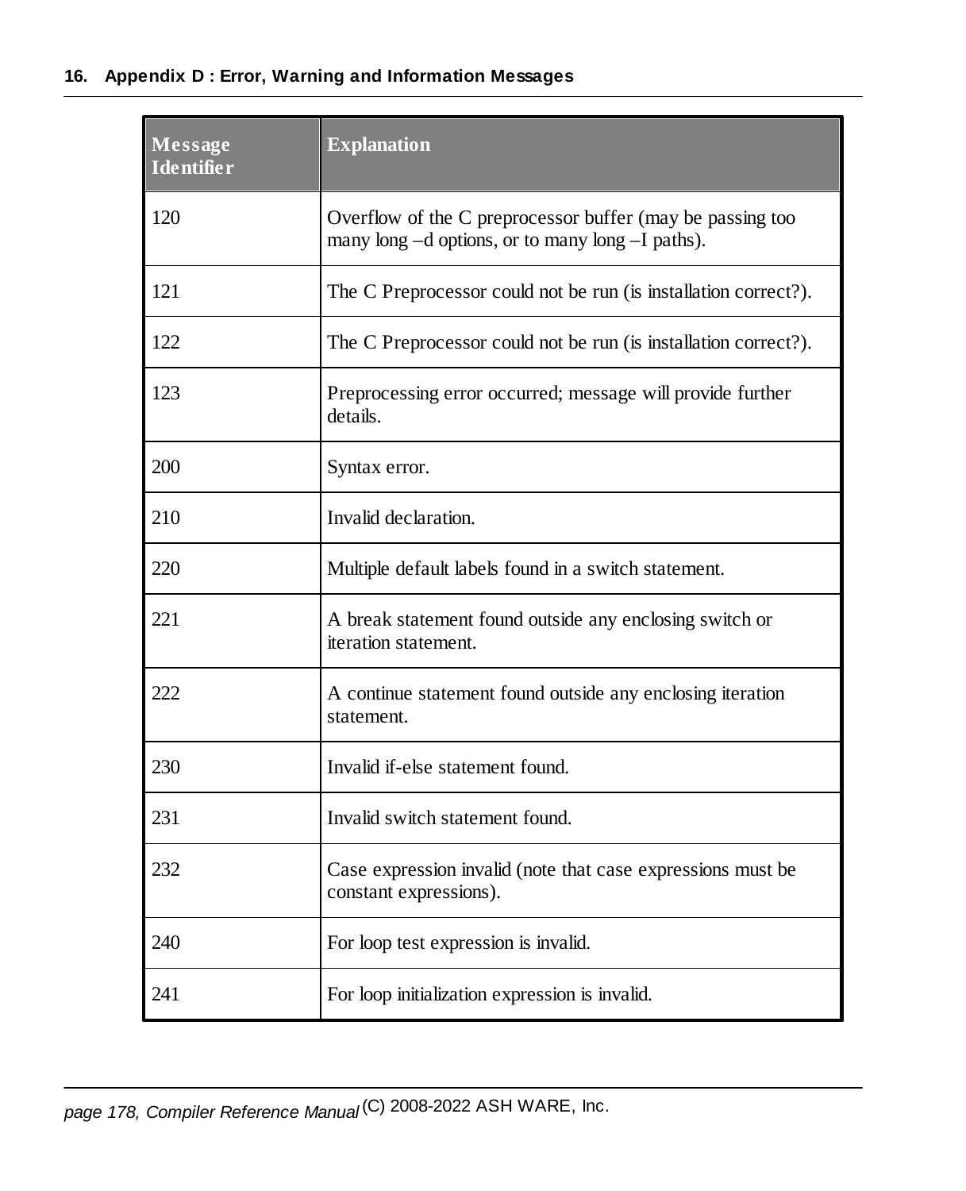| Message Identifier | Explanation |
|---|---|
| 120 | Overflow of the C preprocessor buffer (may be passing too many long –d options, or to many long –I paths). |
| 121 | The C Preprocessor could not be run (is installation correct?). |
| 122 | The C Preprocessor could not be run (is installation correct?). |
| 123 | Preprocessing error occurred; message will provide further details. |
| 200 | Syntax error. |
| 210 | Invalid declaration. |
| 220 | Multiple default labels found in a switch statement. |
| 221 | A break statement found outside any enclosing switch or iteration statement. |
| 222 | A continue statement found outside any enclosing iteration statement. |
| 230 | Invalid if-else statement found. |
| 231 | Invalid switch statement found. |
| 232 | Case expression invalid (note that case expressions must be constant expressions). |
| 240 | For loop test expression is invalid. |
| 241 | For loop initialization expression is invalid. |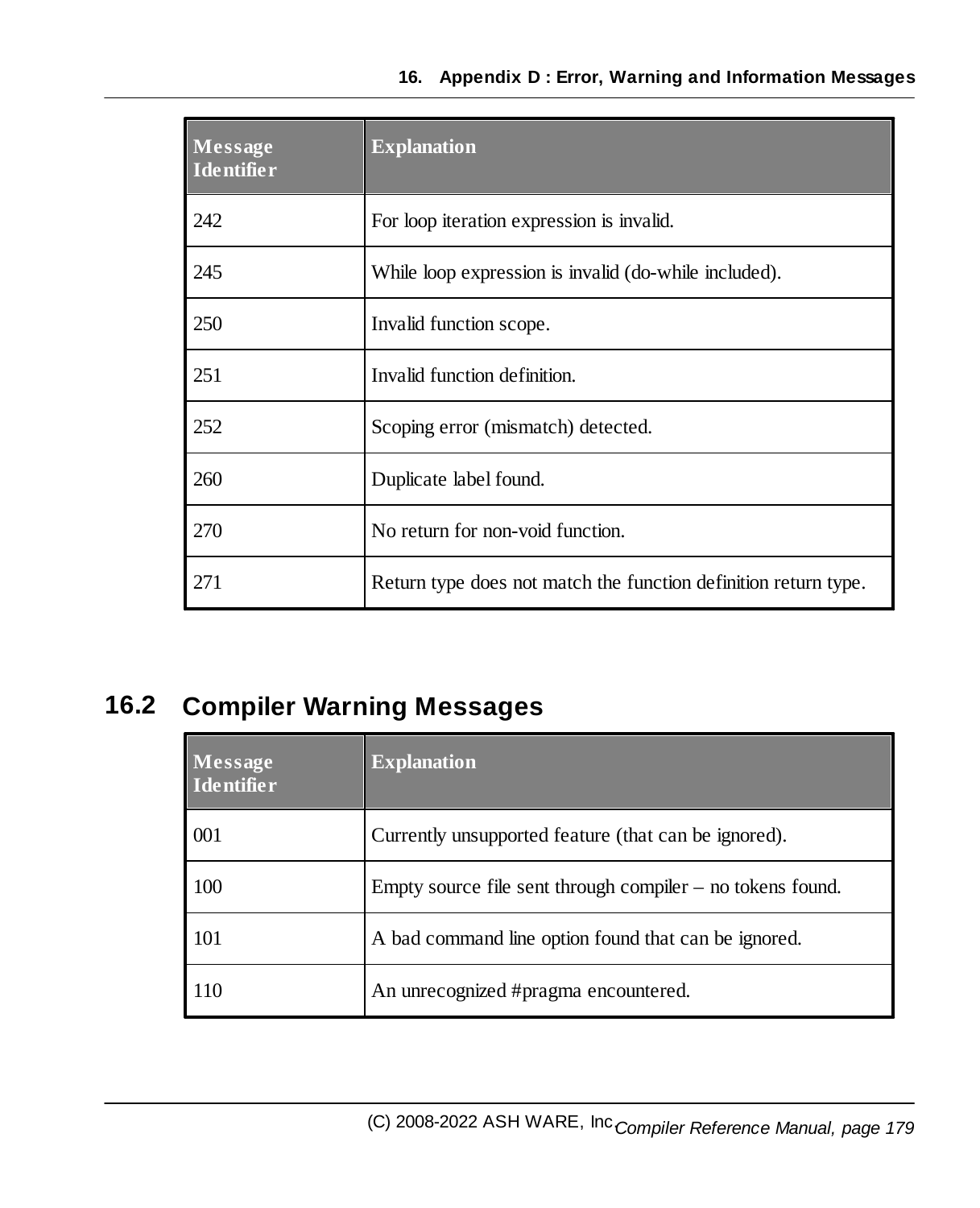| Message Identifier | Explanation |
| --- | --- |
| 242 | For loop iteration expression is invalid. |
| 245 | While loop expression is invalid (do-while included). |
| 250 | Invalid function scope. |
| 251 | Invalid function definition. |
| 252 | Scoping error (mismatch) detected. |
| 260 | Duplicate label found. |
| 270 | No return for non-void function. |
| 271 | Return type does not match the function definition return type. |

## 16.2 Compiler Warning Messages

| Message Identifier | Explanation |
| --- | --- |
| 001 | Currently unsupported feature (that can be ignored). |
| 100 | Empty source file sent through compiler – no tokens found. |
| 101 | A bad command line option found that can be ignored. |
| 110 | An unrecognized #pragma encountered. |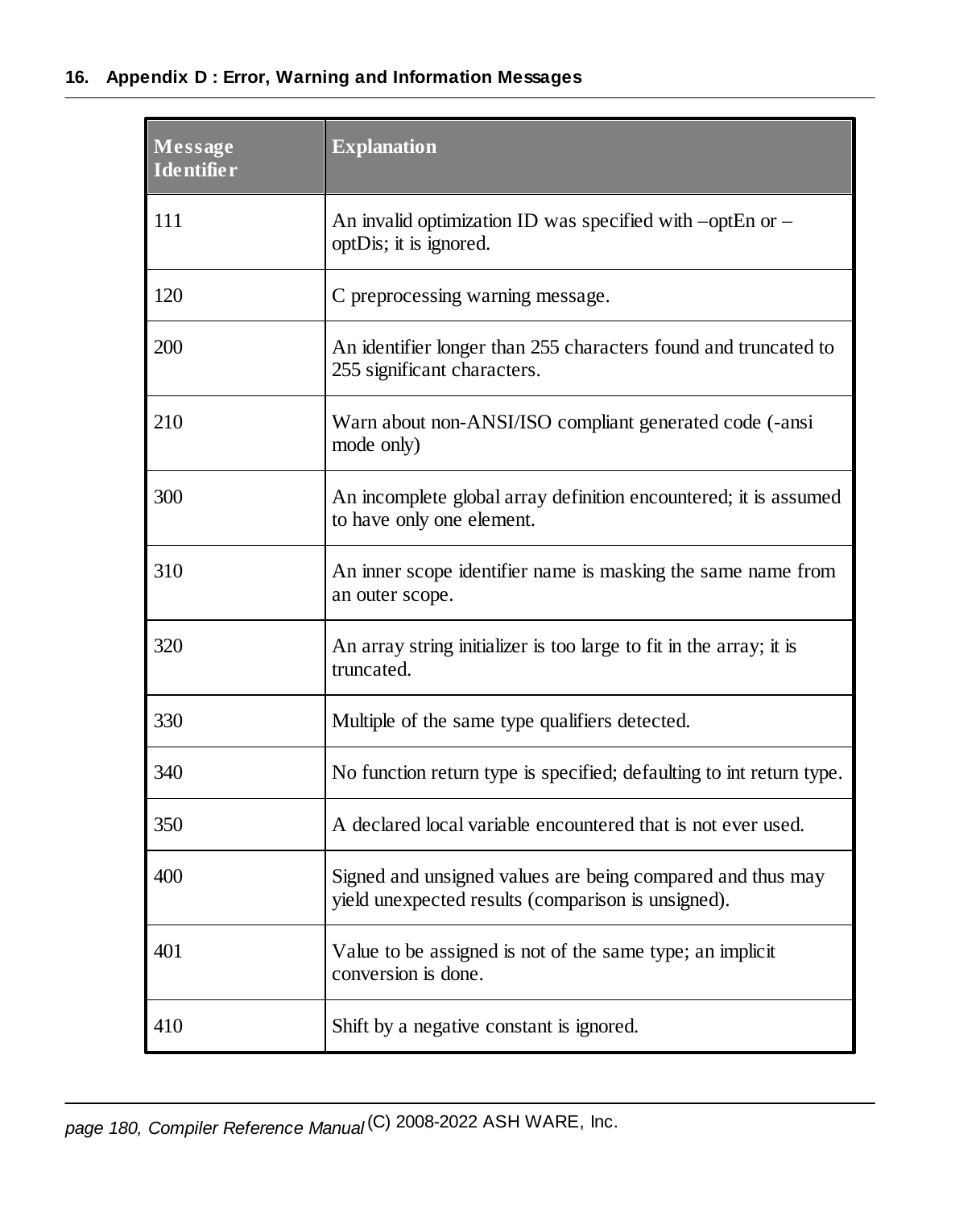| Message Identifier | Explanation |
| --- | --- |
| 111 | An invalid optimization ID was specified with –optEn or –optDis; it is ignored. |
| 120 | C preprocessing warning message. |
| 200 | An identifier longer than 255 characters found and truncated to 255 significant characters. |
| 210 | Warn about non-ANSI/ISO compliant generated code (-ansi mode only) |
| 300 | An incomplete global array definition encountered; it is assumed to have only one element. |
| 310 | An inner scope identifier name is masking the same name from an outer scope. |
| 320 | An array string initializer is too large to fit in the array; it is truncated. |
| 330 | Multiple of the same type qualifiers detected. |
| 340 | No function return type is specified; defaulting to int return type. |
| 350 | A declared local variable encountered that is not ever used. |
| 400 | Signed and unsigned values are being compared and thus may yield unexpected results (comparison is unsigned). |
| 401 | Value to be assigned is not of the same type; an implicit conversion is done. |
| 410 | Shift by a negative constant is ignored. |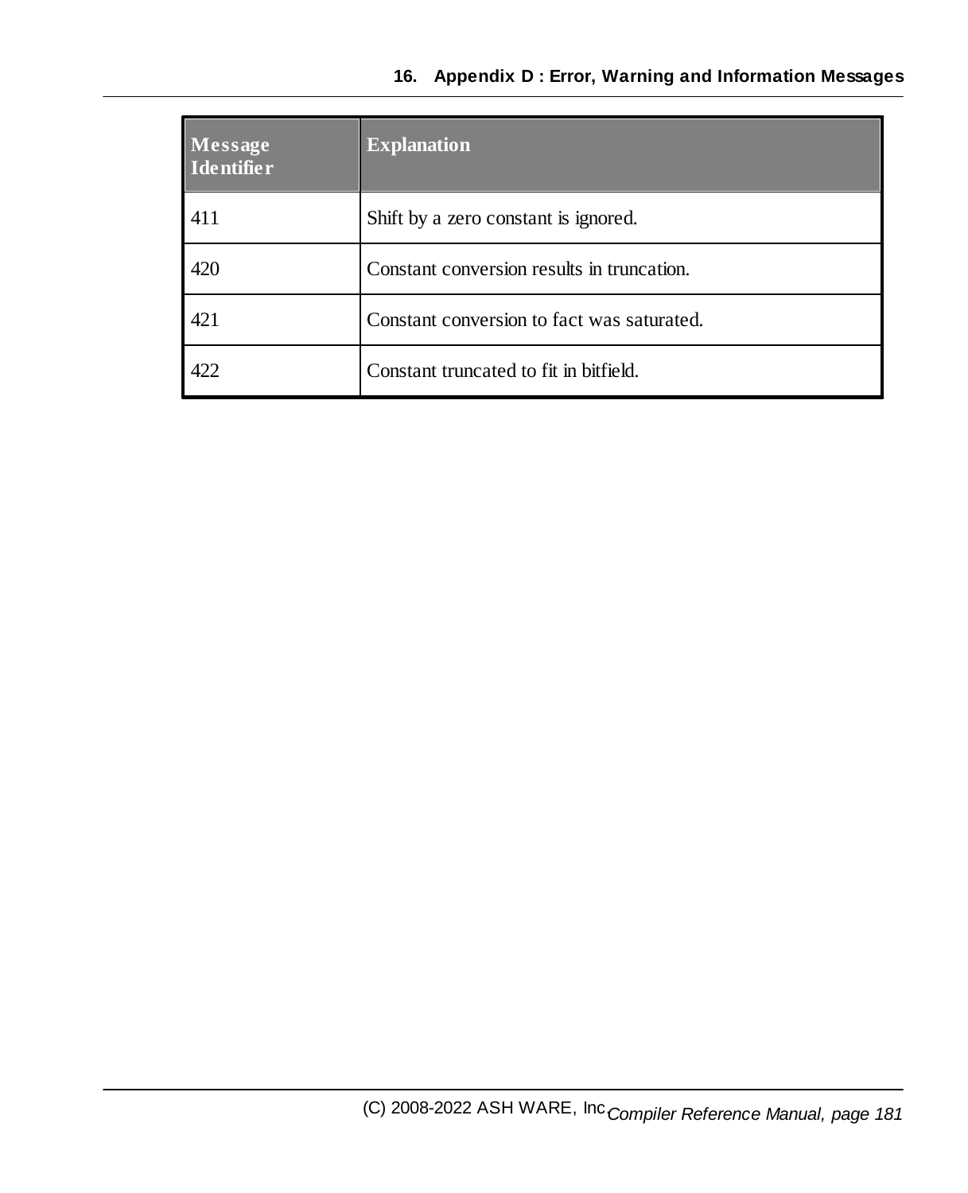| Message Identifier | Explanation |
|---|---|
| 411 | Shift by a zero constant is ignored. |
| 420 | Constant conversion results in truncation. |
| 421 | Constant conversion to fact was saturated. |
| 422 | Constant truncated to fit in bitfield. |